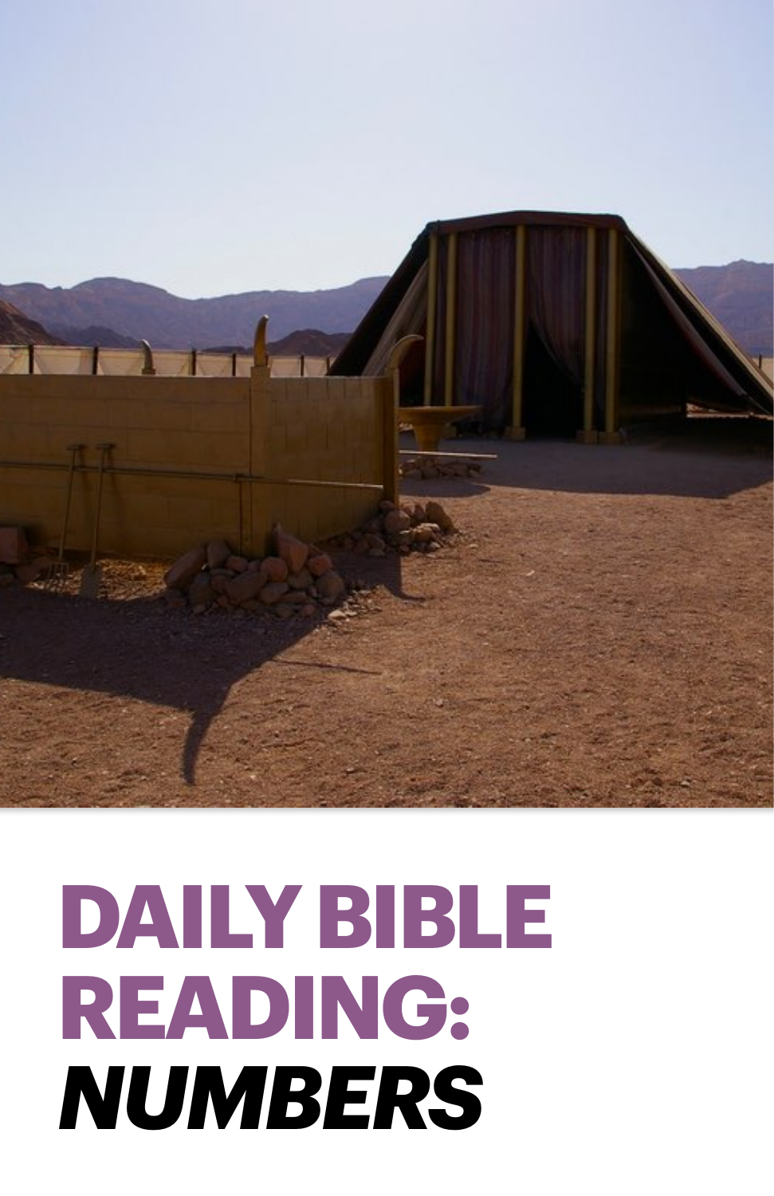# DAILY BIBLE READING: *NUMBERS*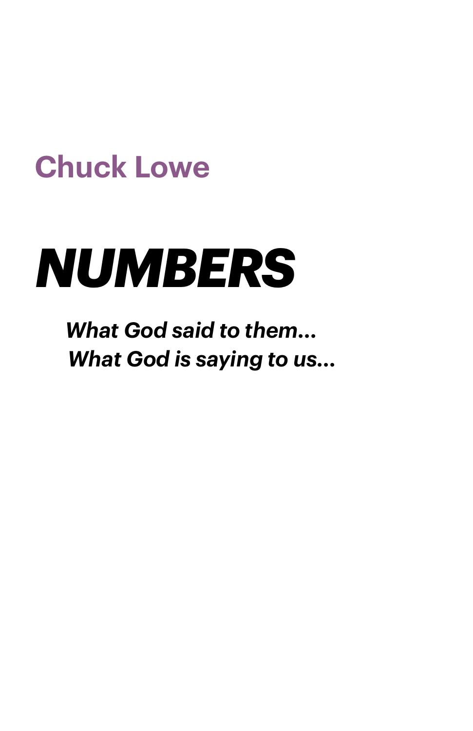**Chuck Lowe**

# *NUMBERS*

***What God said to them...***
***What God is saying to us...***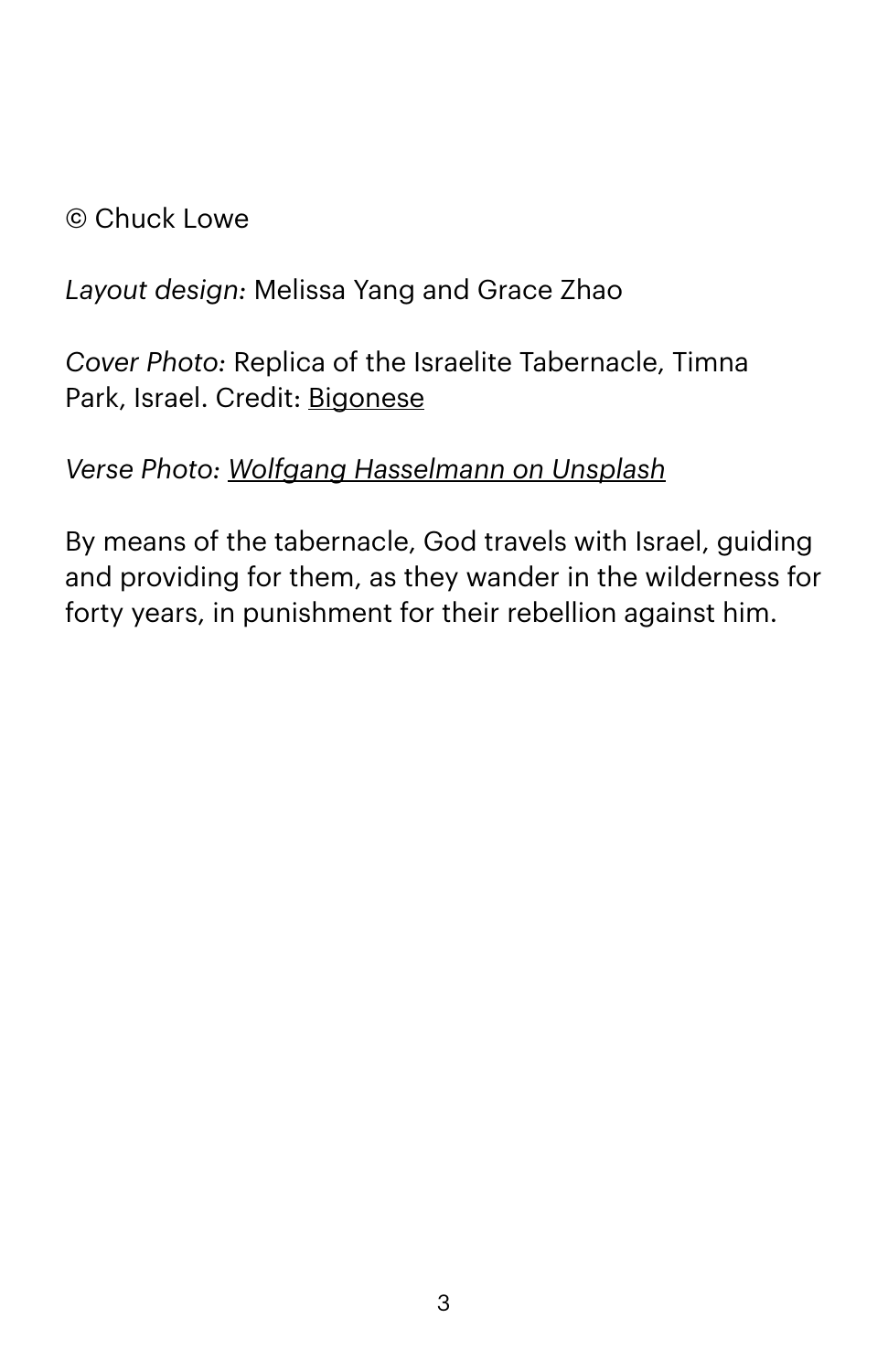© Chuck Lowe

*Layout design:* Melissa Yang and Grace Zhao

*Cover Photo:* Replica of the Israelite Tabernacle, Timna Park, Israel. Credit: Bigonese

*Verse Photo:* *Wolfgang Hasselmann on Unsplash*

By means of the tabernacle, God travels with Israel, guiding and providing for them, as they wander in the wilderness for forty years, in punishment for their rebellion against him.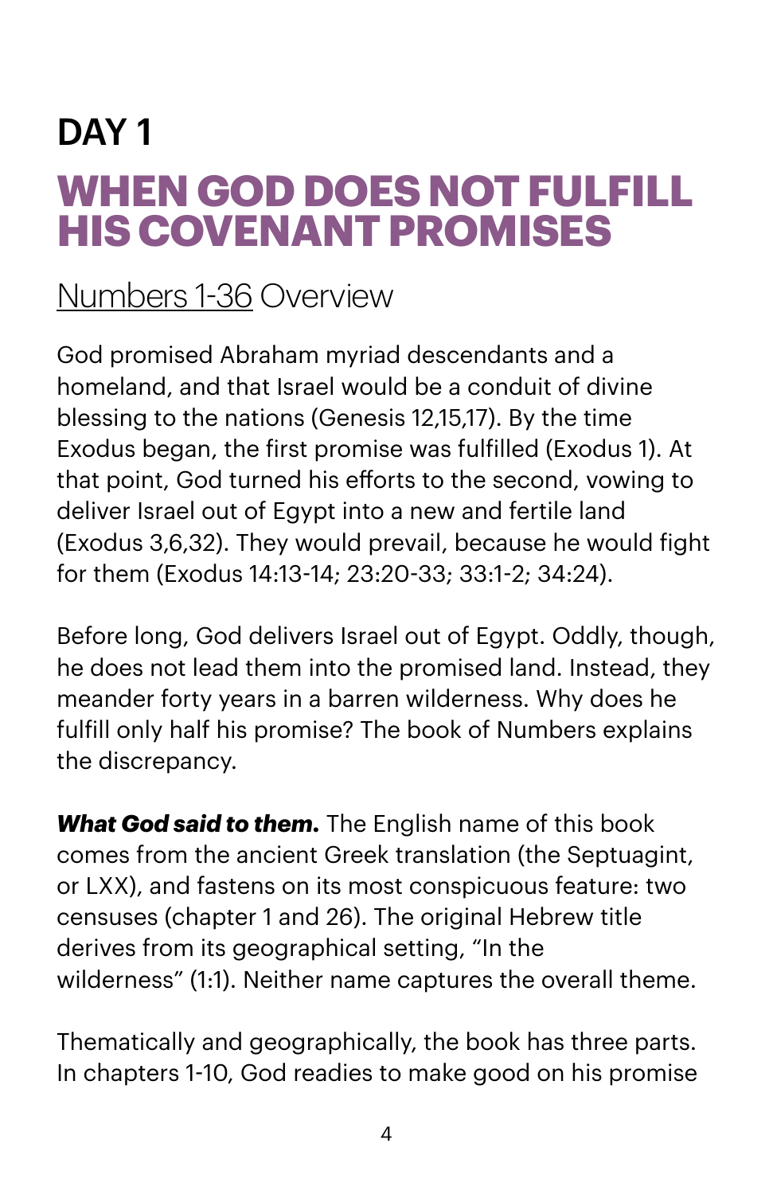# DAY 1

# WHEN GOD DOES NOT FULFILL HIS COVENANT PROMISES

## Numbers 1-36 Overview

God promised Abraham myriad descendants and a homeland, and that Israel would be a conduit of divine blessing to the nations (Genesis 12,15,17). By the time Exodus began, the first promise was fulfilled (Exodus 1). At that point, God turned his efforts to the second, vowing to deliver Israel out of Egypt into a new and fertile land (Exodus 3,6,32). They would prevail, because he would fight for them (Exodus 14:13-14; 23:20-33; 33:1-2; 34:24).

Before long, God delivers Israel out of Egypt. Oddly, though, he does not lead them into the promised land. Instead, they meander forty years in a barren wilderness. Why does he fulfill only half his promise? The book of Numbers explains the discrepancy.

***What God said to them.*** The English name of this book comes from the ancient Greek translation (the Septuagint, or LXX), and fastens on its most conspicuous feature: two censuses (chapter 1 and 26). The original Hebrew title derives from its geographical setting, "In the wilderness" (1:1). Neither name captures the overall theme.

Thematically and geographically, the book has three parts. In chapters 1-10, God readies to make good on his promise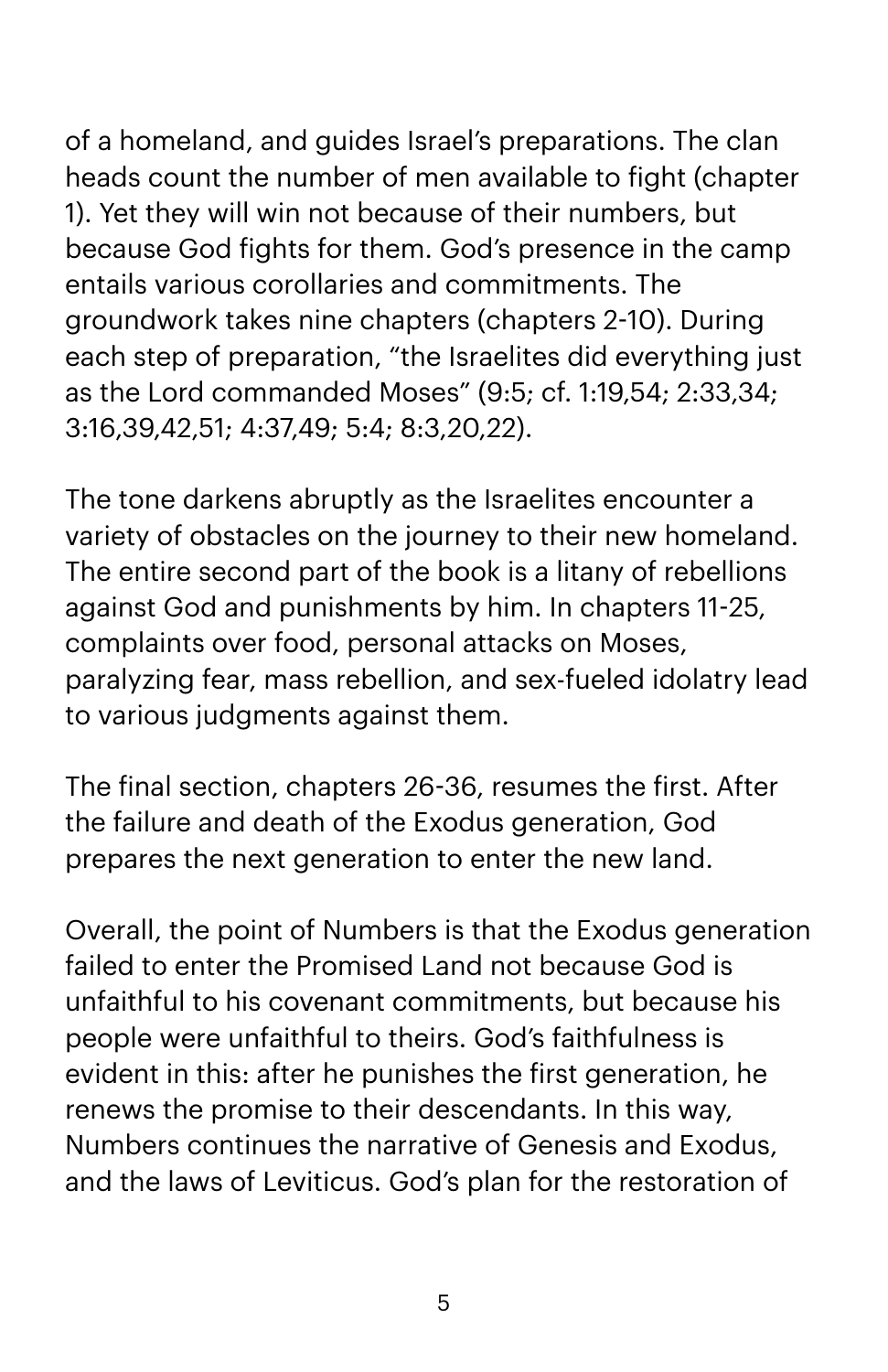of a homeland, and guides Israel's preparations. The clan heads count the number of men available to fight (chapter 1). Yet they will win not because of their numbers, but because God fights for them. God's presence in the camp entails various corollaries and commitments. The groundwork takes nine chapters (chapters 2-10). During each step of preparation, "the Israelites did everything just as the Lord commanded Moses" (9:5; cf. 1:19,54; 2:33,34; 3:16,39,42,51; 4:37,49; 5:4; 8:3,20,22).

The tone darkens abruptly as the Israelites encounter a variety of obstacles on the journey to their new homeland. The entire second part of the book is a litany of rebellions against God and punishments by him. In chapters 11-25, complaints over food, personal attacks on Moses, paralyzing fear, mass rebellion, and sex-fueled idolatry lead to various judgments against them.

The final section, chapters 26-36, resumes the first. After the failure and death of the Exodus generation, God prepares the next generation to enter the new land.

Overall, the point of Numbers is that the Exodus generation failed to enter the Promised Land not because God is unfaithful to his covenant commitments, but because his people were unfaithful to theirs. God's faithfulness is evident in this: after he punishes the first generation, he renews the promise to their descendants. In this way, Numbers continues the narrative of Genesis and Exodus, and the laws of Leviticus. God's plan for the restoration of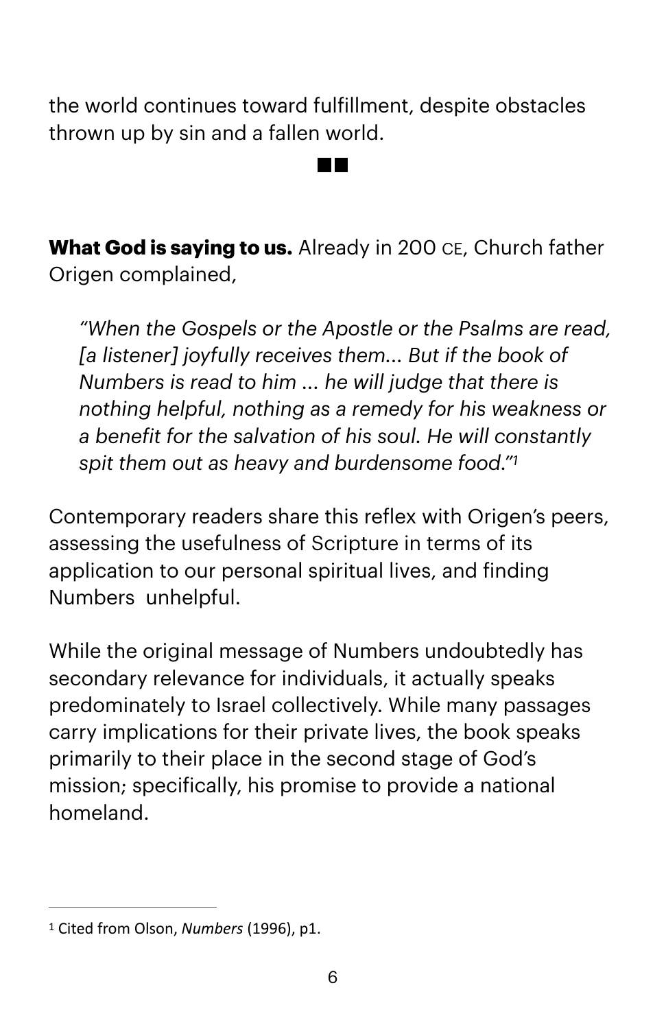the world continues toward fulfillment, despite obstacles thrown up by sin and a fallen world.

■■

**What God is saying to us.** Already in 200 CE, Church father Origen complained,

> *"When the Gospels or the Apostle or the Psalms are read, [a listener] joyfully receives them... But if the book of Numbers is read to him ... he will judge that there is nothing helpful, nothing as a remedy for his weakness or a benefit for the salvation of his soul. He will constantly spit them out as heavy and burdensome food."*[1]

Contemporary readers share this reflex with Origen's peers, assessing the usefulness of Scripture in terms of its application to our personal spiritual lives, and finding Numbers unhelpful.

While the original message of Numbers undoubtedly has secondary relevance for individuals, it actually speaks predominately to Israel collectively. While many passages carry implications for their private lives, the book speaks primarily to their place in the second stage of God's mission; specifically, his promise to provide a national homeland.

---

[1] Cited from Olson, *Numbers* (1996), p1.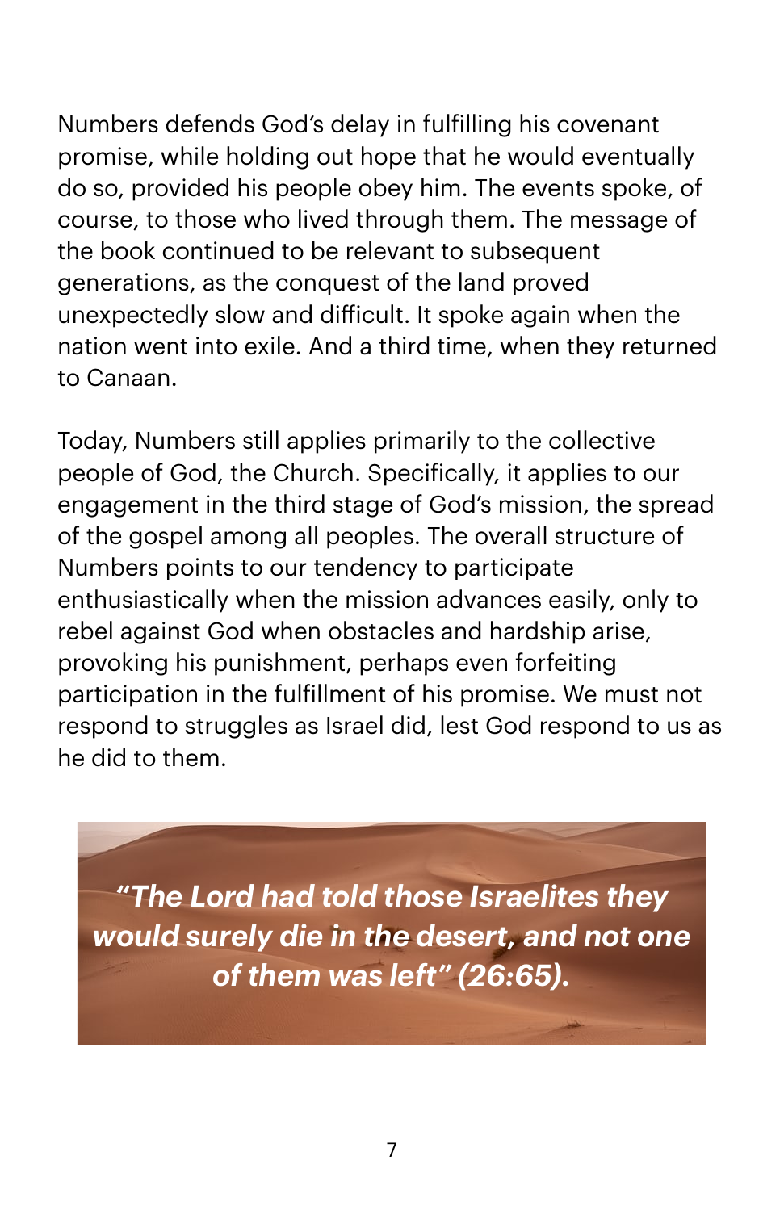Numbers defends God's delay in fulfilling his covenant promise, while holding out hope that he would eventually do so, provided his people obey him. The events spoke, of course, to those who lived through them. The message of the book continued to be relevant to subsequent generations, as the conquest of the land proved unexpectedly slow and difficult. It spoke again when the nation went into exile. And a third time, when they returned to Canaan.

Today, Numbers still applies primarily to the collective people of God, the Church. Specifically, it applies to our engagement in the third stage of God's mission, the spread of the gospel among all peoples. The overall structure of Numbers points to our tendency to participate enthusiastically when the mission advances easily, only to rebel against God when obstacles and hardship arise, provoking his punishment, perhaps even forfeiting participation in the fulfillment of his promise. We must not respond to struggles as Israel did, lest God respond to us as he did to them.

***"The Lord had told those Israelites they would surely die in the desert, and not one of them was left" (26:65).***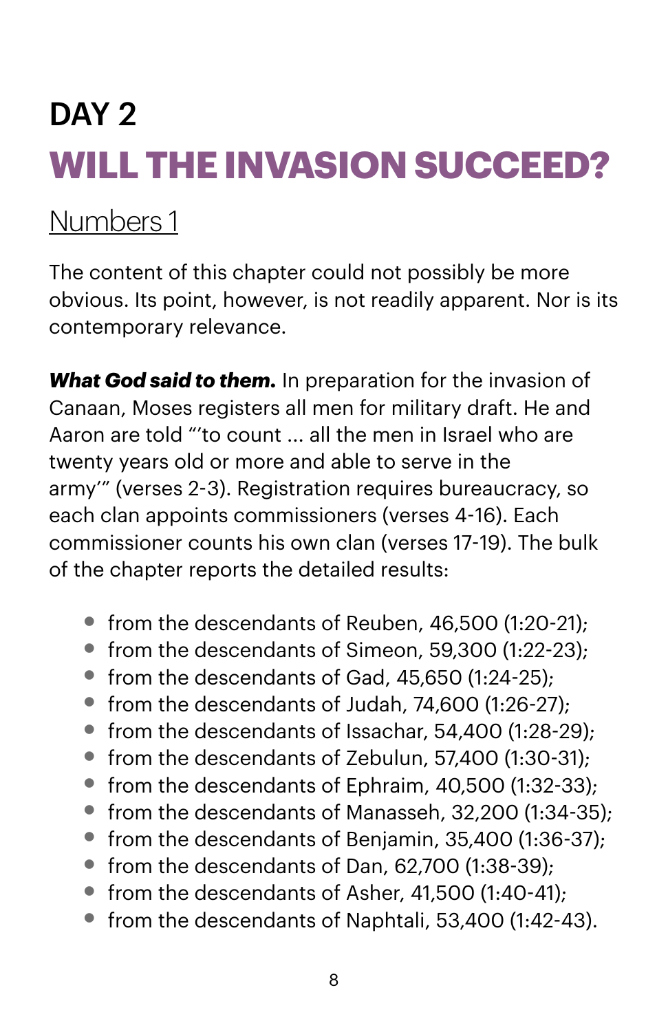# DAY 2

## WILL THE INVASION SUCCEED?

### Numbers 1

The content of this chapter could not possibly be more obvious. Its point, however, is not readily apparent. Nor is its contemporary relevance.

***What God said to them.*** In preparation for the invasion of Canaan, Moses registers all men for military draft. He and Aaron are told "'to count ... all the men in Israel who are twenty years old or more and able to serve in the army'" (verses 2-3). Registration requires bureaucracy, so each clan appoints commissioners (verses 4-16). Each commissioner counts his own clan (verses 17-19). The bulk of the chapter reports the detailed results:

- from the descendants of Reuben, 46,500 (1:20-21);
- from the descendants of Simeon, 59,300 (1:22-23);
- from the descendants of Gad, 45,650 (1:24-25);
- from the descendants of Judah, 74,600 (1:26-27);
- from the descendants of Issachar, 54,400 (1:28-29);
- from the descendants of Zebulun, 57,400 (1:30-31);
- from the descendants of Ephraim, 40,500 (1:32-33);
- from the descendants of Manasseh, 32,200 (1:34-35);
- from the descendants of Benjamin, 35,400 (1:36-37);
- from the descendants of Dan, 62,700 (1:38-39);
- from the descendants of Asher, 41,500 (1:40-41);
- from the descendants of Naphtali, 53,400 (1:42-43).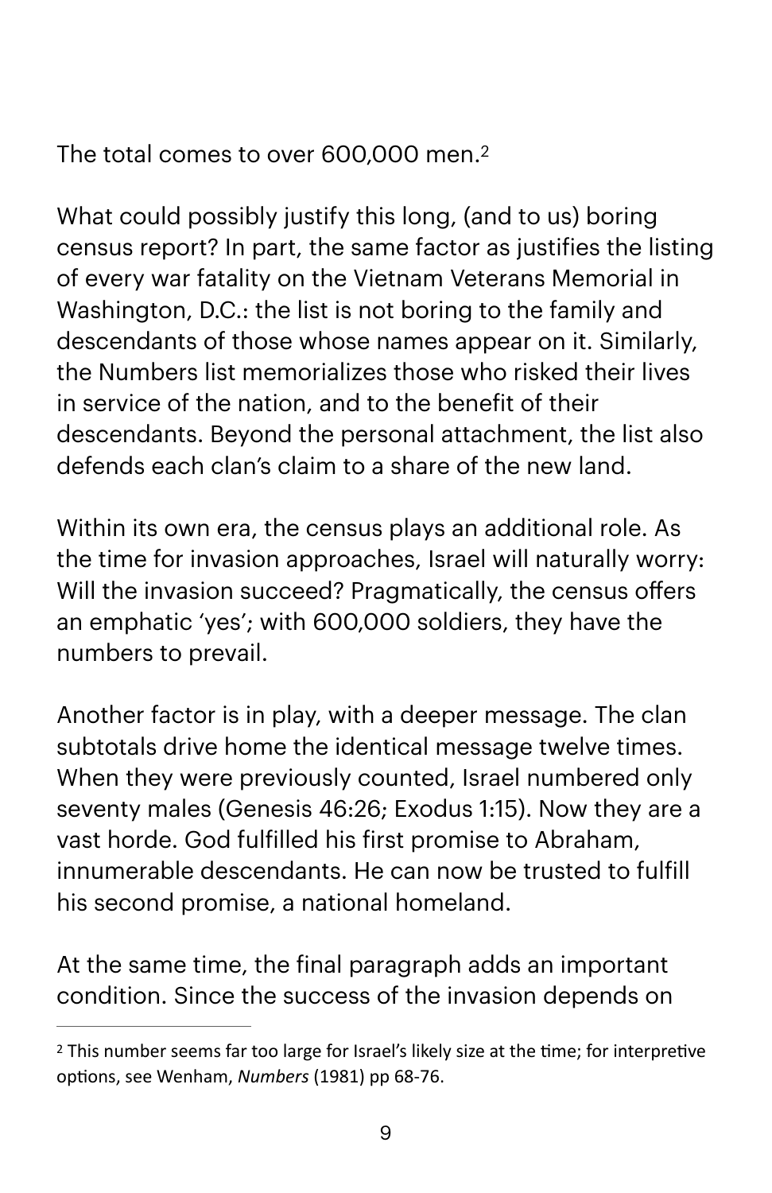The total comes to over 600,000 men.[2]

What could possibly justify this long, (and to us) boring census report? In part, the same factor as justifies the listing of every war fatality on the Vietnam Veterans Memorial in Washington, D.C.: the list is not boring to the family and descendants of those whose names appear on it. Similarly, the Numbers list memorializes those who risked their lives in service of the nation, and to the benefit of their descendants. Beyond the personal attachment, the list also defends each clan's claim to a share of the new land.

Within its own era, the census plays an additional role. As the time for invasion approaches, Israel will naturally worry: Will the invasion succeed? Pragmatically, the census offers an emphatic 'yes'; with 600,000 soldiers, they have the numbers to prevail.

Another factor is in play, with a deeper message. The clan subtotals drive home the identical message twelve times. When they were previously counted, Israel numbered only seventy males (Genesis 46:26; Exodus 1:15). Now they are a vast horde. God fulfilled his first promise to Abraham, innumerable descendants. He can now be trusted to fulfill his second promise, a national homeland.

At the same time, the final paragraph adds an important condition. Since the success of the invasion depends on

---

[2] This number seems far too large for Israel's likely size at the time; for interpretive options, see Wenham, *Numbers* (1981) pp 68-76.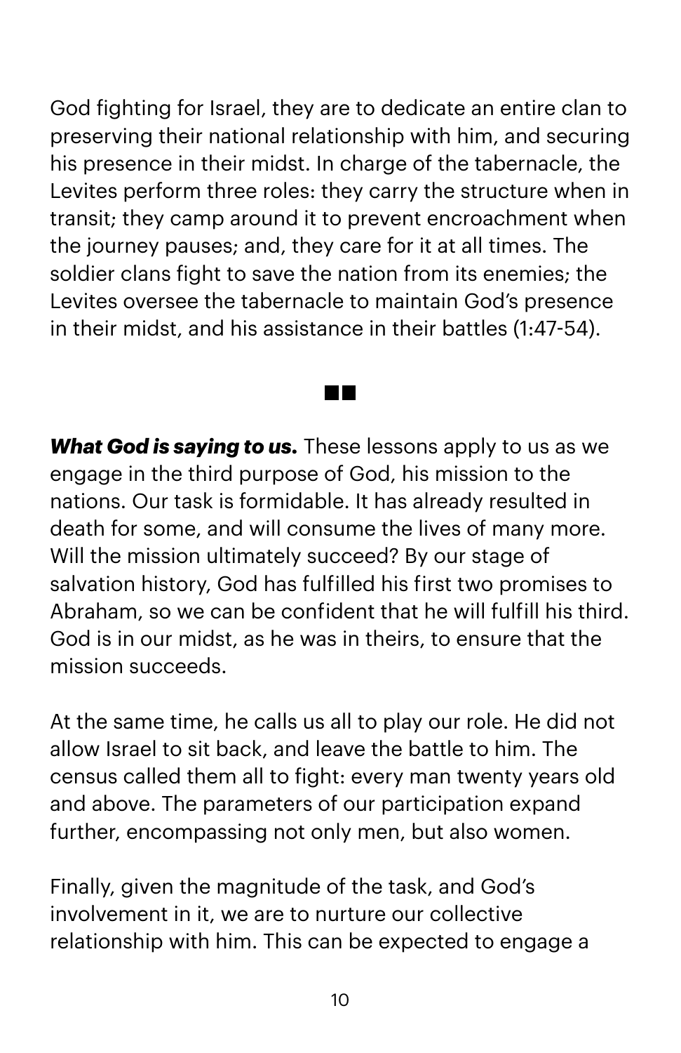God fighting for Israel, they are to dedicate an entire clan to preserving their national relationship with him, and securing his presence in their midst. In charge of the tabernacle, the Levites perform three roles: they carry the structure when in transit; they camp around it to prevent encroachment when the journey pauses; and, they care for it at all times. The soldier clans fight to save the nation from its enemies; the Levites oversee the tabernacle to maintain God's presence in their midst, and his assistance in their battles (1:47-54).

■■

***What God is saying to us.*** These lessons apply to us as we engage in the third purpose of God, his mission to the nations. Our task is formidable. It has already resulted in death for some, and will consume the lives of many more. Will the mission ultimately succeed? By our stage of salvation history, God has fulfilled his first two promises to Abraham, so we can be confident that he will fulfill his third. God is in our midst, as he was in theirs, to ensure that the mission succeeds.

At the same time, he calls us all to play our role. He did not allow Israel to sit back, and leave the battle to him. The census called them all to fight: every man twenty years old and above. The parameters of our participation expand further, encompassing not only men, but also women.

Finally, given the magnitude of the task, and God's involvement in it, we are to nurture our collective relationship with him. This can be expected to engage a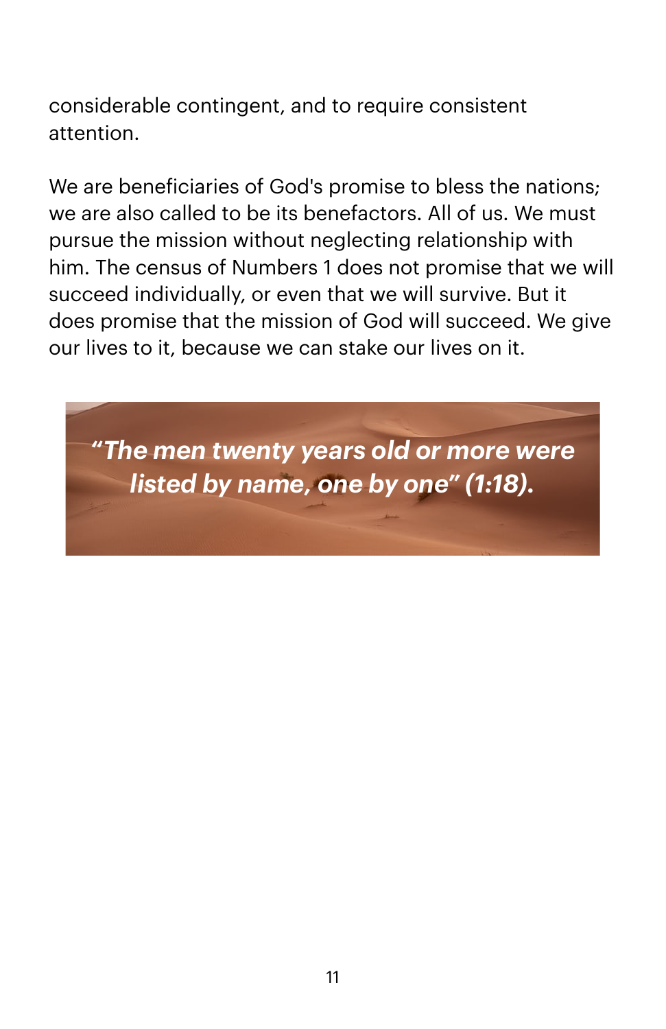considerable contingent, and to require consistent attention.

We are beneficiaries of God's promise to bless the nations; we are also called to be its benefactors. All of us. We must pursue the mission without neglecting relationship with him. The census of Numbers 1 does not promise that we will succeed individually, or even that we will survive. But it does promise that the mission of God will succeed. We give our lives to it, because we can stake our lives on it.

> ***"The men twenty years old or more were listed by name, one by one" (1:18).***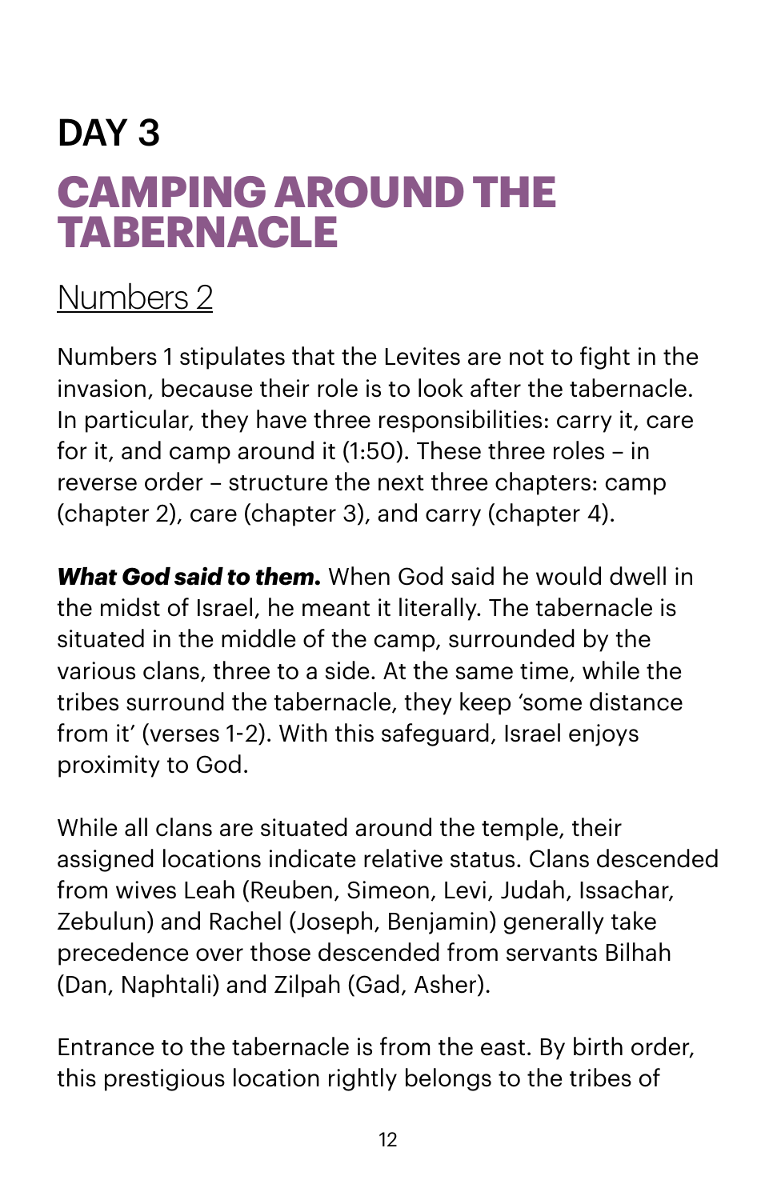# DAY 3

## CAMPING AROUND THE TABERNACLE

### Numbers 2

Numbers 1 stipulates that the Levites are not to fight in the invasion, because their role is to look after the tabernacle. In particular, they have three responsibilities: carry it, care for it, and camp around it (1:50). These three roles – in reverse order – structure the next three chapters: camp (chapter 2), care (chapter 3), and carry (chapter 4).

***What God said to them.*** When God said he would dwell in the midst of Israel, he meant it literally. The tabernacle is situated in the middle of the camp, surrounded by the various clans, three to a side. At the same time, while the tribes surround the tabernacle, they keep 'some distance from it' (verses 1-2). With this safeguard, Israel enjoys proximity to God.

While all clans are situated around the temple, their assigned locations indicate relative status. Clans descended from wives Leah (Reuben, Simeon, Levi, Judah, Issachar, Zebulun) and Rachel (Joseph, Benjamin) generally take precedence over those descended from servants Bilhah (Dan, Naphtali) and Zilpah (Gad, Asher).

Entrance to the tabernacle is from the east. By birth order, this prestigious location rightly belongs to the tribes of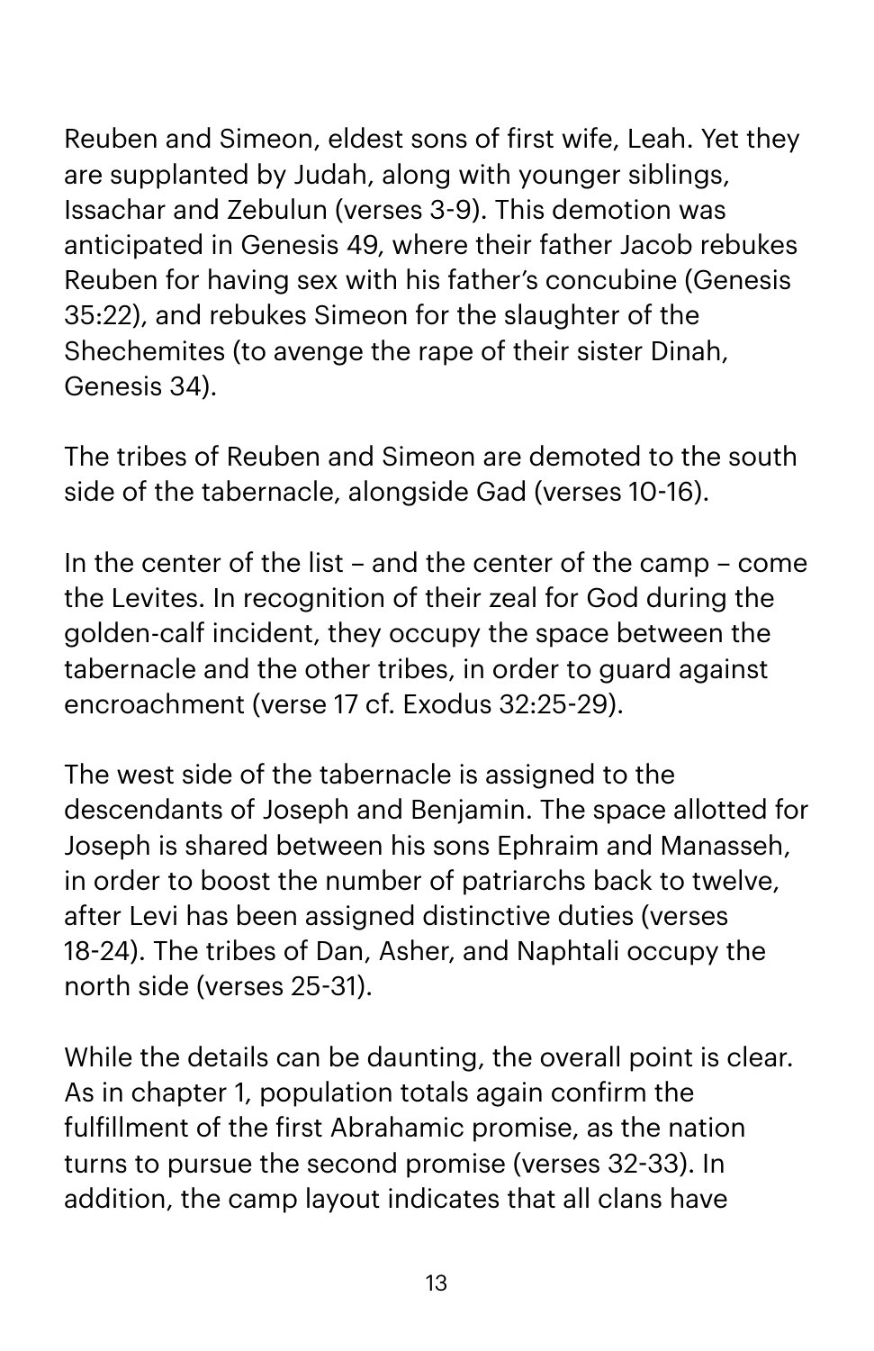Reuben and Simeon, eldest sons of first wife, Leah. Yet they are supplanted by Judah, along with younger siblings, Issachar and Zebulun (verses 3-9). This demotion was anticipated in Genesis 49, where their father Jacob rebukes Reuben for having sex with his father's concubine (Genesis 35:22), and rebukes Simeon for the slaughter of the Shechemites (to avenge the rape of their sister Dinah, Genesis 34).

The tribes of Reuben and Simeon are demoted to the south side of the tabernacle, alongside Gad (verses 10-16).

In the center of the list – and the center of the camp – come the Levites. In recognition of their zeal for God during the golden-calf incident, they occupy the space between the tabernacle and the other tribes, in order to guard against encroachment (verse 17 cf. Exodus 32:25-29).

The west side of the tabernacle is assigned to the descendants of Joseph and Benjamin. The space allotted for Joseph is shared between his sons Ephraim and Manasseh, in order to boost the number of patriarchs back to twelve, after Levi has been assigned distinctive duties (verses 18-24). The tribes of Dan, Asher, and Naphtali occupy the north side (verses 25-31).

While the details can be daunting, the overall point is clear. As in chapter 1, population totals again confirm the fulfillment of the first Abrahamic promise, as the nation turns to pursue the second promise (verses 32-33). In addition, the camp layout indicates that all clans have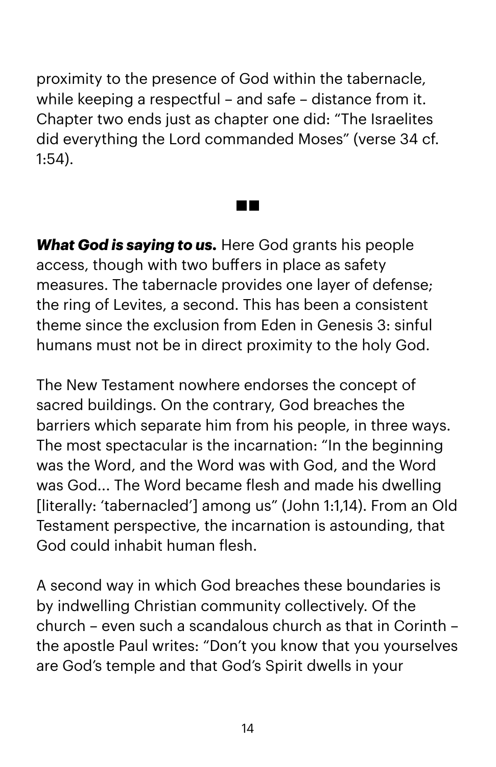proximity to the presence of God within the tabernacle, while keeping a respectful – and safe – distance from it. Chapter two ends just as chapter one did: "The Israelites did everything the Lord commanded Moses" (verse 34 cf. 1:54).

■■

***What God is saying to us.*** Here God grants his people access, though with two buffers in place as safety measures. The tabernacle provides one layer of defense; the ring of Levites, a second. This has been a consistent theme since the exclusion from Eden in Genesis 3: sinful humans must not be in direct proximity to the holy God.

The New Testament nowhere endorses the concept of sacred buildings. On the contrary, God breaches the barriers which separate him from his people, in three ways. The most spectacular is the incarnation: "In the beginning was the Word, and the Word was with God, and the Word was God... The Word became flesh and made his dwelling [literally: 'tabernacled'] among us" (John 1:1,14). From an Old Testament perspective, the incarnation is astounding, that God could inhabit human flesh.

A second way in which God breaches these boundaries is by indwelling Christian community collectively. Of the church – even such a scandalous church as that in Corinth – the apostle Paul writes: "Don't you know that you yourselves are God's temple and that God's Spirit dwells in your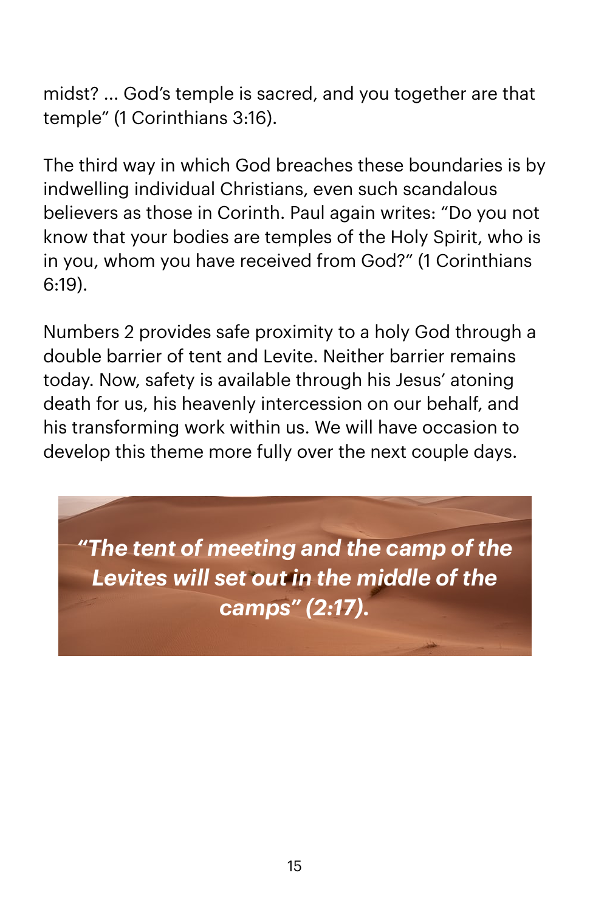midst? ... God's temple is sacred, and you together are that temple" (1 Corinthians 3:16).

The third way in which God breaches these boundaries is by indwelling individual Christians, even such scandalous believers as those in Corinth. Paul again writes: "Do you not know that your bodies are temples of the Holy Spirit, who is in you, whom you have received from God?" (1 Corinthians 6:19).

Numbers 2 provides safe proximity to a holy God through a double barrier of tent and Levite. Neither barrier remains today. Now, safety is available through his Jesus' atoning death for us, his heavenly intercession on our behalf, and his transforming work within us. We will have occasion to develop this theme more fully over the next couple days.

***"The tent of meeting and the camp of the Levites will set out in the middle of the camps" (2:17).***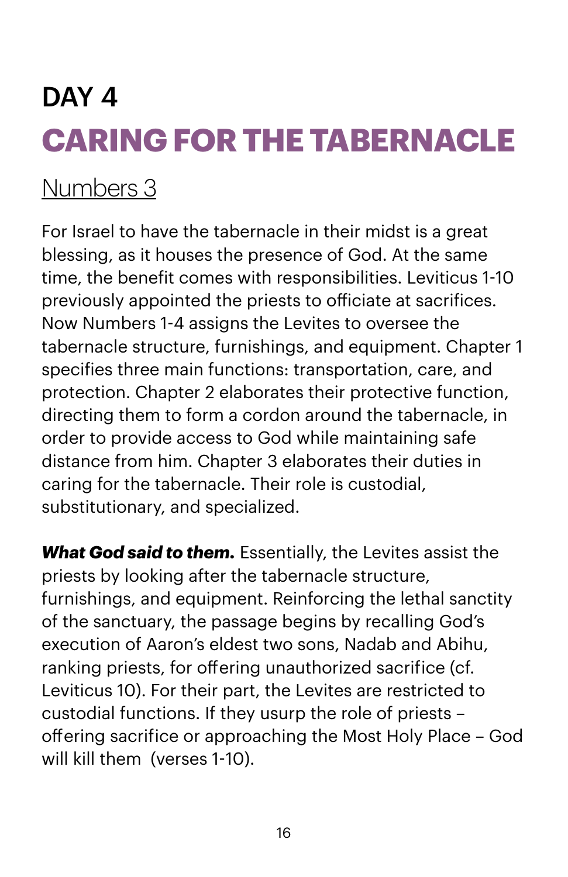# DAY 4

# CARING FOR THE TABERNACLE

## Numbers 3

For Israel to have the tabernacle in their midst is a great blessing, as it houses the presence of God. At the same time, the benefit comes with responsibilities. Leviticus 1-10 previously appointed the priests to officiate at sacrifices. Now Numbers 1-4 assigns the Levites to oversee the tabernacle structure, furnishings, and equipment. Chapter 1 specifies three main functions: transportation, care, and protection. Chapter 2 elaborates their protective function, directing them to form a cordon around the tabernacle, in order to provide access to God while maintaining safe distance from him. Chapter 3 elaborates their duties in caring for the tabernacle. Their role is custodial, substitutionary, and specialized.

***What God said to them.*** Essentially, the Levites assist the priests by looking after the tabernacle structure, furnishings, and equipment. Reinforcing the lethal sanctity of the sanctuary, the passage begins by recalling God's execution of Aaron's eldest two sons, Nadab and Abihu, ranking priests, for offering unauthorized sacrifice (cf. Leviticus 10). For their part, the Levites are restricted to custodial functions. If they usurp the role of priests – offering sacrifice or approaching the Most Holy Place – God will kill them (verses 1-10).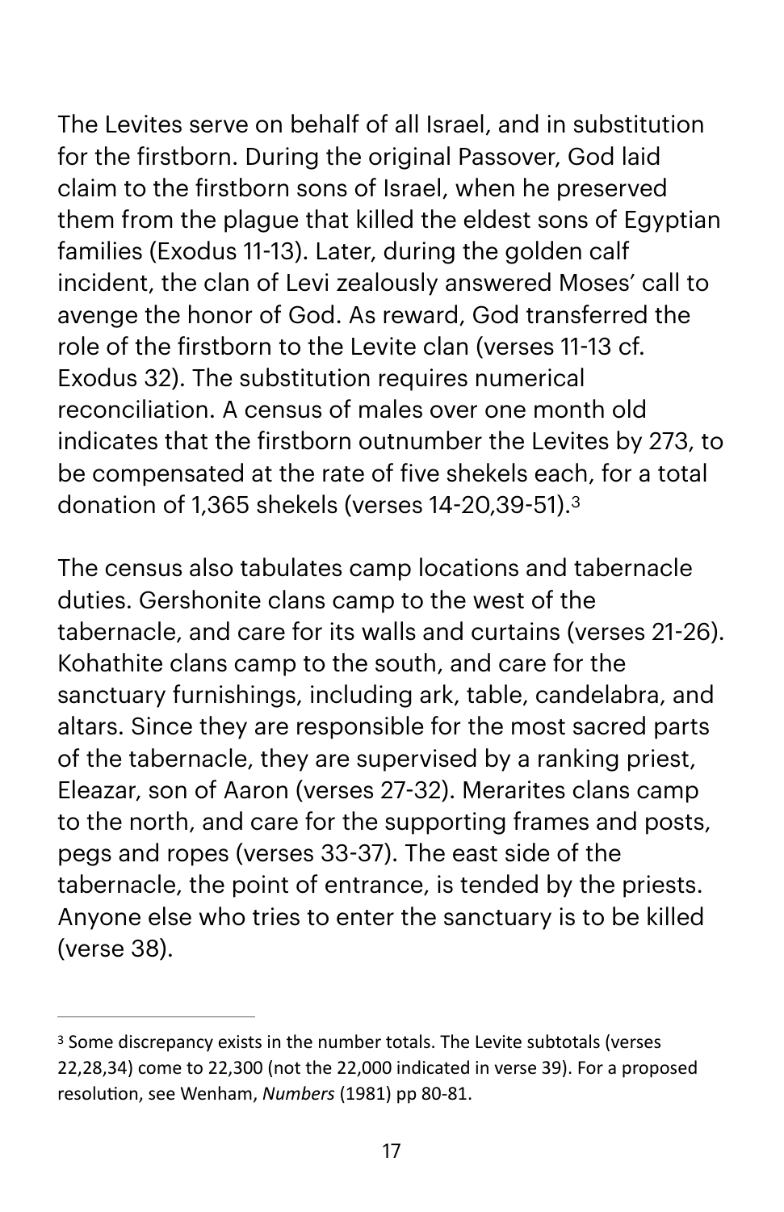The Levites serve on behalf of all Israel, and in substitution for the firstborn. During the original Passover, God laid claim to the firstborn sons of Israel, when he preserved them from the plague that killed the eldest sons of Egyptian families (Exodus 11-13). Later, during the golden calf incident, the clan of Levi zealously answered Moses' call to avenge the honor of God. As reward, God transferred the role of the firstborn to the Levite clan (verses 11-13 cf. Exodus 32). The substitution requires numerical reconciliation. A census of males over one month old indicates that the firstborn outnumber the Levites by 273, to be compensated at the rate of five shekels each, for a total donation of 1,365 shekels (verses 14-20,39-51).[3]

The census also tabulates camp locations and tabernacle duties. Gershonite clans camp to the west of the tabernacle, and care for its walls and curtains (verses 21-26). Kohathite clans camp to the south, and care for the sanctuary furnishings, including ark, table, candelabra, and altars. Since they are responsible for the most sacred parts of the tabernacle, they are supervised by a ranking priest, Eleazar, son of Aaron (verses 27-32). Merarites clans camp to the north, and care for the supporting frames and posts, pegs and ropes (verses 33-37). The east side of the tabernacle, the point of entrance, is tended by the priests. Anyone else who tries to enter the sanctuary is to be killed (verse 38).

---

[3] Some discrepancy exists in the number totals. The Levite subtotals (verses 22,28,34) come to 22,300 (not the 22,000 indicated in verse 39). For a proposed resolution, see Wenham, *Numbers* (1981) pp 80-81.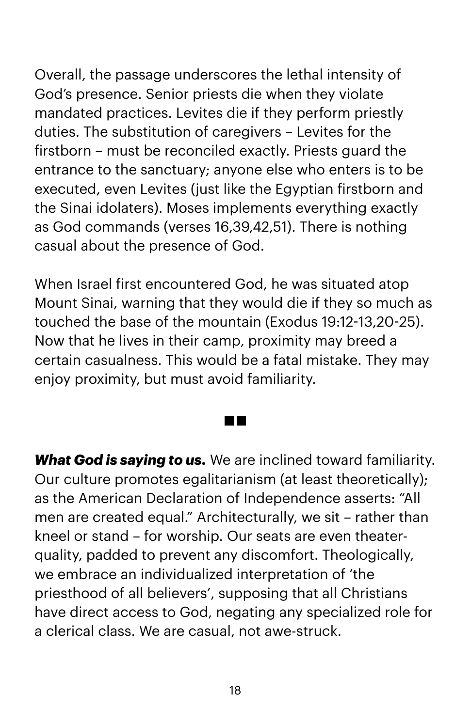Overall, the passage underscores the lethal intensity of God's presence. Senior priests die when they violate mandated practices. Levites die if they perform priestly duties. The substitution of caregivers – Levites for the firstborn – must be reconciled exactly. Priests guard the entrance to the sanctuary; anyone else who enters is to be executed, even Levites (just like the Egyptian firstborn and the Sinai idolaters). Moses implements everything exactly as God commands (verses 16,39,42,51). There is nothing casual about the presence of God.

When Israel first encountered God, he was situated atop Mount Sinai, warning that they would die if they so much as touched the base of the mountain (Exodus 19:12-13,20-25). Now that he lives in their camp, proximity may breed a certain casualness. This would be a fatal mistake. They may enjoy proximity, but must avoid familiarity.

■■

***What God is saying to us.*** We are inclined toward familiarity. Our culture promotes egalitarianism (at least theoretically); as the American Declaration of Independence asserts: "All men are created equal." Architecturally, we sit – rather than kneel or stand – for worship. Our seats are even theater-quality, padded to prevent any discomfort. Theologically, we embrace an individualized interpretation of 'the priesthood of all believers', supposing that all Christians have direct access to God, negating any specialized role for a clerical class. We are casual, not awe-struck.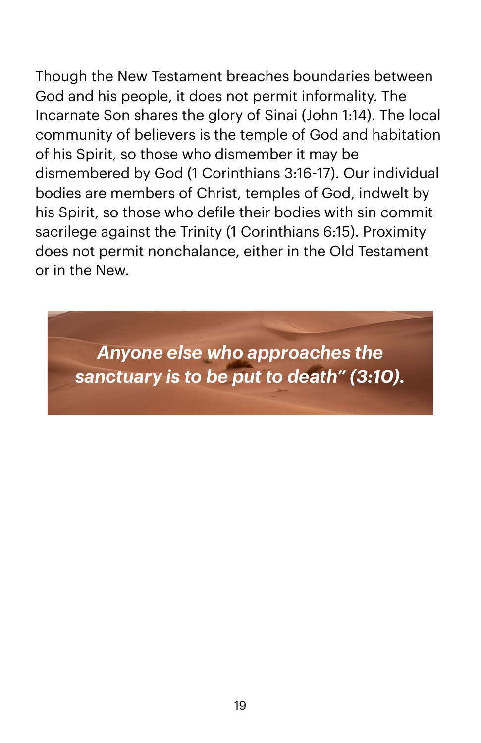Though the New Testament breaches boundaries between God and his people, it does not permit informality. The Incarnate Son shares the glory of Sinai (John 1:14). The local community of believers is the temple of God and habitation of his Spirit, so those who dismember it may be dismembered by God (1 Corinthians 3:16-17). Our individual bodies are members of Christ, temples of God, indwelt by his Spirit, so those who defile their bodies with sin commit sacrilege against the Trinity (1 Corinthians 6:15). Proximity does not permit nonchalance, either in the Old Testament or in the New.

***Anyone else who approaches the sanctuary is to be put to death" (3:10).***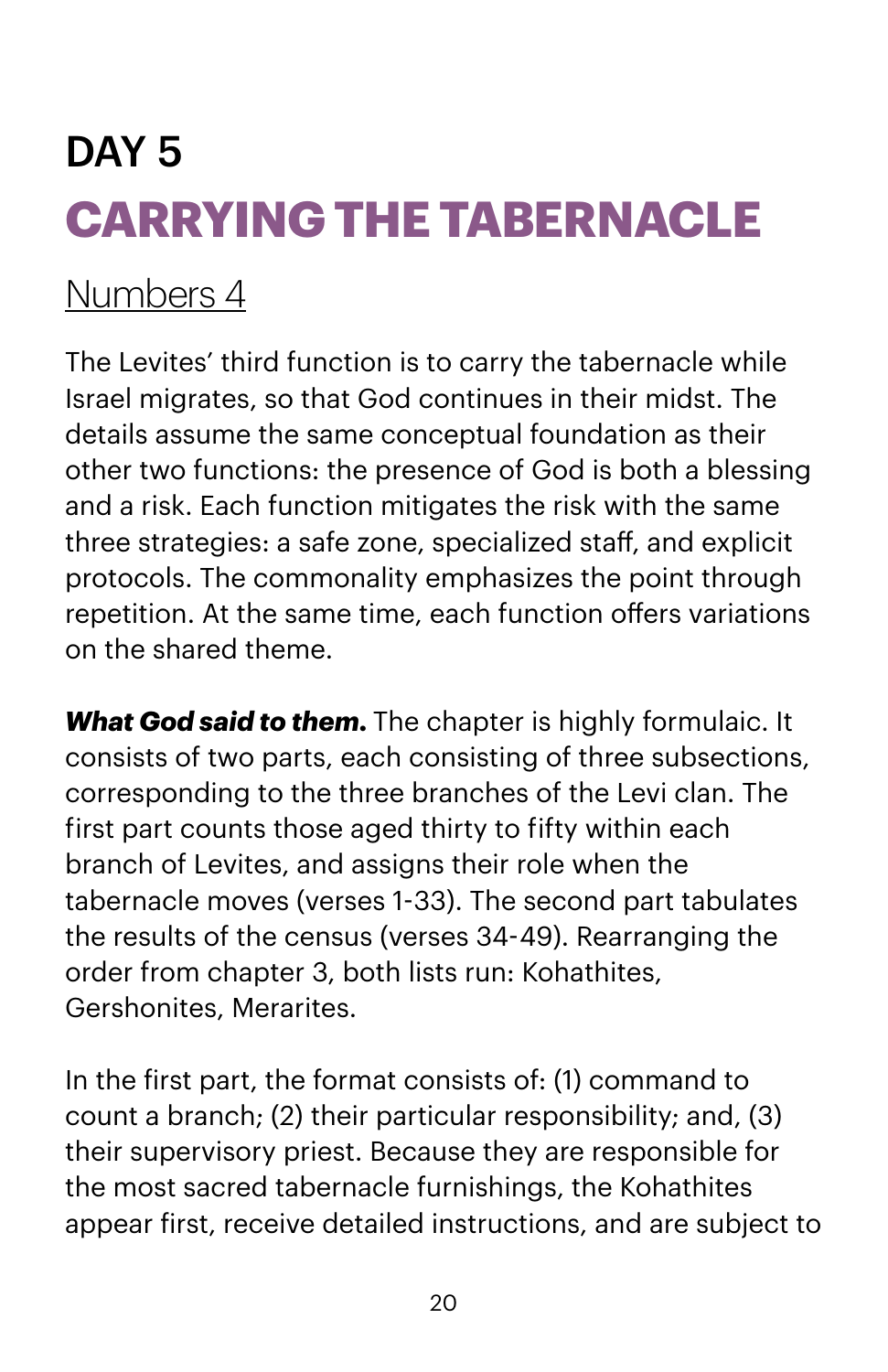# DAY 5

# CARRYING THE TABERNACLE

## Numbers 4

The Levites' third function is to carry the tabernacle while Israel migrates, so that God continues in their midst. The details assume the same conceptual foundation as their other two functions: the presence of God is both a blessing and a risk. Each function mitigates the risk with the same three strategies: a safe zone, specialized staff, and explicit protocols. The commonality emphasizes the point through repetition. At the same time, each function offers variations on the shared theme.

***What God said to them.*** The chapter is highly formulaic. It consists of two parts, each consisting of three subsections, corresponding to the three branches of the Levi clan. The first part counts those aged thirty to fifty within each branch of Levites, and assigns their role when the tabernacle moves (verses 1-33). The second part tabulates the results of the census (verses 34-49). Rearranging the order from chapter 3, both lists run: Kohathites, Gershonites, Merarites.

In the first part, the format consists of: (1) command to count a branch; (2) their particular responsibility; and, (3) their supervisory priest. Because they are responsible for the most sacred tabernacle furnishings, the Kohathites appear first, receive detailed instructions, and are subject to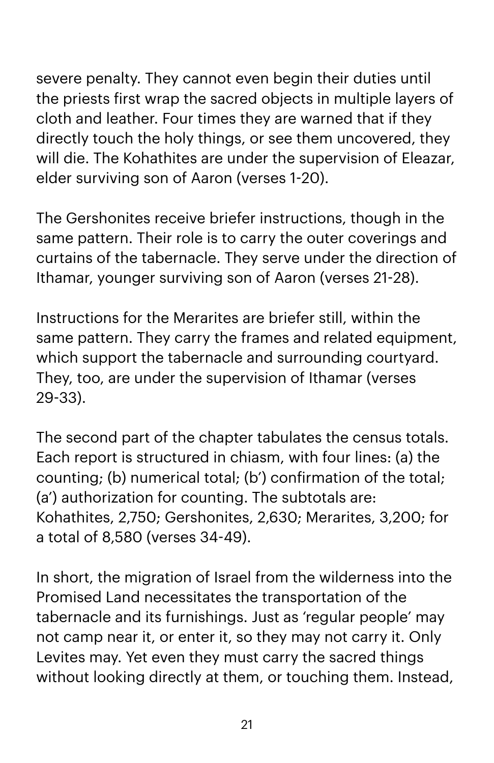severe penalty. They cannot even begin their duties until the priests first wrap the sacred objects in multiple layers of cloth and leather. Four times they are warned that if they directly touch the holy things, or see them uncovered, they will die. The Kohathites are under the supervision of Eleazar, elder surviving son of Aaron (verses 1-20).

The Gershonites receive briefer instructions, though in the same pattern. Their role is to carry the outer coverings and curtains of the tabernacle. They serve under the direction of Ithamar, younger surviving son of Aaron (verses 21-28).

Instructions for the Merarites are briefer still, within the same pattern. They carry the frames and related equipment, which support the tabernacle and surrounding courtyard. They, too, are under the supervision of Ithamar (verses 29-33).

The second part of the chapter tabulates the census totals. Each report is structured in chiasm, with four lines: (a) the counting; (b) numerical total; (b') confirmation of the total; (a') authorization for counting. The subtotals are: Kohathites, 2,750; Gershonites, 2,630; Merarites, 3,200; for a total of 8,580 (verses 34-49).

In short, the migration of Israel from the wilderness into the Promised Land necessitates the transportation of the tabernacle and its furnishings. Just as 'regular people' may not camp near it, or enter it, so they may not carry it. Only Levites may. Yet even they must carry the sacred things without looking directly at them, or touching them. Instead,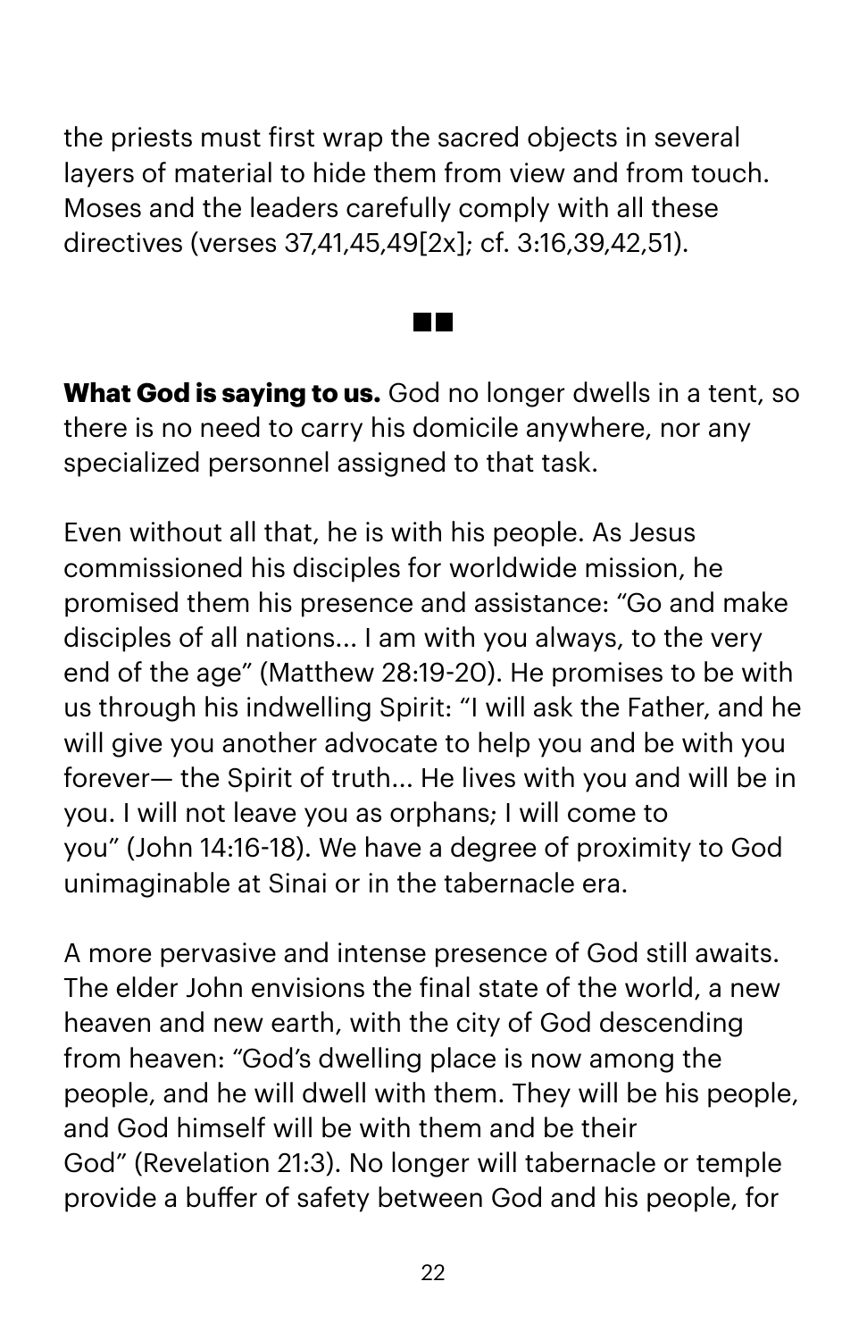the priests must first wrap the sacred objects in several layers of material to hide them from view and from touch. Moses and the leaders carefully comply with all these directives (verses 37,41,45,49[2x]; cf. 3:16,39,42,51).

■■

**What God is saying to us.** God no longer dwells in a tent, so there is no need to carry his domicile anywhere, nor any specialized personnel assigned to that task.

Even without all that, he is with his people. As Jesus commissioned his disciples for worldwide mission, he promised them his presence and assistance: "Go and make disciples of all nations... I am with you always, to the very end of the age" (Matthew 28:19-20). He promises to be with us through his indwelling Spirit: "I will ask the Father, and he will give you another advocate to help you and be with you forever— the Spirit of truth... He lives with you and will be in you. I will not leave you as orphans; I will come to you" (John 14:16-18). We have a degree of proximity to God unimaginable at Sinai or in the tabernacle era.

A more pervasive and intense presence of God still awaits. The elder John envisions the final state of the world, a new heaven and new earth, with the city of God descending from heaven: "God's dwelling place is now among the people, and he will dwell with them. They will be his people, and God himself will be with them and be their God" (Revelation 21:3). No longer will tabernacle or temple provide a buffer of safety between God and his people, for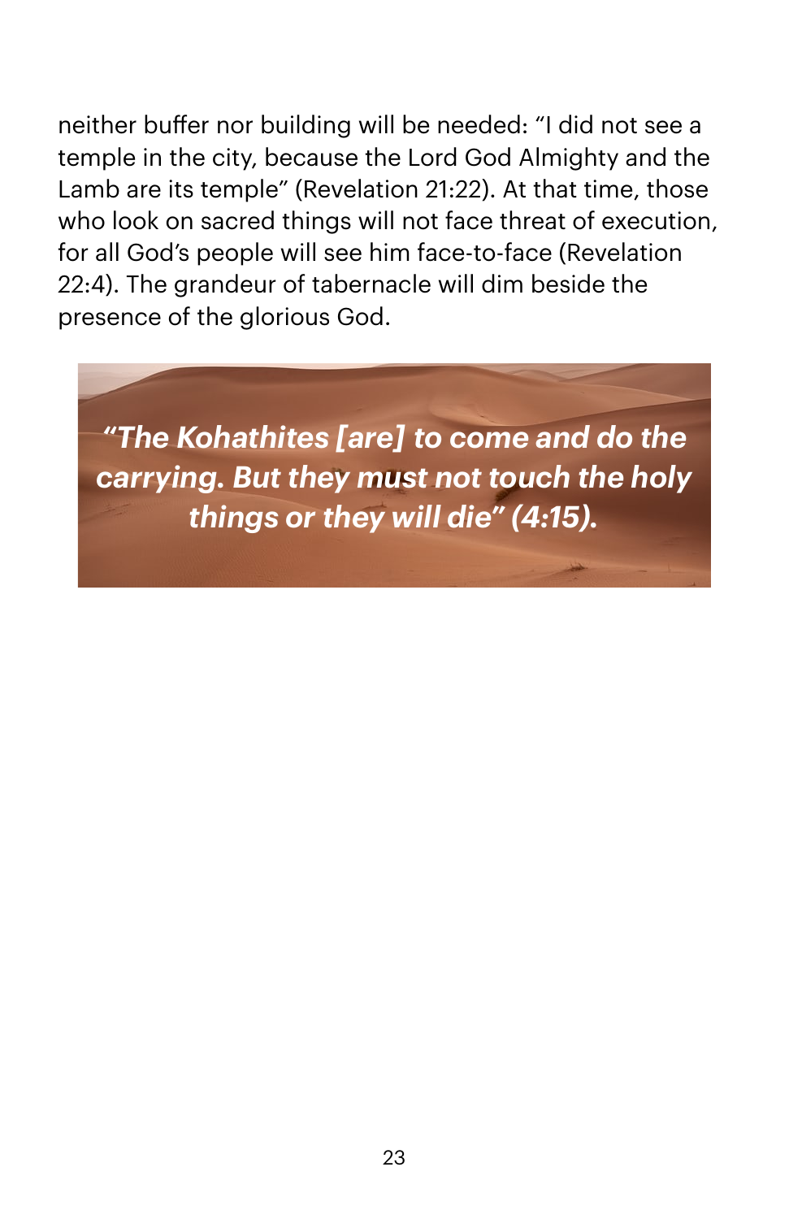neither buffer nor building will be needed: “I did not see a temple in the city, because the Lord God Almighty and the Lamb are its temple” (Revelation 21:22). At that time, those who look on sacred things will not face threat of execution, for all God’s people will see him face-to-face (Revelation 22:4). The grandeur of tabernacle will dim beside the presence of the glorious God.

***“The Kohathites [are] to come and do the carrying. But they must not touch the holy things or they will die” (4:15).***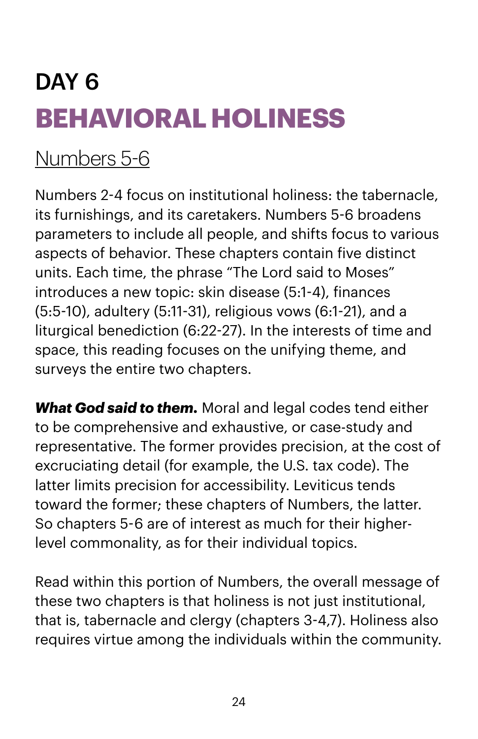# DAY 6

# BEHAVIORAL HOLINESS

## Numbers 5-6

Numbers 2-4 focus on institutional holiness: the tabernacle, its furnishings, and its caretakers. Numbers 5-6 broadens parameters to include all people, and shifts focus to various aspects of behavior. These chapters contain five distinct units. Each time, the phrase "The Lord said to Moses" introduces a new topic: skin disease (5:1-4), finances (5:5-10), adultery (5:11-31), religious vows (6:1-21), and a liturgical benediction (6:22-27). In the interests of time and space, this reading focuses on the unifying theme, and surveys the entire two chapters.

***What God said to them.*** Moral and legal codes tend either to be comprehensive and exhaustive, or case-study and representative. The former provides precision, at the cost of excruciating detail (for example, the U.S. tax code). The latter limits precision for accessibility. Leviticus tends toward the former; these chapters of Numbers, the latter. So chapters 5-6 are of interest as much for their higher-level commonality, as for their individual topics.

Read within this portion of Numbers, the overall message of these two chapters is that holiness is not just institutional, that is, tabernacle and clergy (chapters 3-4,7). Holiness also requires virtue among the individuals within the community.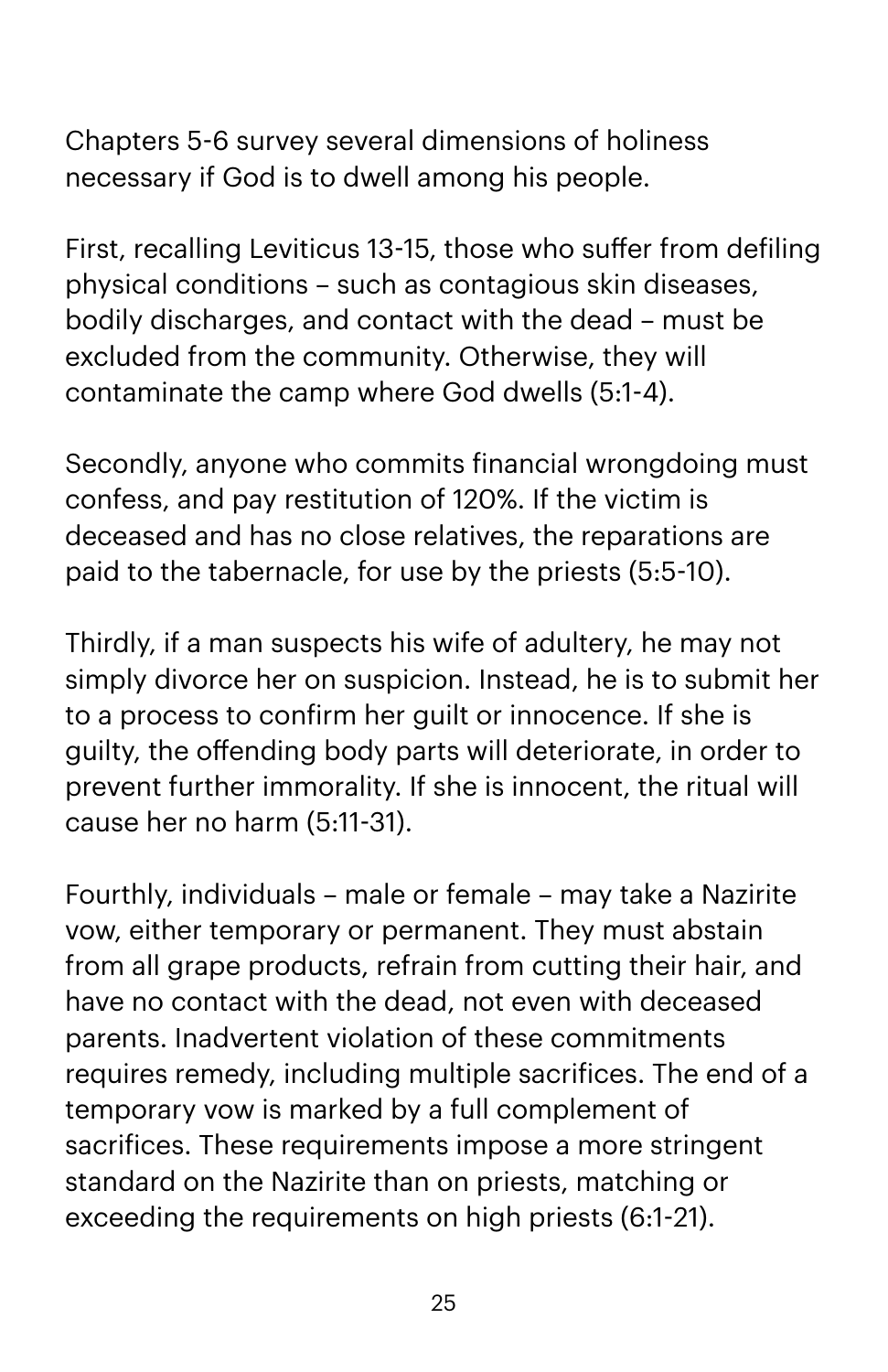Chapters 5-6 survey several dimensions of holiness necessary if God is to dwell among his people.

First, recalling Leviticus 13-15, those who suffer from defiling physical conditions – such as contagious skin diseases, bodily discharges, and contact with the dead – must be excluded from the community. Otherwise, they will contaminate the camp where God dwells (5:1-4).

Secondly, anyone who commits financial wrongdoing must confess, and pay restitution of 120%. If the victim is deceased and has no close relatives, the reparations are paid to the tabernacle, for use by the priests (5:5-10).

Thirdly, if a man suspects his wife of adultery, he may not simply divorce her on suspicion. Instead, he is to submit her to a process to confirm her guilt or innocence. If she is guilty, the offending body parts will deteriorate, in order to prevent further immorality. If she is innocent, the ritual will cause her no harm (5:11-31).

Fourthly, individuals – male or female – may take a Nazirite vow, either temporary or permanent. They must abstain from all grape products, refrain from cutting their hair, and have no contact with the dead, not even with deceased parents. Inadvertent violation of these commitments requires remedy, including multiple sacrifices. The end of a temporary vow is marked by a full complement of sacrifices. These requirements impose a more stringent standard on the Nazirite than on priests, matching or exceeding the requirements on high priests (6:1-21).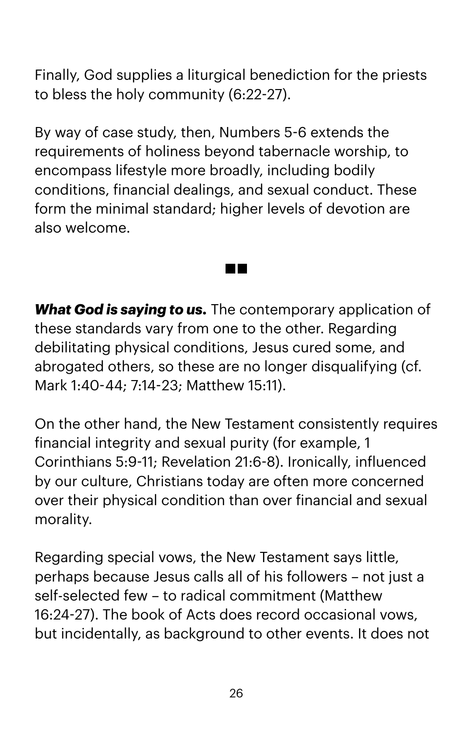Finally, God supplies a liturgical benediction for the priests to bless the holy community (6:22-27).

By way of case study, then, Numbers 5-6 extends the requirements of holiness beyond tabernacle worship, to encompass lifestyle more broadly, including bodily conditions, financial dealings, and sexual conduct. These form the minimal standard; higher levels of devotion are also welcome.

■■

***What God is saying to us.*** The contemporary application of these standards vary from one to the other. Regarding debilitating physical conditions, Jesus cured some, and abrogated others, so these are no longer disqualifying (cf. Mark 1:40-44; 7:14-23; Matthew 15:11).

On the other hand, the New Testament consistently requires financial integrity and sexual purity (for example, 1 Corinthians 5:9-11; Revelation 21:6-8). Ironically, influenced by our culture, Christians today are often more concerned over their physical condition than over financial and sexual morality.

Regarding special vows, the New Testament says little, perhaps because Jesus calls all of his followers – not just a self-selected few – to radical commitment (Matthew 16:24-27). The book of Acts does record occasional vows, but incidentally, as background to other events. It does not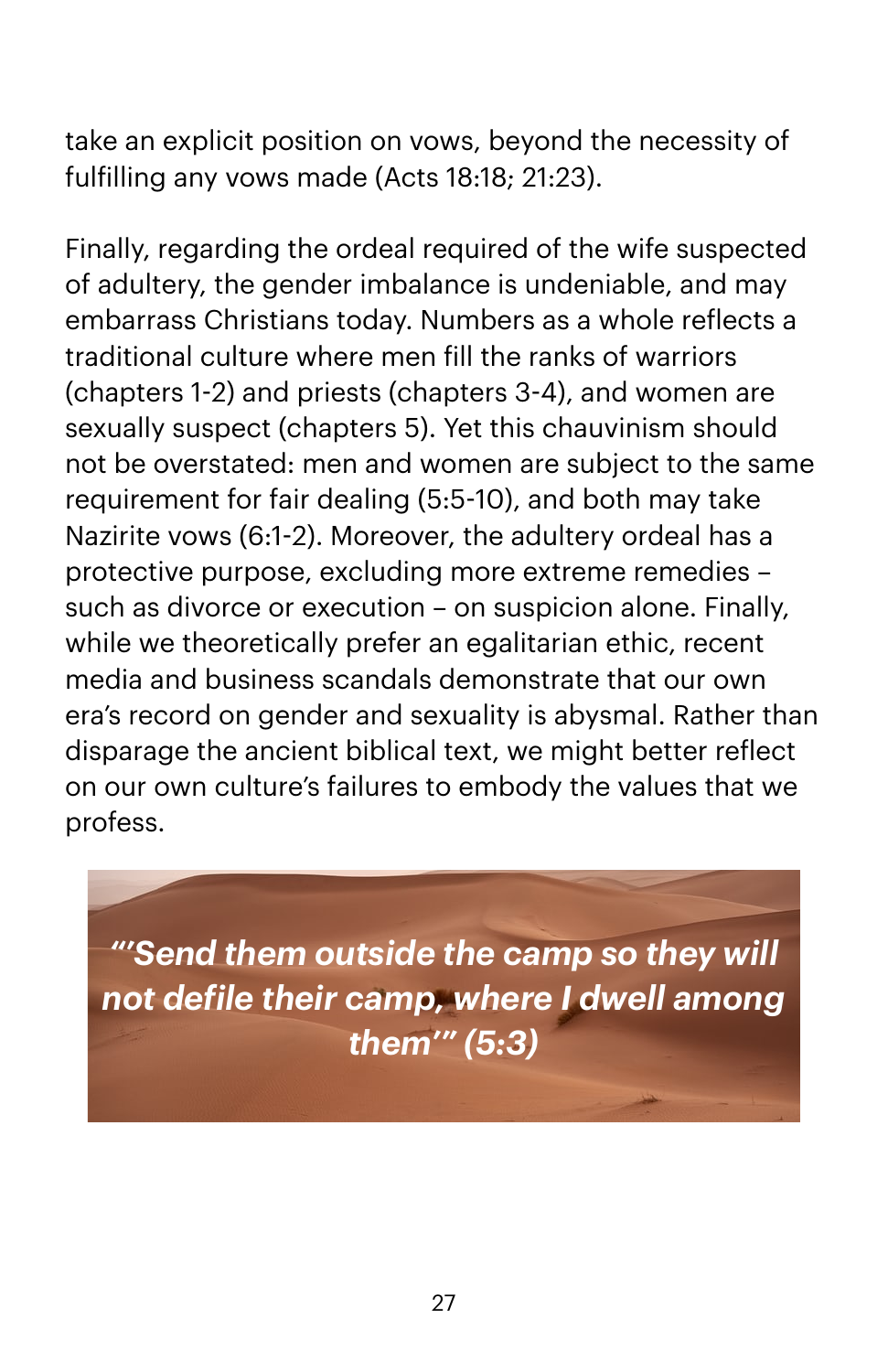take an explicit position on vows, beyond the necessity of fulfilling any vows made (Acts 18:18; 21:23).

Finally, regarding the ordeal required of the wife suspected of adultery, the gender imbalance is undeniable, and may embarrass Christians today. Numbers as a whole reflects a traditional culture where men fill the ranks of warriors (chapters 1-2) and priests (chapters 3-4), and women are sexually suspect (chapters 5). Yet this chauvinism should not be overstated: men and women are subject to the same requirement for fair dealing (5:5-10), and both may take Nazirite vows (6:1-2). Moreover, the adultery ordeal has a protective purpose, excluding more extreme remedies – such as divorce or execution – on suspicion alone. Finally, while we theoretically prefer an egalitarian ethic, recent media and business scandals demonstrate that our own era's record on gender and sexuality is abysmal. Rather than disparage the ancient biblical text, we might better reflect on our own culture's failures to embody the values that we profess.

> ***"'Send them outside the camp so they will not defile their camp, where I dwell among them'" (5:3)***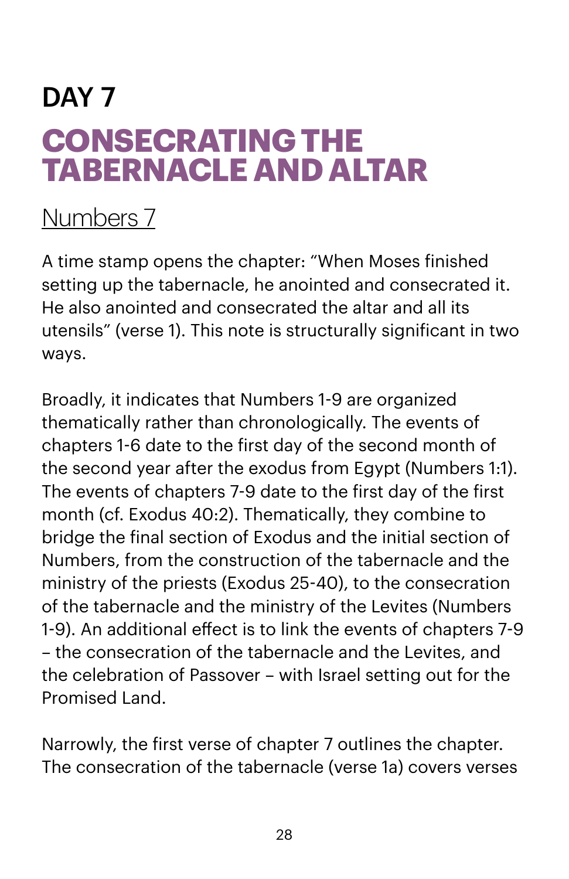# DAY 7

## CONSECRATING THE TABERNACLE AND ALTAR

Numbers 7

A time stamp opens the chapter: "When Moses finished setting up the tabernacle, he anointed and consecrated it. He also anointed and consecrated the altar and all its utensils" (verse 1). This note is structurally significant in two ways.

Broadly, it indicates that Numbers 1-9 are organized thematically rather than chronologically. The events of chapters 1-6 date to the first day of the second month of the second year after the exodus from Egypt (Numbers 1:1). The events of chapters 7-9 date to the first day of the first month (cf. Exodus 40:2). Thematically, they combine to bridge the final section of Exodus and the initial section of Numbers, from the construction of the tabernacle and the ministry of the priests (Exodus 25-40), to the consecration of the tabernacle and the ministry of the Levites (Numbers 1-9). An additional effect is to link the events of chapters 7-9 – the consecration of the tabernacle and the Levites, and the celebration of Passover – with Israel setting out for the Promised Land.

Narrowly, the first verse of chapter 7 outlines the chapter. The consecration of the tabernacle (verse 1a) covers verses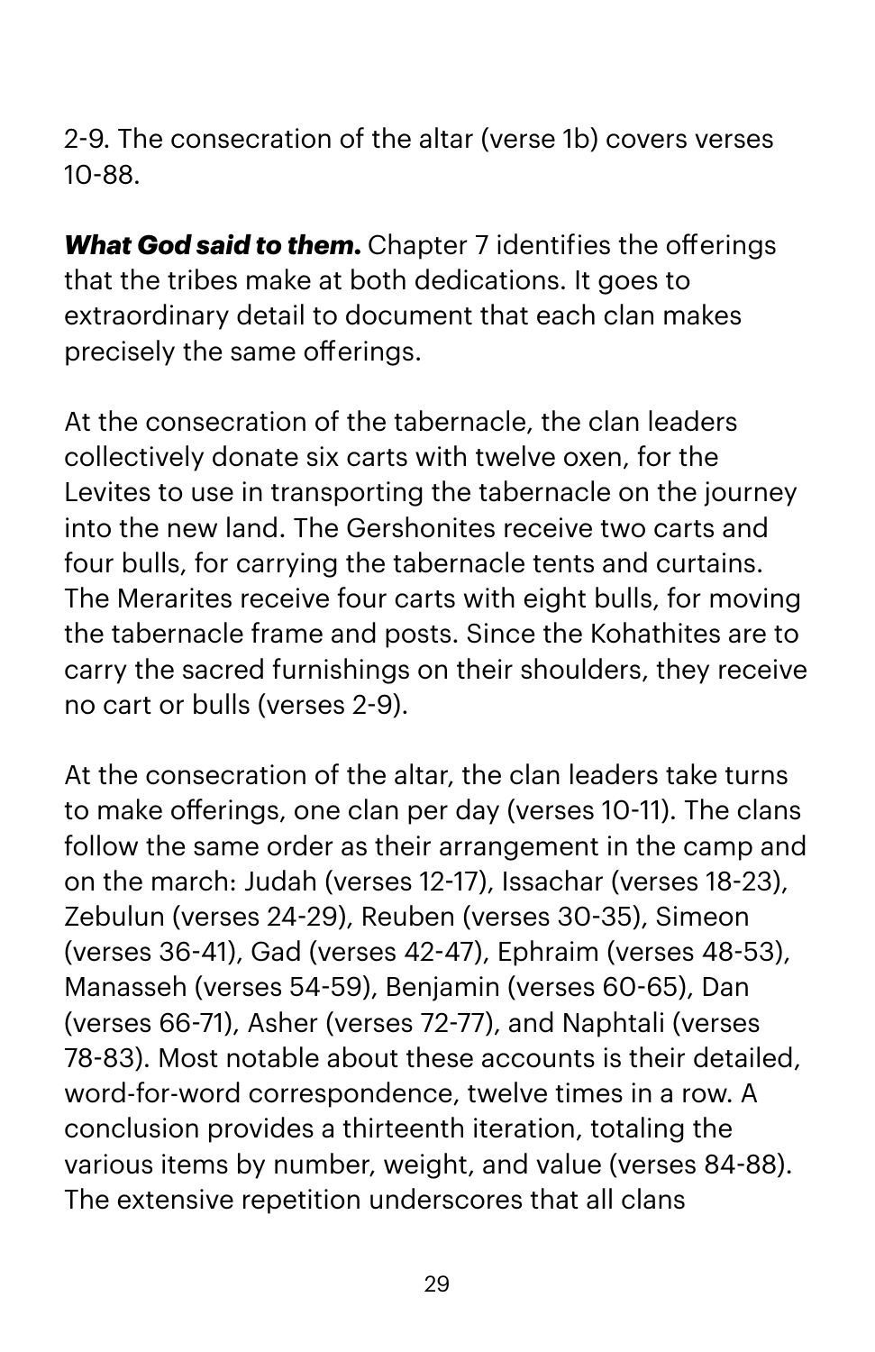2-9. The consecration of the altar (verse 1b) covers verses 10-88.

***What God said to them.*** Chapter 7 identifies the offerings that the tribes make at both dedications. It goes to extraordinary detail to document that each clan makes precisely the same offerings.

At the consecration of the tabernacle, the clan leaders collectively donate six carts with twelve oxen, for the Levites to use in transporting the tabernacle on the journey into the new land. The Gershonites receive two carts and four bulls, for carrying the tabernacle tents and curtains. The Merarites receive four carts with eight bulls, for moving the tabernacle frame and posts. Since the Kohathites are to carry the sacred furnishings on their shoulders, they receive no cart or bulls (verses 2-9).

At the consecration of the altar, the clan leaders take turns to make offerings, one clan per day (verses 10-11). The clans follow the same order as their arrangement in the camp and on the march: Judah (verses 12-17), Issachar (verses 18-23), Zebulun (verses 24-29), Reuben (verses 30-35), Simeon (verses 36-41), Gad (verses 42-47), Ephraim (verses 48-53), Manasseh (verses 54-59), Benjamin (verses 60-65), Dan (verses 66-71), Asher (verses 72-77), and Naphtali (verses 78-83). Most notable about these accounts is their detailed, word-for-word correspondence, twelve times in a row. A conclusion provides a thirteenth iteration, totaling the various items by number, weight, and value (verses 84-88). The extensive repetition underscores that all clans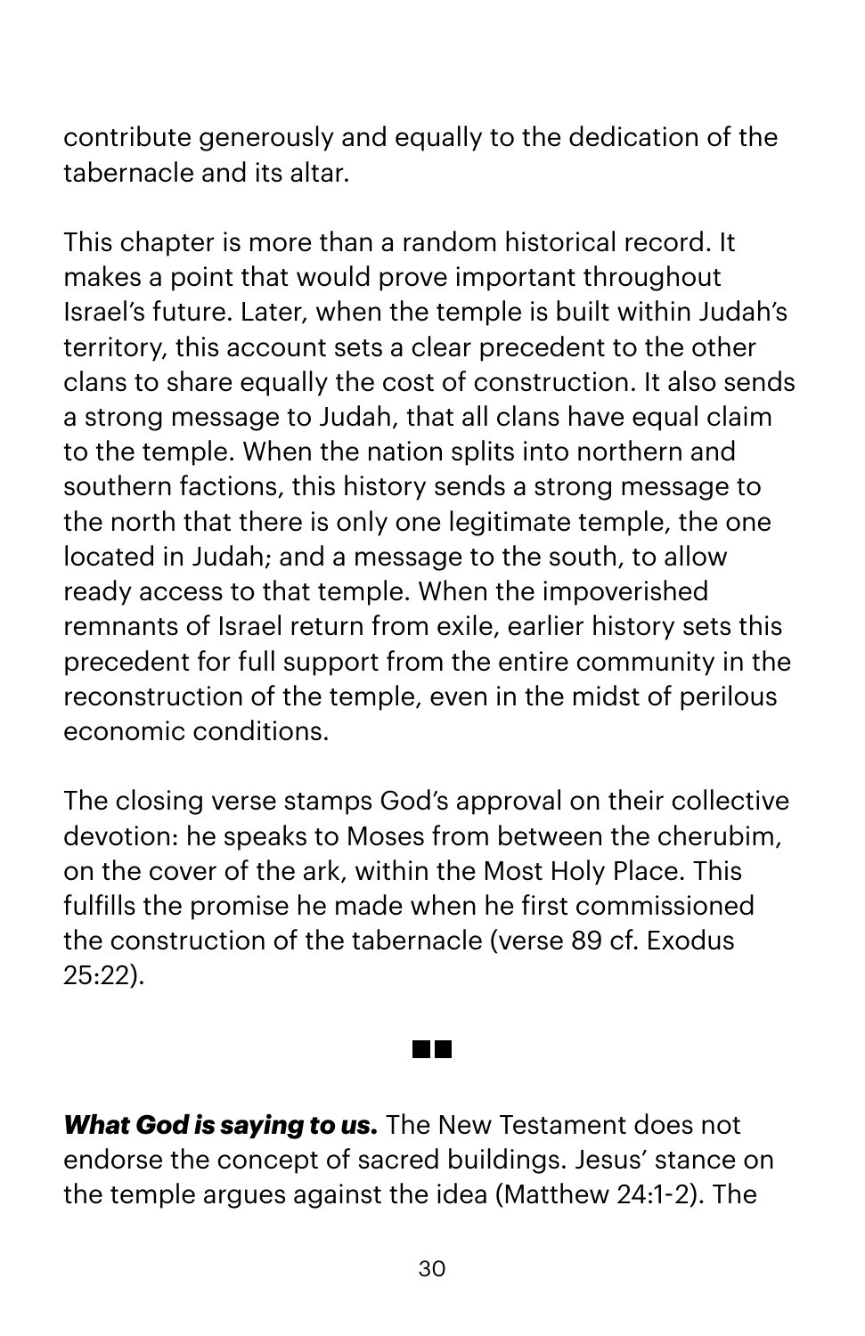contribute generously and equally to the dedication of the tabernacle and its altar.

This chapter is more than a random historical record. It makes a point that would prove important throughout Israel's future. Later, when the temple is built within Judah's territory, this account sets a clear precedent to the other clans to share equally the cost of construction. It also sends a strong message to Judah, that all clans have equal claim to the temple. When the nation splits into northern and southern factions, this history sends a strong message to the north that there is only one legitimate temple, the one located in Judah; and a message to the south, to allow ready access to that temple. When the impoverished remnants of Israel return from exile, earlier history sets this precedent for full support from the entire community in the reconstruction of the temple, even in the midst of perilous economic conditions.

The closing verse stamps God's approval on their collective devotion: he speaks to Moses from between the cherubim, on the cover of the ark, within the Most Holy Place. This fulfills the promise he made when he first commissioned the construction of the tabernacle (verse 89 cf. Exodus 25:22).

■■

***What God is saying to us.*** The New Testament does not endorse the concept of sacred buildings. Jesus' stance on the temple argues against the idea (Matthew 24:1-2). The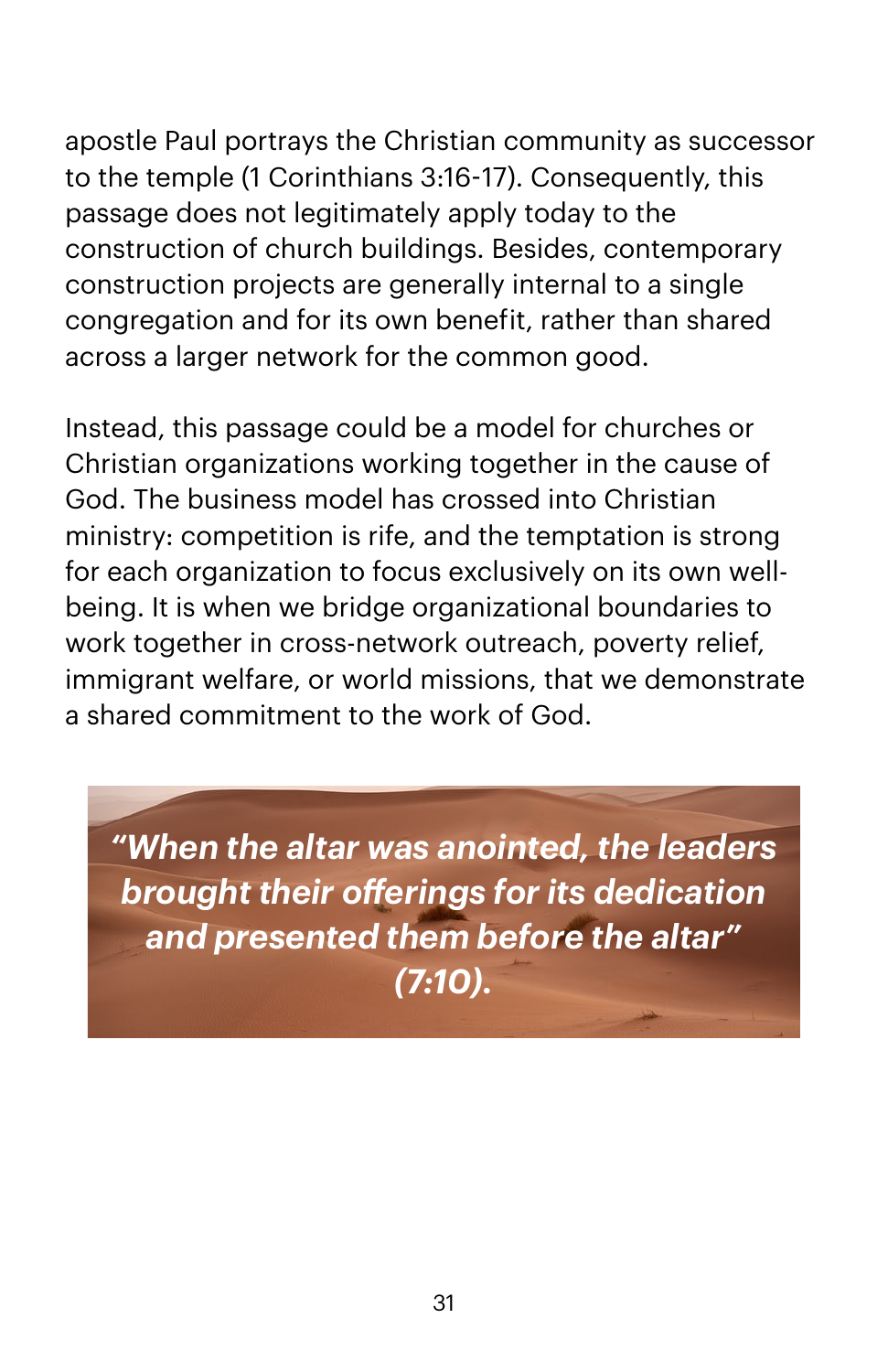apostle Paul portrays the Christian community as successor to the temple (1 Corinthians 3:16-17). Consequently, this passage does not legitimately apply today to the construction of church buildings. Besides, contemporary construction projects are generally internal to a single congregation and for its own benefit, rather than shared across a larger network for the common good.

Instead, this passage could be a model for churches or Christian organizations working together in the cause of God. The business model has crossed into Christian ministry: competition is rife, and the temptation is strong for each organization to focus exclusively on its own well-being. It is when we bridge organizational boundaries to work together in cross-network outreach, poverty relief, immigrant welfare, or world missions, that we demonstrate a shared commitment to the work of God.

> ***"When the altar was anointed, the leaders brought their offerings for its dedication and presented them before the altar" (7:10).***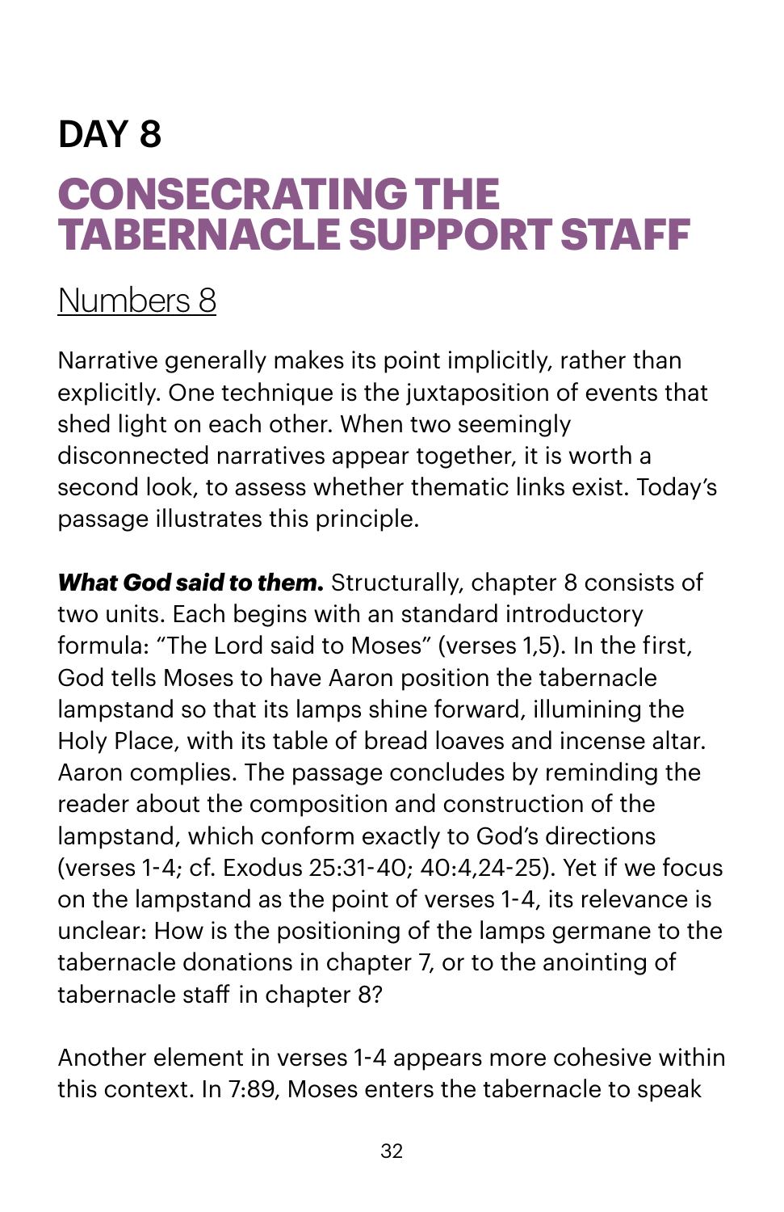# DAY 8

## CONSECRATING THE TABERNACLE SUPPORT STAFF

Numbers 8

Narrative generally makes its point implicitly, rather than explicitly. One technique is the juxtaposition of events that shed light on each other. When two seemingly disconnected narratives appear together, it is worth a second look, to assess whether thematic links exist. Today's passage illustrates this principle.

***What God said to them.*** Structurally, chapter 8 consists of two units. Each begins with an standard introductory formula: "The Lord said to Moses" (verses 1,5). In the first, God tells Moses to have Aaron position the tabernacle lampstand so that its lamps shine forward, illumining the Holy Place, with its table of bread loaves and incense altar. Aaron complies. The passage concludes by reminding the reader about the composition and construction of the lampstand, which conform exactly to God's directions (verses 1-4; cf. Exodus 25:31-40; 40:4,24-25). Yet if we focus on the lampstand as the point of verses 1-4, its relevance is unclear: How is the positioning of the lamps germane to the tabernacle donations in chapter 7, or to the anointing of tabernacle staff in chapter 8?

Another element in verses 1-4 appears more cohesive within this context. In 7:89, Moses enters the tabernacle to speak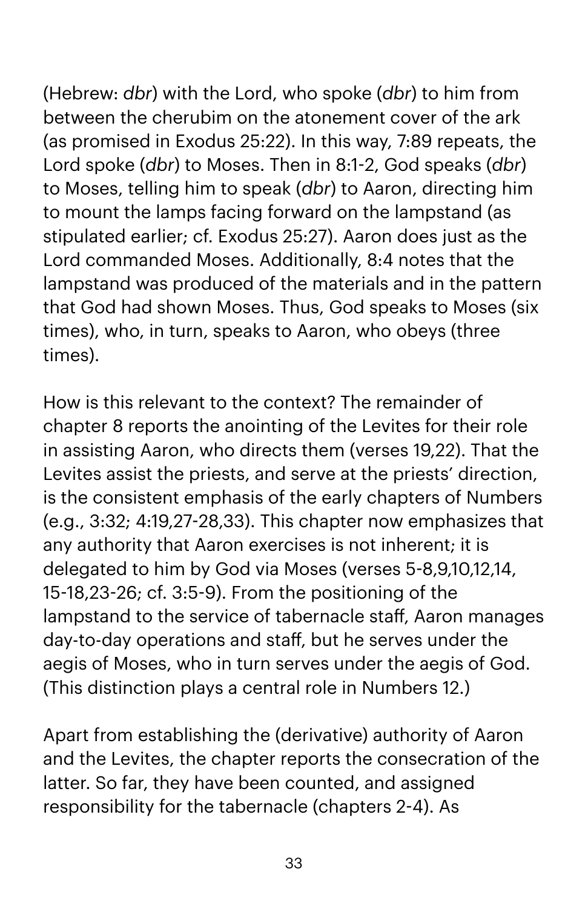(Hebrew: *dbr*) with the Lord, who spoke (*dbr*) to him from between the cherubim on the atonement cover of the ark (as promised in Exodus 25:22). In this way, 7:89 repeats, the Lord spoke (*dbr*) to Moses. Then in 8:1-2, God speaks (*dbr*) to Moses, telling him to speak (*dbr*) to Aaron, directing him to mount the lamps facing forward on the lampstand (as stipulated earlier; cf. Exodus 25:27). Aaron does just as the Lord commanded Moses. Additionally, 8:4 notes that the lampstand was produced of the materials and in the pattern that God had shown Moses. Thus, God speaks to Moses (six times), who, in turn, speaks to Aaron, who obeys (three times).

How is this relevant to the context? The remainder of chapter 8 reports the anointing of the Levites for their role in assisting Aaron, who directs them (verses 19,22). That the Levites assist the priests, and serve at the priests' direction, is the consistent emphasis of the early chapters of Numbers (e.g., 3:32; 4:19,27-28,33). This chapter now emphasizes that any authority that Aaron exercises is not inherent; it is delegated to him by God via Moses (verses 5-8,9,10,12,14, 15-18,23-26; cf. 3:5-9). From the positioning of the lampstand to the service of tabernacle staff, Aaron manages day-to-day operations and staff, but he serves under the aegis of Moses, who in turn serves under the aegis of God. (This distinction plays a central role in Numbers 12.)

Apart from establishing the (derivative) authority of Aaron and the Levites, the chapter reports the consecration of the latter. So far, they have been counted, and assigned responsibility for the tabernacle (chapters 2-4). As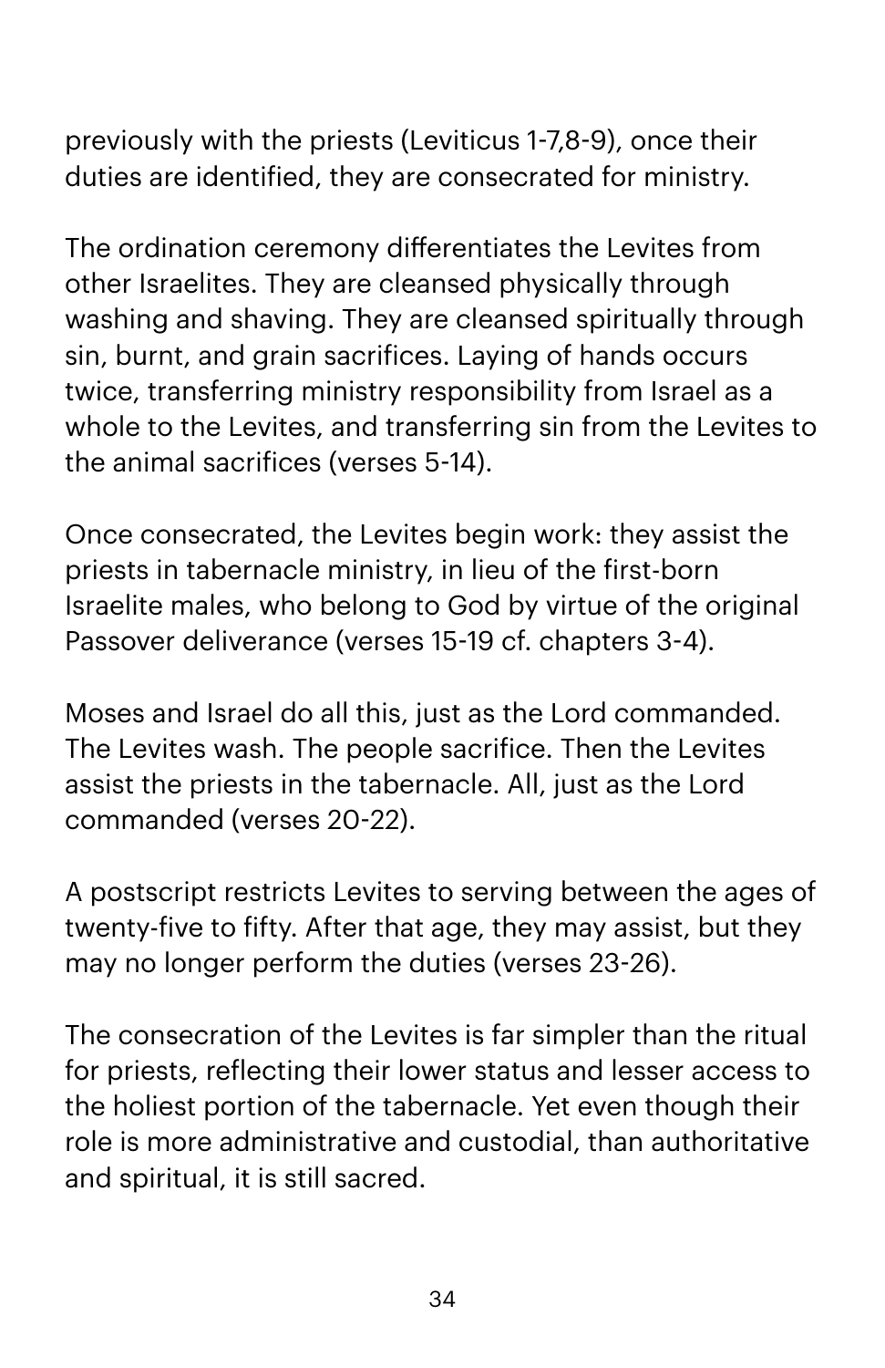previously with the priests (Leviticus 1-7,8-9), once their duties are identified, they are consecrated for ministry.

The ordination ceremony differentiates the Levites from other Israelites. They are cleansed physically through washing and shaving. They are cleansed spiritually through sin, burnt, and grain sacrifices. Laying of hands occurs twice, transferring ministry responsibility from Israel as a whole to the Levites, and transferring sin from the Levites to the animal sacrifices (verses 5-14).

Once consecrated, the Levites begin work: they assist the priests in tabernacle ministry, in lieu of the first-born Israelite males, who belong to God by virtue of the original Passover deliverance (verses 15-19 cf. chapters 3-4).

Moses and Israel do all this, just as the Lord commanded. The Levites wash. The people sacrifice. Then the Levites assist the priests in the tabernacle. All, just as the Lord commanded (verses 20-22).

A postscript restricts Levites to serving between the ages of twenty-five to fifty. After that age, they may assist, but they may no longer perform the duties (verses 23-26).

The consecration of the Levites is far simpler than the ritual for priests, reflecting their lower status and lesser access to the holiest portion of the tabernacle. Yet even though their role is more administrative and custodial, than authoritative and spiritual, it is still sacred.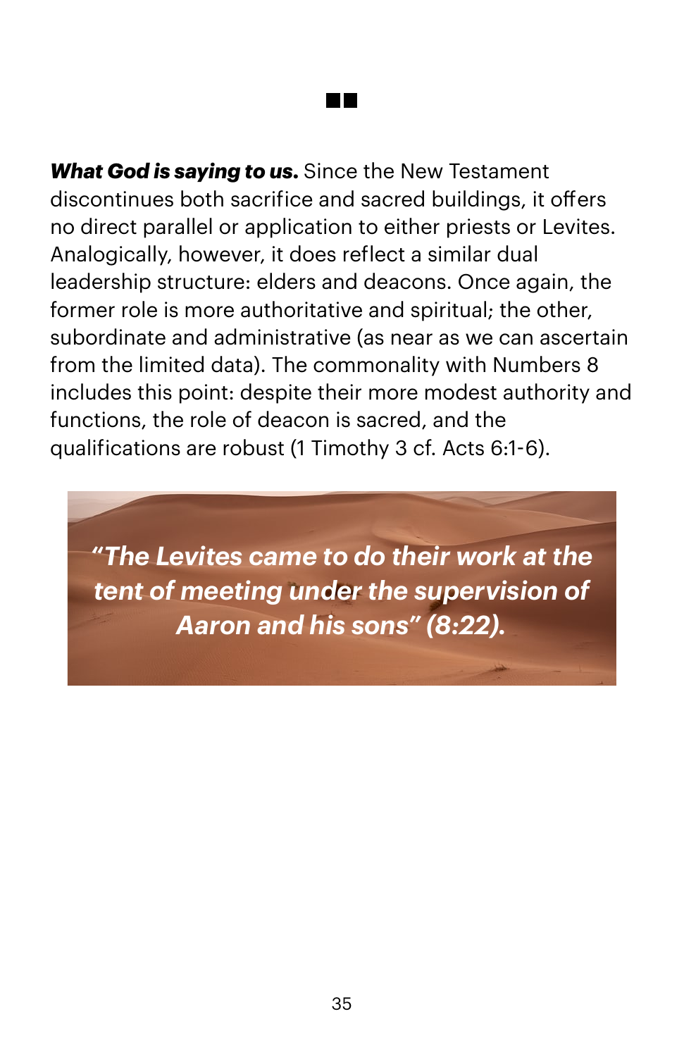***What God is saying to us.*** Since the New Testament discontinues both sacrifice and sacred buildings, it offers no direct parallel or application to either priests or Levites. Analogically, however, it does reflect a similar dual leadership structure: elders and deacons. Once again, the former role is more authoritative and spiritual; the other, subordinate and administrative (as near as we can ascertain from the limited data). The commonality with Numbers 8 includes this point: despite their more modest authority and functions, the role of deacon is sacred, and the qualifications are robust (1 Timothy 3 cf. Acts 6:1-6).

***"The Levites came to do their work at the tent of meeting under the supervision of Aaron and his sons" (8:22).***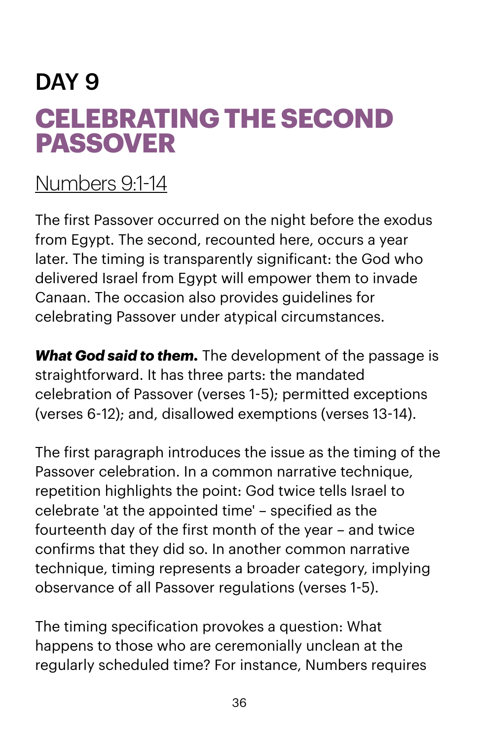## DAY 9

# CELEBRATING THE SECOND PASSOVER

### Numbers 9:1-14

The first Passover occurred on the night before the exodus from Egypt. The second, recounted here, occurs a year later. The timing is transparently significant: the God who delivered Israel from Egypt will empower them to invade Canaan. The occasion also provides guidelines for celebrating Passover under atypical circumstances.

***What God said to them.*** The development of the passage is straightforward. It has three parts: the mandated celebration of Passover (verses 1-5); permitted exceptions (verses 6-12); and, disallowed exemptions (verses 13-14).

The first paragraph introduces the issue as the timing of the Passover celebration. In a common narrative technique, repetition highlights the point: God twice tells Israel to celebrate 'at the appointed time' – specified as the fourteenth day of the first month of the year – and twice confirms that they did so. In another common narrative technique, timing represents a broader category, implying observance of all Passover regulations (verses 1-5).

The timing specification provokes a question: What happens to those who are ceremonially unclean at the regularly scheduled time? For instance, Numbers requires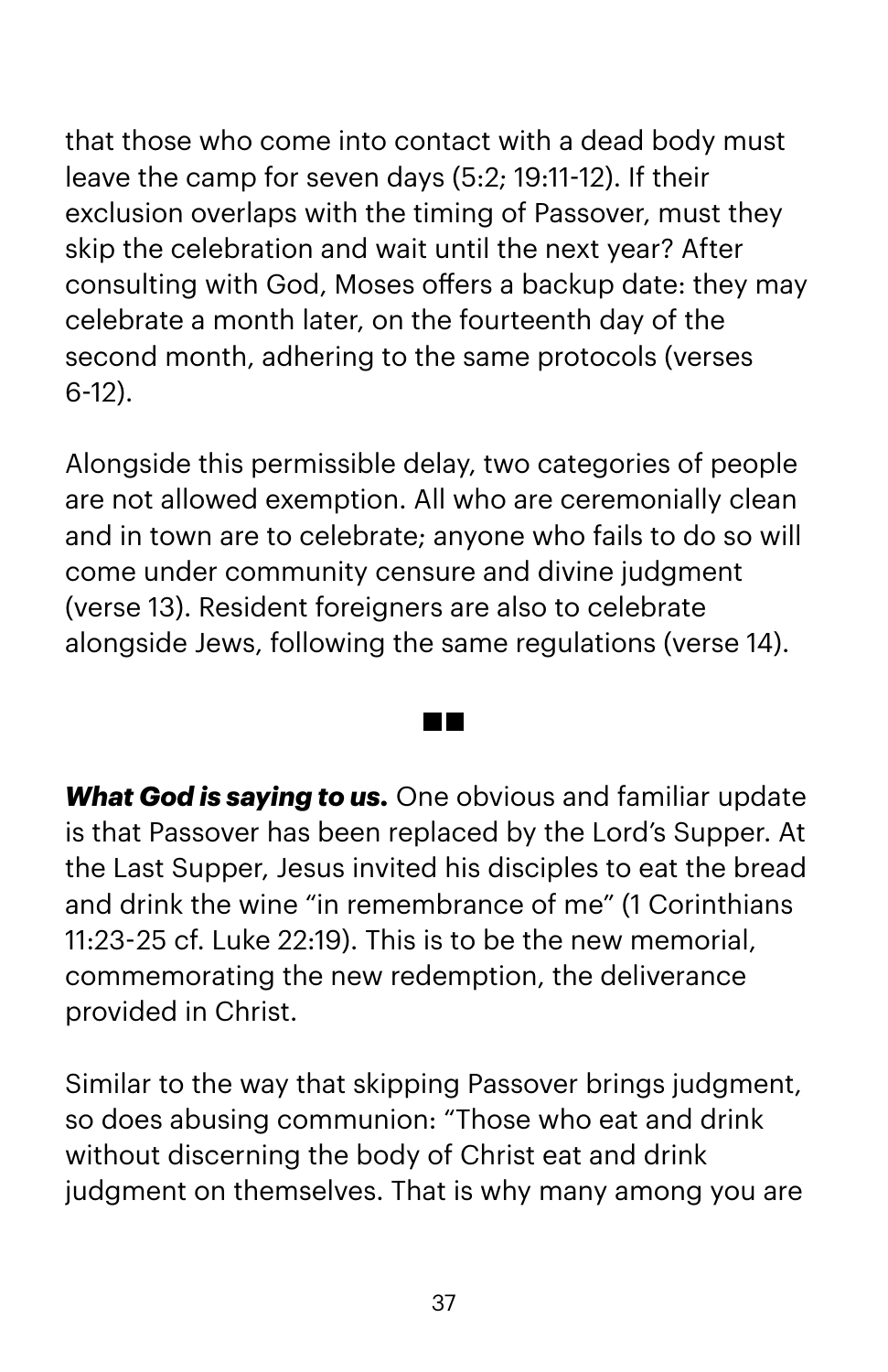that those who come into contact with a dead body must leave the camp for seven days (5:2; 19:11-12). If their exclusion overlaps with the timing of Passover, must they skip the celebration and wait until the next year? After consulting with God, Moses offers a backup date: they may celebrate a month later, on the fourteenth day of the second month, adhering to the same protocols (verses 6-12).

Alongside this permissible delay, two categories of people are not allowed exemption. All who are ceremonially clean and in town are to celebrate; anyone who fails to do so will come under community censure and divine judgment (verse 13). Resident foreigners are also to celebrate alongside Jews, following the same regulations (verse 14).

■■

***What God is saying to us.*** One obvious and familiar update is that Passover has been replaced by the Lord's Supper. At the Last Supper, Jesus invited his disciples to eat the bread and drink the wine "in remembrance of me" (1 Corinthians 11:23-25 cf. Luke 22:19). This is to be the new memorial, commemorating the new redemption, the deliverance provided in Christ.

Similar to the way that skipping Passover brings judgment, so does abusing communion: "Those who eat and drink without discerning the body of Christ eat and drink judgment on themselves. That is why many among you are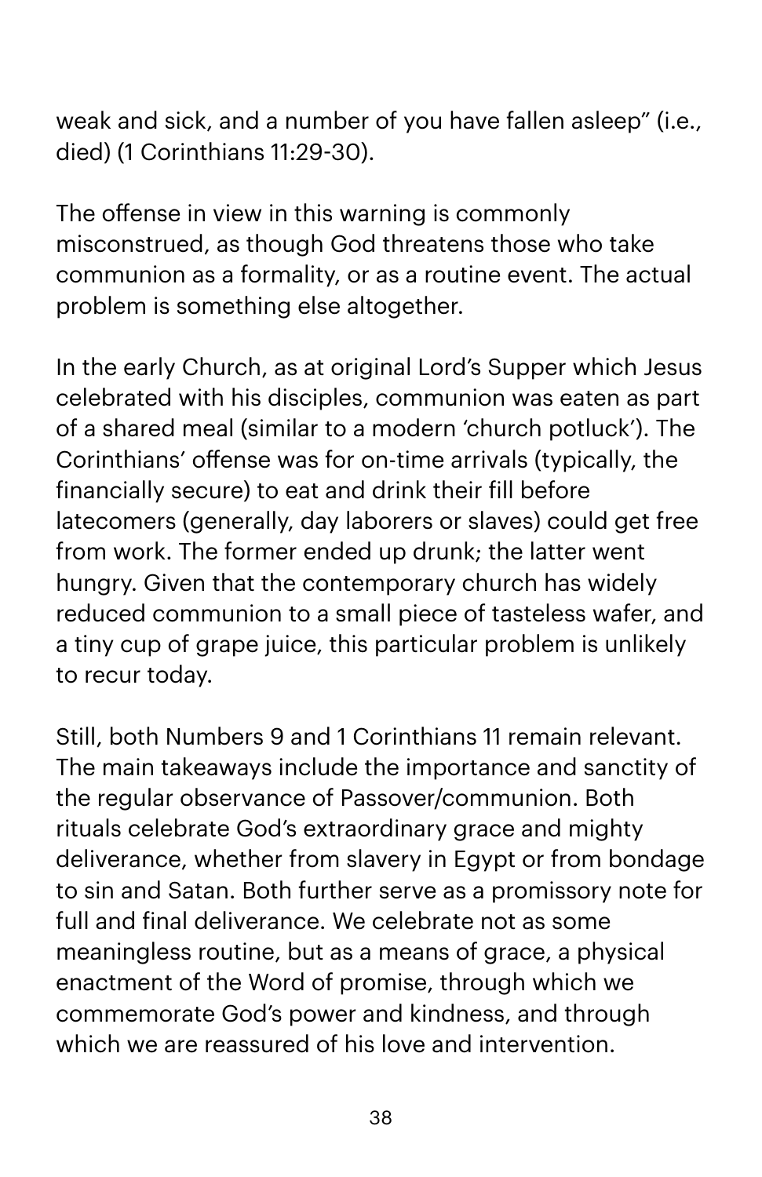weak and sick, and a number of you have fallen asleep" (i.e., died) (1 Corinthians 11:29-30).

The offense in view in this warning is commonly misconstrued, as though God threatens those who take communion as a formality, or as a routine event. The actual problem is something else altogether.

In the early Church, as at original Lord's Supper which Jesus celebrated with his disciples, communion was eaten as part of a shared meal (similar to a modern 'church potluck'). The Corinthians' offense was for on-time arrivals (typically, the financially secure) to eat and drink their fill before latecomers (generally, day laborers or slaves) could get free from work. The former ended up drunk; the latter went hungry. Given that the contemporary church has widely reduced communion to a small piece of tasteless wafer, and a tiny cup of grape juice, this particular problem is unlikely to recur today.

Still, both Numbers 9 and 1 Corinthians 11 remain relevant. The main takeaways include the importance and sanctity of the regular observance of Passover/communion. Both rituals celebrate God's extraordinary grace and mighty deliverance, whether from slavery in Egypt or from bondage to sin and Satan. Both further serve as a promissory note for full and final deliverance. We celebrate not as some meaningless routine, but as a means of grace, a physical enactment of the Word of promise, through which we commemorate God's power and kindness, and through which we are reassured of his love and intervention.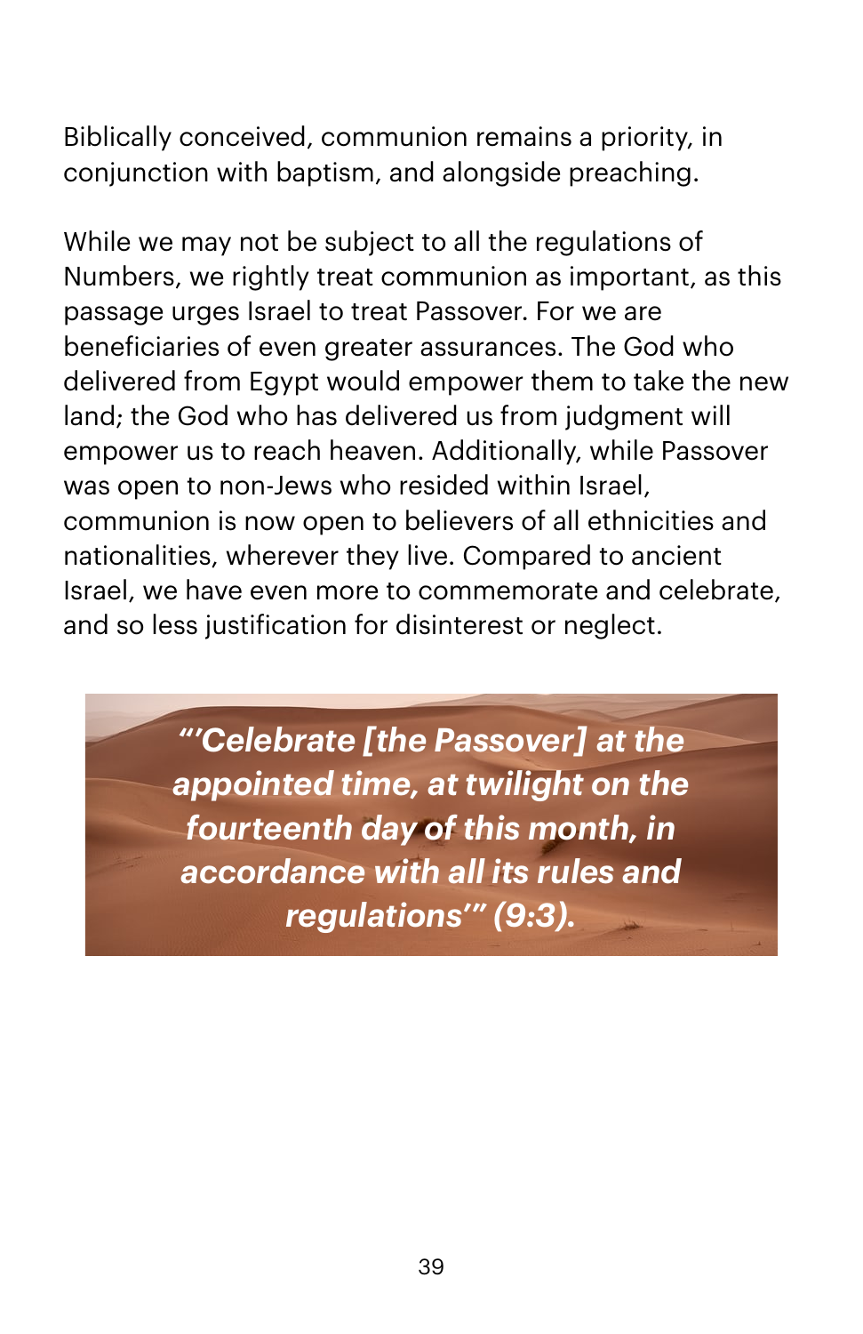Biblically conceived, communion remains a priority, in conjunction with baptism, and alongside preaching.

While we may not be subject to all the regulations of Numbers, we rightly treat communion as important, as this passage urges Israel to treat Passover. For we are beneficiaries of even greater assurances. The God who delivered from Egypt would empower them to take the new land; the God who has delivered us from judgment will empower us to reach heaven. Additionally, while Passover was open to non-Jews who resided within Israel, communion is now open to believers of all ethnicities and nationalities, wherever they live. Compared to ancient Israel, we have even more to commemorate and celebrate, and so less justification for disinterest or neglect.

> ***"'Celebrate [the Passover] at the appointed time, at twilight on the fourteenth day of this month, in accordance with all its rules and regulations'" (9:3).***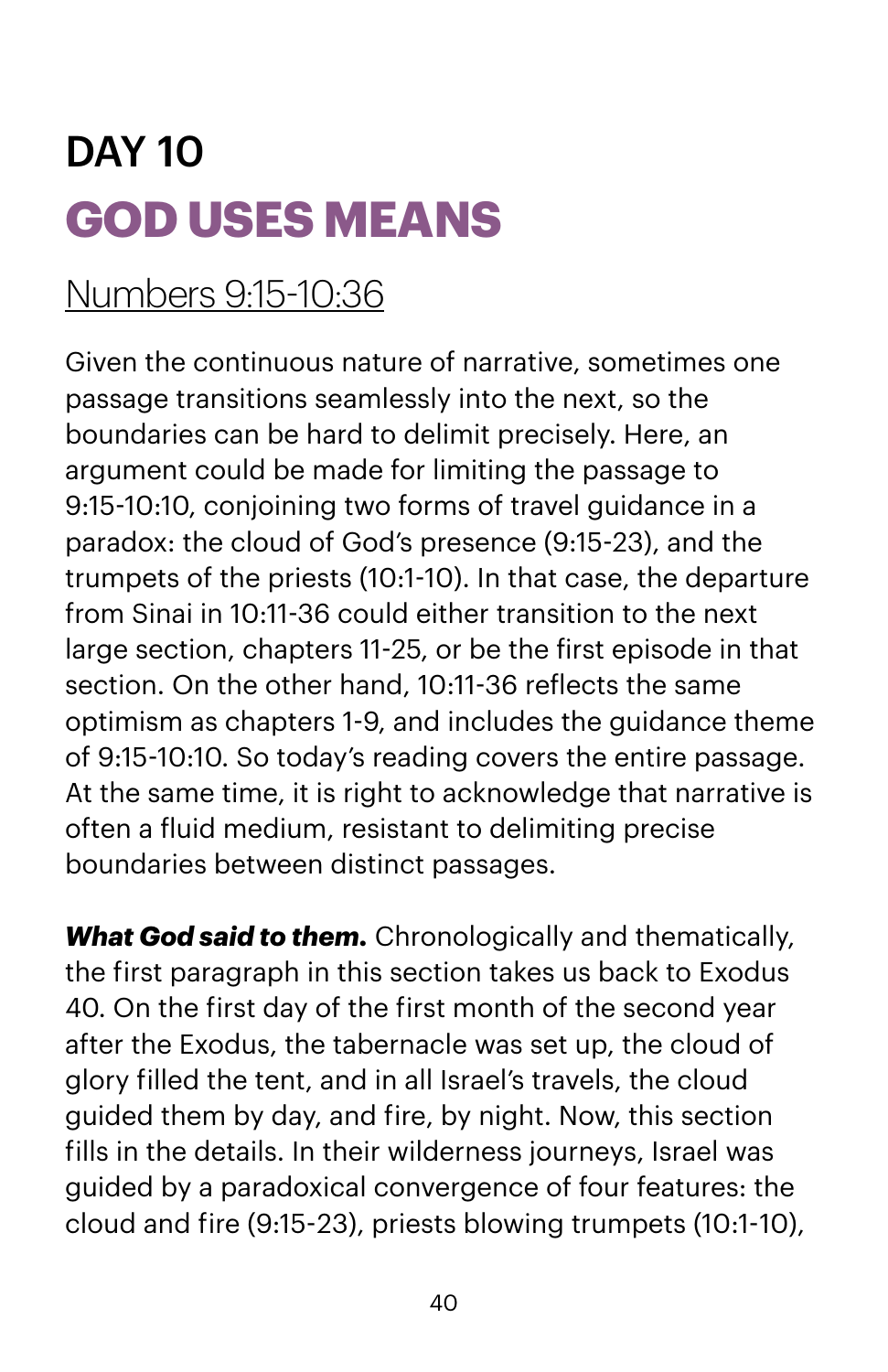# DAY 10

# GOD USES MEANS

## Numbers 9:15-10:36

Given the continuous nature of narrative, sometimes one passage transitions seamlessly into the next, so the boundaries can be hard to delimit precisely. Here, an argument could be made for limiting the passage to 9:15-10:10, conjoining two forms of travel guidance in a paradox: the cloud of God's presence (9:15-23), and the trumpets of the priests (10:1-10). In that case, the departure from Sinai in 10:11-36 could either transition to the next large section, chapters 11-25, or be the first episode in that section. On the other hand, 10:11-36 reflects the same optimism as chapters 1-9, and includes the guidance theme of 9:15-10:10. So today's reading covers the entire passage. At the same time, it is right to acknowledge that narrative is often a fluid medium, resistant to delimiting precise boundaries between distinct passages.

***What God said to them.*** Chronologically and thematically, the first paragraph in this section takes us back to Exodus 40. On the first day of the first month of the second year after the Exodus, the tabernacle was set up, the cloud of glory filled the tent, and in all Israel's travels, the cloud guided them by day, and fire, by night. Now, this section fills in the details. In their wilderness journeys, Israel was guided by a paradoxical convergence of four features: the cloud and fire (9:15-23), priests blowing trumpets (10:1-10),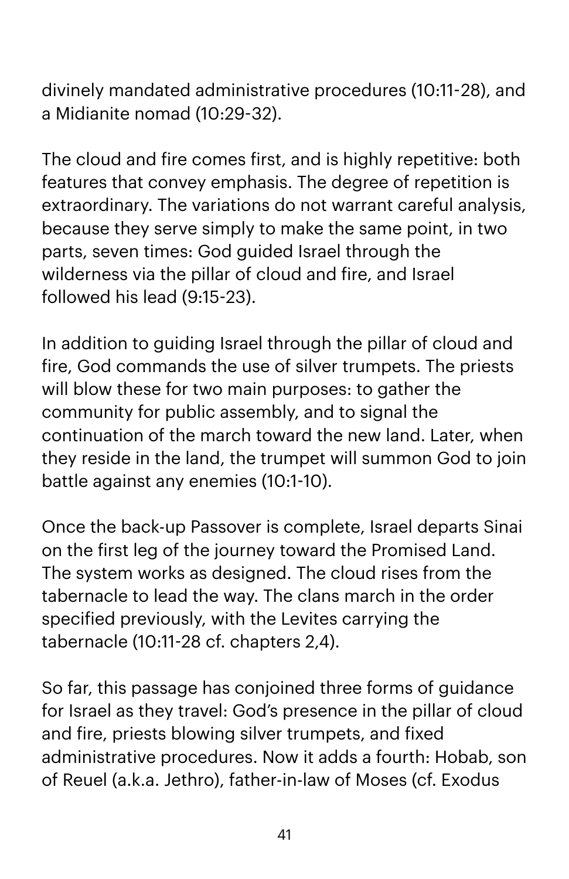divinely mandated administrative procedures (10:11-28), and a Midianite nomad (10:29-32).

The cloud and fire comes first, and is highly repetitive: both features that convey emphasis. The degree of repetition is extraordinary. The variations do not warrant careful analysis, because they serve simply to make the same point, in two parts, seven times: God guided Israel through the wilderness via the pillar of cloud and fire, and Israel followed his lead (9:15-23).

In addition to guiding Israel through the pillar of cloud and fire, God commands the use of silver trumpets. The priests will blow these for two main purposes: to gather the community for public assembly, and to signal the continuation of the march toward the new land. Later, when they reside in the land, the trumpet will summon God to join battle against any enemies (10:1-10).

Once the back-up Passover is complete, Israel departs Sinai on the first leg of the journey toward the Promised Land. The system works as designed. The cloud rises from the tabernacle to lead the way. The clans march in the order specified previously, with the Levites carrying the tabernacle (10:11-28 cf. chapters 2,4).

So far, this passage has conjoined three forms of guidance for Israel as they travel: God's presence in the pillar of cloud and fire, priests blowing silver trumpets, and fixed administrative procedures. Now it adds a fourth: Hobab, son of Reuel (a.k.a. Jethro), father-in-law of Moses (cf. Exodus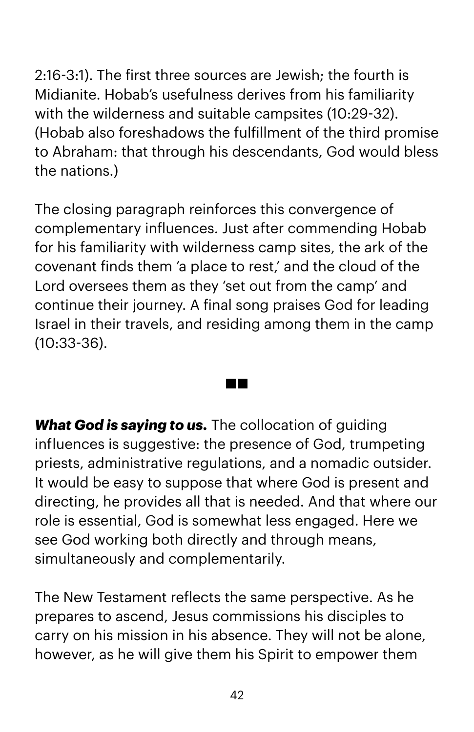2:16-3:1). The first three sources are Jewish; the fourth is Midianite. Hobab's usefulness derives from his familiarity with the wilderness and suitable campsites (10:29-32). (Hobab also foreshadows the fulfillment of the third promise to Abraham: that through his descendants, God would bless the nations.)

The closing paragraph reinforces this convergence of complementary influences. Just after commending Hobab for his familiarity with wilderness camp sites, the ark of the covenant finds them 'a place to rest,' and the cloud of the Lord oversees them as they 'set out from the camp' and continue their journey. A final song praises God for leading Israel in their travels, and residing among them in the camp (10:33-36).

■■

***What God is saying to us.*** The collocation of guiding influences is suggestive: the presence of God, trumpeting priests, administrative regulations, and a nomadic outsider. It would be easy to suppose that where God is present and directing, he provides all that is needed. And that where our role is essential, God is somewhat less engaged. Here we see God working both directly and through means, simultaneously and complementarily.

The New Testament reflects the same perspective. As he prepares to ascend, Jesus commissions his disciples to carry on his mission in his absence. They will not be alone, however, as he will give them his Spirit to empower them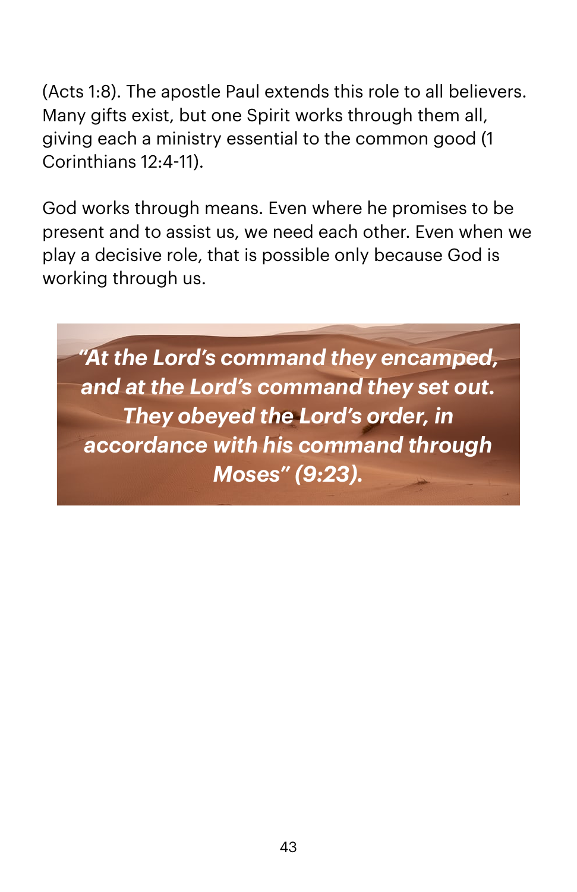(Acts 1:8). The apostle Paul extends this role to all believers. Many gifts exist, but one Spirit works through them all, giving each a ministry essential to the common good (1 Corinthians 12:4-11).

God works through means. Even where he promises to be present and to assist us, we need each other. Even when we play a decisive role, that is possible only because God is working through us.

***"At the Lord's command they encamped, and at the Lord's command they set out. They obeyed the Lord's order, in accordance with his command through Moses" (9:23).***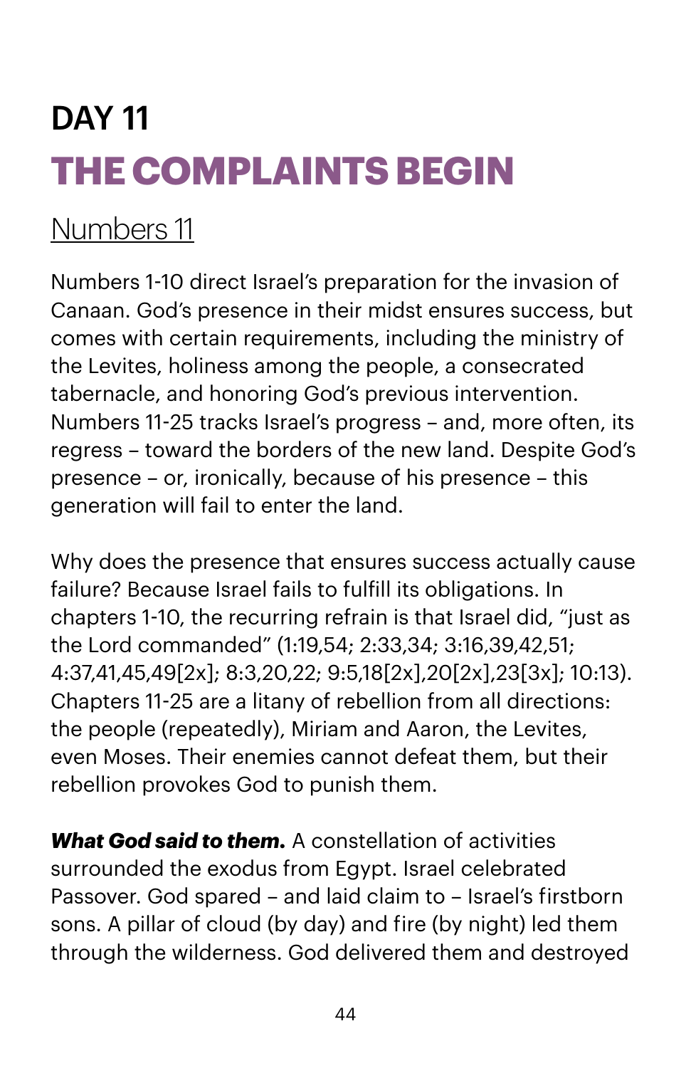# DAY 11

## THE COMPLAINTS BEGIN

Numbers 11

Numbers 1-10 direct Israel's preparation for the invasion of Canaan. God's presence in their midst ensures success, but comes with certain requirements, including the ministry of the Levites, holiness among the people, a consecrated tabernacle, and honoring God's previous intervention. Numbers 11-25 tracks Israel's progress – and, more often, its regress – toward the borders of the new land. Despite God's presence – or, ironically, because of his presence – this generation will fail to enter the land.

Why does the presence that ensures success actually cause failure? Because Israel fails to fulfill its obligations. In chapters 1-10, the recurring refrain is that Israel did, "just as the Lord commanded" (1:19,54; 2:33,34; 3:16,39,42,51; 4:37,41,45,49[2x]; 8:3,20,22; 9:5,18[2x],20[2x],23[3x]; 10:13). Chapters 11-25 are a litany of rebellion from all directions: the people (repeatedly), Miriam and Aaron, the Levites, even Moses. Their enemies cannot defeat them, but their rebellion provokes God to punish them.

***What God said to them.*** A constellation of activities surrounded the exodus from Egypt. Israel celebrated Passover. God spared – and laid claim to – Israel's firstborn sons. A pillar of cloud (by day) and fire (by night) led them through the wilderness. God delivered them and destroyed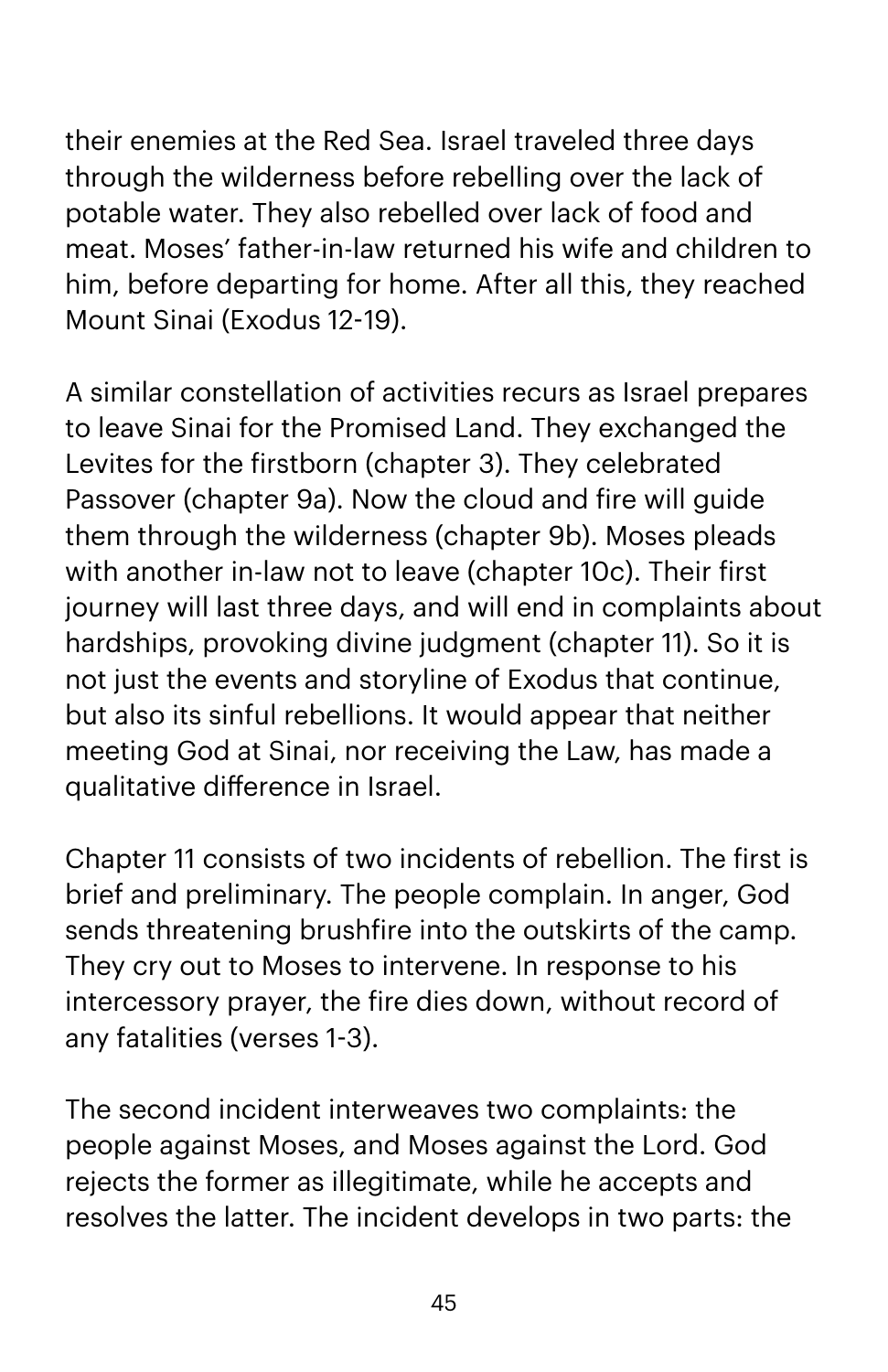their enemies at the Red Sea. Israel traveled three days through the wilderness before rebelling over the lack of potable water. They also rebelled over lack of food and meat. Moses' father-in-law returned his wife and children to him, before departing for home. After all this, they reached Mount Sinai (Exodus 12-19).

A similar constellation of activities recurs as Israel prepares to leave Sinai for the Promised Land. They exchanged the Levites for the firstborn (chapter 3). They celebrated Passover (chapter 9a). Now the cloud and fire will guide them through the wilderness (chapter 9b). Moses pleads with another in-law not to leave (chapter 10c). Their first journey will last three days, and will end in complaints about hardships, provoking divine judgment (chapter 11). So it is not just the events and storyline of Exodus that continue, but also its sinful rebellions. It would appear that neither meeting God at Sinai, nor receiving the Law, has made a qualitative difference in Israel.

Chapter 11 consists of two incidents of rebellion. The first is brief and preliminary. The people complain. In anger, God sends threatening brushfire into the outskirts of the camp. They cry out to Moses to intervene. In response to his intercessory prayer, the fire dies down, without record of any fatalities (verses 1-3).

The second incident interweaves two complaints: the people against Moses, and Moses against the Lord. God rejects the former as illegitimate, while he accepts and resolves the latter. The incident develops in two parts: the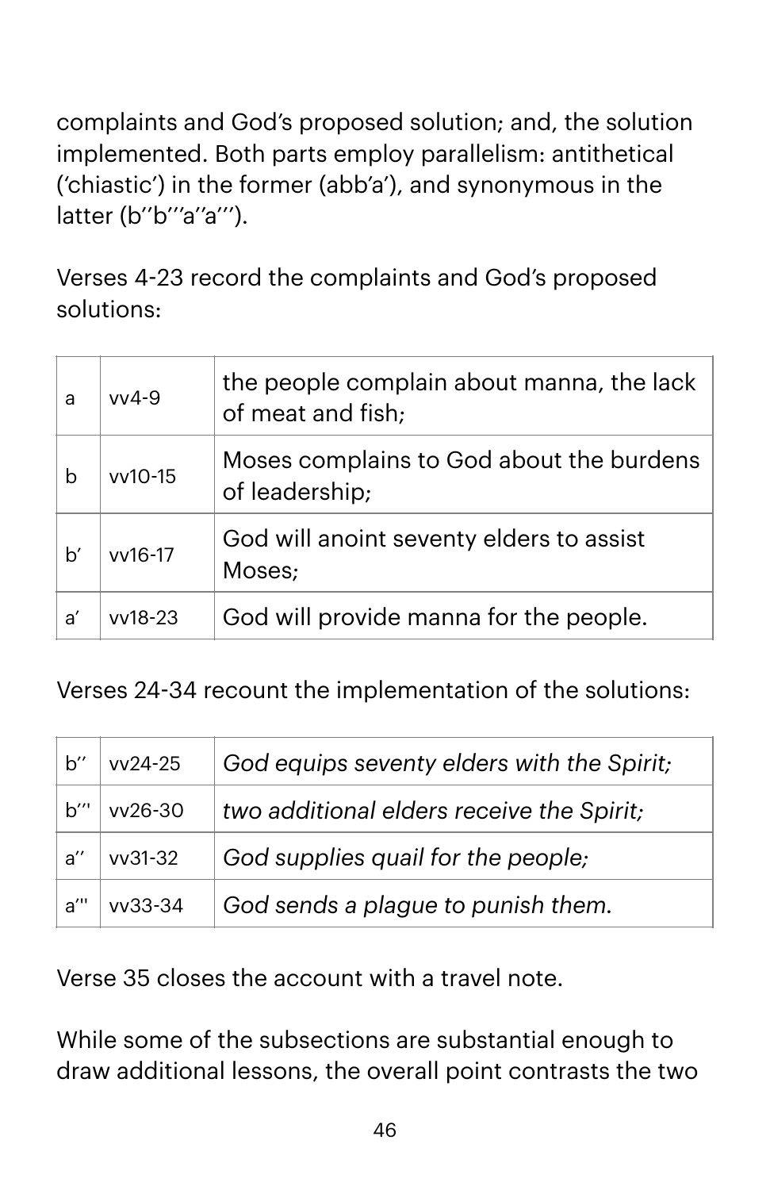complaints and God's proposed solution; and, the solution implemented. Both parts employ parallelism: antithetical ('chiastic') in the former (abb'a'), and synonymous in the latter (b''b'''a''a''').

Verses 4-23 record the complaints and God's proposed solutions:

| | | |
|---|---|---|
| a | vv4-9 | the people complain about manna, the lack of meat and fish; |
| b | vv10-15 | Moses complains to God about the burdens of leadership; |
| b' | vv16-17 | God will anoint seventy elders to assist Moses; |
| a' | vv18-23 | God will provide manna for the people. |

Verses 24-34 recount the implementation of the solutions:

| | | |
|---|---|---|
| b'' | vv24-25 | *God equips seventy elders with the Spirit;* |
| b''' | vv26-30 | *two additional elders receive the Spirit;* |
| a'' | vv31-32 | *God supplies quail for the people;* |
| a''' | vv33-34 | *God sends a plague to punish them.* |

Verse 35 closes the account with a travel note.

While some of the subsections are substantial enough to draw additional lessons, the overall point contrasts the two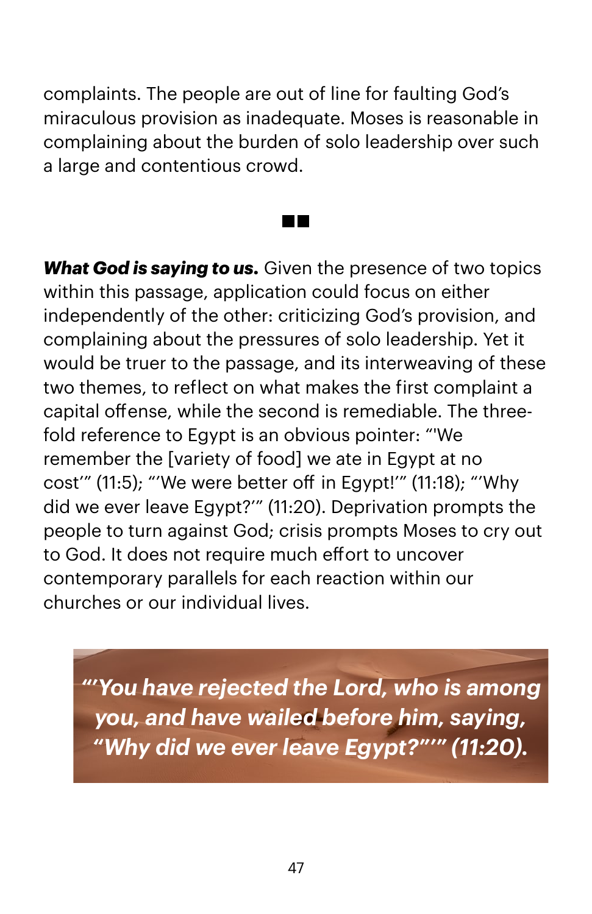complaints. The people are out of line for faulting God's miraculous provision as inadequate. Moses is reasonable in complaining about the burden of solo leadership over such a large and contentious crowd.

■■

***What God is saying to us.*** Given the presence of two topics within this passage, application could focus on either independently of the other: criticizing God's provision, and complaining about the pressures of solo leadership. Yet it would be truer to the passage, and its interweaving of these two themes, to reflect on what makes the first complaint a capital offense, while the second is remediable. The three-fold reference to Egypt is an obvious pointer: "'We remember the [variety of food] we ate in Egypt at no cost'" (11:5); "'We were better off in Egypt!'" (11:18); "'Why did we ever leave Egypt?'" (11:20). Deprivation prompts the people to turn against God; crisis prompts Moses to cry out to God. It does not require much effort to uncover contemporary parallels for each reaction within our churches or our individual lives.

> ***"'You have rejected the Lord, who is among you, and have wailed before him, saying, "Why did we ever leave Egypt?"'" (11:20).***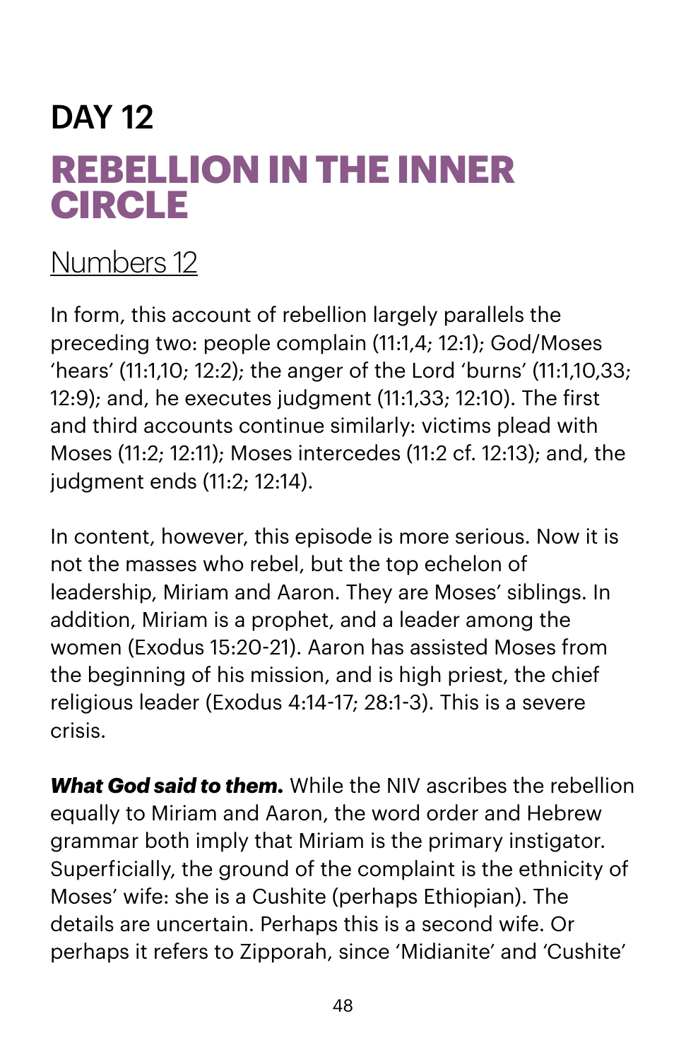# DAY 12

## REBELLION IN THE INNER CIRCLE

Numbers 12

In form, this account of rebellion largely parallels the preceding two: people complain (11:1,4; 12:1); God/Moses 'hears' (11:1,10; 12:2); the anger of the Lord 'burns' (11:1,10,33; 12:9); and, he executes judgment (11:1,33; 12:10). The first and third accounts continue similarly: victims plead with Moses (11:2; 12:11); Moses intercedes (11:2 cf. 12:13); and, the judgment ends (11:2; 12:14).

In content, however, this episode is more serious. Now it is not the masses who rebel, but the top echelon of leadership, Miriam and Aaron. They are Moses' siblings. In addition, Miriam is a prophet, and a leader among the women (Exodus 15:20-21). Aaron has assisted Moses from the beginning of his mission, and is high priest, the chief religious leader (Exodus 4:14-17; 28:1-3). This is a severe crisis.

***What God said to them.*** While the NIV ascribes the rebellion equally to Miriam and Aaron, the word order and Hebrew grammar both imply that Miriam is the primary instigator. Superficially, the ground of the complaint is the ethnicity of Moses' wife: she is a Cushite (perhaps Ethiopian). The details are uncertain. Perhaps this is a second wife. Or perhaps it refers to Zipporah, since 'Midianite' and 'Cushite'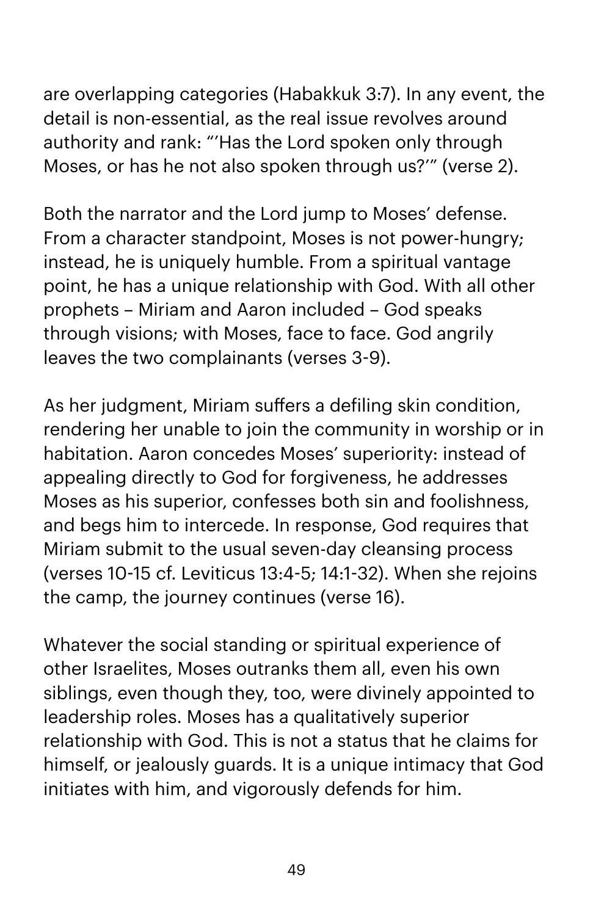are overlapping categories (Habakkuk 3:7). In any event, the detail is non-essential, as the real issue revolves around authority and rank: "'Has the Lord spoken only through Moses, or has he not also spoken through us?'" (verse 2).

Both the narrator and the Lord jump to Moses' defense. From a character standpoint, Moses is not power-hungry; instead, he is uniquely humble. From a spiritual vantage point, he has a unique relationship with God. With all other prophets – Miriam and Aaron included – God speaks through visions; with Moses, face to face. God angrily leaves the two complainants (verses 3-9).

As her judgment, Miriam suffers a defiling skin condition, rendering her unable to join the community in worship or in habitation. Aaron concedes Moses' superiority: instead of appealing directly to God for forgiveness, he addresses Moses as his superior, confesses both sin and foolishness, and begs him to intercede. In response, God requires that Miriam submit to the usual seven-day cleansing process (verses 10-15 cf. Leviticus 13:4-5; 14:1-32). When she rejoins the camp, the journey continues (verse 16).

Whatever the social standing or spiritual experience of other Israelites, Moses outranks them all, even his own siblings, even though they, too, were divinely appointed to leadership roles. Moses has a qualitatively superior relationship with God. This is not a status that he claims for himself, or jealously guards. It is a unique intimacy that God initiates with him, and vigorously defends for him.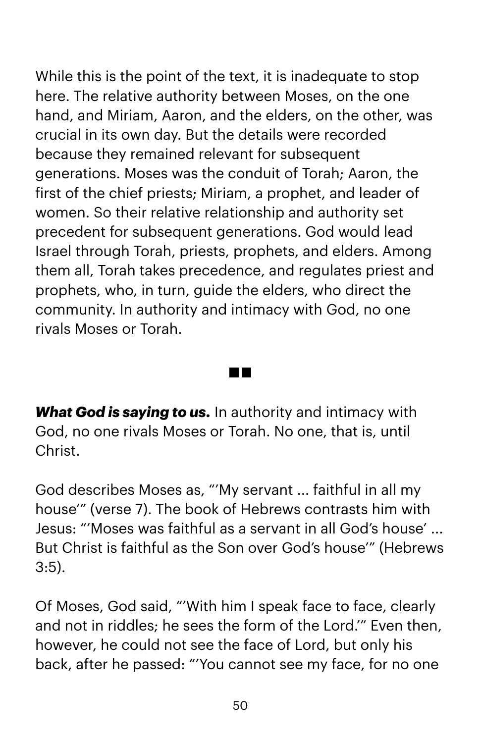While this is the point of the text, it is inadequate to stop here. The relative authority between Moses, on the one hand, and Miriam, Aaron, and the elders, on the other, was crucial in its own day. But the details were recorded because they remained relevant for subsequent generations. Moses was the conduit of Torah; Aaron, the first of the chief priests; Miriam, a prophet, and leader of women. So their relative relationship and authority set precedent for subsequent generations. God would lead Israel through Torah, priests, prophets, and elders. Among them all, Torah takes precedence, and regulates priest and prophets, who, in turn, guide the elders, who direct the community. In authority and intimacy with God, no one rivals Moses or Torah.

■■

***What God is saying to us.*** In authority and intimacy with God, no one rivals Moses or Torah. No one, that is, until Christ.

God describes Moses as, "'My servant ... faithful in all my house'" (verse 7). The book of Hebrews contrasts him with Jesus: "'Moses was faithful as a servant in all God's house' ... But Christ is faithful as the Son over God's house'" (Hebrews 3:5).

Of Moses, God said, "'With him I speak face to face, clearly and not in riddles; he sees the form of the Lord.'" Even then, however, he could not see the face of Lord, but only his back, after he passed: "'You cannot see my face, for no one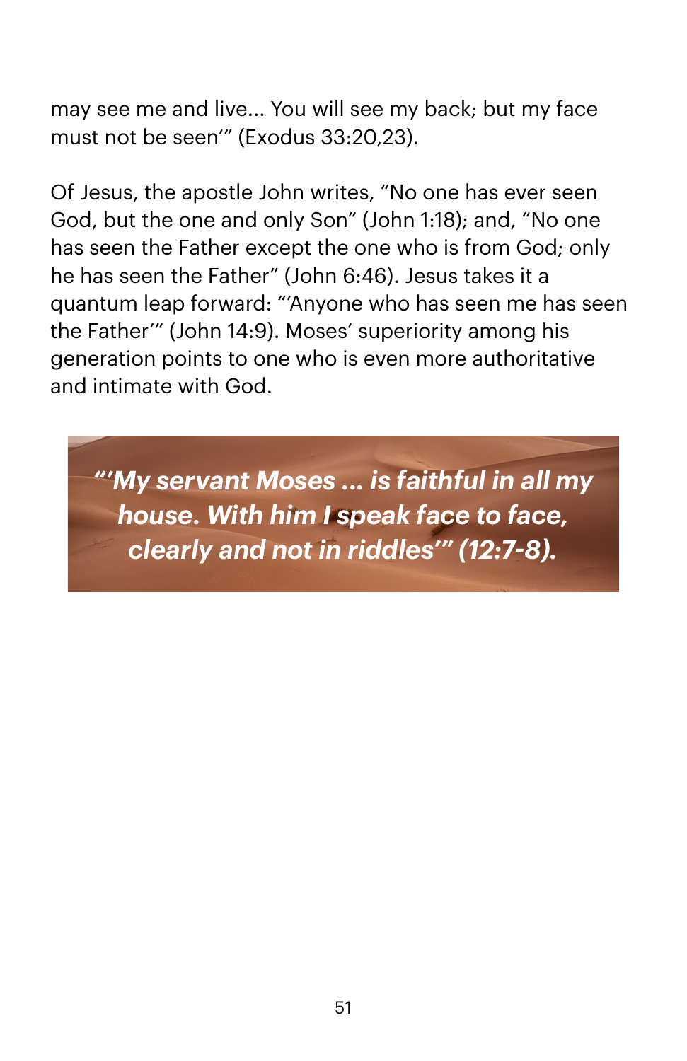may see me and live... You will see my back; but my face must not be seen'" (Exodus 33:20,23).

Of Jesus, the apostle John writes, "No one has ever seen God, but the one and only Son" (John 1:18); and, "No one has seen the Father except the one who is from God; only he has seen the Father" (John 6:46). Jesus takes it a quantum leap forward: "'Anyone who has seen me has seen the Father'" (John 14:9). Moses' superiority among his generation points to one who is even more authoritative and intimate with God.

> ***"'My servant Moses ... is faithful in all my house. With him I speak face to face, clearly and not in riddles'" (12:7-8).***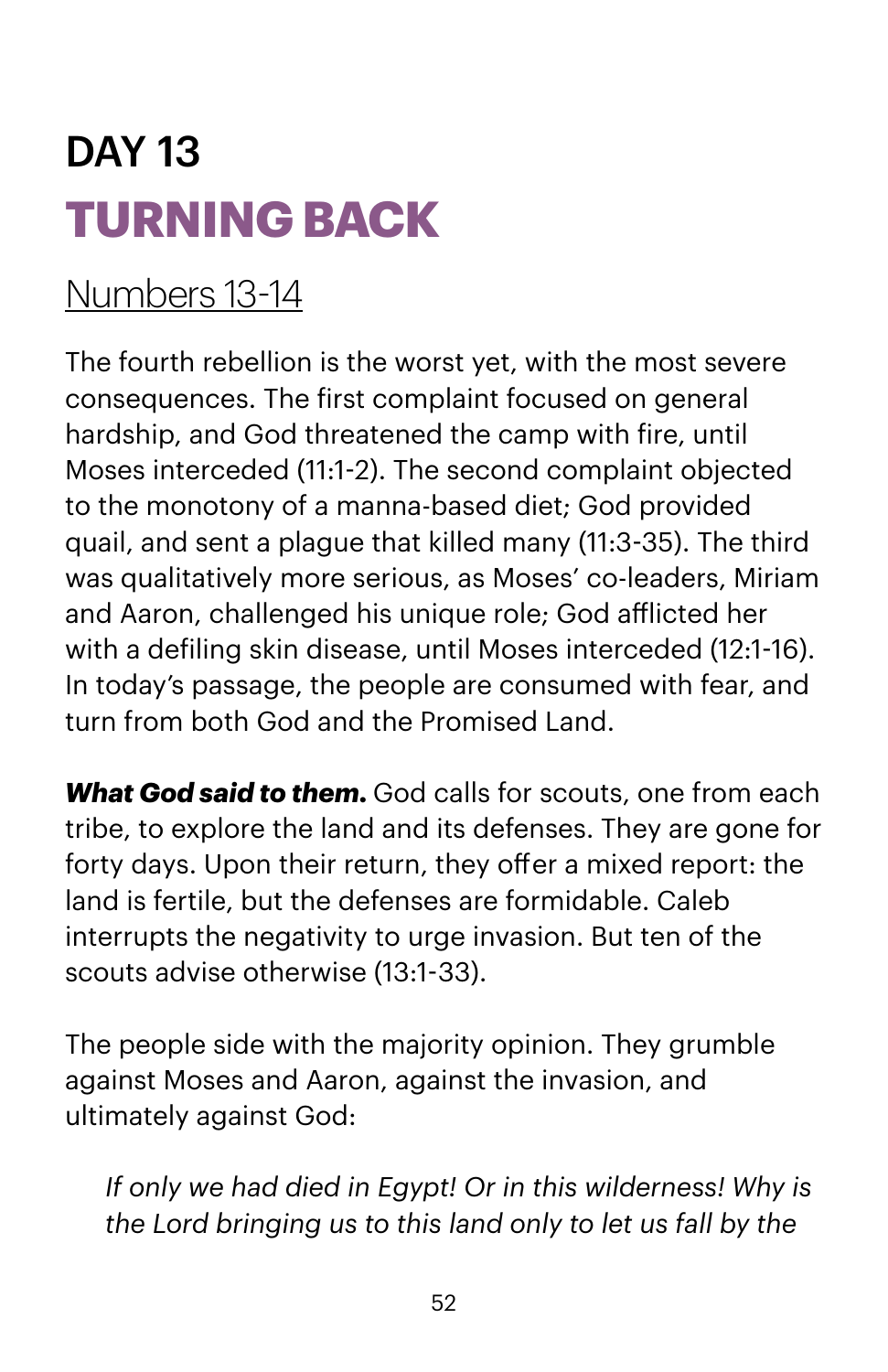# DAY 13

# TURNING BACK

Numbers 13-14

The fourth rebellion is the worst yet, with the most severe consequences. The first complaint focused on general hardship, and God threatened the camp with fire, until Moses interceded (11:1-2). The second complaint objected to the monotony of a manna-based diet; God provided quail, and sent a plague that killed many (11:3-35). The third was qualitatively more serious, as Moses' co-leaders, Miriam and Aaron, challenged his unique role; God afflicted her with a defiling skin disease, until Moses interceded (12:1-16). In today's passage, the people are consumed with fear, and turn from both God and the Promised Land.

***What God said to them.*** God calls for scouts, one from each tribe, to explore the land and its defenses. They are gone for forty days. Upon their return, they offer a mixed report: the land is fertile, but the defenses are formidable. Caleb interrupts the negativity to urge invasion. But ten of the scouts advise otherwise (13:1-33).

The people side with the majority opinion. They grumble against Moses and Aaron, against the invasion, and ultimately against God:

> *If only we had died in Egypt! Or in this wilderness! Why is the Lord bringing us to this land only to let us fall by the*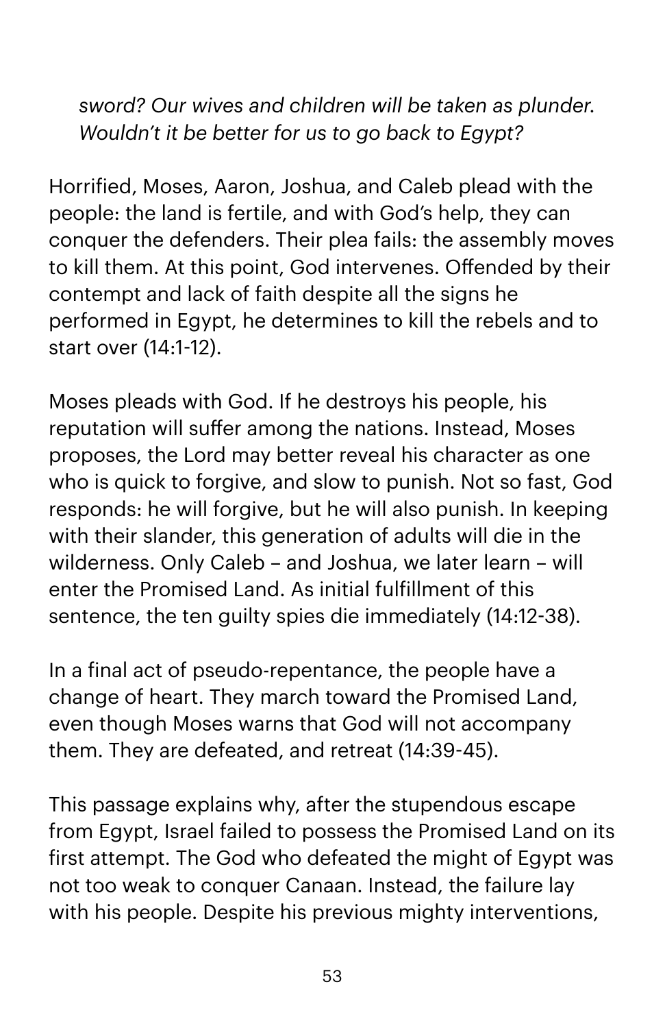*sword? Our wives and children will be taken as plunder. Wouldn't it be better for us to go back to Egypt?*

Horrified, Moses, Aaron, Joshua, and Caleb plead with the people: the land is fertile, and with God's help, they can conquer the defenders. Their plea fails: the assembly moves to kill them. At this point, God intervenes. Offended by their contempt and lack of faith despite all the signs he performed in Egypt, he determines to kill the rebels and to start over (14:1-12).

Moses pleads with God. If he destroys his people, his reputation will suffer among the nations. Instead, Moses proposes, the Lord may better reveal his character as one who is quick to forgive, and slow to punish. Not so fast, God responds: he will forgive, but he will also punish. In keeping with their slander, this generation of adults will die in the wilderness. Only Caleb – and Joshua, we later learn – will enter the Promised Land. As initial fulfillment of this sentence, the ten guilty spies die immediately (14:12-38).

In a final act of pseudo-repentance, the people have a change of heart. They march toward the Promised Land, even though Moses warns that God will not accompany them. They are defeated, and retreat (14:39-45).

This passage explains why, after the stupendous escape from Egypt, Israel failed to possess the Promised Land on its first attempt. The God who defeated the might of Egypt was not too weak to conquer Canaan. Instead, the failure lay with his people. Despite his previous mighty interventions,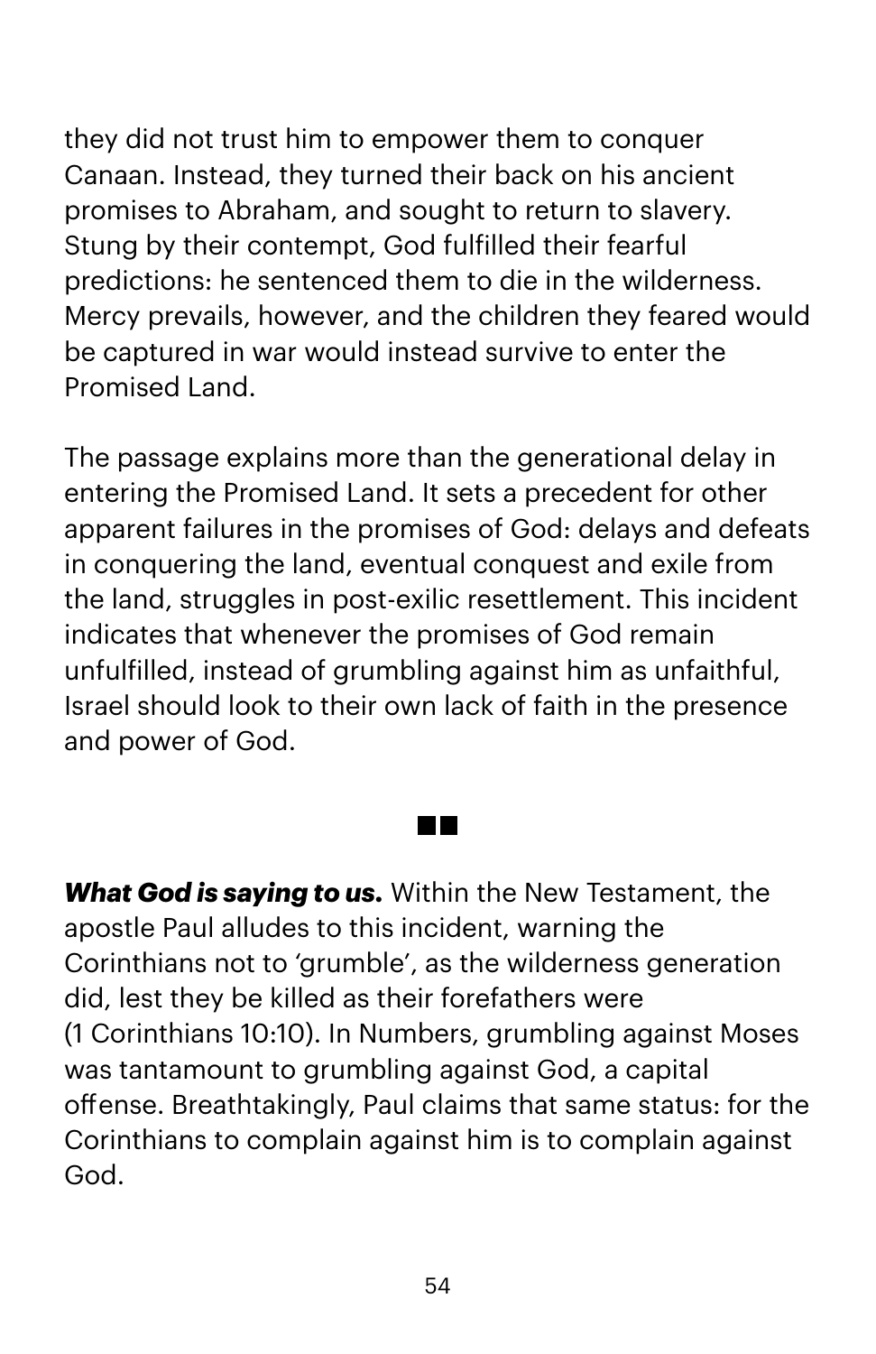they did not trust him to empower them to conquer Canaan. Instead, they turned their back on his ancient promises to Abraham, and sought to return to slavery. Stung by their contempt, God fulfilled their fearful predictions: he sentenced them to die in the wilderness. Mercy prevails, however, and the children they feared would be captured in war would instead survive to enter the Promised Land.

The passage explains more than the generational delay in entering the Promised Land. It sets a precedent for other apparent failures in the promises of God: delays and defeats in conquering the land, eventual conquest and exile from the land, struggles in post-exilic resettlement. This incident indicates that whenever the promises of God remain unfulfilled, instead of grumbling against him as unfaithful, Israel should look to their own lack of faith in the presence and power of God.

■■

***What God is saying to us.*** Within the New Testament, the apostle Paul alludes to this incident, warning the Corinthians not to 'grumble', as the wilderness generation did, lest they be killed as their forefathers were (1 Corinthians 10:10). In Numbers, grumbling against Moses was tantamount to grumbling against God, a capital offense. Breathtakingly, Paul claims that same status: for the Corinthians to complain against him is to complain against God.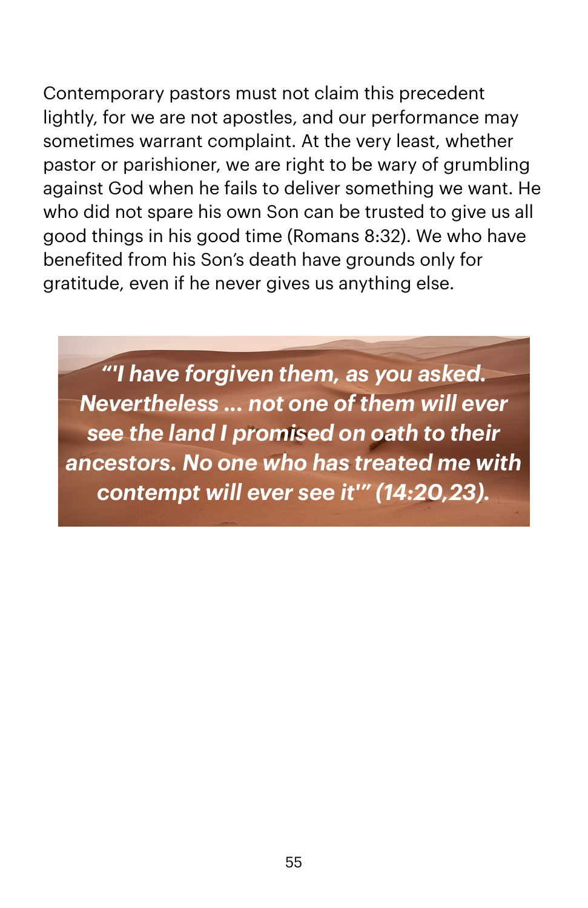Contemporary pastors must not claim this precedent lightly, for we are not apostles, and our performance may sometimes warrant complaint. At the very least, whether pastor or parishioner, we are right to be wary of grumbling against God when he fails to deliver something we want. He who did not spare his own Son can be trusted to give us all good things in his good time (Romans 8:32). We who have benefited from his Son's death have grounds only for gratitude, even if he never gives us anything else.

***"'I have forgiven them, as you asked. Nevertheless ... not one of them will ever see the land I promised on oath to their ancestors. No one who has treated me with contempt will ever see it'" (14:20,23).***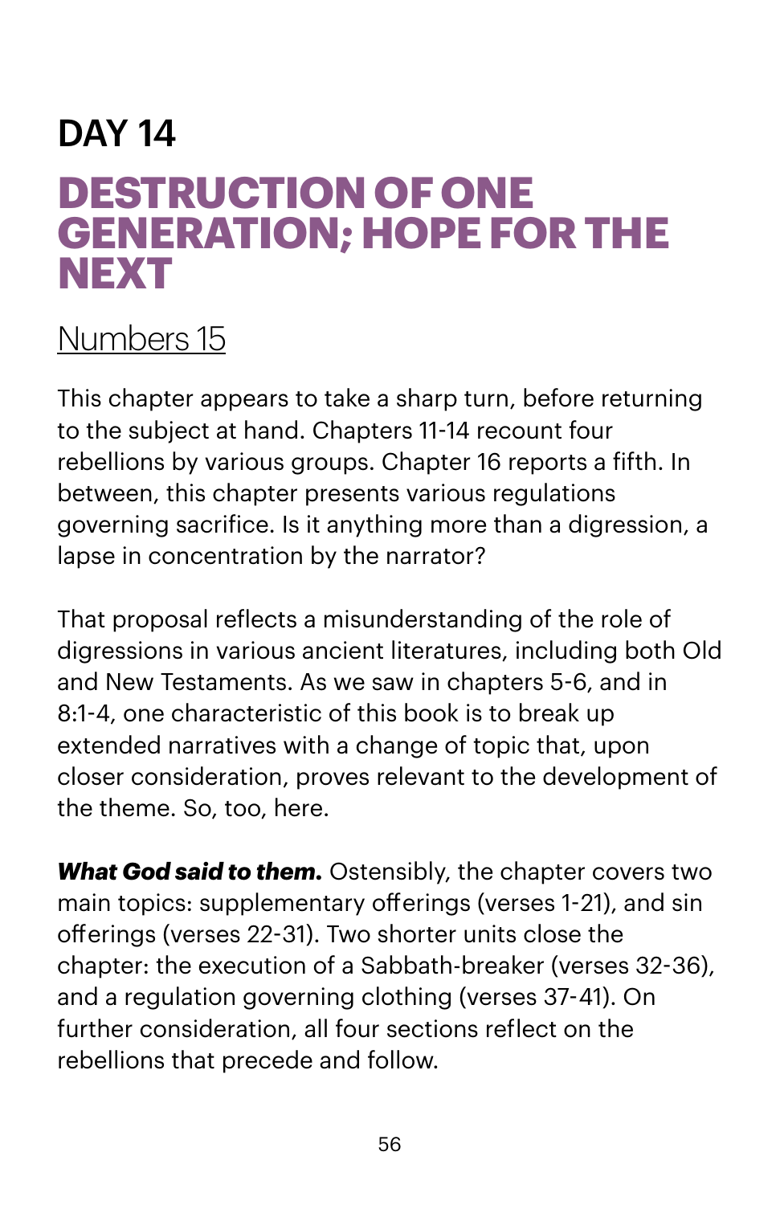## DAY 14

# DESTRUCTION OF ONE GENERATION; HOPE FOR THE NEXT

Numbers 15

This chapter appears to take a sharp turn, before returning to the subject at hand. Chapters 11-14 recount four rebellions by various groups. Chapter 16 reports a fifth. In between, this chapter presents various regulations governing sacrifice. Is it anything more than a digression, a lapse in concentration by the narrator?

That proposal reflects a misunderstanding of the role of digressions in various ancient literatures, including both Old and New Testaments. As we saw in chapters 5-6, and in 8:1-4, one characteristic of this book is to break up extended narratives with a change of topic that, upon closer consideration, proves relevant to the development of the theme. So, too, here.

***What God said to them.*** Ostensibly, the chapter covers two main topics: supplementary offerings (verses 1-21), and sin offerings (verses 22-31). Two shorter units close the chapter: the execution of a Sabbath-breaker (verses 32-36), and a regulation governing clothing (verses 37-41). On further consideration, all four sections reflect on the rebellions that precede and follow.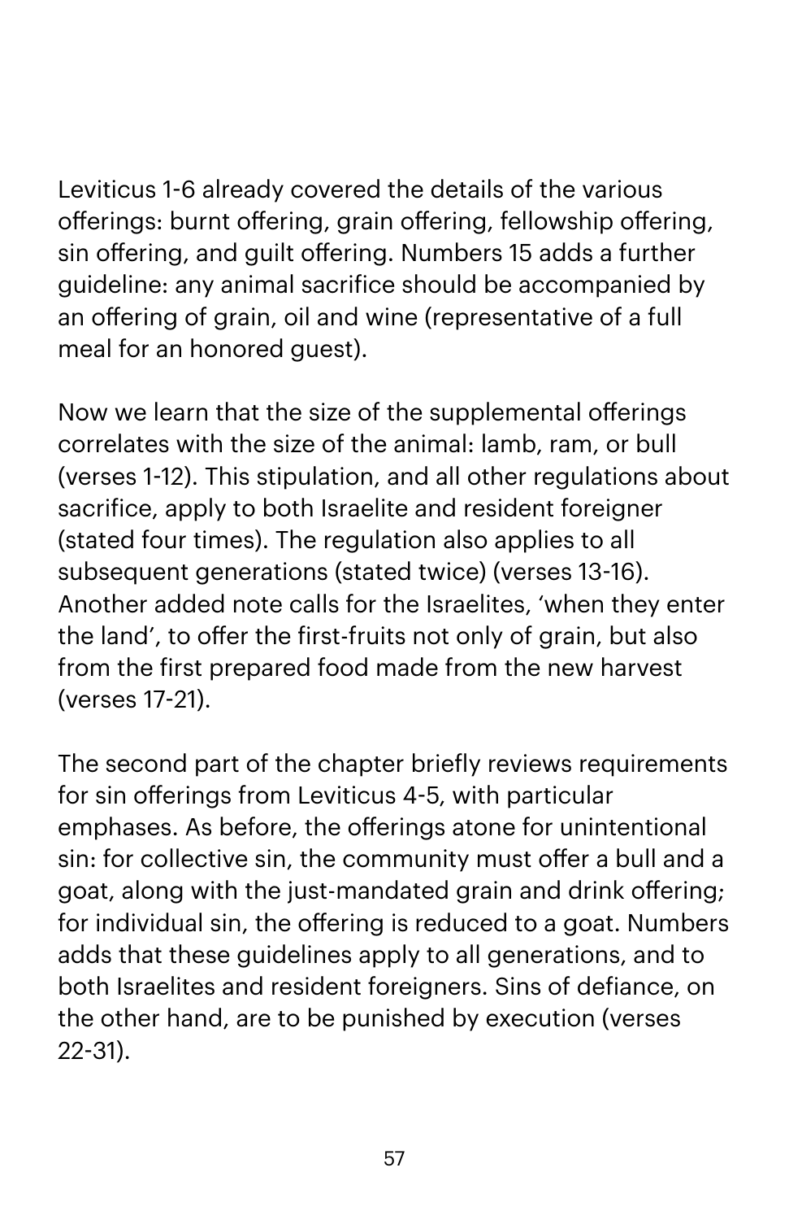Leviticus 1-6 already covered the details of the various offerings: burnt offering, grain offering, fellowship offering, sin offering, and guilt offering. Numbers 15 adds a further guideline: any animal sacrifice should be accompanied by an offering of grain, oil and wine (representative of a full meal for an honored guest).

Now we learn that the size of the supplemental offerings correlates with the size of the animal: lamb, ram, or bull (verses 1-12). This stipulation, and all other regulations about sacrifice, apply to both Israelite and resident foreigner (stated four times). The regulation also applies to all subsequent generations (stated twice) (verses 13-16). Another added note calls for the Israelites, 'when they enter the land', to offer the first-fruits not only of grain, but also from the first prepared food made from the new harvest (verses 17-21).

The second part of the chapter briefly reviews requirements for sin offerings from Leviticus 4-5, with particular emphases. As before, the offerings atone for unintentional sin: for collective sin, the community must offer a bull and a goat, along with the just-mandated grain and drink offering; for individual sin, the offering is reduced to a goat. Numbers adds that these guidelines apply to all generations, and to both Israelites and resident foreigners. Sins of defiance, on the other hand, are to be punished by execution (verses 22-31).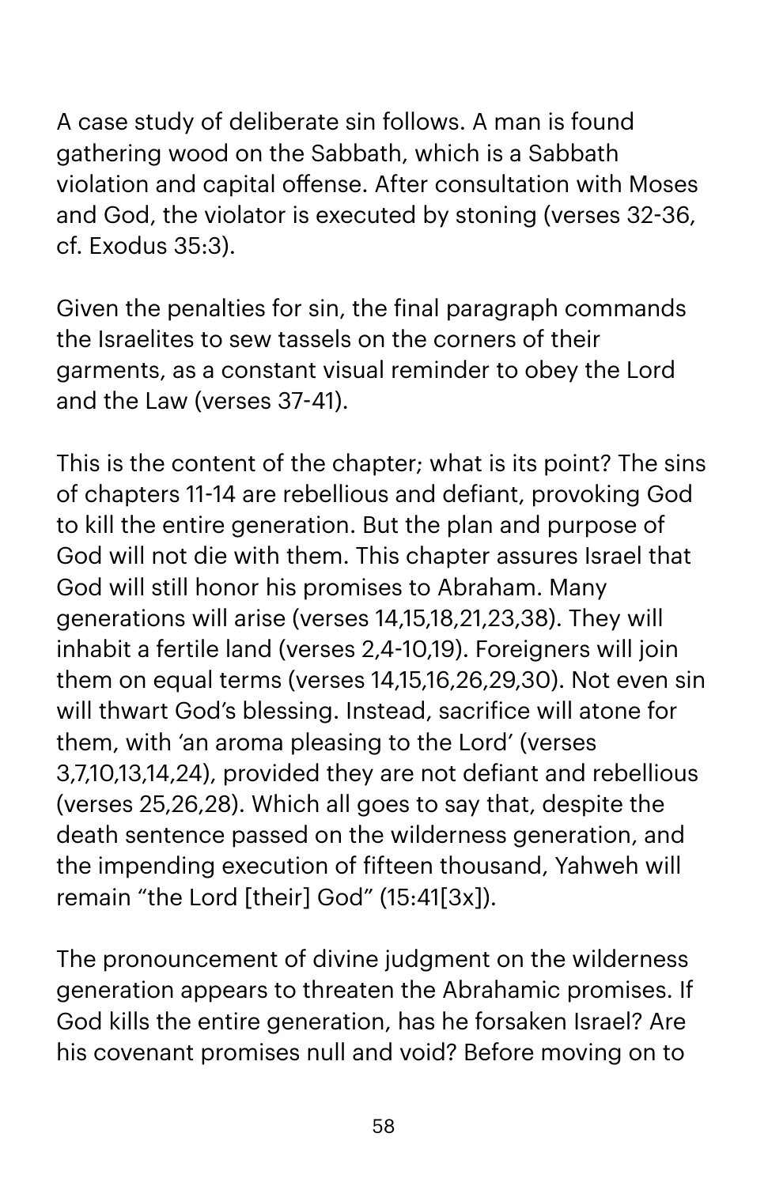A case study of deliberate sin follows. A man is found gathering wood on the Sabbath, which is a Sabbath violation and capital offense. After consultation with Moses and God, the violator is executed by stoning (verses 32-36, cf. Exodus 35:3).

Given the penalties for sin, the final paragraph commands the Israelites to sew tassels on the corners of their garments, as a constant visual reminder to obey the Lord and the Law (verses 37-41).

This is the content of the chapter; what is its point? The sins of chapters 11-14 are rebellious and defiant, provoking God to kill the entire generation. But the plan and purpose of God will not die with them. This chapter assures Israel that God will still honor his promises to Abraham. Many generations will arise (verses 14,15,18,21,23,38). They will inhabit a fertile land (verses 2,4-10,19). Foreigners will join them on equal terms (verses 14,15,16,26,29,30). Not even sin will thwart God's blessing. Instead, sacrifice will atone for them, with 'an aroma pleasing to the Lord' (verses 3,7,10,13,14,24), provided they are not defiant and rebellious (verses 25,26,28). Which all goes to say that, despite the death sentence passed on the wilderness generation, and the impending execution of fifteen thousand, Yahweh will remain "the Lord [their] God" (15:41[3x]).

The pronouncement of divine judgment on the wilderness generation appears to threaten the Abrahamic promises. If God kills the entire generation, has he forsaken Israel? Are his covenant promises null and void? Before moving on to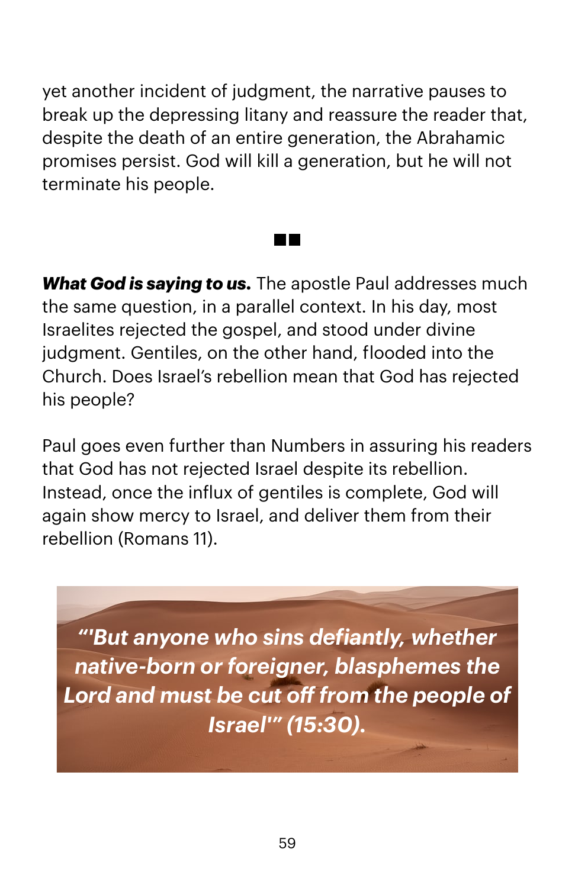yet another incident of judgment, the narrative pauses to break up the depressing litany and reassure the reader that, despite the death of an entire generation, the Abrahamic promises persist. God will kill a generation, but he will not terminate his people.

■■

***What God is saying to us.*** The apostle Paul addresses much the same question, in a parallel context. In his day, most Israelites rejected the gospel, and stood under divine judgment. Gentiles, on the other hand, flooded into the Church. Does Israel's rebellion mean that God has rejected his people?

Paul goes even further than Numbers in assuring his readers that God has not rejected Israel despite its rebellion. Instead, once the influx of gentiles is complete, God will again show mercy to Israel, and deliver them from their rebellion (Romans 11).

***"'But anyone who sins defiantly, whether native-born or foreigner, blasphemes the Lord and must be cut off from the people of Israel'" (15:30).***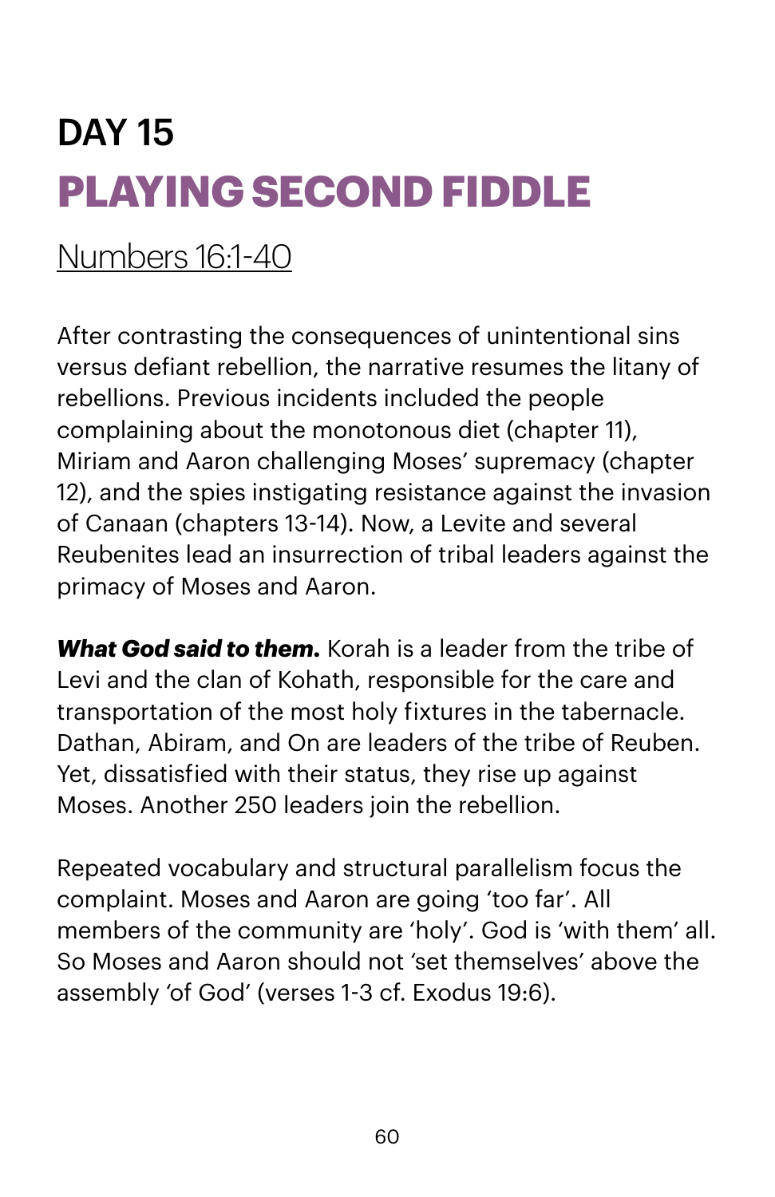# DAY 15

## PLAYING SECOND FIDDLE

Numbers 16:1-40

After contrasting the consequences of unintentional sins versus defiant rebellion, the narrative resumes the litany of rebellions. Previous incidents included the people complaining about the monotonous diet (chapter 11), Miriam and Aaron challenging Moses' supremacy (chapter 12), and the spies instigating resistance against the invasion of Canaan (chapters 13-14). Now, a Levite and several Reubenites lead an insurrection of tribal leaders against the primacy of Moses and Aaron.

***What God said to them.*** Korah is a leader from the tribe of Levi and the clan of Kohath, responsible for the care and transportation of the most holy fixtures in the tabernacle. Dathan, Abiram, and On are leaders of the tribe of Reuben. Yet, dissatisfied with their status, they rise up against Moses. Another 250 leaders join the rebellion.

Repeated vocabulary and structural parallelism focus the complaint. Moses and Aaron are going 'too far'. All members of the community are 'holy'. God is 'with them' all. So Moses and Aaron should not 'set themselves' above the assembly 'of God' (verses 1-3 cf. Exodus 19:6).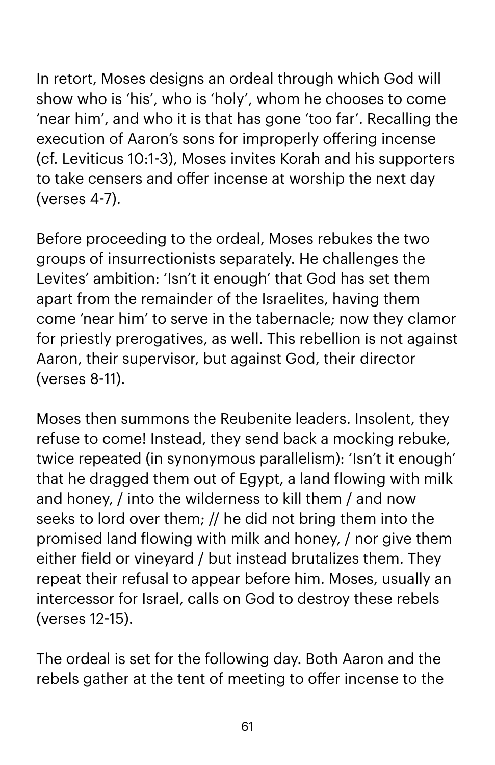In retort, Moses designs an ordeal through which God will show who is 'his', who is 'holy', whom he chooses to come 'near him', and who it is that has gone 'too far'. Recalling the execution of Aaron's sons for improperly offering incense (cf. Leviticus 10:1-3), Moses invites Korah and his supporters to take censers and offer incense at worship the next day (verses 4-7).

Before proceeding to the ordeal, Moses rebukes the two groups of insurrectionists separately. He challenges the Levites' ambition: 'Isn't it enough' that God has set them apart from the remainder of the Israelites, having them come 'near him' to serve in the tabernacle; now they clamor for priestly prerogatives, as well. This rebellion is not against Aaron, their supervisor, but against God, their director (verses 8-11).

Moses then summons the Reubenite leaders. Insolent, they refuse to come! Instead, they send back a mocking rebuke, twice repeated (in synonymous parallelism): 'Isn't it enough' that he dragged them out of Egypt, a land flowing with milk and honey, / into the wilderness to kill them / and now seeks to lord over them; // he did not bring them into the promised land flowing with milk and honey, / nor give them either field or vineyard / but instead brutalizes them. They repeat their refusal to appear before him. Moses, usually an intercessor for Israel, calls on God to destroy these rebels (verses 12-15).

The ordeal is set for the following day. Both Aaron and the rebels gather at the tent of meeting to offer incense to the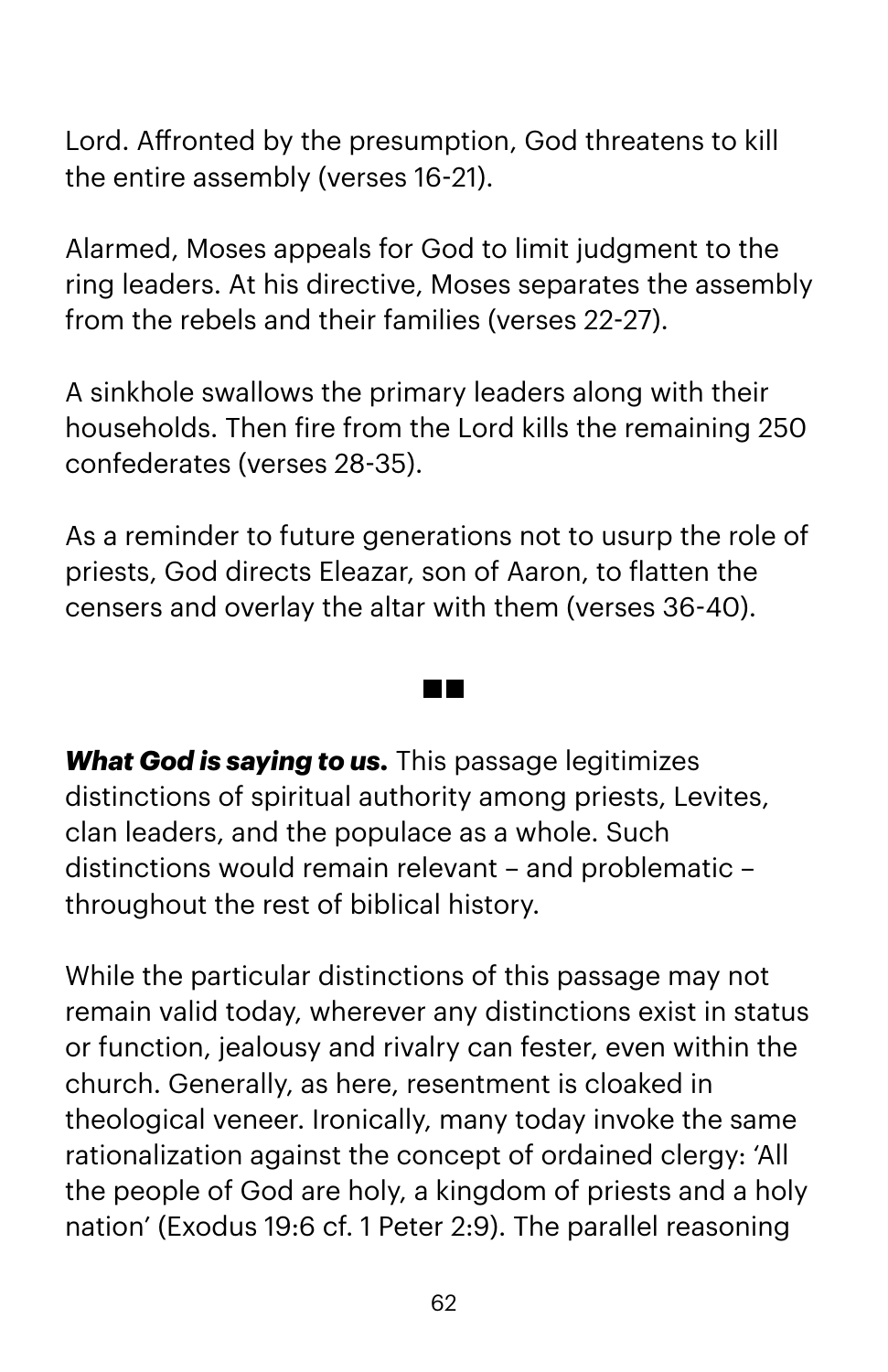Lord. Affronted by the presumption, God threatens to kill the entire assembly (verses 16-21).

Alarmed, Moses appeals for God to limit judgment to the ring leaders. At his directive, Moses separates the assembly from the rebels and their families (verses 22-27).

A sinkhole swallows the primary leaders along with their households. Then fire from the Lord kills the remaining 250 confederates (verses 28-35).

As a reminder to future generations not to usurp the role of priests, God directs Eleazar, son of Aaron, to flatten the censers and overlay the altar with them (verses 36-40).

■■

***What God is saying to us.*** This passage legitimizes distinctions of spiritual authority among priests, Levites, clan leaders, and the populace as a whole. Such distinctions would remain relevant – and problematic – throughout the rest of biblical history.

While the particular distinctions of this passage may not remain valid today, wherever any distinctions exist in status or function, jealousy and rivalry can fester, even within the church. Generally, as here, resentment is cloaked in theological veneer. Ironically, many today invoke the same rationalization against the concept of ordained clergy: 'All the people of God are holy, a kingdom of priests and a holy nation' (Exodus 19:6 cf. 1 Peter 2:9). The parallel reasoning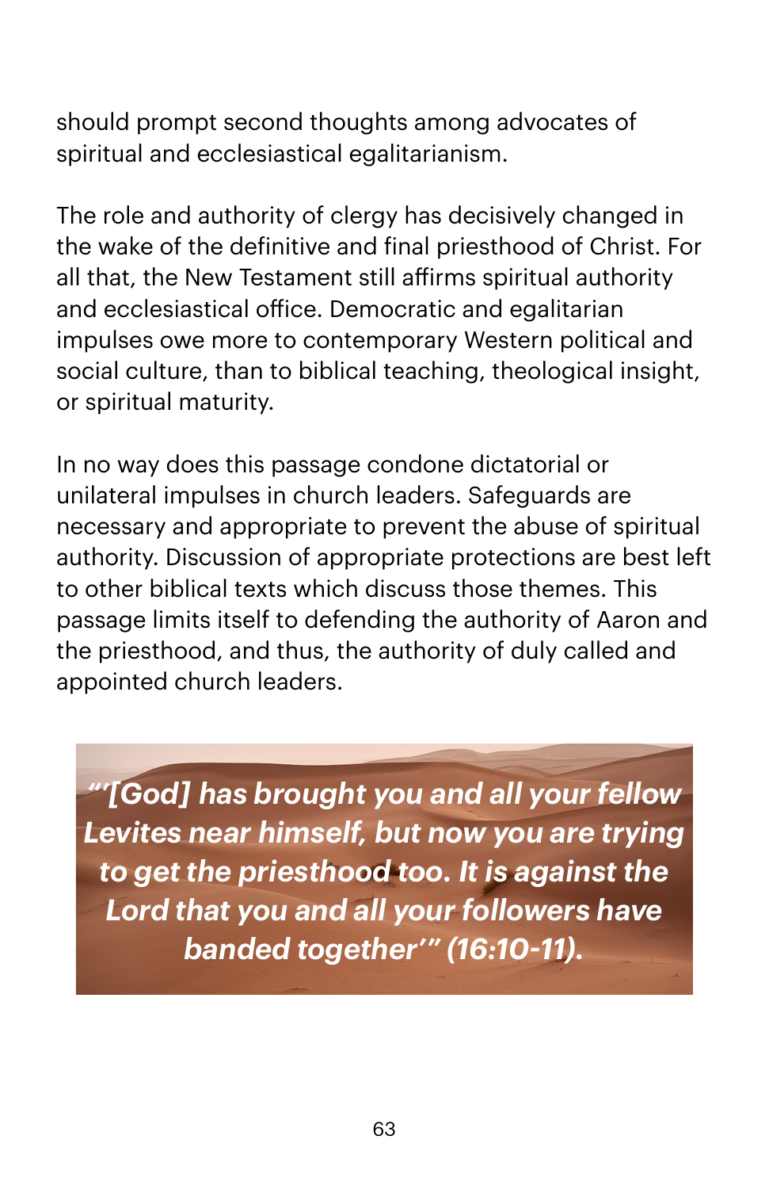should prompt second thoughts among advocates of spiritual and ecclesiastical egalitarianism.

The role and authority of clergy has decisively changed in the wake of the definitive and final priesthood of Christ. For all that, the New Testament still affirms spiritual authority and ecclesiastical office. Democratic and egalitarian impulses owe more to contemporary Western political and social culture, than to biblical teaching, theological insight, or spiritual maturity.

In no way does this passage condone dictatorial or unilateral impulses in church leaders. Safeguards are necessary and appropriate to prevent the abuse of spiritual authority. Discussion of appropriate protections are best left to other biblical texts which discuss those themes. This passage limits itself to defending the authority of Aaron and the priesthood, and thus, the authority of duly called and appointed church leaders.

> ***"'[God] has brought you and all your fellow Levites near himself, but now you are trying to get the priesthood too. It is against the Lord that you and all your followers have banded together'" (16:10-11).***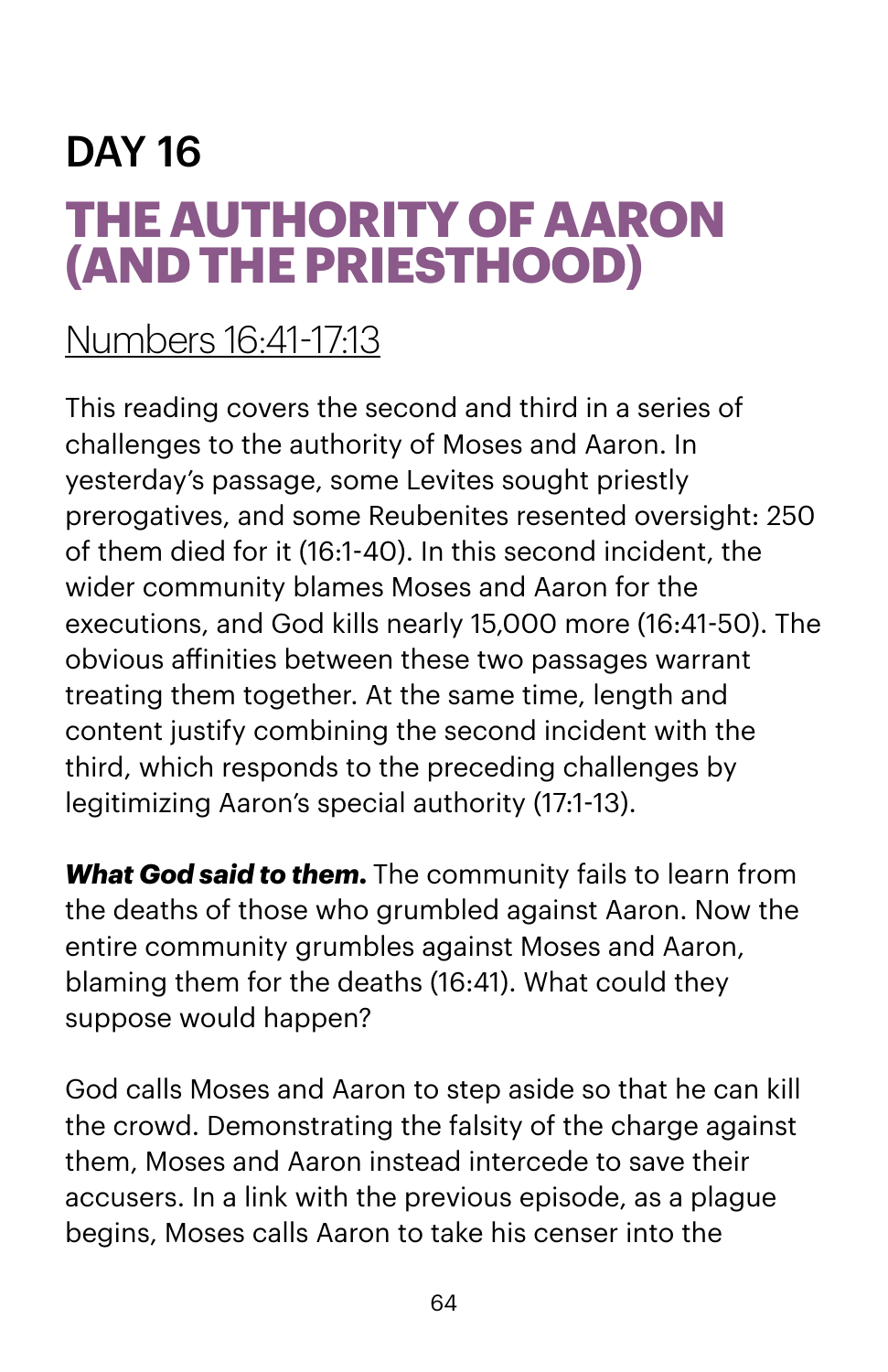# DAY 16

## THE AUTHORITY OF AARON (AND THE PRIESTHOOD)

Numbers 16:41-17:13

This reading covers the second and third in a series of challenges to the authority of Moses and Aaron. In yesterday's passage, some Levites sought priestly prerogatives, and some Reubenites resented oversight: 250 of them died for it (16:1-40). In this second incident, the wider community blames Moses and Aaron for the executions, and God kills nearly 15,000 more (16:41-50). The obvious affinities between these two passages warrant treating them together. At the same time, length and content justify combining the second incident with the third, which responds to the preceding challenges by legitimizing Aaron's special authority (17:1-13).

***What God said to them.*** The community fails to learn from the deaths of those who grumbled against Aaron. Now the entire community grumbles against Moses and Aaron, blaming them for the deaths (16:41). What could they suppose would happen?

God calls Moses and Aaron to step aside so that he can kill the crowd. Demonstrating the falsity of the charge against them, Moses and Aaron instead intercede to save their accusers. In a link with the previous episode, as a plague begins, Moses calls Aaron to take his censer into the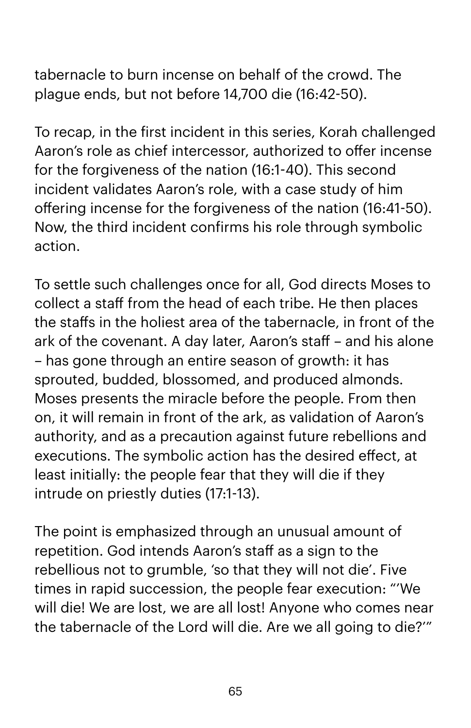tabernacle to burn incense on behalf of the crowd. The plague ends, but not before 14,700 die (16:42-50).

To recap, in the first incident in this series, Korah challenged Aaron's role as chief intercessor, authorized to offer incense for the forgiveness of the nation (16:1-40). This second incident validates Aaron's role, with a case study of him offering incense for the forgiveness of the nation (16:41-50). Now, the third incident confirms his role through symbolic action.

To settle such challenges once for all, God directs Moses to collect a staff from the head of each tribe. He then places the staffs in the holiest area of the tabernacle, in front of the ark of the covenant. A day later, Aaron's staff – and his alone – has gone through an entire season of growth: it has sprouted, budded, blossomed, and produced almonds. Moses presents the miracle before the people. From then on, it will remain in front of the ark, as validation of Aaron's authority, and as a precaution against future rebellions and executions. The symbolic action has the desired effect, at least initially: the people fear that they will die if they intrude on priestly duties (17:1-13).

The point is emphasized through an unusual amount of repetition. God intends Aaron's staff as a sign to the rebellious not to grumble, 'so that they will not die'. Five times in rapid succession, the people fear execution: "'We will die! We are lost, we are all lost! Anyone who comes near the tabernacle of the Lord will die. Are we all going to die?'"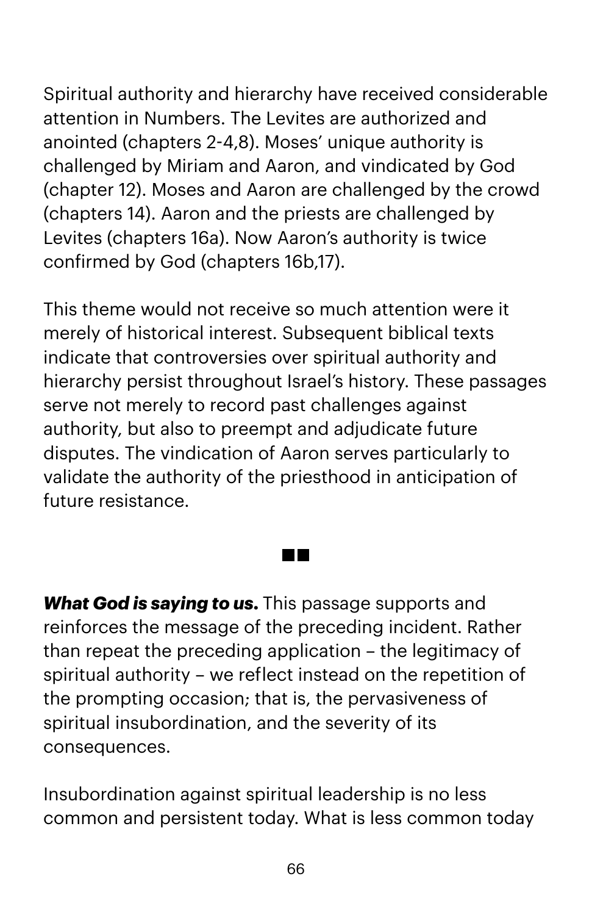Spiritual authority and hierarchy have received considerable attention in Numbers. The Levites are authorized and anointed (chapters 2-4,8). Moses' unique authority is challenged by Miriam and Aaron, and vindicated by God (chapter 12). Moses and Aaron are challenged by the crowd (chapters 14). Aaron and the priests are challenged by Levites (chapters 16a). Now Aaron's authority is twice confirmed by God (chapters 16b,17).

This theme would not receive so much attention were it merely of historical interest. Subsequent biblical texts indicate that controversies over spiritual authority and hierarchy persist throughout Israel's history. These passages serve not merely to record past challenges against authority, but also to preempt and adjudicate future disputes. The vindication of Aaron serves particularly to validate the authority of the priesthood in anticipation of future resistance.

■■

***What God is saying to us.*** This passage supports and reinforces the message of the preceding incident. Rather than repeat the preceding application – the legitimacy of spiritual authority – we reflect instead on the repetition of the prompting occasion; that is, the pervasiveness of spiritual insubordination, and the severity of its consequences.

Insubordination against spiritual leadership is no less common and persistent today. What is less common today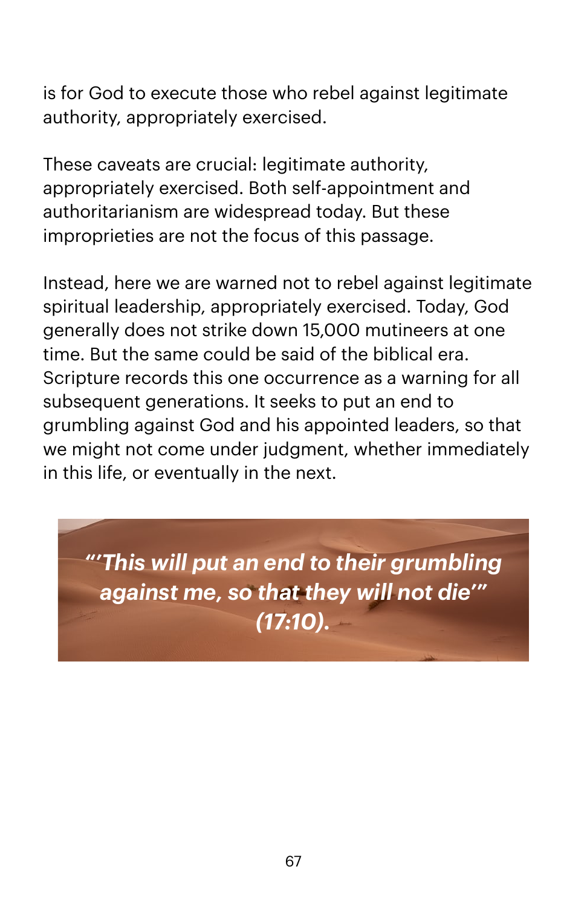is for God to execute those who rebel against legitimate authority, appropriately exercised.

These caveats are crucial: legitimate authority, appropriately exercised. Both self-appointment and authoritarianism are widespread today. But these improprieties are not the focus of this passage.

Instead, here we are warned not to rebel against legitimate spiritual leadership, appropriately exercised. Today, God generally does not strike down 15,000 mutineers at one time. But the same could be said of the biblical era. Scripture records this one occurrence as a warning for all subsequent generations. It seeks to put an end to grumbling against God and his appointed leaders, so that we might not come under judgment, whether immediately in this life, or eventually in the next.

***"'This will put an end to their grumbling against me, so that they will not die'" (17:10).***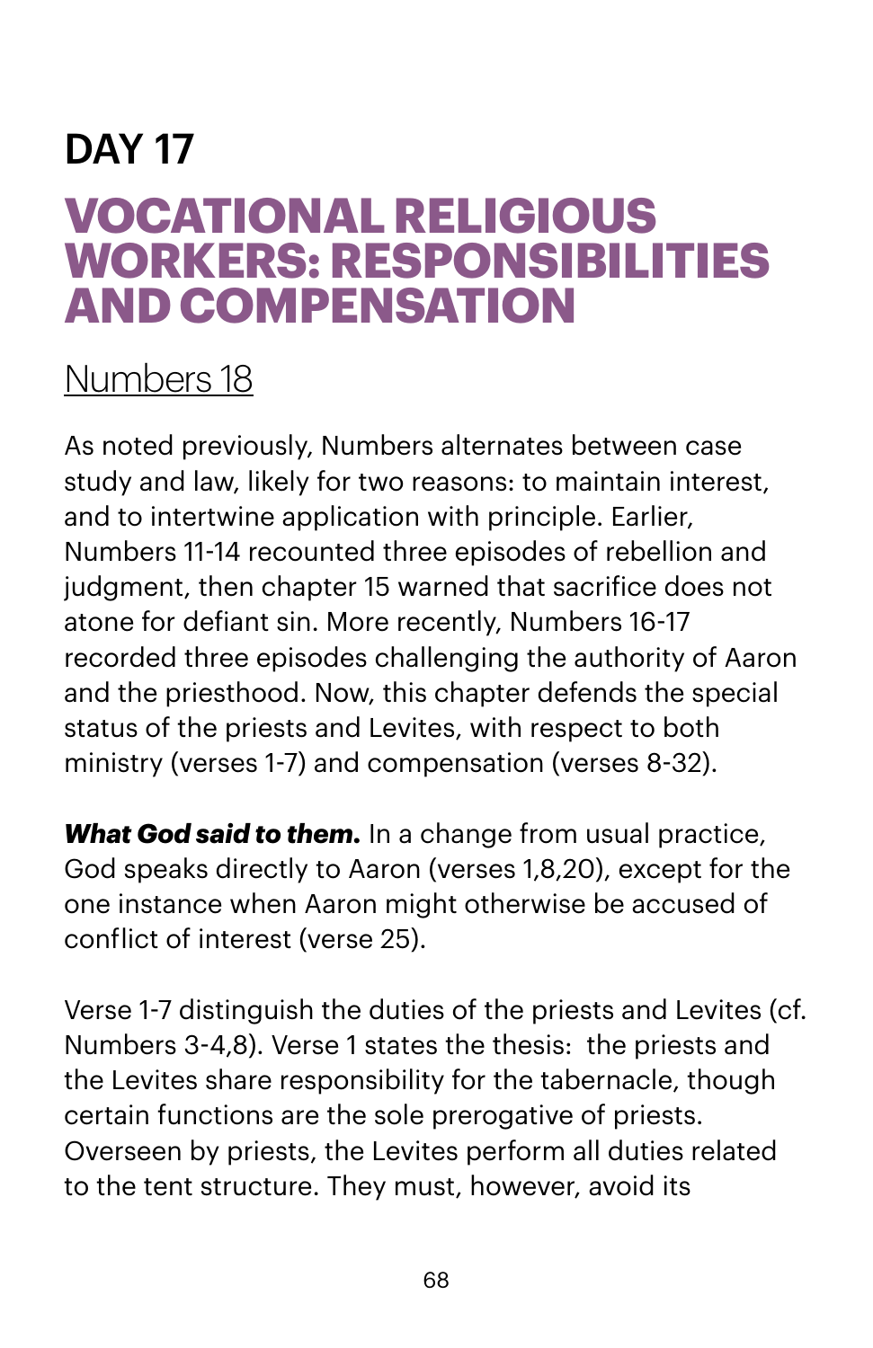# DAY 17

## VOCATIONAL RELIGIOUS WORKERS: RESPONSIBILITIES AND COMPENSATION

Numbers 18

As noted previously, Numbers alternates between case study and law, likely for two reasons: to maintain interest, and to intertwine application with principle. Earlier, Numbers 11-14 recounted three episodes of rebellion and judgment, then chapter 15 warned that sacrifice does not atone for defiant sin. More recently, Numbers 16-17 recorded three episodes challenging the authority of Aaron and the priesthood. Now, this chapter defends the special status of the priests and Levites, with respect to both ministry (verses 1-7) and compensation (verses 8-32).

***What God said to them.*** In a change from usual practice, God speaks directly to Aaron (verses 1,8,20), except for the one instance when Aaron might otherwise be accused of conflict of interest (verse 25).

Verse 1-7 distinguish the duties of the priests and Levites (cf. Numbers 3-4,8). Verse 1 states the thesis: the priests and the Levites share responsibility for the tabernacle, though certain functions are the sole prerogative of priests. Overseen by priests, the Levites perform all duties related to the tent structure. They must, however, avoid its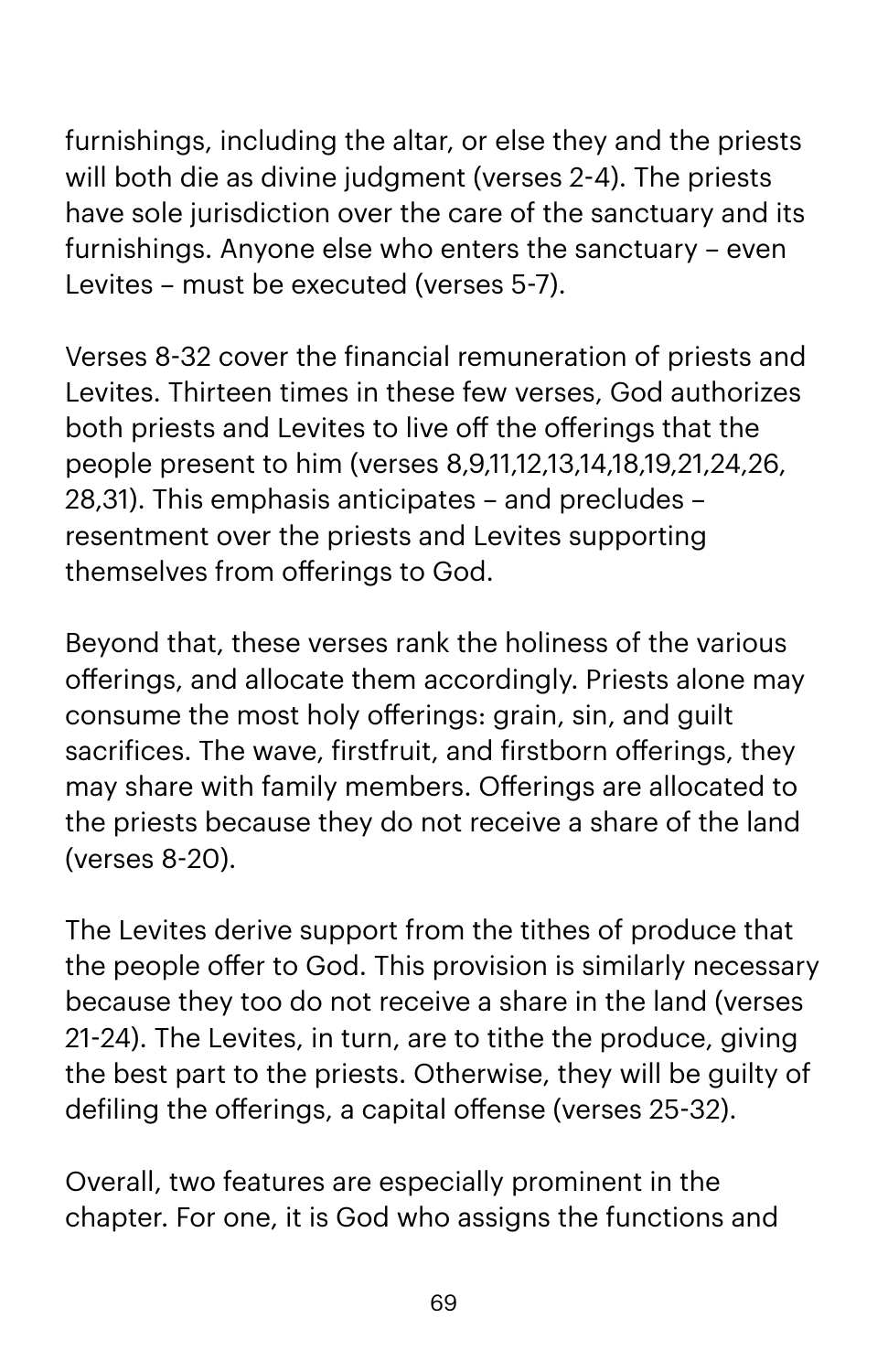furnishings, including the altar, or else they and the priests will both die as divine judgment (verses 2-4). The priests have sole jurisdiction over the care of the sanctuary and its furnishings. Anyone else who enters the sanctuary – even Levites – must be executed (verses 5-7).

Verses 8-32 cover the financial remuneration of priests and Levites. Thirteen times in these few verses, God authorizes both priests and Levites to live off the offerings that the people present to him (verses 8,9,11,12,13,14,18,19,21,24,26, 28,31). This emphasis anticipates – and precludes – resentment over the priests and Levites supporting themselves from offerings to God.

Beyond that, these verses rank the holiness of the various offerings, and allocate them accordingly. Priests alone may consume the most holy offerings: grain, sin, and guilt sacrifices. The wave, firstfruit, and firstborn offerings, they may share with family members. Offerings are allocated to the priests because they do not receive a share of the land (verses 8-20).

The Levites derive support from the tithes of produce that the people offer to God. This provision is similarly necessary because they too do not receive a share in the land (verses 21-24). The Levites, in turn, are to tithe the produce, giving the best part to the priests. Otherwise, they will be guilty of defiling the offerings, a capital offense (verses 25-32).

Overall, two features are especially prominent in the chapter. For one, it is God who assigns the functions and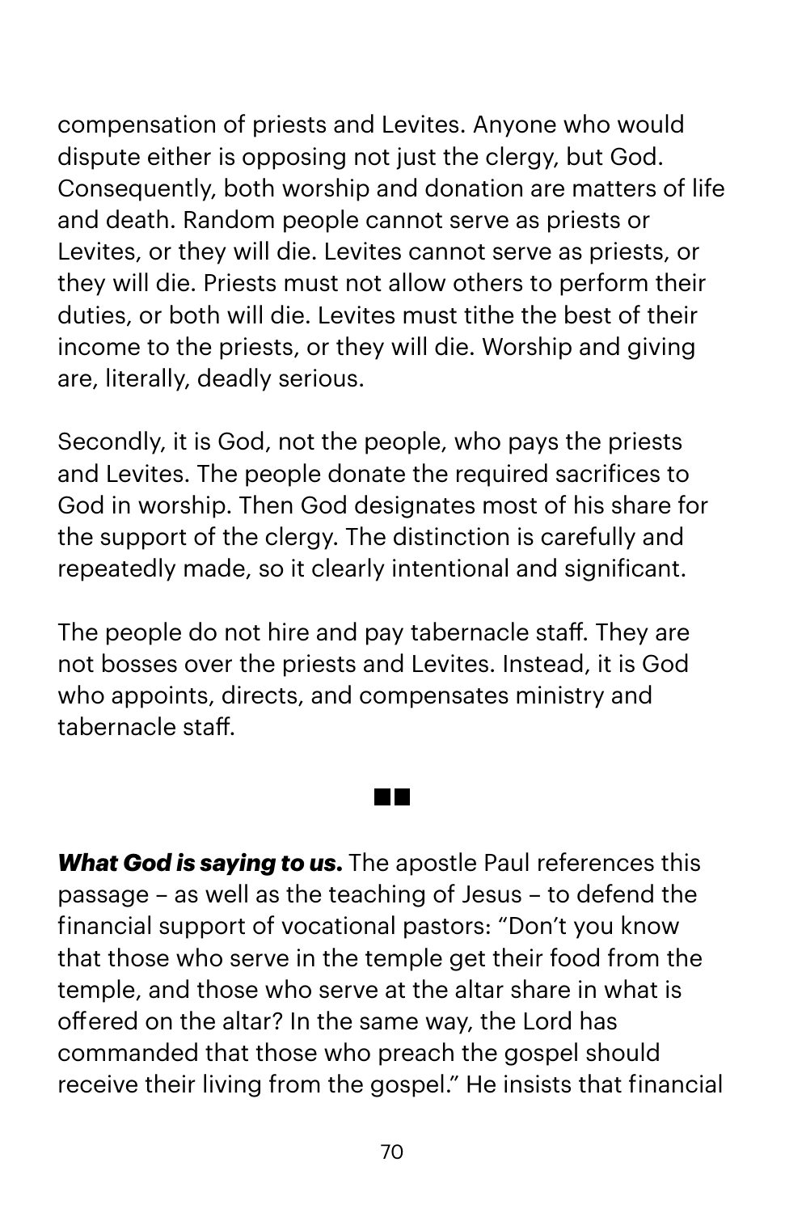compensation of priests and Levites. Anyone who would dispute either is opposing not just the clergy, but God. Consequently, both worship and donation are matters of life and death. Random people cannot serve as priests or Levites, or they will die. Levites cannot serve as priests, or they will die. Priests must not allow others to perform their duties, or both will die. Levites must tithe the best of their income to the priests, or they will die. Worship and giving are, literally, deadly serious.

Secondly, it is God, not the people, who pays the priests and Levites. The people donate the required sacrifices to God in worship. Then God designates most of his share for the support of the clergy. The distinction is carefully and repeatedly made, so it clearly intentional and significant.

The people do not hire and pay tabernacle staff. They are not bosses over the priests and Levites. Instead, it is God who appoints, directs, and compensates ministry and tabernacle staff.

■■

***What God is saying to us.*** The apostle Paul references this passage – as well as the teaching of Jesus – to defend the financial support of vocational pastors: "Don't you know that those who serve in the temple get their food from the temple, and those who serve at the altar share in what is offered on the altar? In the same way, the Lord has commanded that those who preach the gospel should receive their living from the gospel." He insists that financial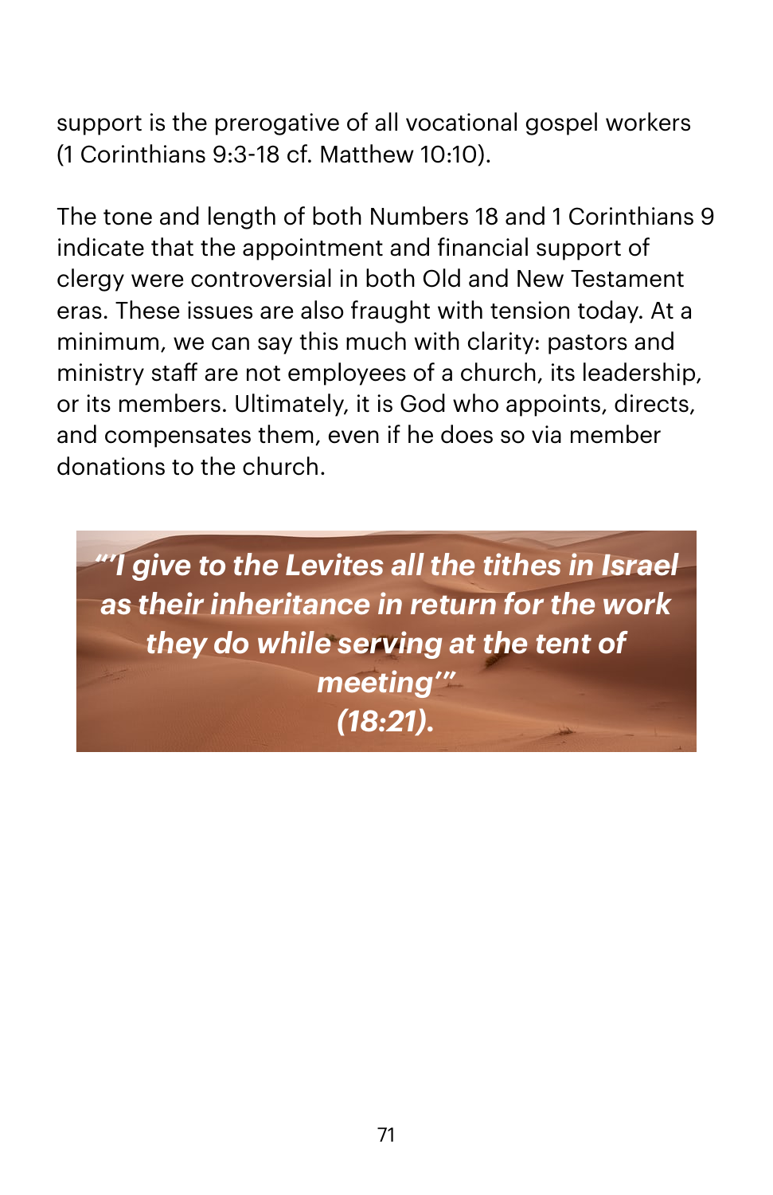support is the prerogative of all vocational gospel workers (1 Corinthians 9:3-18 cf. Matthew 10:10).

The tone and length of both Numbers 18 and 1 Corinthians 9 indicate that the appointment and financial support of clergy were controversial in both Old and New Testament eras. These issues are also fraught with tension today. At a minimum, we can say this much with clarity: pastors and ministry staff are not employees of a church, its leadership, or its members. Ultimately, it is God who appoints, directs, and compensates them, even if he does so via member donations to the church.

***"'I give to the Levites all the tithes in Israel as their inheritance in return for the work they do while serving at the tent of meeting'" (18:21).***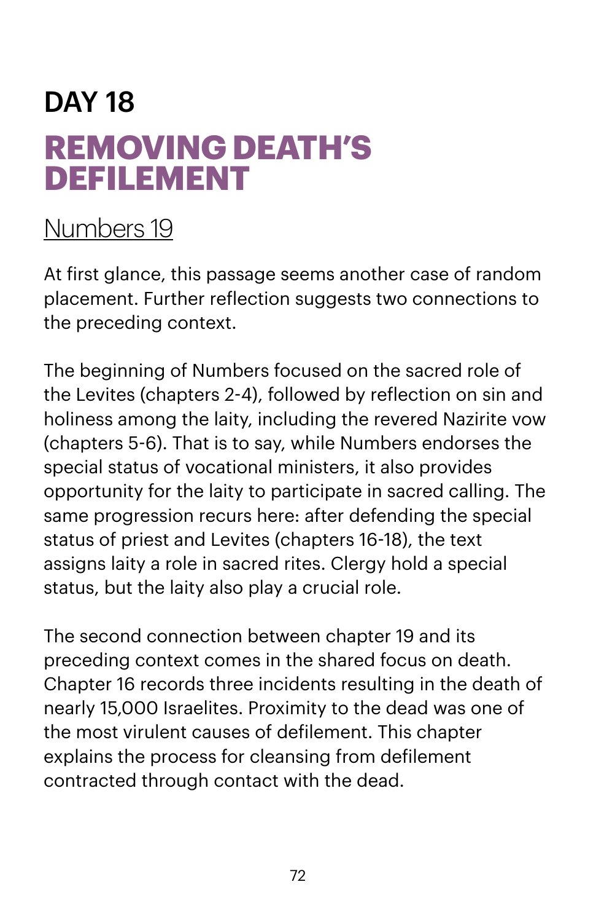# DAY 18

## REMOVING DEATH'S DEFILEMENT

Numbers 19

At first glance, this passage seems another case of random placement. Further reflection suggests two connections to the preceding context.

The beginning of Numbers focused on the sacred role of the Levites (chapters 2-4), followed by reflection on sin and holiness among the laity, including the revered Nazirite vow (chapters 5-6). That is to say, while Numbers endorses the special status of vocational ministers, it also provides opportunity for the laity to participate in sacred calling. The same progression recurs here: after defending the special status of priest and Levites (chapters 16-18), the text assigns laity a role in sacred rites. Clergy hold a special status, but the laity also play a crucial role.

The second connection between chapter 19 and its preceding context comes in the shared focus on death. Chapter 16 records three incidents resulting in the death of nearly 15,000 Israelites. Proximity to the dead was one of the most virulent causes of defilement. This chapter explains the process for cleansing from defilement contracted through contact with the dead.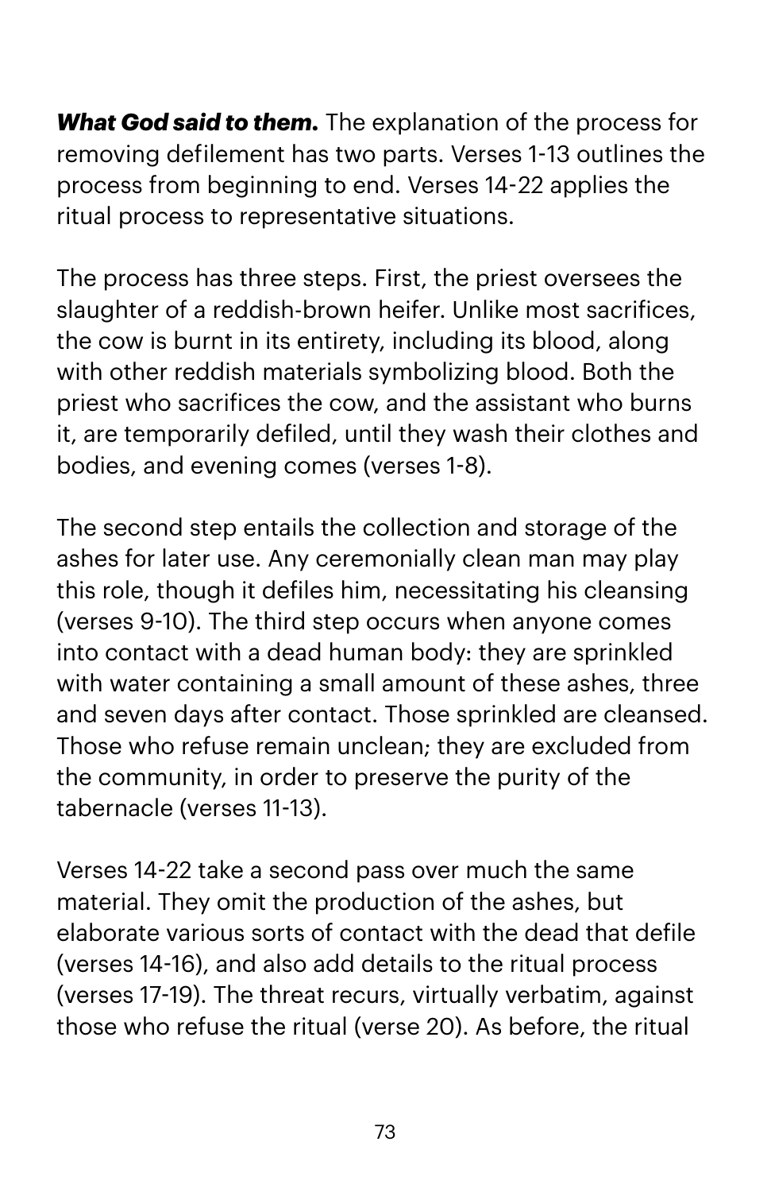***What God said to them.*** The explanation of the process for removing defilement has two parts. Verses 1-13 outlines the process from beginning to end. Verses 14-22 applies the ritual process to representative situations.

The process has three steps. First, the priest oversees the slaughter of a reddish-brown heifer. Unlike most sacrifices, the cow is burnt in its entirety, including its blood, along with other reddish materials symbolizing blood. Both the priest who sacrifices the cow, and the assistant who burns it, are temporarily defiled, until they wash their clothes and bodies, and evening comes (verses 1-8).

The second step entails the collection and storage of the ashes for later use. Any ceremonially clean man may play this role, though it defiles him, necessitating his cleansing (verses 9-10). The third step occurs when anyone comes into contact with a dead human body: they are sprinkled with water containing a small amount of these ashes, three and seven days after contact. Those sprinkled are cleansed. Those who refuse remain unclean; they are excluded from the community, in order to preserve the purity of the tabernacle (verses 11-13).

Verses 14-22 take a second pass over much the same material. They omit the production of the ashes, but elaborate various sorts of contact with the dead that defile (verses 14-16), and also add details to the ritual process (verses 17-19). The threat recurs, virtually verbatim, against those who refuse the ritual (verse 20). As before, the ritual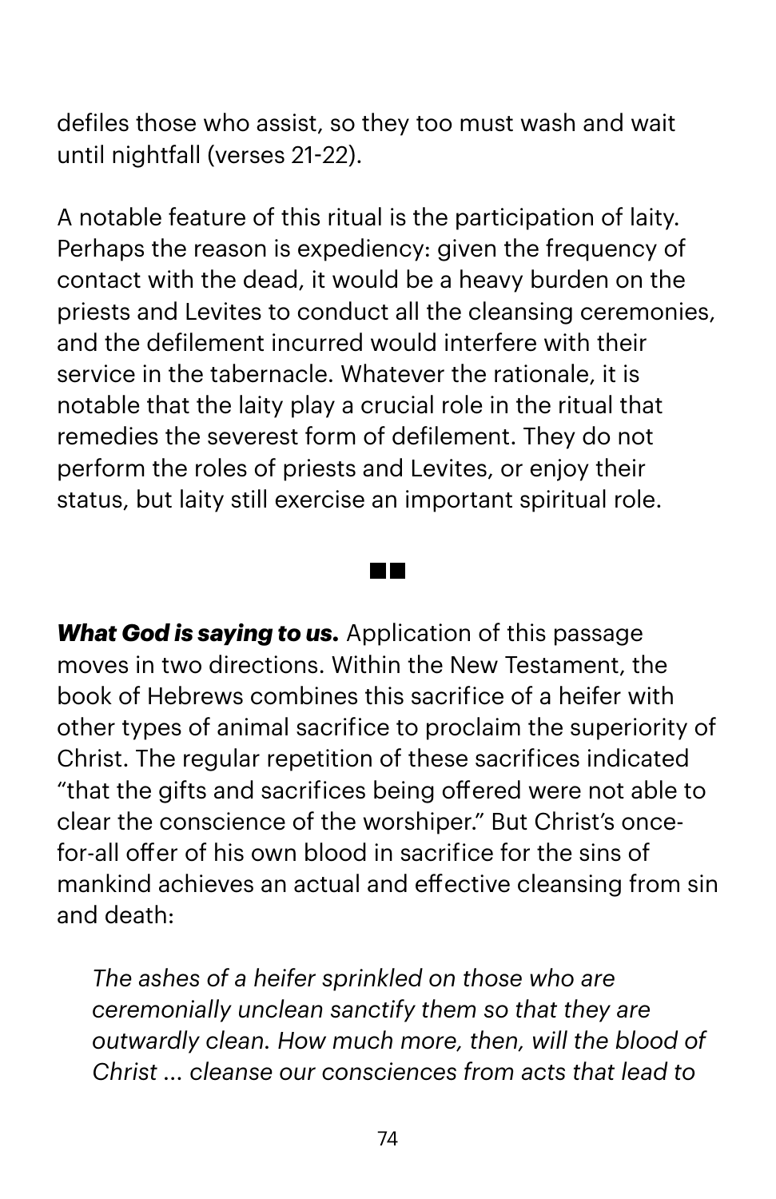defiles those who assist, so they too must wash and wait until nightfall (verses 21-22).

A notable feature of this ritual is the participation of laity. Perhaps the reason is expediency: given the frequency of contact with the dead, it would be a heavy burden on the priests and Levites to conduct all the cleansing ceremonies, and the defilement incurred would interfere with their service in the tabernacle. Whatever the rationale, it is notable that the laity play a crucial role in the ritual that remedies the severest form of defilement. They do not perform the roles of priests and Levites, or enjoy their status, but laity still exercise an important spiritual role.

■■

***What God is saying to us.*** Application of this passage moves in two directions. Within the New Testament, the book of Hebrews combines this sacrifice of a heifer with other types of animal sacrifice to proclaim the superiority of Christ. The regular repetition of these sacrifices indicated "that the gifts and sacrifices being offered were not able to clear the conscience of the worshiper." But Christ's once-for-all offer of his own blood in sacrifice for the sins of mankind achieves an actual and effective cleansing from sin and death:

> *The ashes of a heifer sprinkled on those who are ceremonially unclean sanctify them so that they are outwardly clean. How much more, then, will the blood of Christ ... cleanse our consciences from acts that lead to*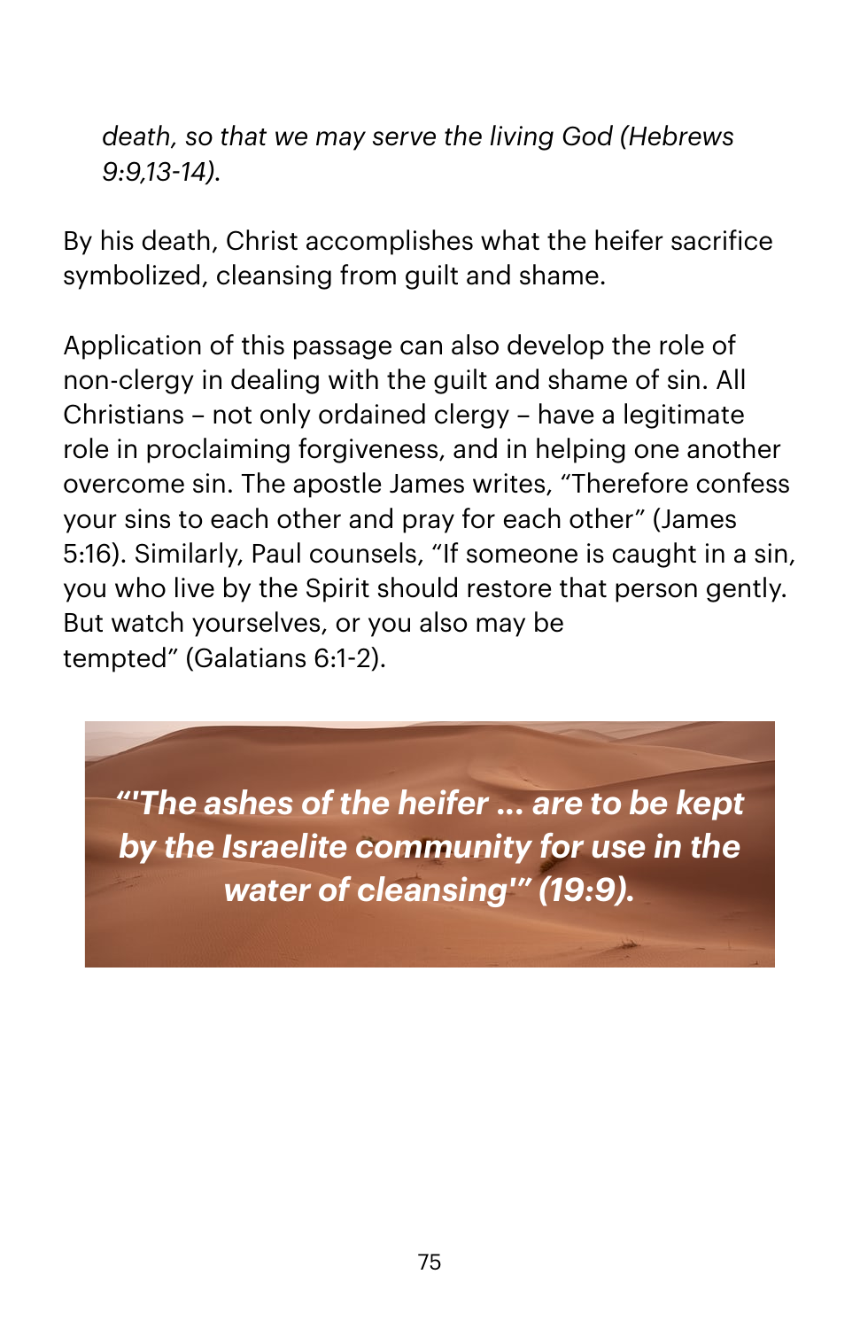*death, so that we may serve the living God (Hebrews 9:9,13-14).*

By his death, Christ accomplishes what the heifer sacrifice symbolized, cleansing from guilt and shame.

Application of this passage can also develop the role of non-clergy in dealing with the guilt and shame of sin. All Christians – not only ordained clergy – have a legitimate role in proclaiming forgiveness, and in helping one another overcome sin. The apostle James writes, "Therefore confess your sins to each other and pray for each other" (James 5:16). Similarly, Paul counsels, "If someone is caught in a sin, you who live by the Spirit should restore that person gently. But watch yourselves, or you also may be tempted" (Galatians 6:1-2).

***"'The ashes of the heifer ... are to be kept by the Israelite community for use in the water of cleansing'" (19:9).***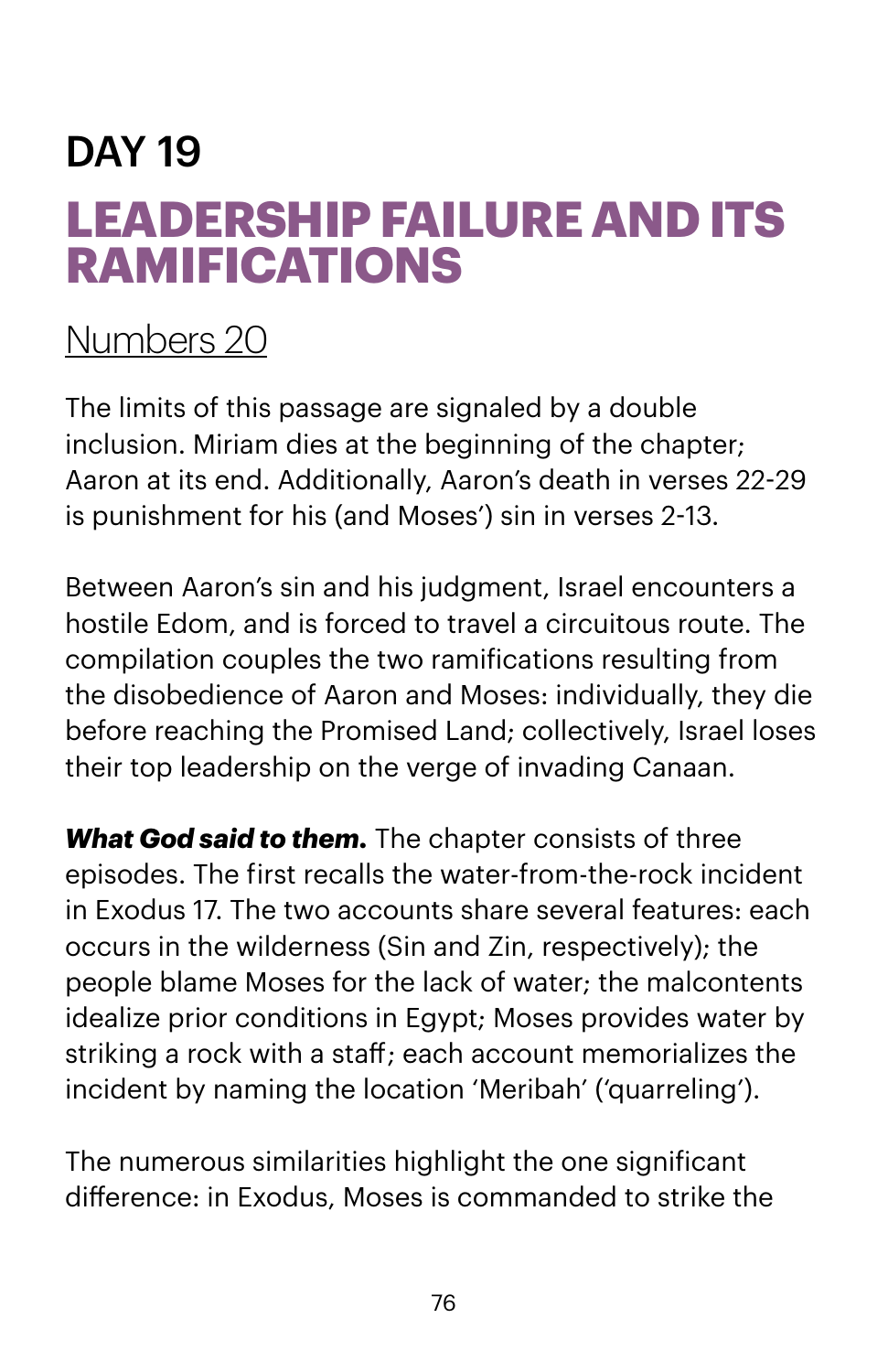# DAY 19

## LEADERSHIP FAILURE AND ITS RAMIFICATIONS

### Numbers 20

The limits of this passage are signaled by a double inclusion. Miriam dies at the beginning of the chapter; Aaron at its end. Additionally, Aaron's death in verses 22-29 is punishment for his (and Moses') sin in verses 2-13.

Between Aaron's sin and his judgment, Israel encounters a hostile Edom, and is forced to travel a circuitous route. The compilation couples the two ramifications resulting from the disobedience of Aaron and Moses: individually, they die before reaching the Promised Land; collectively, Israel loses their top leadership on the verge of invading Canaan.

***What God said to them.*** The chapter consists of three episodes. The first recalls the water-from-the-rock incident in Exodus 17. The two accounts share several features: each occurs in the wilderness (Sin and Zin, respectively); the people blame Moses for the lack of water; the malcontents idealize prior conditions in Egypt; Moses provides water by striking a rock with a staff; each account memorializes the incident by naming the location 'Meribah' ('quarreling').

The numerous similarities highlight the one significant difference: in Exodus, Moses is commanded to strike the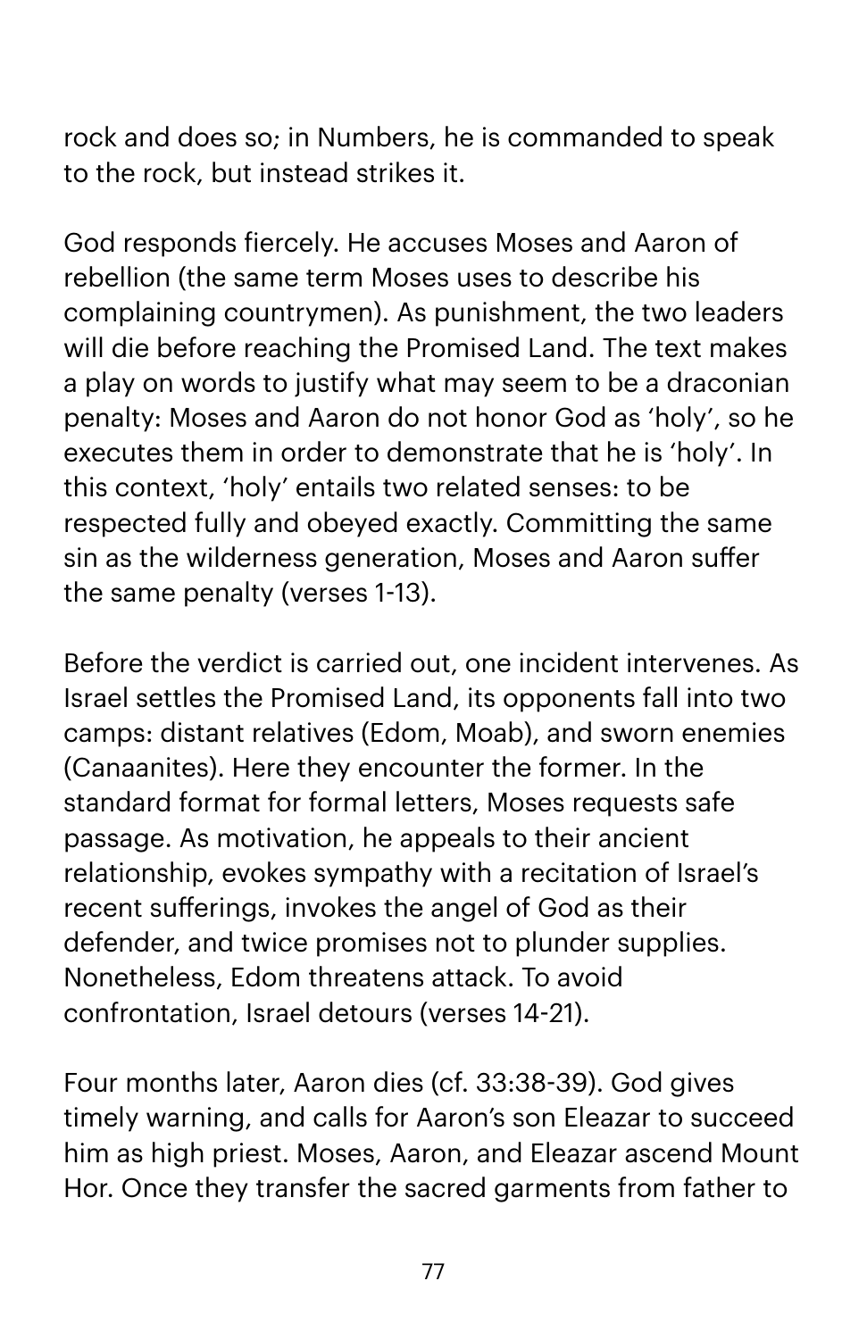rock and does so; in Numbers, he is commanded to speak to the rock, but instead strikes it.

God responds fiercely. He accuses Moses and Aaron of rebellion (the same term Moses uses to describe his complaining countrymen). As punishment, the two leaders will die before reaching the Promised Land. The text makes a play on words to justify what may seem to be a draconian penalty: Moses and Aaron do not honor God as 'holy', so he executes them in order to demonstrate that he is 'holy'. In this context, 'holy' entails two related senses: to be respected fully and obeyed exactly. Committing the same sin as the wilderness generation, Moses and Aaron suffer the same penalty (verses 1-13).

Before the verdict is carried out, one incident intervenes. As Israel settles the Promised Land, its opponents fall into two camps: distant relatives (Edom, Moab), and sworn enemies (Canaanites). Here they encounter the former. In the standard format for formal letters, Moses requests safe passage. As motivation, he appeals to their ancient relationship, evokes sympathy with a recitation of Israel's recent sufferings, invokes the angel of God as their defender, and twice promises not to plunder supplies. Nonetheless, Edom threatens attack. To avoid confrontation, Israel detours (verses 14-21).

Four months later, Aaron dies (cf. 33:38-39). God gives timely warning, and calls for Aaron's son Eleazar to succeed him as high priest. Moses, Aaron, and Eleazar ascend Mount Hor. Once they transfer the sacred garments from father to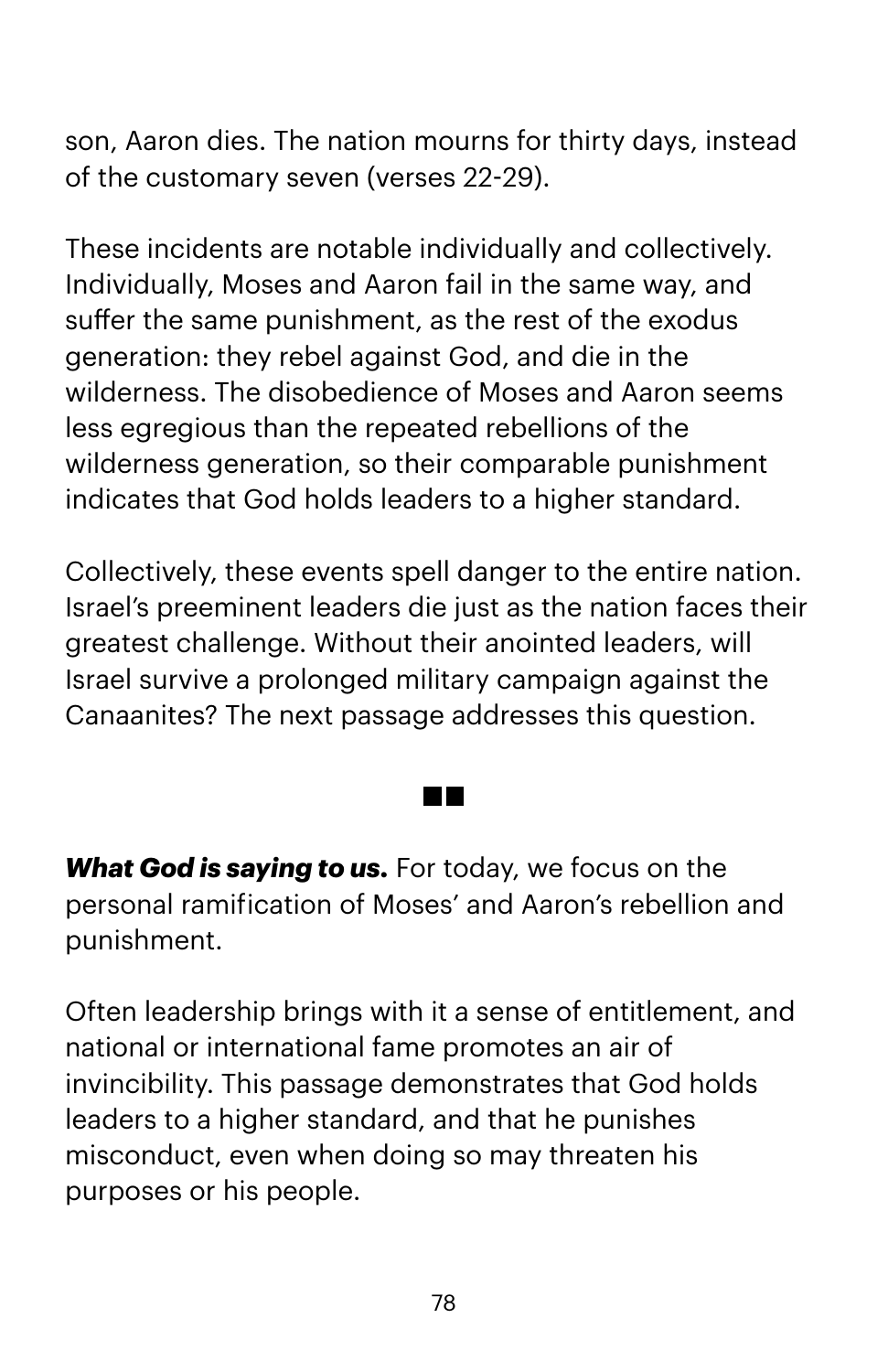son, Aaron dies. The nation mourns for thirty days, instead of the customary seven (verses 22-29).

These incidents are notable individually and collectively. Individually, Moses and Aaron fail in the same way, and suffer the same punishment, as the rest of the exodus generation: they rebel against God, and die in the wilderness. The disobedience of Moses and Aaron seems less egregious than the repeated rebellions of the wilderness generation, so their comparable punishment indicates that God holds leaders to a higher standard.

Collectively, these events spell danger to the entire nation. Israel's preeminent leaders die just as the nation faces their greatest challenge. Without their anointed leaders, will Israel survive a prolonged military campaign against the Canaanites? The next passage addresses this question.

■■

***What God is saying to us.*** For today, we focus on the personal ramification of Moses' and Aaron's rebellion and punishment.

Often leadership brings with it a sense of entitlement, and national or international fame promotes an air of invincibility. This passage demonstrates that God holds leaders to a higher standard, and that he punishes misconduct, even when doing so may threaten his purposes or his people.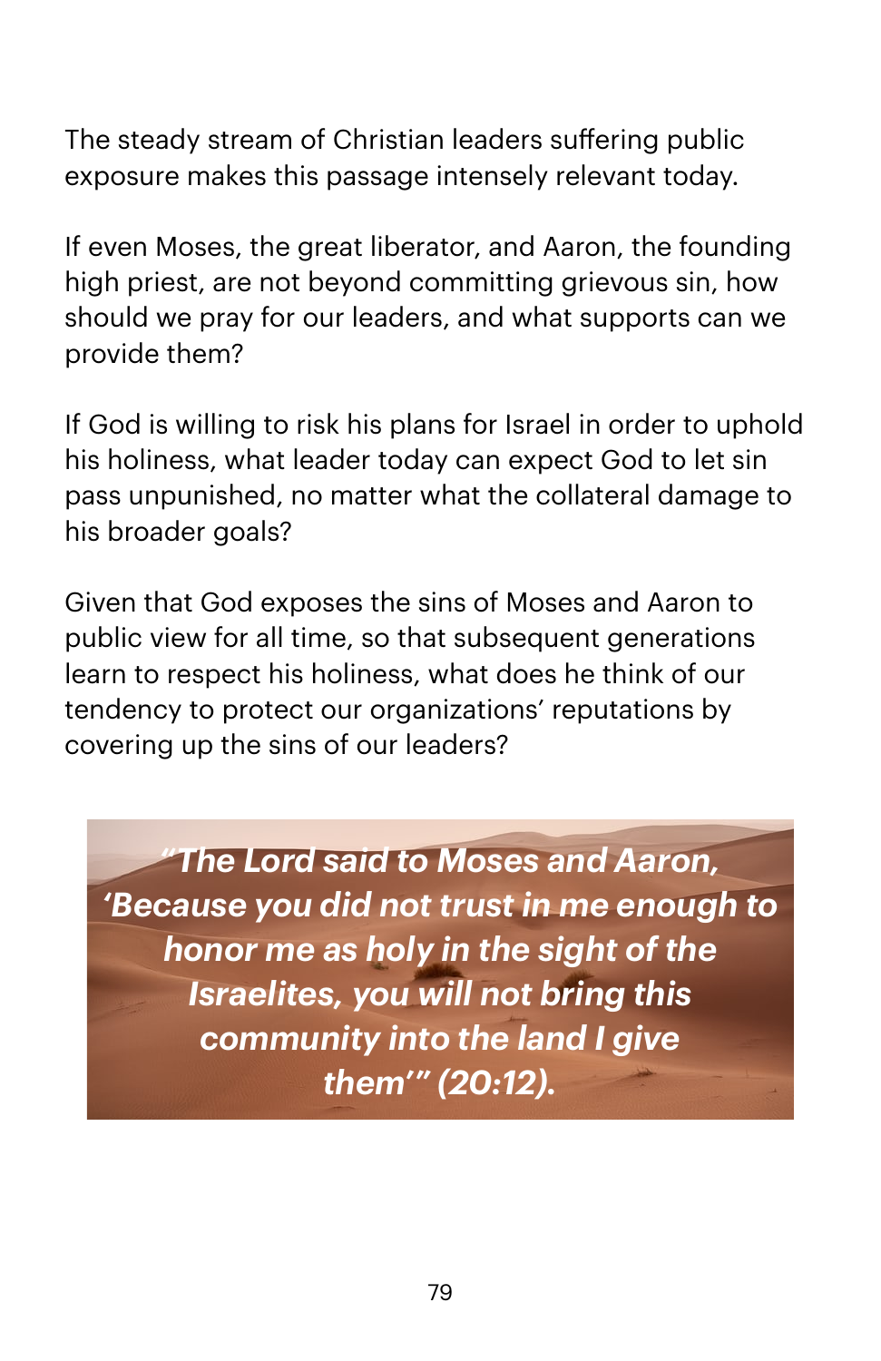The steady stream of Christian leaders suffering public exposure makes this passage intensely relevant today.

If even Moses, the great liberator, and Aaron, the founding high priest, are not beyond committing grievous sin, how should we pray for our leaders, and what supports can we provide them?

If God is willing to risk his plans for Israel in order to uphold his holiness, what leader today can expect God to let sin pass unpunished, no matter what the collateral damage to his broader goals?

Given that God exposes the sins of Moses and Aaron to public view for all time, so that subsequent generations learn to respect his holiness, what does he think of our tendency to protect our organizations' reputations by covering up the sins of our leaders?

***"The Lord said to Moses and Aaron, 'Because you did not trust in me enough to honor me as holy in the sight of the Israelites, you will not bring this community into the land I give them'" (20:12).***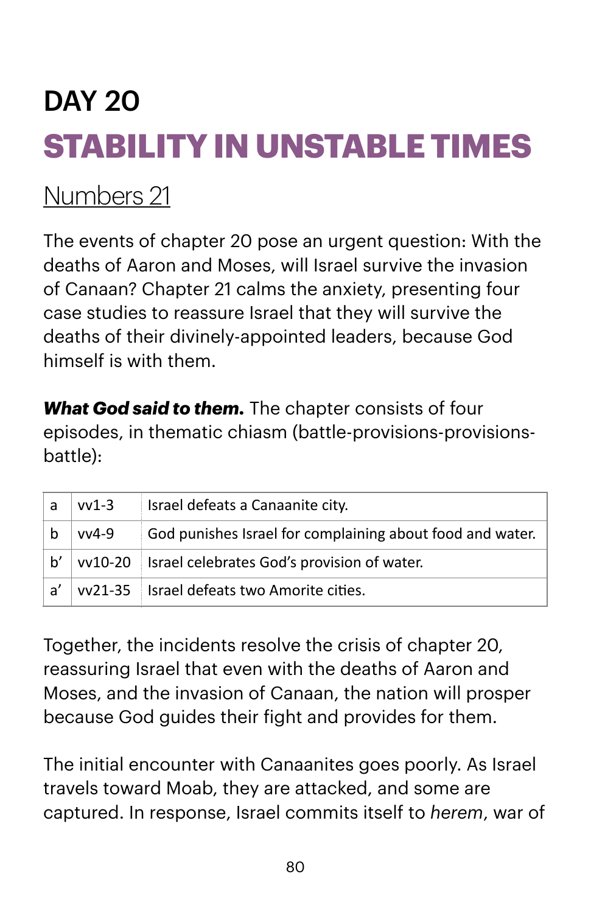# DAY 20

## STABILITY IN UNSTABLE TIMES

### Numbers 21

The events of chapter 20 pose an urgent question: With the deaths of Aaron and Moses, will Israel survive the invasion of Canaan? Chapter 21 calms the anxiety, presenting four case studies to reassure Israel that they will survive the deaths of their divinely-appointed leaders, because God himself is with them.

***What God said to them.*** The chapter consists of four episodes, in thematic chiasm (battle-provisions-provisions-battle):

| | | |
|---|---|---|
| a | vv1-3 | Israel defeats a Canaanite city. |
| b | vv4-9 | God punishes Israel for complaining about food and water. |
| b’ | vv10-20 | Israel celebrates God’s provision of water. |
| a’ | vv21-35 | Israel defeats two Amorite cities. |

Together, the incidents resolve the crisis of chapter 20, reassuring Israel that even with the deaths of Aaron and Moses, and the invasion of Canaan, the nation will prosper because God guides their fight and provides for them.

The initial encounter with Canaanites goes poorly. As Israel travels toward Moab, they are attacked, and some are captured. In response, Israel commits itself to *herem*, war of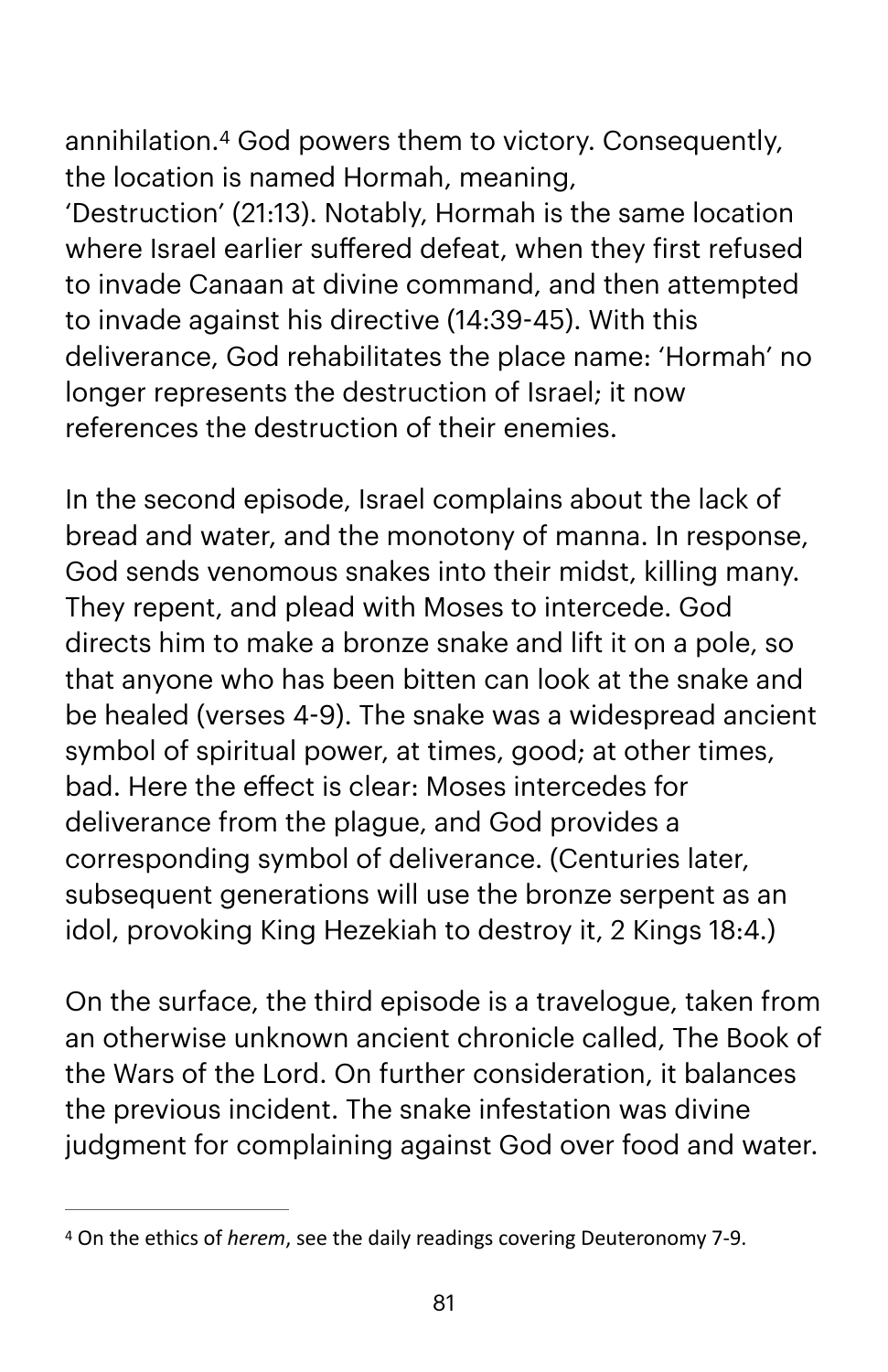annihilation.[4] God powers them to victory. Consequently, the location is named Hormah, meaning, 'Destruction' (21:13). Notably, Hormah is the same location where Israel earlier suffered defeat, when they first refused to invade Canaan at divine command, and then attempted to invade against his directive (14:39-45). With this deliverance, God rehabilitates the place name: 'Hormah' no longer represents the destruction of Israel; it now references the destruction of their enemies.

In the second episode, Israel complains about the lack of bread and water, and the monotony of manna. In response, God sends venomous snakes into their midst, killing many. They repent, and plead with Moses to intercede. God directs him to make a bronze snake and lift it on a pole, so that anyone who has been bitten can look at the snake and be healed (verses 4-9). The snake was a widespread ancient symbol of spiritual power, at times, good; at other times, bad. Here the effect is clear: Moses intercedes for deliverance from the plague, and God provides a corresponding symbol of deliverance. (Centuries later, subsequent generations will use the bronze serpent as an idol, provoking King Hezekiah to destroy it, 2 Kings 18:4.)

On the surface, the third episode is a travelogue, taken from an otherwise unknown ancient chronicle called, The Book of the Wars of the Lord. On further consideration, it balances the previous incident. The snake infestation was divine judgment for complaining against God over food and water.

---

[4] On the ethics of *herem*, see the daily readings covering Deuteronomy 7-9.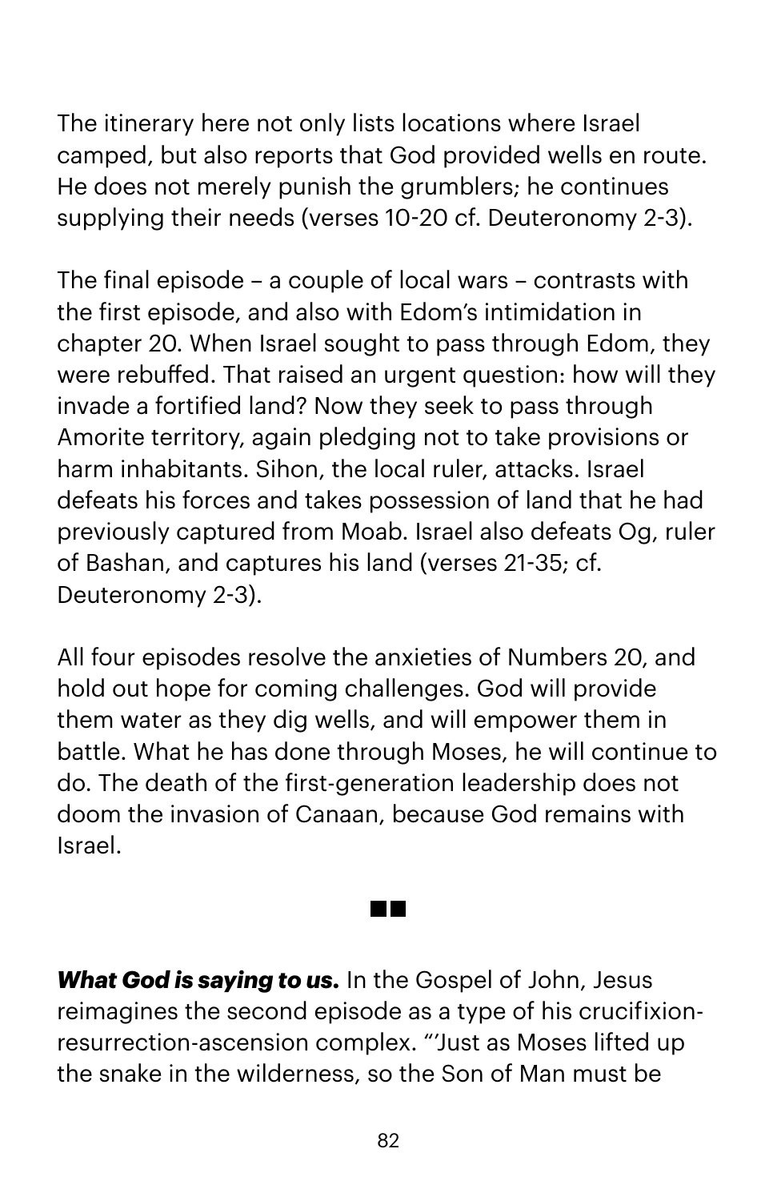The itinerary here not only lists locations where Israel camped, but also reports that God provided wells en route. He does not merely punish the grumblers; he continues supplying their needs (verses 10-20 cf. Deuteronomy 2-3).

The final episode – a couple of local wars – contrasts with the first episode, and also with Edom's intimidation in chapter 20. When Israel sought to pass through Edom, they were rebuffed. That raised an urgent question: how will they invade a fortified land? Now they seek to pass through Amorite territory, again pledging not to take provisions or harm inhabitants. Sihon, the local ruler, attacks. Israel defeats his forces and takes possession of land that he had previously captured from Moab. Israel also defeats Og, ruler of Bashan, and captures his land (verses 21-35; cf. Deuteronomy 2-3).

All four episodes resolve the anxieties of Numbers 20, and hold out hope for coming challenges. God will provide them water as they dig wells, and will empower them in battle. What he has done through Moses, he will continue to do. The death of the first-generation leadership does not doom the invasion of Canaan, because God remains with Israel.

■■

***What God is saying to us.*** In the Gospel of John, Jesus reimagines the second episode as a type of his crucifixion-resurrection-ascension complex. "'Just as Moses lifted up the snake in the wilderness, so the Son of Man must be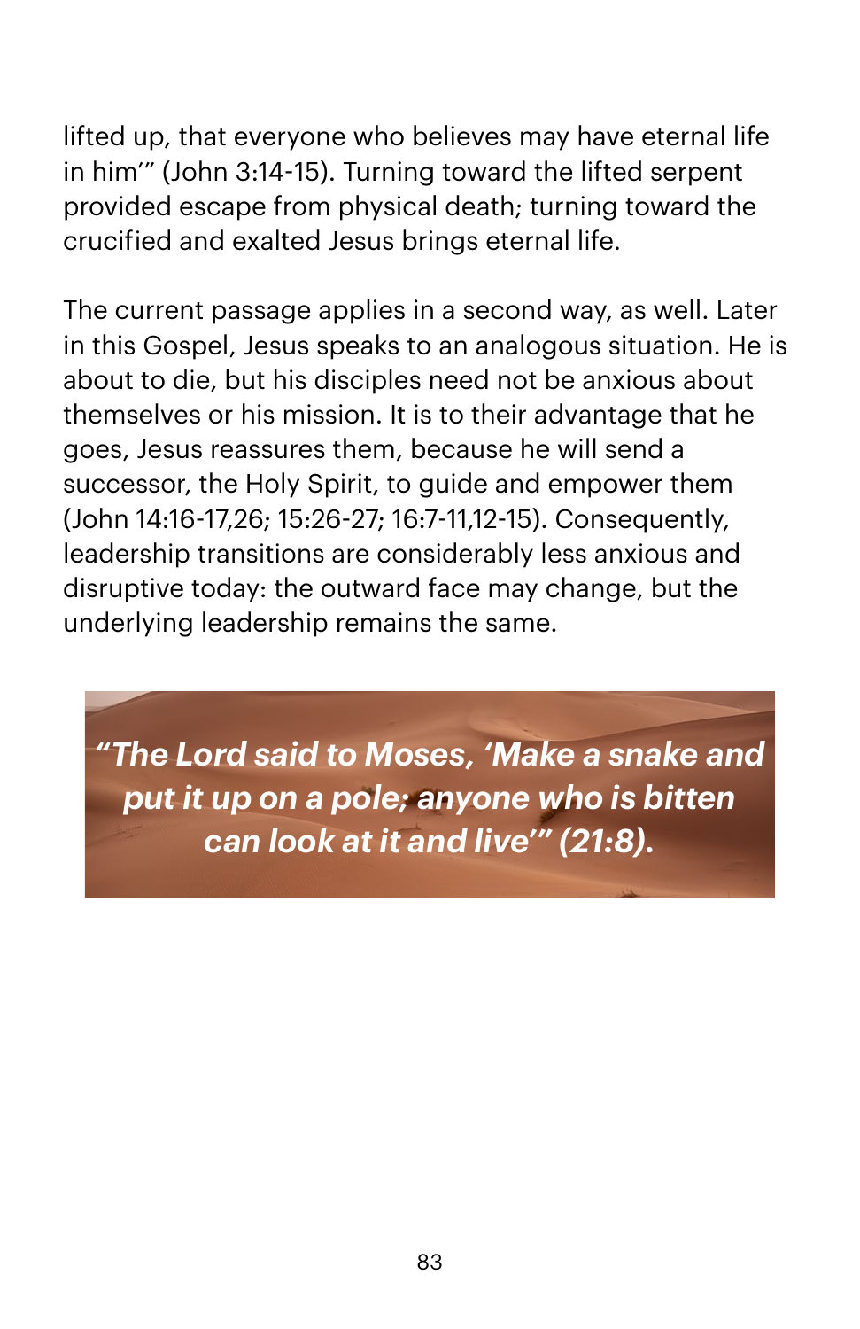lifted up, that everyone who believes may have eternal life in him'" (John 3:14-15). Turning toward the lifted serpent provided escape from physical death; turning toward the crucified and exalted Jesus brings eternal life.

The current passage applies in a second way, as well. Later in this Gospel, Jesus speaks to an analogous situation. He is about to die, but his disciples need not be anxious about themselves or his mission. It is to their advantage that he goes, Jesus reassures them, because he will send a successor, the Holy Spirit, to guide and empower them (John 14:16-17,26; 15:26-27; 16:7-11,12-15). Consequently, leadership transitions are considerably less anxious and disruptive today: the outward face may change, but the underlying leadership remains the same.

***"The Lord said to Moses, 'Make a snake and put it up on a pole; anyone who is bitten can look at it and live'" (21:8).***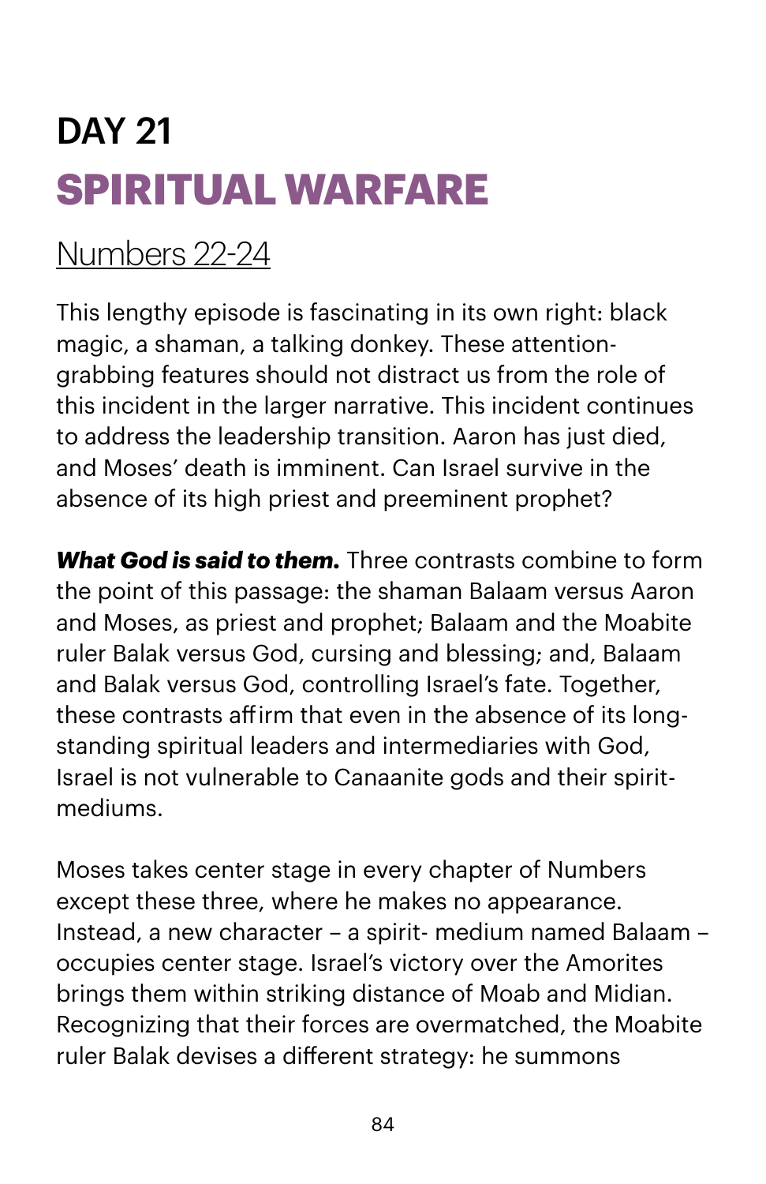# DAY 21

## SPIRITUAL WARFARE

Numbers 22-24

This lengthy episode is fascinating in its own right: black magic, a shaman, a talking donkey. These attention-grabbing features should not distract us from the role of this incident in the larger narrative. This incident continues to address the leadership transition. Aaron has just died, and Moses' death is imminent. Can Israel survive in the absence of its high priest and preeminent prophet?

***What God is said to them.*** Three contrasts combine to form the point of this passage: the shaman Balaam versus Aaron and Moses, as priest and prophet; Balaam and the Moabite ruler Balak versus God, cursing and blessing; and, Balaam and Balak versus God, controlling Israel's fate. Together, these contrasts affirm that even in the absence of its long-standing spiritual leaders and intermediaries with God, Israel is not vulnerable to Canaanite gods and their spirit-mediums.

Moses takes center stage in every chapter of Numbers except these three, where he makes no appearance. Instead, a new character – a spirit- medium named Balaam – occupies center stage. Israel's victory over the Amorites brings them within striking distance of Moab and Midian. Recognizing that their forces are overmatched, the Moabite ruler Balak devises a different strategy: he summons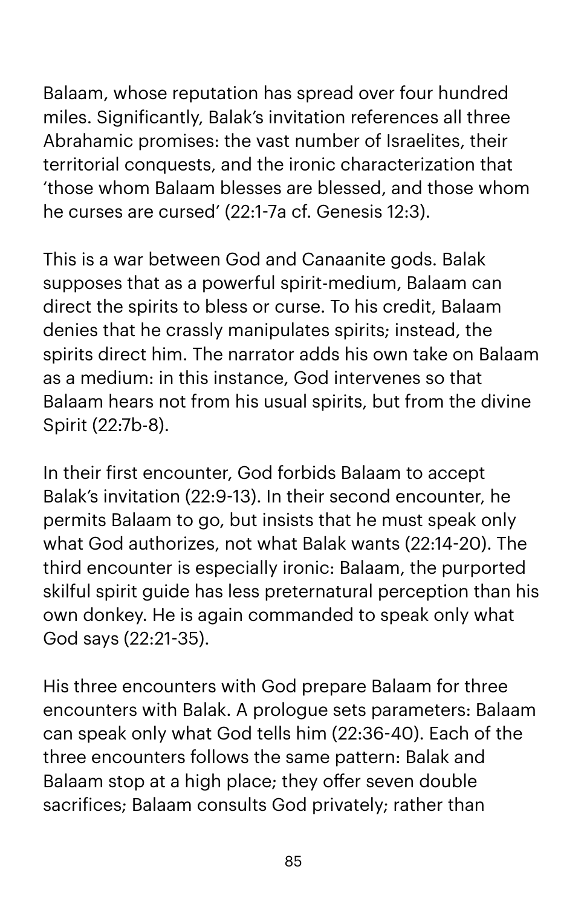Balaam, whose reputation has spread over four hundred miles. Significantly, Balak's invitation references all three Abrahamic promises: the vast number of Israelites, their territorial conquests, and the ironic characterization that 'those whom Balaam blesses are blessed, and those whom he curses are cursed' (22:1-7a cf. Genesis 12:3).

This is a war between God and Canaanite gods. Balak supposes that as a powerful spirit-medium, Balaam can direct the spirits to bless or curse. To his credit, Balaam denies that he crassly manipulates spirits; instead, the spirits direct him. The narrator adds his own take on Balaam as a medium: in this instance, God intervenes so that Balaam hears not from his usual spirits, but from the divine Spirit (22:7b-8).

In their first encounter, God forbids Balaam to accept Balak's invitation (22:9-13). In their second encounter, he permits Balaam to go, but insists that he must speak only what God authorizes, not what Balak wants (22:14-20). The third encounter is especially ironic: Balaam, the purported skilful spirit guide has less preternatural perception than his own donkey. He is again commanded to speak only what God says (22:21-35).

His three encounters with God prepare Balaam for three encounters with Balak. A prologue sets parameters: Balaam can speak only what God tells him (22:36-40). Each of the three encounters follows the same pattern: Balak and Balaam stop at a high place; they offer seven double sacrifices; Balaam consults God privately; rather than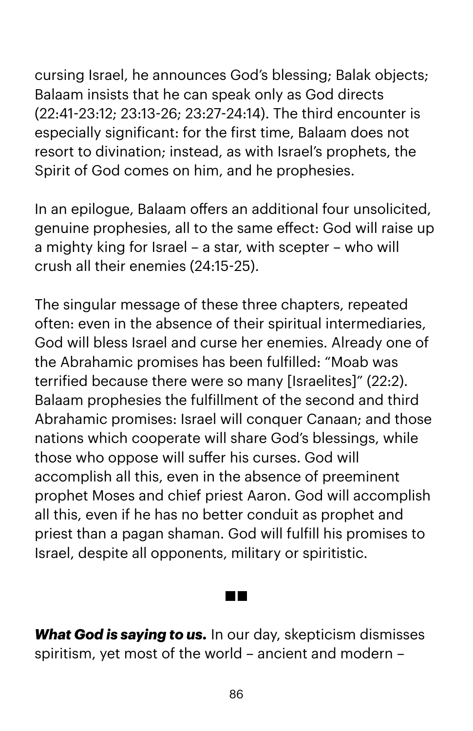cursing Israel, he announces God's blessing; Balak objects; Balaam insists that he can speak only as God directs (22:41-23:12; 23:13-26; 23:27-24:14). The third encounter is especially significant: for the first time, Balaam does not resort to divination; instead, as with Israel's prophets, the Spirit of God comes on him, and he prophesies.

In an epilogue, Balaam offers an additional four unsolicited, genuine prophesies, all to the same effect: God will raise up a mighty king for Israel – a star, with scepter – who will crush all their enemies (24:15-25).

The singular message of these three chapters, repeated often: even in the absence of their spiritual intermediaries, God will bless Israel and curse her enemies. Already one of the Abrahamic promises has been fulfilled: "Moab was terrified because there were so many [Israelites]" (22:2). Balaam prophesies the fulfillment of the second and third Abrahamic promises: Israel will conquer Canaan; and those nations which cooperate will share God's blessings, while those who oppose will suffer his curses. God will accomplish all this, even in the absence of preeminent prophet Moses and chief priest Aaron. God will accomplish all this, even if he has no better conduit as prophet and priest than a pagan shaman. God will fulfill his promises to Israel, despite all opponents, military or spiritistic.

■■

***What God is saying to us.*** In our day, skepticism dismisses spiritism, yet most of the world – ancient and modern –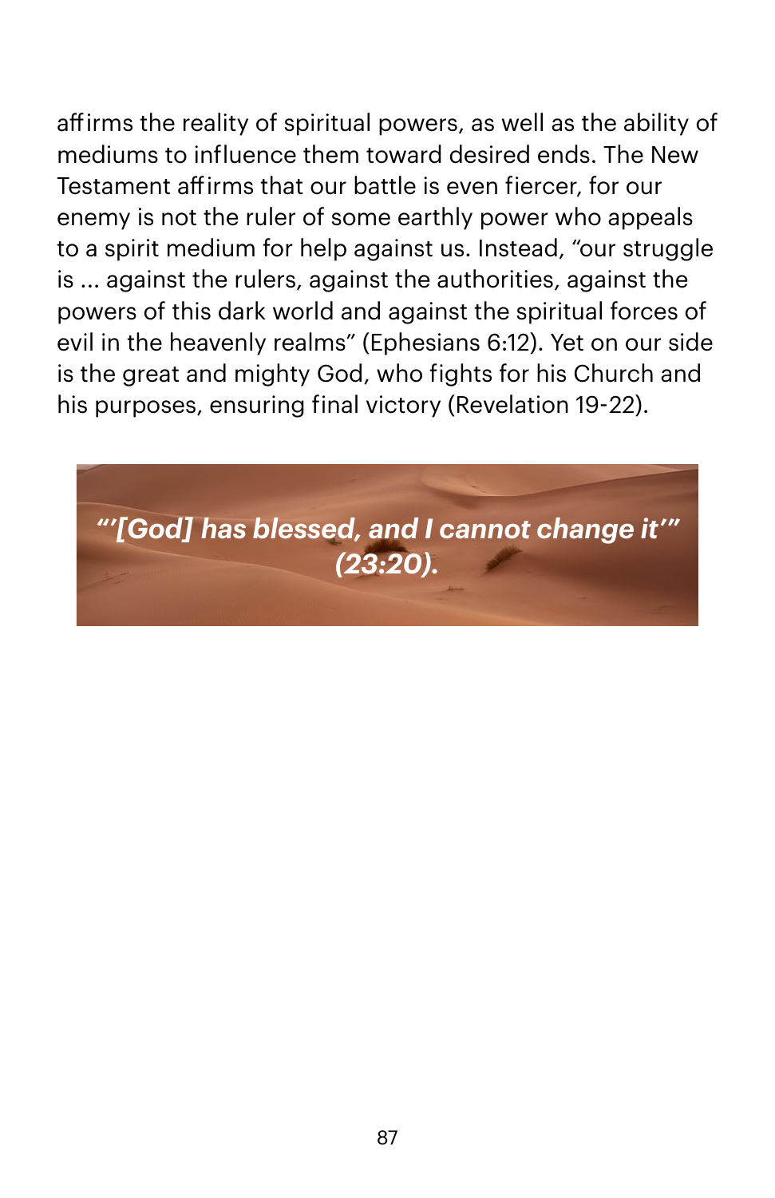affirms the reality of spiritual powers, as well as the ability of mediums to influence them toward desired ends. The New Testament affirms that our battle is even fiercer, for our enemy is not the ruler of some earthly power who appeals to a spirit medium for help against us. Instead, "our struggle is ... against the rulers, against the authorities, against the powers of this dark world and against the spiritual forces of evil in the heavenly realms" (Ephesians 6:12). Yet on our side is the great and mighty God, who fights for his Church and his purposes, ensuring final victory (Revelation 19-22).

***"'[God] has blessed, and I cannot change it'" (23:20).***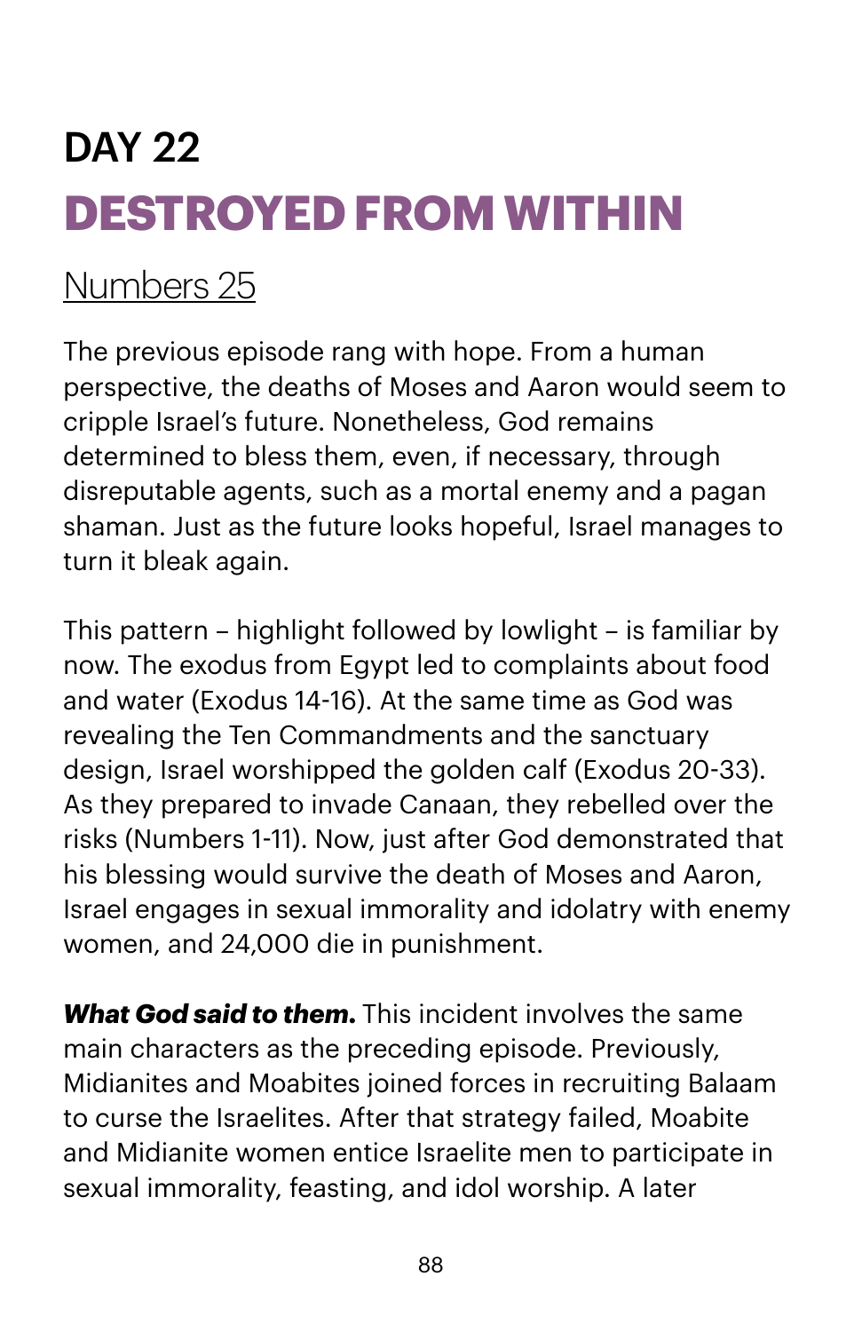# DAY 22

## DESTROYED FROM WITHIN

Numbers 25

The previous episode rang with hope. From a human perspective, the deaths of Moses and Aaron would seem to cripple Israel's future. Nonetheless, God remains determined to bless them, even, if necessary, through disreputable agents, such as a mortal enemy and a pagan shaman. Just as the future looks hopeful, Israel manages to turn it bleak again.

This pattern – highlight followed by lowlight – is familiar by now. The exodus from Egypt led to complaints about food and water (Exodus 14-16). At the same time as God was revealing the Ten Commandments and the sanctuary design, Israel worshipped the golden calf (Exodus 20-33). As they prepared to invade Canaan, they rebelled over the risks (Numbers 1-11). Now, just after God demonstrated that his blessing would survive the death of Moses and Aaron, Israel engages in sexual immorality and idolatry with enemy women, and 24,000 die in punishment.

***What God said to them.*** This incident involves the same main characters as the preceding episode. Previously, Midianites and Moabites joined forces in recruiting Balaam to curse the Israelites. After that strategy failed, Moabite and Midianite women entice Israelite men to participate in sexual immorality, feasting, and idol worship. A later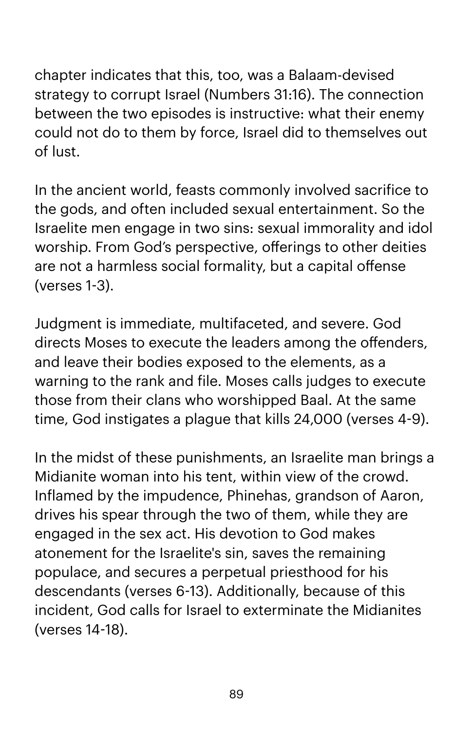chapter indicates that this, too, was a Balaam-devised strategy to corrupt Israel (Numbers 31:16). The connection between the two episodes is instructive: what their enemy could not do to them by force, Israel did to themselves out of lust.

In the ancient world, feasts commonly involved sacrifice to the gods, and often included sexual entertainment. So the Israelite men engage in two sins: sexual immorality and idol worship. From God's perspective, offerings to other deities are not a harmless social formality, but a capital offense (verses 1-3).

Judgment is immediate, multifaceted, and severe. God directs Moses to execute the leaders among the offenders, and leave their bodies exposed to the elements, as a warning to the rank and file. Moses calls judges to execute those from their clans who worshipped Baal. At the same time, God instigates a plague that kills 24,000 (verses 4-9).

In the midst of these punishments, an Israelite man brings a Midianite woman into his tent, within view of the crowd. Inflamed by the impudence, Phinehas, grandson of Aaron, drives his spear through the two of them, while they are engaged in the sex act. His devotion to God makes atonement for the Israelite's sin, saves the remaining populace, and secures a perpetual priesthood for his descendants (verses 6-13). Additionally, because of this incident, God calls for Israel to exterminate the Midianites (verses 14-18).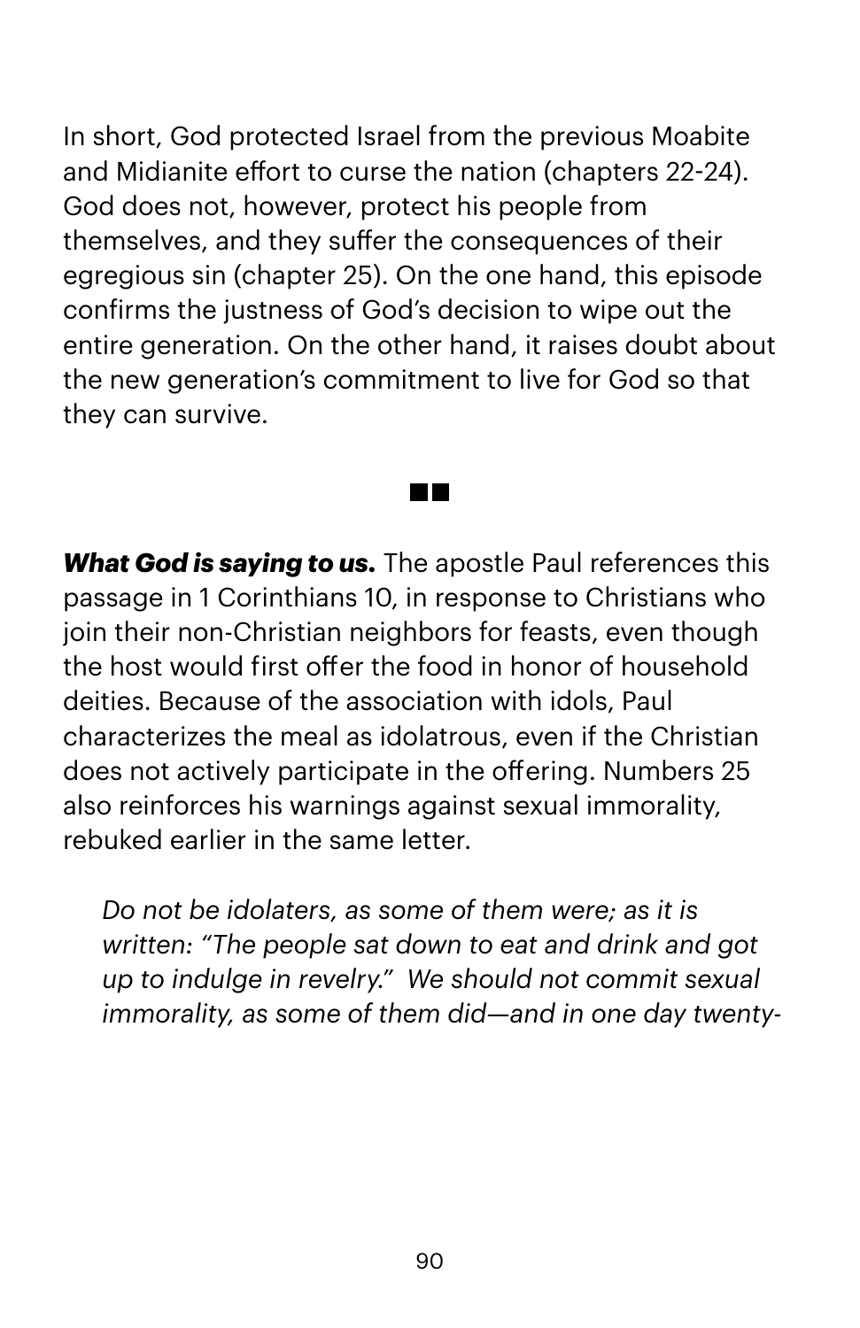In short, God protected Israel from the previous Moabite and Midianite effort to curse the nation (chapters 22-24). God does not, however, protect his people from themselves, and they suffer the consequences of their egregious sin (chapter 25). On the one hand, this episode confirms the justness of God's decision to wipe out the entire generation. On the other hand, it raises doubt about the new generation's commitment to live for God so that they can survive.

■■

***What God is saying to us.*** The apostle Paul references this passage in 1 Corinthians 10, in response to Christians who join their non-Christian neighbors for feasts, even though the host would first offer the food in honor of household deities. Because of the association with idols, Paul characterizes the meal as idolatrous, even if the Christian does not actively participate in the offering. Numbers 25 also reinforces his warnings against sexual immorality, rebuked earlier in the same letter.

> *Do not be idolaters, as some of them were; as it is written: "The people sat down to eat and drink and got up to indulge in revelry." We should not commit sexual immorality, as some of them did—and in one day twenty-*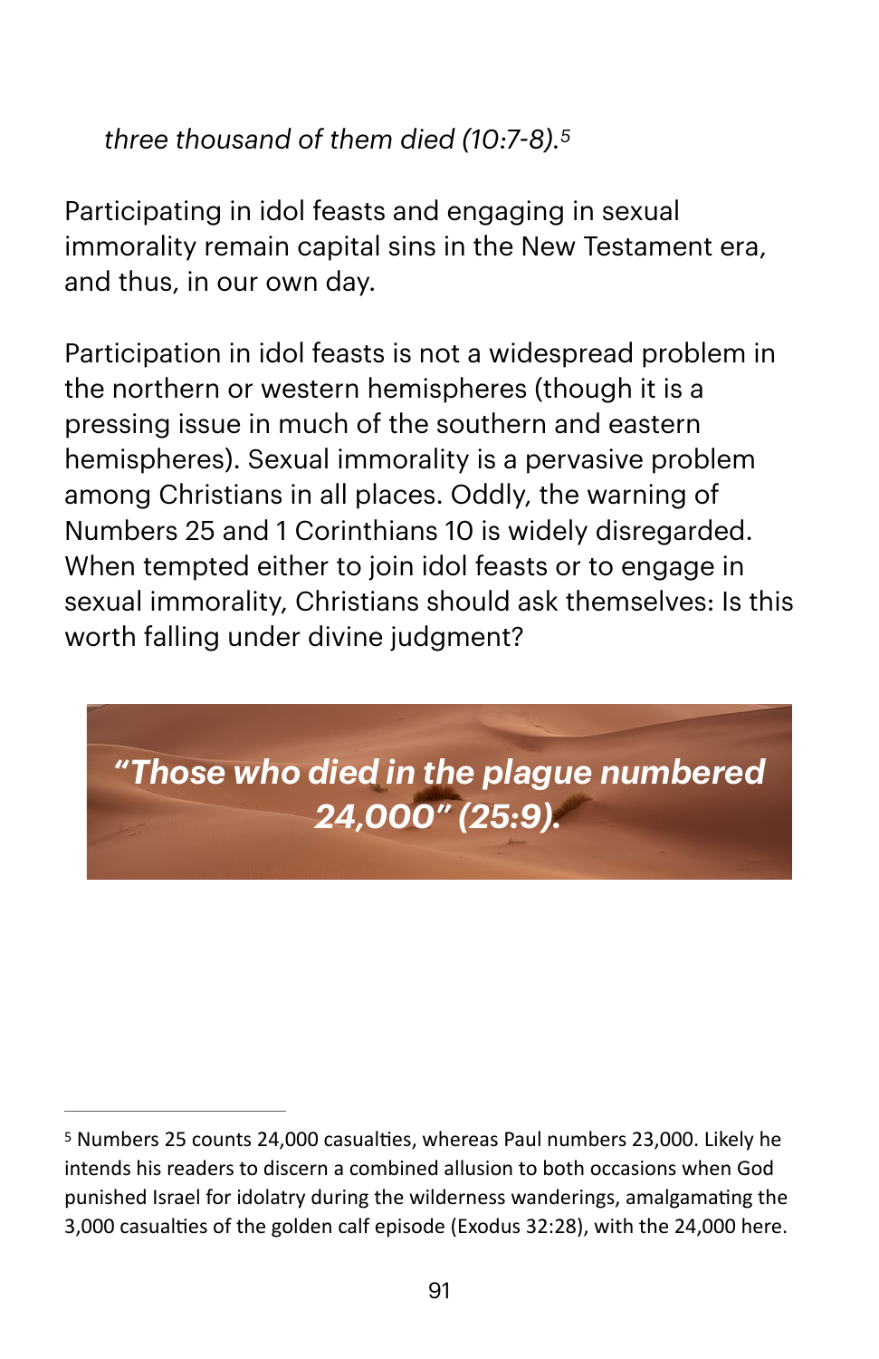*three thousand of them died (10:7-8).*[5]

Participating in idol feasts and engaging in sexual immorality remain capital sins in the New Testament era, and thus, in our own day.

Participation in idol feasts is not a widespread problem in the northern or western hemispheres (though it is a pressing issue in much of the southern and eastern hemispheres). Sexual immorality is a pervasive problem among Christians in all places. Oddly, the warning of Numbers 25 and 1 Corinthians 10 is widely disregarded. When tempted either to join idol feasts or to engage in sexual immorality, Christians should ask themselves: Is this worth falling under divine judgment?

***"Those who died in the plague numbered 24,000" (25:9).***

---

[5] Numbers 25 counts 24,000 casualties, whereas Paul numbers 23,000. Likely he intends his readers to discern a combined allusion to both occasions when God punished Israel for idolatry during the wilderness wanderings, amalgamating the 3,000 casualties of the golden calf episode (Exodus 32:28), with the 24,000 here.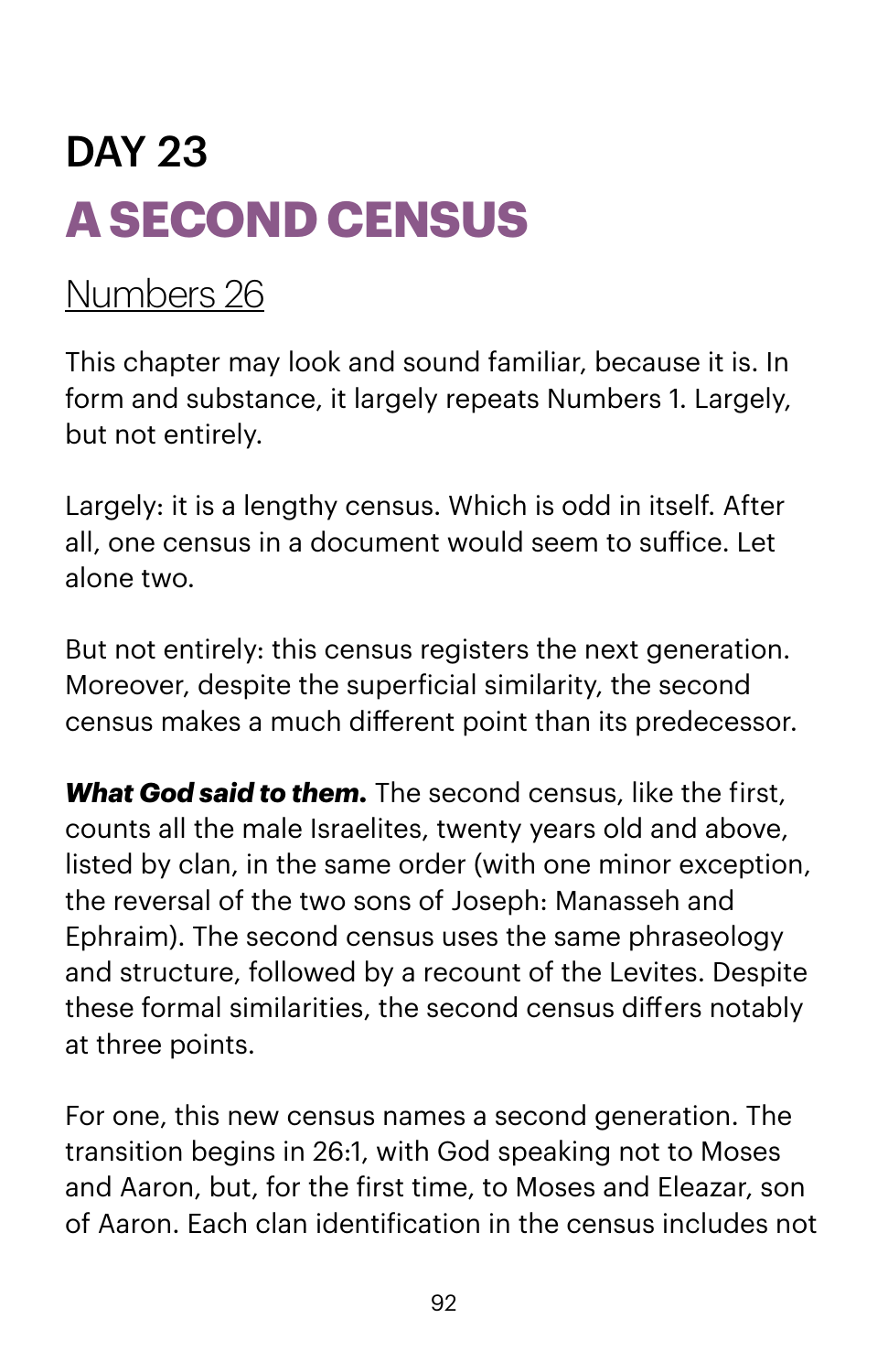# DAY 23

## A SECOND CENSUS

Numbers 26

This chapter may look and sound familiar, because it is. In form and substance, it largely repeats Numbers 1. Largely, but not entirely.

Largely: it is a lengthy census. Which is odd in itself. After all, one census in a document would seem to suffice. Let alone two.

But not entirely: this census registers the next generation. Moreover, despite the superficial similarity, the second census makes a much different point than its predecessor.

***What God said to them.*** The second census, like the first, counts all the male Israelites, twenty years old and above, listed by clan, in the same order (with one minor exception, the reversal of the two sons of Joseph: Manasseh and Ephraim). The second census uses the same phraseology and structure, followed by a recount of the Levites. Despite these formal similarities, the second census differs notably at three points.

For one, this new census names a second generation. The transition begins in 26:1, with God speaking not to Moses and Aaron, but, for the first time, to Moses and Eleazar, son of Aaron. Each clan identification in the census includes not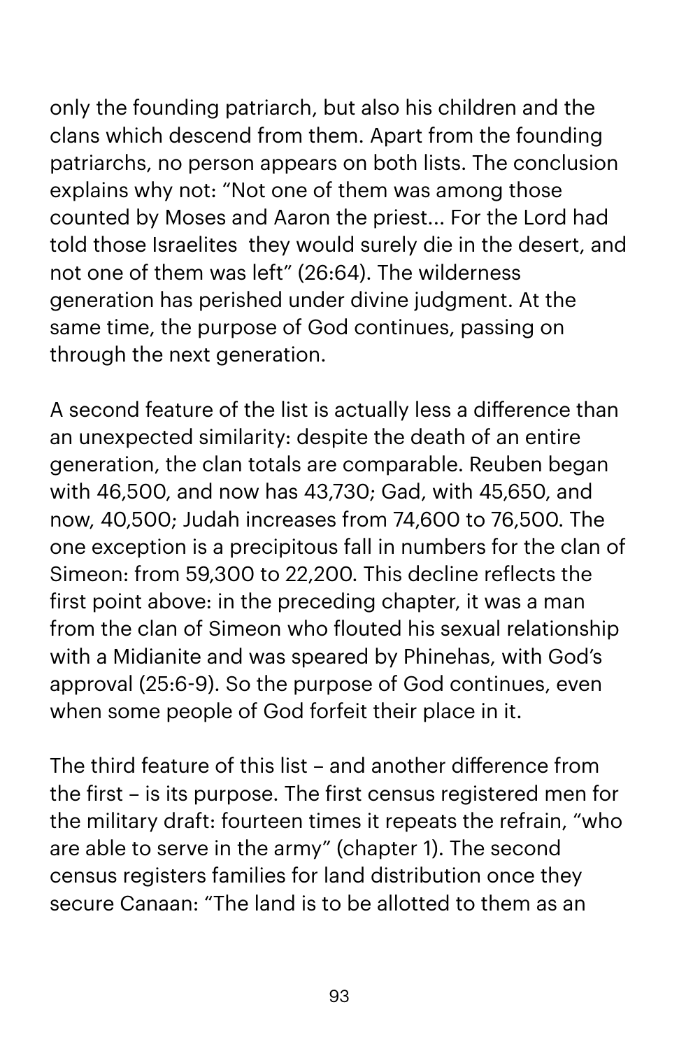only the founding patriarch, but also his children and the clans which descend from them. Apart from the founding patriarchs, no person appears on both lists. The conclusion explains why not: "Not one of them was among those counted by Moses and Aaron the priest... For the Lord had told those Israelites they would surely die in the desert, and not one of them was left" (26:64). The wilderness generation has perished under divine judgment. At the same time, the purpose of God continues, passing on through the next generation.

A second feature of the list is actually less a difference than an unexpected similarity: despite the death of an entire generation, the clan totals are comparable. Reuben began with 46,500, and now has 43,730; Gad, with 45,650, and now, 40,500; Judah increases from 74,600 to 76,500. The one exception is a precipitous fall in numbers for the clan of Simeon: from 59,300 to 22,200. This decline reflects the first point above: in the preceding chapter, it was a man from the clan of Simeon who flouted his sexual relationship with a Midianite and was speared by Phinehas, with God's approval (25:6-9). So the purpose of God continues, even when some people of God forfeit their place in it.

The third feature of this list – and another difference from the first – is its purpose. The first census registered men for the military draft: fourteen times it repeats the refrain, "who are able to serve in the army" (chapter 1). The second census registers families for land distribution once they secure Canaan: "The land is to be allotted to them as an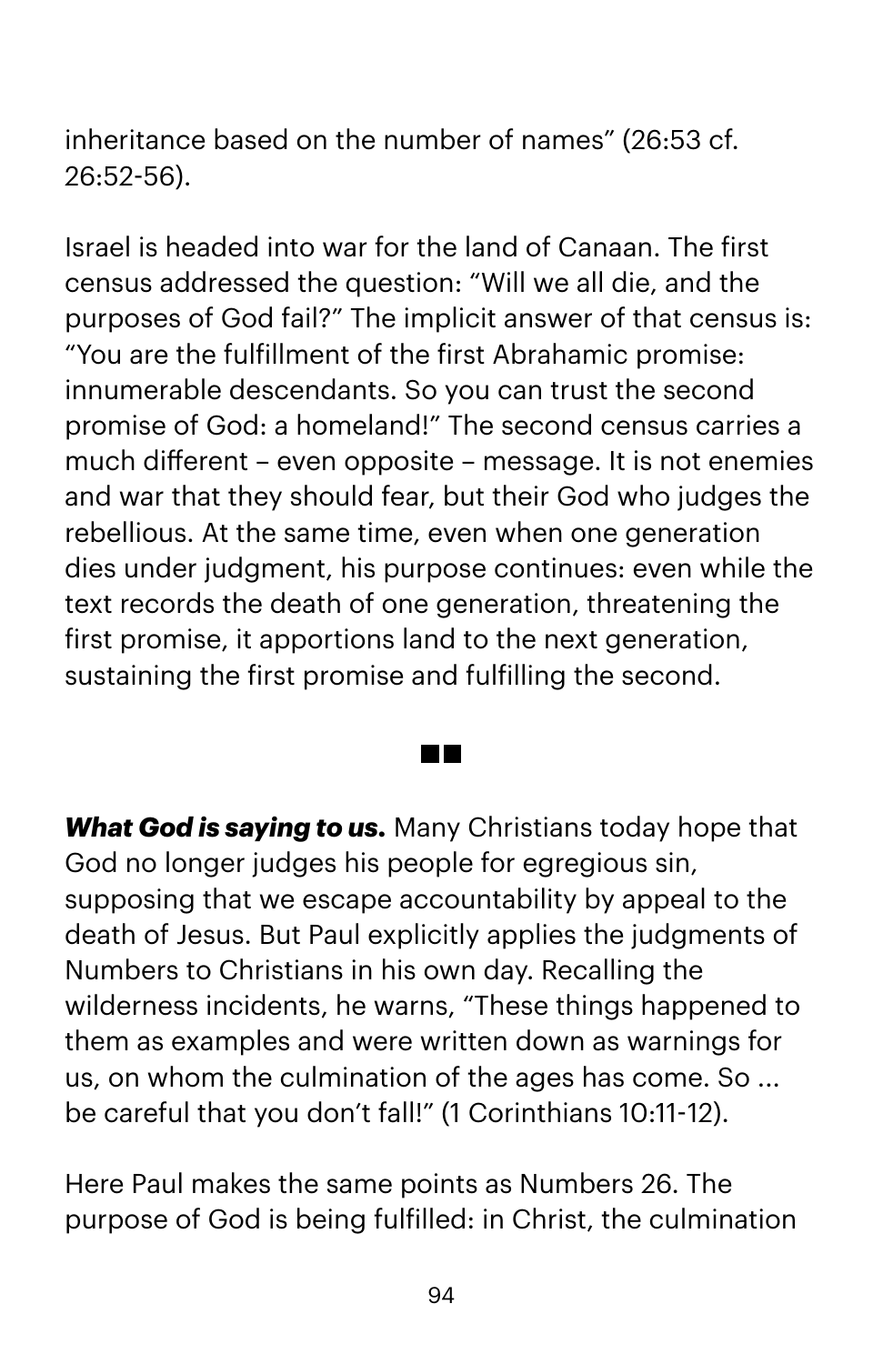inheritance based on the number of names" (26:53 cf. 26:52-56).

Israel is headed into war for the land of Canaan. The first census addressed the question: "Will we all die, and the purposes of God fail?" The implicit answer of that census is: "You are the fulfillment of the first Abrahamic promise: innumerable descendants. So you can trust the second promise of God: a homeland!" The second census carries a much different – even opposite – message. It is not enemies and war that they should fear, but their God who judges the rebellious. At the same time, even when one generation dies under judgment, his purpose continues: even while the text records the death of one generation, threatening the first promise, it apportions land to the next generation, sustaining the first promise and fulfilling the second.

■■

***What God is saying to us.*** Many Christians today hope that God no longer judges his people for egregious sin, supposing that we escape accountability by appeal to the death of Jesus. But Paul explicitly applies the judgments of Numbers to Christians in his own day. Recalling the wilderness incidents, he warns, "These things happened to them as examples and were written down as warnings for us, on whom the culmination of the ages has come. So ... be careful that you don't fall!" (1 Corinthians 10:11-12).

Here Paul makes the same points as Numbers 26. The purpose of God is being fulfilled: in Christ, the culmination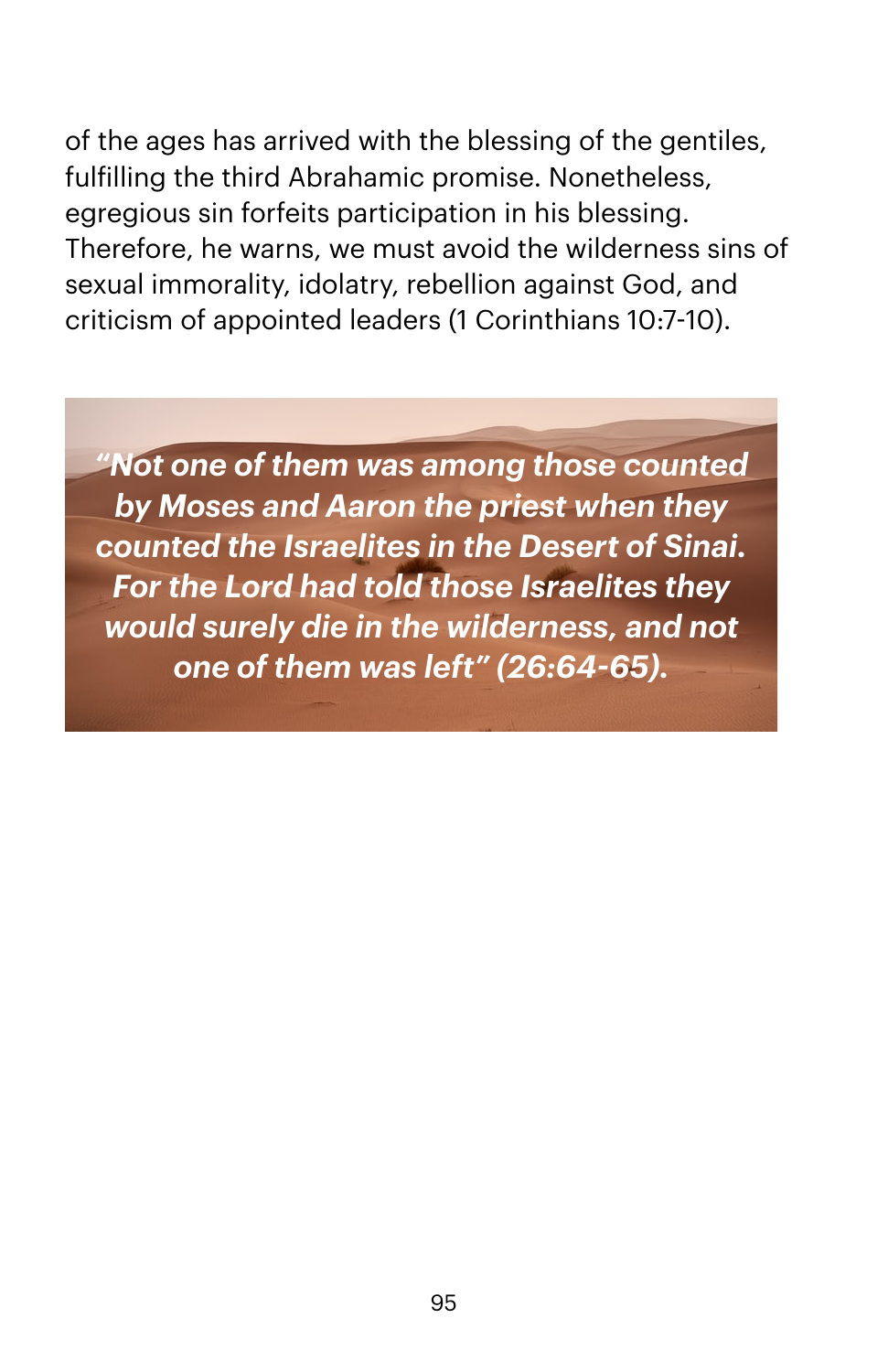of the ages has arrived with the blessing of the gentiles, fulfilling the third Abrahamic promise. Nonetheless, egregious sin forfeits participation in his blessing. Therefore, he warns, we must avoid the wilderness sins of sexual immorality, idolatry, rebellion against God, and criticism of appointed leaders (1 Corinthians 10:7-10).

***"Not one of them was among those counted by Moses and Aaron the priest when they counted the Israelites in the Desert of Sinai. For the Lord had told those Israelites they would surely die in the wilderness, and not one of them was left" (26:64-65).***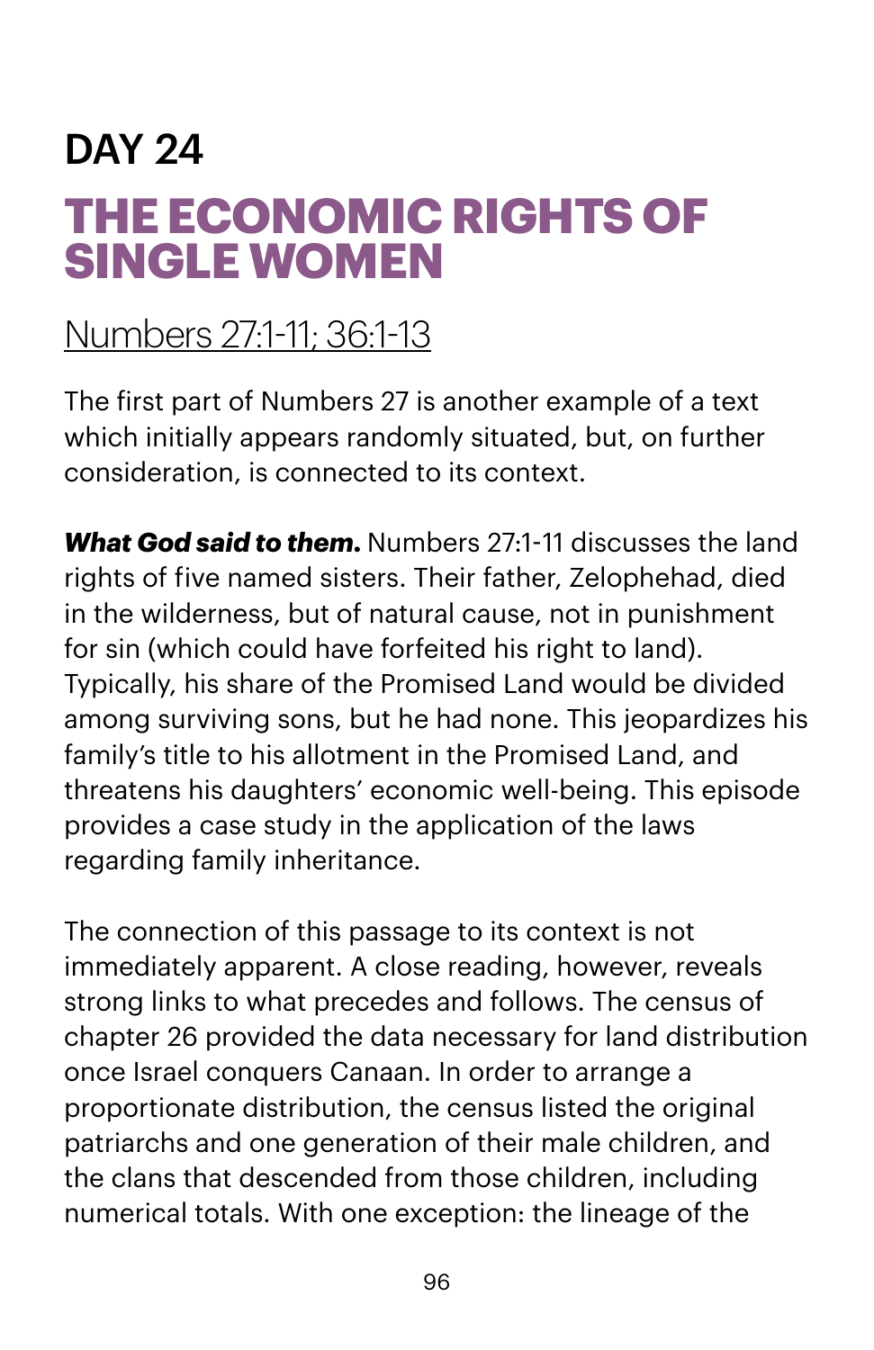# DAY 24

## THE ECONOMIC RIGHTS OF SINGLE WOMEN

Numbers 27:1-11; 36:1-13

The first part of Numbers 27 is another example of a text which initially appears randomly situated, but, on further consideration, is connected to its context.

***What God said to them.*** Numbers 27:1-11 discusses the land rights of five named sisters. Their father, Zelophehad, died in the wilderness, but of natural cause, not in punishment for sin (which could have forfeited his right to land). Typically, his share of the Promised Land would be divided among surviving sons, but he had none. This jeopardizes his family's title to his allotment in the Promised Land, and threatens his daughters' economic well-being. This episode provides a case study in the application of the laws regarding family inheritance.

The connection of this passage to its context is not immediately apparent. A close reading, however, reveals strong links to what precedes and follows. The census of chapter 26 provided the data necessary for land distribution once Israel conquers Canaan. In order to arrange a proportionate distribution, the census listed the original patriarchs and one generation of their male children, and the clans that descended from those children, including numerical totals. With one exception: the lineage of the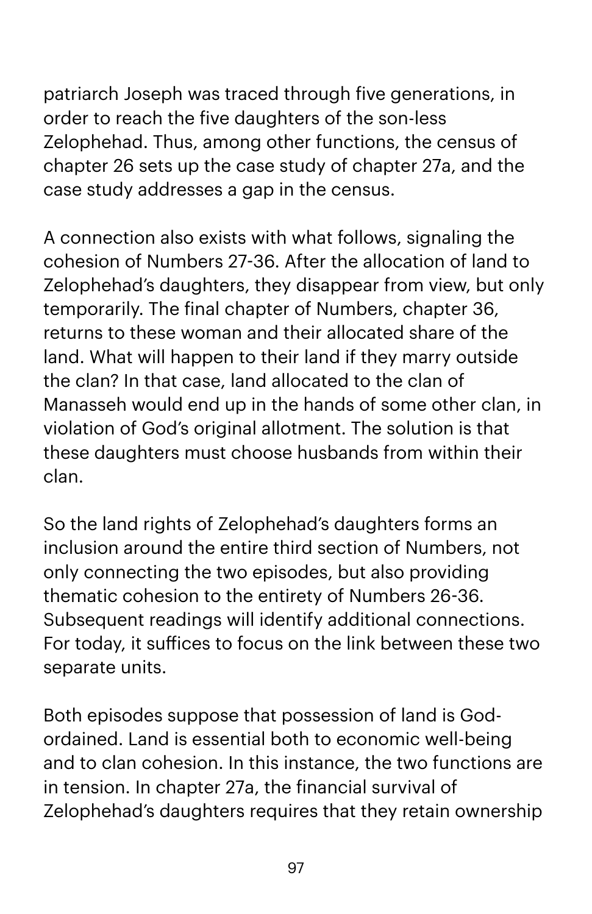patriarch Joseph was traced through five generations, in order to reach the five daughters of the son-less Zelophehad. Thus, among other functions, the census of chapter 26 sets up the case study of chapter 27a, and the case study addresses a gap in the census.

A connection also exists with what follows, signaling the cohesion of Numbers 27-36. After the allocation of land to Zelophehad's daughters, they disappear from view, but only temporarily. The final chapter of Numbers, chapter 36, returns to these woman and their allocated share of the land. What will happen to their land if they marry outside the clan? In that case, land allocated to the clan of Manasseh would end up in the hands of some other clan, in violation of God's original allotment. The solution is that these daughters must choose husbands from within their clan.

So the land rights of Zelophehad's daughters forms an inclusion around the entire third section of Numbers, not only connecting the two episodes, but also providing thematic cohesion to the entirety of Numbers 26-36. Subsequent readings will identify additional connections. For today, it suffices to focus on the link between these two separate units.

Both episodes suppose that possession of land is God-ordained. Land is essential both to economic well-being and to clan cohesion. In this instance, the two functions are in tension. In chapter 27a, the financial survival of Zelophehad's daughters requires that they retain ownership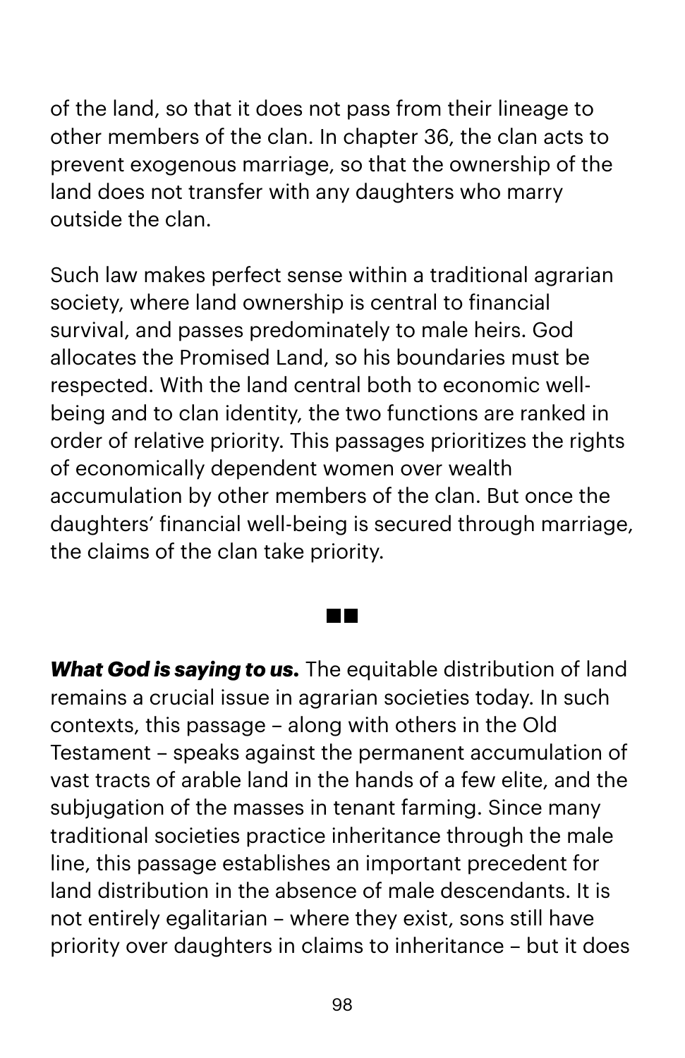of the land, so that it does not pass from their lineage to other members of the clan. In chapter 36, the clan acts to prevent exogenous marriage, so that the ownership of the land does not transfer with any daughters who marry outside the clan.

Such law makes perfect sense within a traditional agrarian society, where land ownership is central to financial survival, and passes predominately to male heirs. God allocates the Promised Land, so his boundaries must be respected. With the land central both to economic well-being and to clan identity, the two functions are ranked in order of relative priority. This passages prioritizes the rights of economically dependent women over wealth accumulation by other members of the clan. But once the daughters' financial well-being is secured through marriage, the claims of the clan take priority.

■■

***What God is saying to us.*** The equitable distribution of land remains a crucial issue in agrarian societies today. In such contexts, this passage – along with others in the Old Testament – speaks against the permanent accumulation of vast tracts of arable land in the hands of a few elite, and the subjugation of the masses in tenant farming. Since many traditional societies practice inheritance through the male line, this passage establishes an important precedent for land distribution in the absence of male descendants. It is not entirely egalitarian – where they exist, sons still have priority over daughters in claims to inheritance – but it does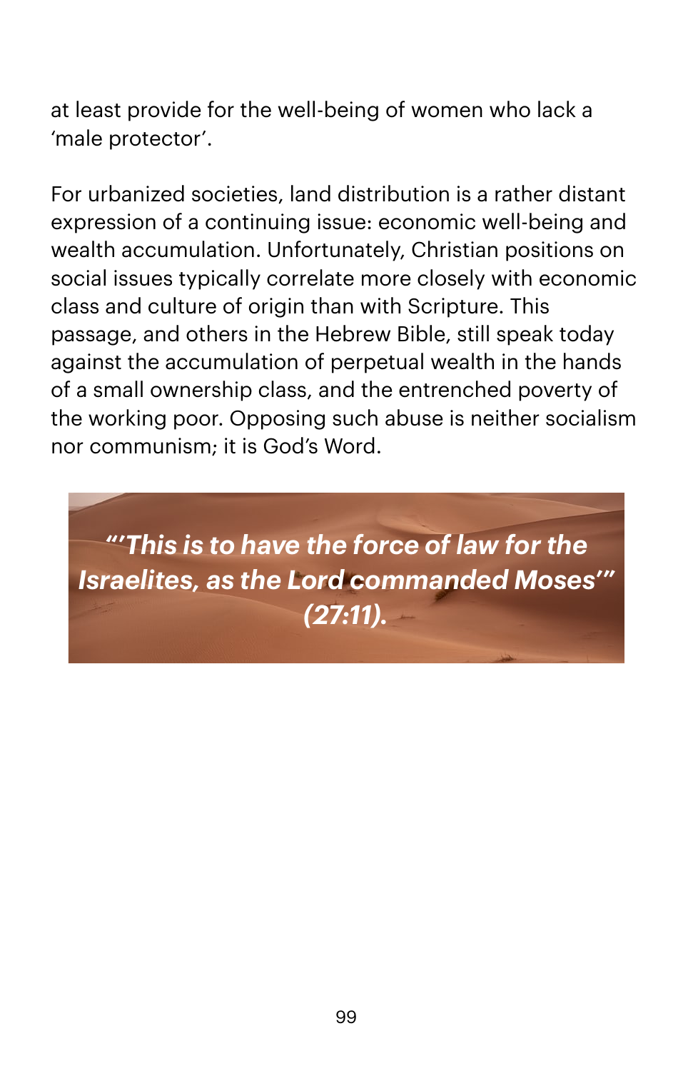at least provide for the well-being of women who lack a 'male protector'.

For urbanized societies, land distribution is a rather distant expression of a continuing issue: economic well-being and wealth accumulation. Unfortunately, Christian positions on social issues typically correlate more closely with economic class and culture of origin than with Scripture. This passage, and others in the Hebrew Bible, still speak today against the accumulation of perpetual wealth in the hands of a small ownership class, and the entrenched poverty of the working poor. Opposing such abuse is neither socialism nor communism; it is God's Word.

***"'This is to have the force of law for the Israelites, as the Lord commanded Moses'" (27:11).***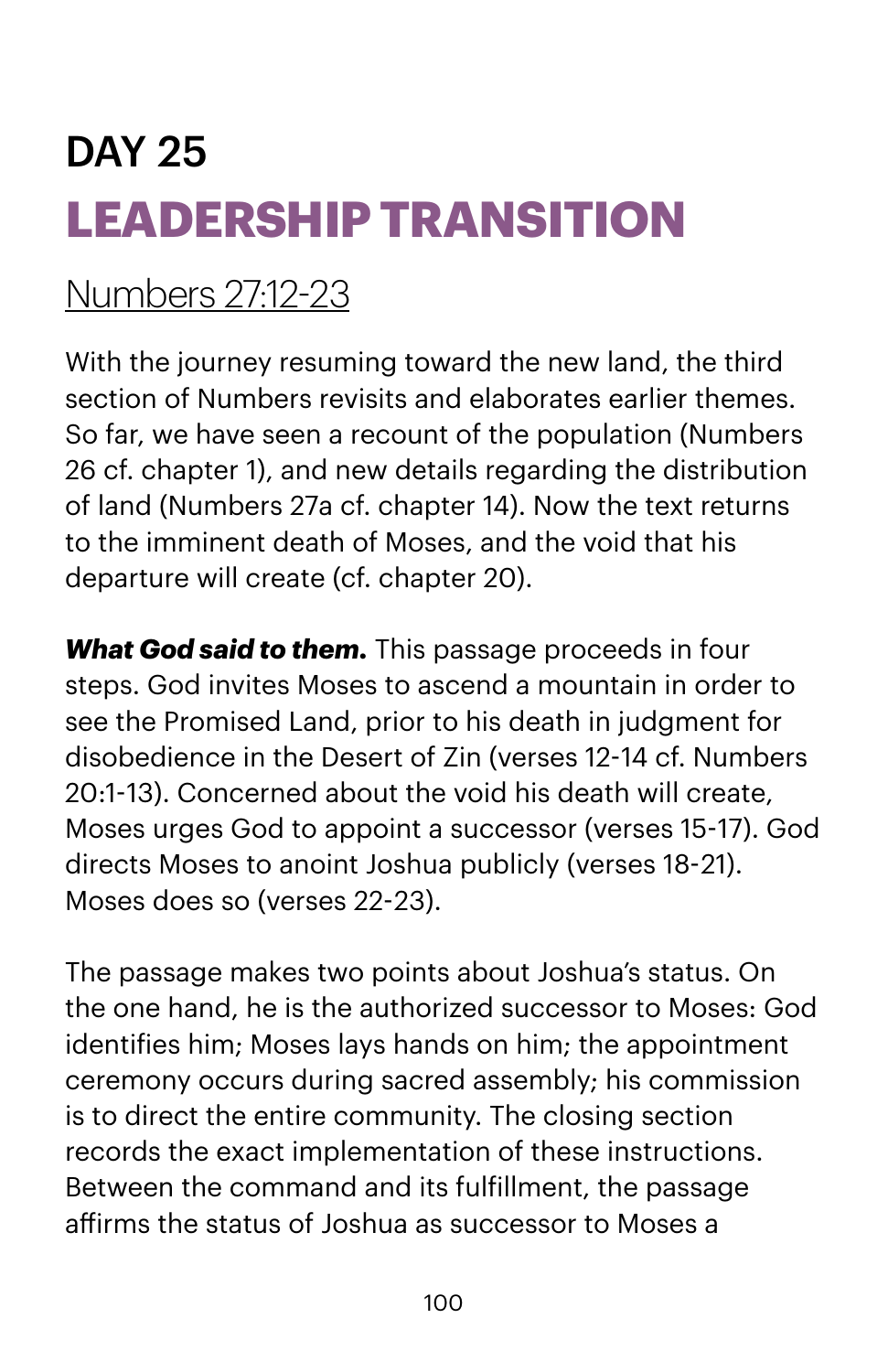# DAY 25

## LEADERSHIP TRANSITION

Numbers 27:12-23

With the journey resuming toward the new land, the third section of Numbers revisits and elaborates earlier themes. So far, we have seen a recount of the population (Numbers 26 cf. chapter 1), and new details regarding the distribution of land (Numbers 27a cf. chapter 14). Now the text returns to the imminent death of Moses, and the void that his departure will create (cf. chapter 20).

***What God said to them.*** This passage proceeds in four steps. God invites Moses to ascend a mountain in order to see the Promised Land, prior to his death in judgment for disobedience in the Desert of Zin (verses 12-14 cf. Numbers 20:1-13). Concerned about the void his death will create, Moses urges God to appoint a successor (verses 15-17). God directs Moses to anoint Joshua publicly (verses 18-21). Moses does so (verses 22-23).

The passage makes two points about Joshua's status. On the one hand, he is the authorized successor to Moses: God identifies him; Moses lays hands on him; the appointment ceremony occurs during sacred assembly; his commission is to direct the entire community. The closing section records the exact implementation of these instructions. Between the command and its fulfillment, the passage affirms the status of Joshua as successor to Moses a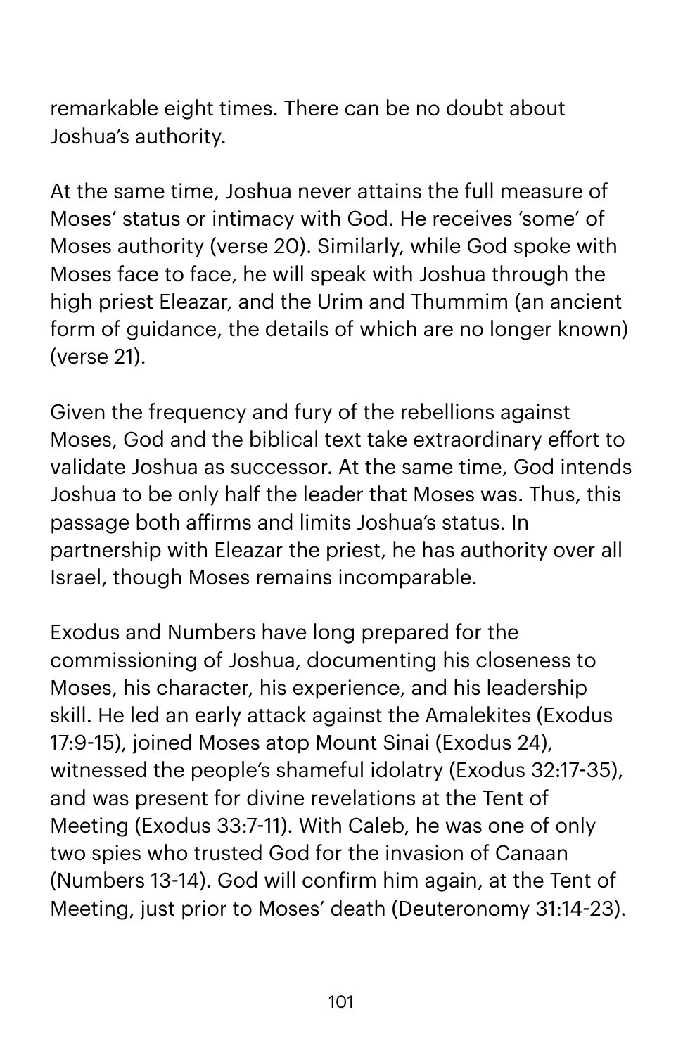remarkable eight times. There can be no doubt about Joshua's authority.

At the same time, Joshua never attains the full measure of Moses' status or intimacy with God. He receives 'some' of Moses authority (verse 20). Similarly, while God spoke with Moses face to face, he will speak with Joshua through the high priest Eleazar, and the Urim and Thummim (an ancient form of guidance, the details of which are no longer known) (verse 21).

Given the frequency and fury of the rebellions against Moses, God and the biblical text take extraordinary effort to validate Joshua as successor. At the same time, God intends Joshua to be only half the leader that Moses was. Thus, this passage both affirms and limits Joshua's status. In partnership with Eleazar the priest, he has authority over all Israel, though Moses remains incomparable.

Exodus and Numbers have long prepared for the commissioning of Joshua, documenting his closeness to Moses, his character, his experience, and his leadership skill. He led an early attack against the Amalekites (Exodus 17:9-15), joined Moses atop Mount Sinai (Exodus 24), witnessed the people's shameful idolatry (Exodus 32:17-35), and was present for divine revelations at the Tent of Meeting (Exodus 33:7-11). With Caleb, he was one of only two spies who trusted God for the invasion of Canaan (Numbers 13-14). God will confirm him again, at the Tent of Meeting, just prior to Moses' death (Deuteronomy 31:14-23).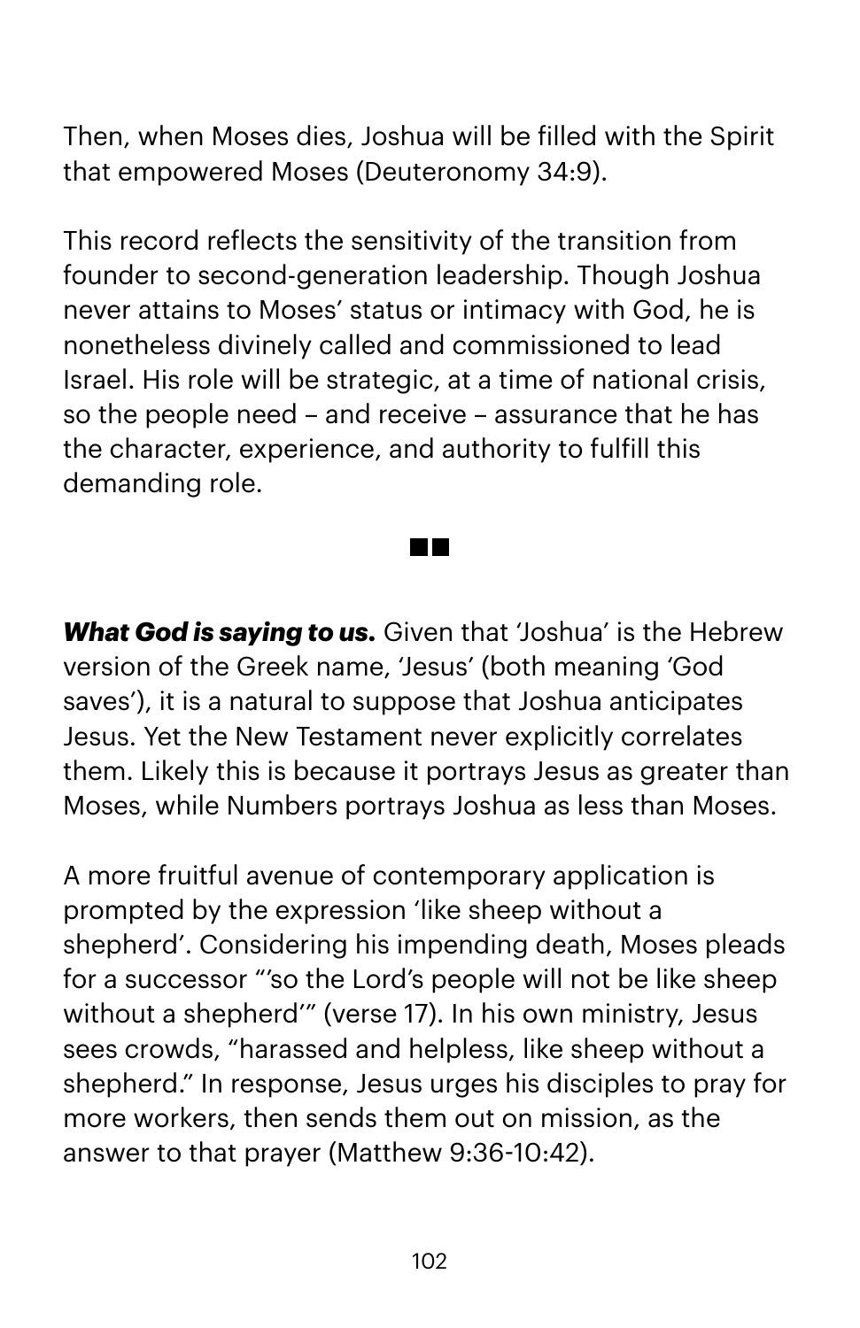Then, when Moses dies, Joshua will be filled with the Spirit that empowered Moses (Deuteronomy 34:9).

This record reflects the sensitivity of the transition from founder to second-generation leadership. Though Joshua never attains to Moses' status or intimacy with God, he is nonetheless divinely called and commissioned to lead Israel. His role will be strategic, at a time of national crisis, so the people need – and receive – assurance that he has the character, experience, and authority to fulfill this demanding role.

■■

***What God is saying to us.*** Given that 'Joshua' is the Hebrew version of the Greek name, 'Jesus' (both meaning 'God saves'), it is a natural to suppose that Joshua anticipates Jesus. Yet the New Testament never explicitly correlates them. Likely this is because it portrays Jesus as greater than Moses, while Numbers portrays Joshua as less than Moses.

A more fruitful avenue of contemporary application is prompted by the expression 'like sheep without a shepherd'. Considering his impending death, Moses pleads for a successor "'so the Lord's people will not be like sheep without a shepherd'" (verse 17). In his own ministry, Jesus sees crowds, "harassed and helpless, like sheep without a shepherd." In response, Jesus urges his disciples to pray for more workers, then sends them out on mission, as the answer to that prayer (Matthew 9:36-10:42).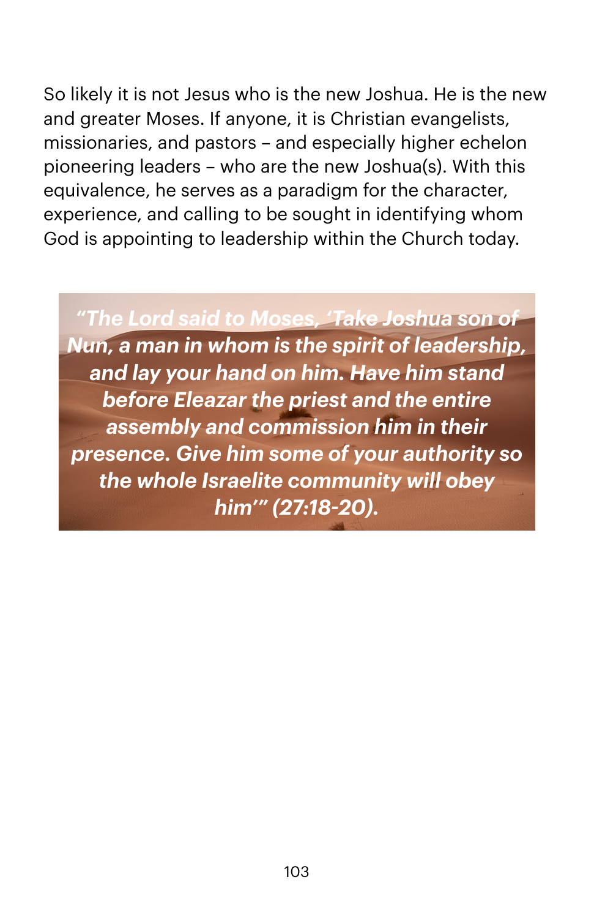So likely it is not Jesus who is the new Joshua. He is the new and greater Moses. If anyone, it is Christian evangelists, missionaries, and pastors – and especially higher echelon pioneering leaders – who are the new Joshua(s). With this equivalence, he serves as a paradigm for the character, experience, and calling to be sought in identifying whom God is appointing to leadership within the Church today.

> ***"The Lord said to Moses, 'Take Joshua son of Nun, a man in whom is the spirit of leadership, and lay your hand on him. Have him stand before Eleazar the priest and the entire assembly and commission him in their presence. Give him some of your authority so the whole Israelite community will obey him'" (27:18-20).***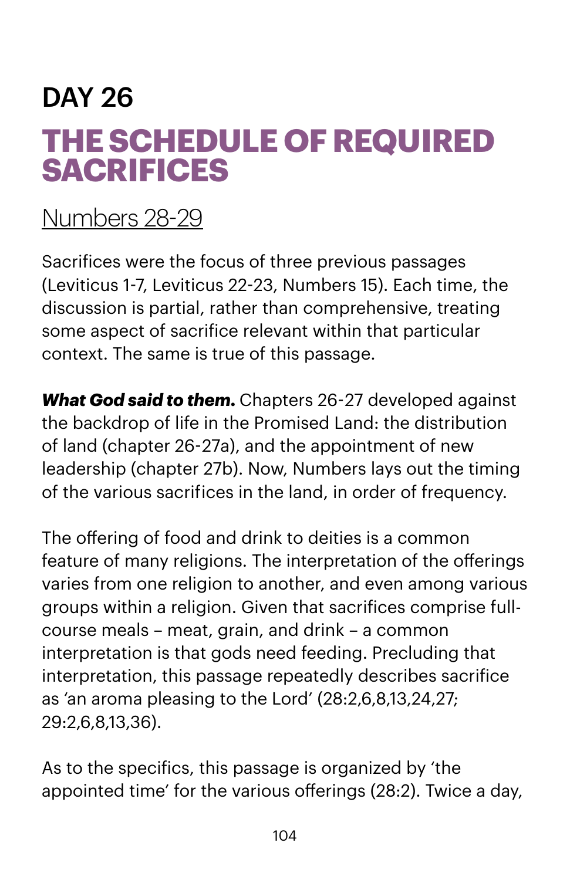# DAY 26

## THE SCHEDULE OF REQUIRED SACRIFICES

Numbers 28-29

Sacrifices were the focus of three previous passages (Leviticus 1-7, Leviticus 22-23, Numbers 15). Each time, the discussion is partial, rather than comprehensive, treating some aspect of sacrifice relevant within that particular context. The same is true of this passage.

***What God said to them.*** Chapters 26-27 developed against the backdrop of life in the Promised Land: the distribution of land (chapter 26-27a), and the appointment of new leadership (chapter 27b). Now, Numbers lays out the timing of the various sacrifices in the land, in order of frequency.

The offering of food and drink to deities is a common feature of many religions. The interpretation of the offerings varies from one religion to another, and even among various groups within a religion. Given that sacrifices comprise full-course meals – meat, grain, and drink – a common interpretation is that gods need feeding. Precluding that interpretation, this passage repeatedly describes sacrifice as 'an aroma pleasing to the Lord' (28:2,6,8,13,24,27; 29:2,6,8,13,36).

As to the specifics, this passage is organized by 'the appointed time' for the various offerings (28:2). Twice a day,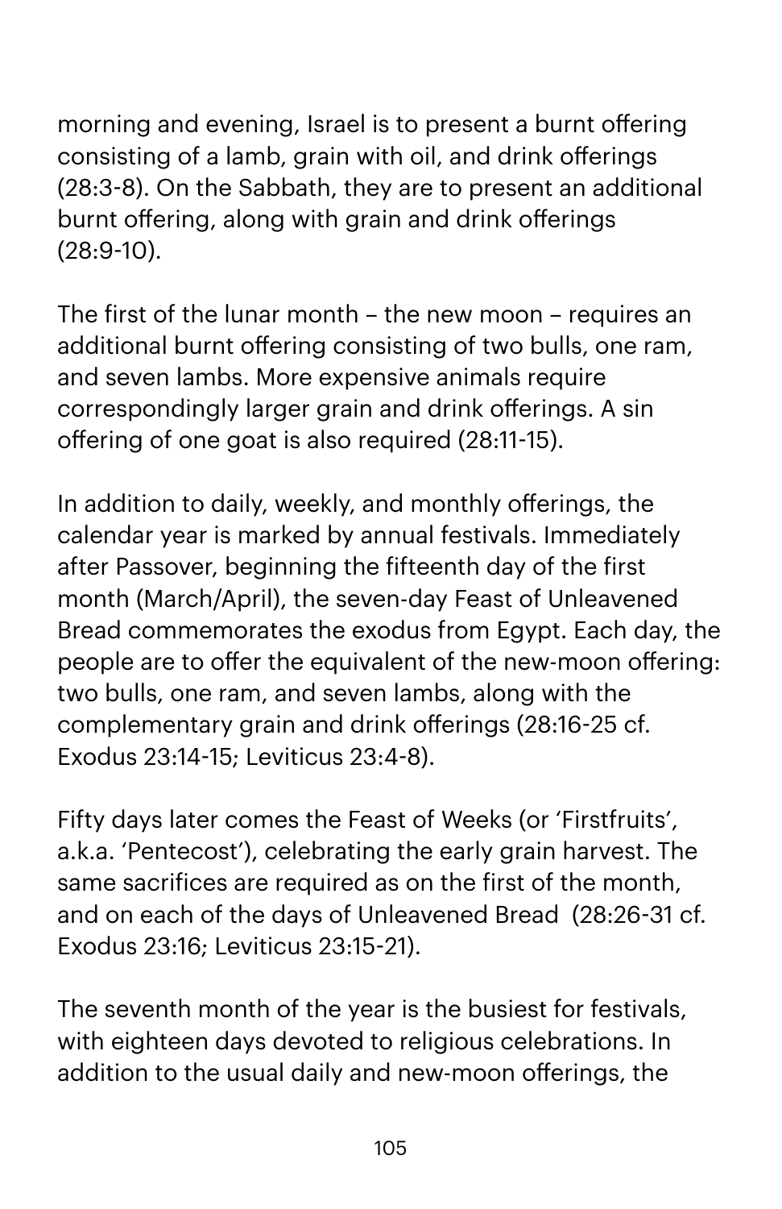morning and evening, Israel is to present a burnt offering consisting of a lamb, grain with oil, and drink offerings (28:3-8). On the Sabbath, they are to present an additional burnt offering, along with grain and drink offerings (28:9-10).

The first of the lunar month – the new moon – requires an additional burnt offering consisting of two bulls, one ram, and seven lambs. More expensive animals require correspondingly larger grain and drink offerings. A sin offering of one goat is also required (28:11-15).

In addition to daily, weekly, and monthly offerings, the calendar year is marked by annual festivals. Immediately after Passover, beginning the fifteenth day of the first month (March/April), the seven-day Feast of Unleavened Bread commemorates the exodus from Egypt. Each day, the people are to offer the equivalent of the new-moon offering: two bulls, one ram, and seven lambs, along with the complementary grain and drink offerings (28:16-25 cf. Exodus 23:14-15; Leviticus 23:4-8).

Fifty days later comes the Feast of Weeks (or 'Firstfruits', a.k.a. 'Pentecost'), celebrating the early grain harvest. The same sacrifices are required as on the first of the month, and on each of the days of Unleavened Bread (28:26-31 cf. Exodus 23:16; Leviticus 23:15-21).

The seventh month of the year is the busiest for festivals, with eighteen days devoted to religious celebrations. In addition to the usual daily and new-moon offerings, the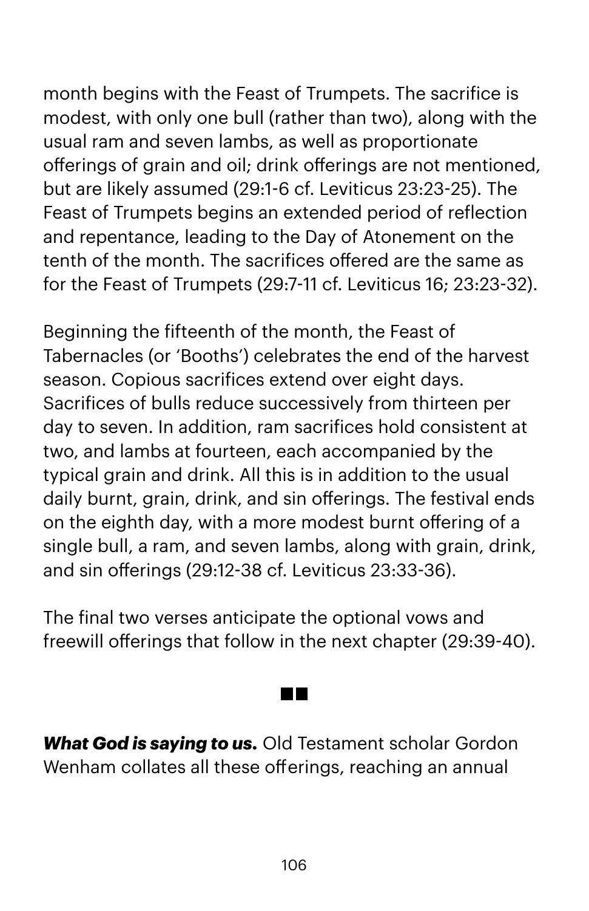month begins with the Feast of Trumpets. The sacrifice is modest, with only one bull (rather than two), along with the usual ram and seven lambs, as well as proportionate offerings of grain and oil; drink offerings are not mentioned, but are likely assumed (29:1-6 cf. Leviticus 23:23-25). The Feast of Trumpets begins an extended period of reflection and repentance, leading to the Day of Atonement on the tenth of the month. The sacrifices offered are the same as for the Feast of Trumpets (29:7-11 cf. Leviticus 16; 23:23-32).

Beginning the fifteenth of the month, the Feast of Tabernacles (or 'Booths') celebrates the end of the harvest season. Copious sacrifices extend over eight days. Sacrifices of bulls reduce successively from thirteen per day to seven. In addition, ram sacrifices hold consistent at two, and lambs at fourteen, each accompanied by the typical grain and drink. All this is in addition to the usual daily burnt, grain, drink, and sin offerings. The festival ends on the eighth day, with a more modest burnt offering of a single bull, a ram, and seven lambs, along with grain, drink, and sin offerings (29:12-38 cf. Leviticus 23:33-36).

The final two verses anticipate the optional vows and freewill offerings that follow in the next chapter (29:39-40).

■■

***What God is saying to us.*** Old Testament scholar Gordon Wenham collates all these offerings, reaching an annual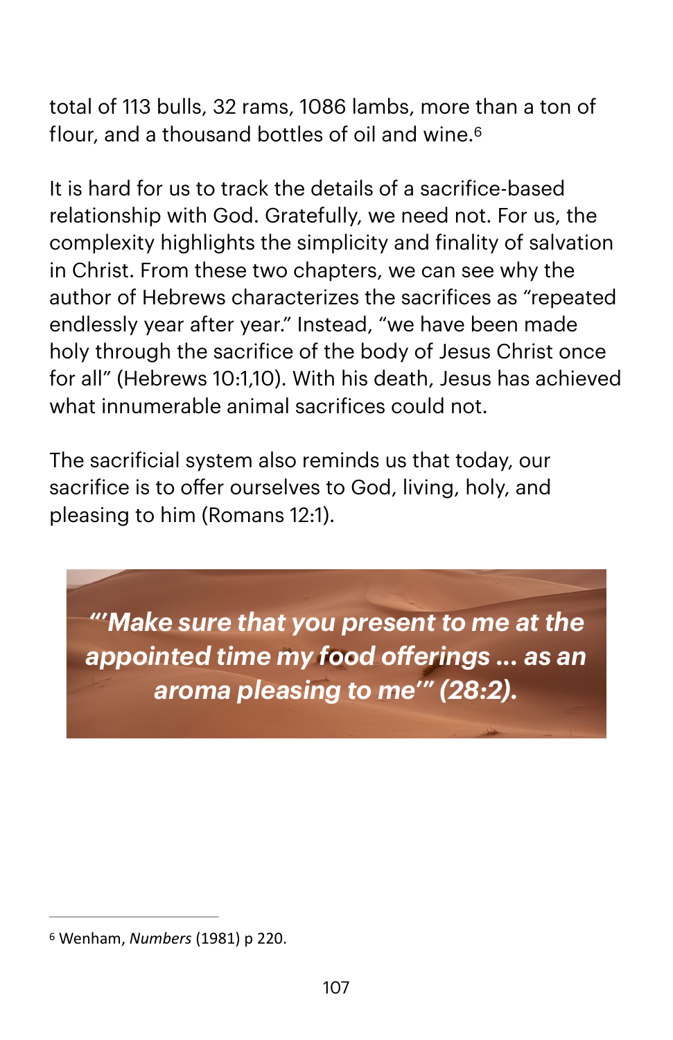total of 113 bulls, 32 rams, 1086 lambs, more than a ton of flour, and a thousand bottles of oil and wine.[6]

It is hard for us to track the details of a sacrifice-based relationship with God. Gratefully, we need not. For us, the complexity highlights the simplicity and finality of salvation in Christ. From these two chapters, we can see why the author of Hebrews characterizes the sacrifices as "repeated endlessly year after year." Instead, "we have been made holy through the sacrifice of the body of Jesus Christ once for all" (Hebrews 10:1,10). With his death, Jesus has achieved what innumerable animal sacrifices could not.

The sacrificial system also reminds us that today, our sacrifice is to offer ourselves to God, living, holy, and pleasing to him (Romans 12:1).

> ***"'Make sure that you present to me at the appointed time my food offerings ... as an aroma pleasing to me'" (28:2).***

[6] Wenham, *Numbers* (1981) p 220.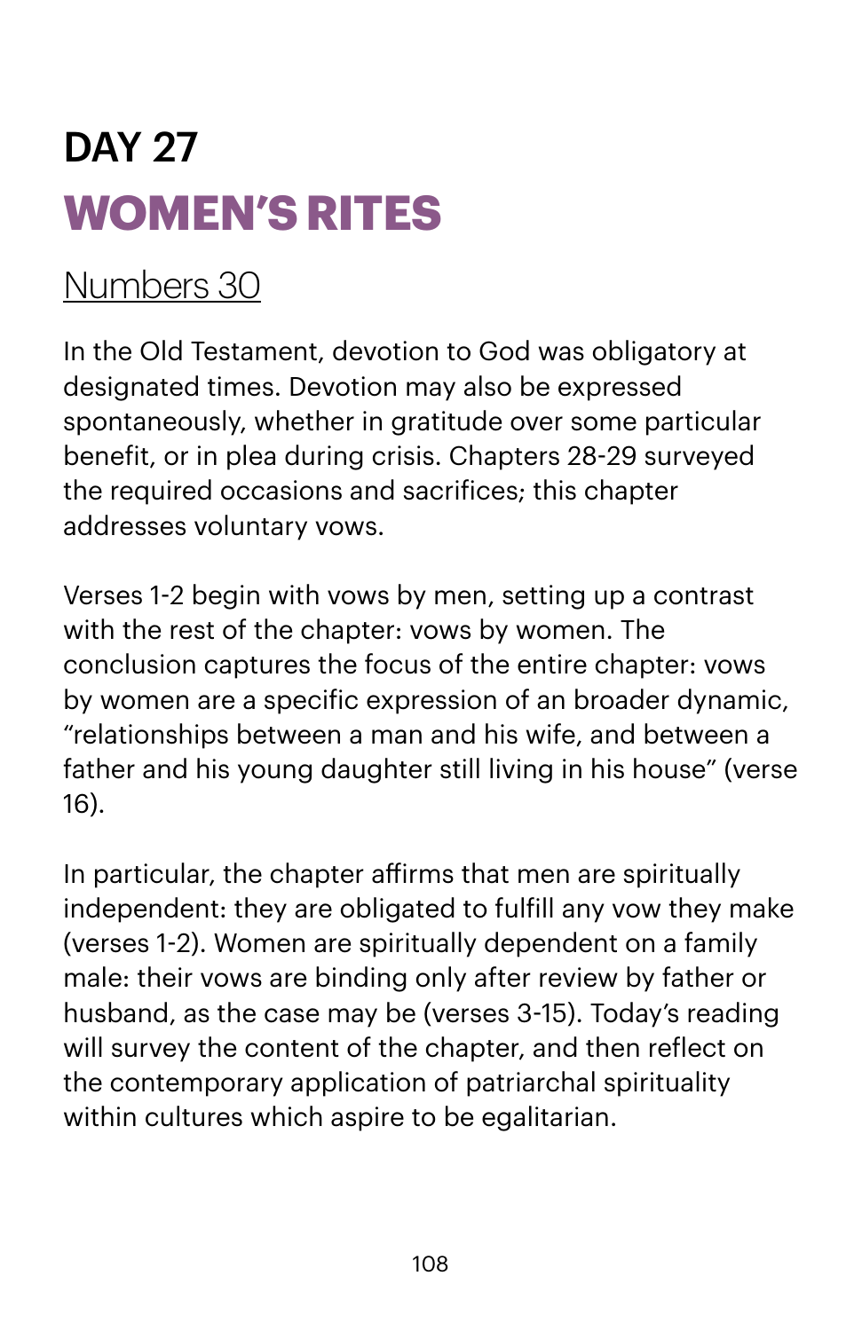# DAY 27

## WOMEN'S RITES

### Numbers 30

In the Old Testament, devotion to God was obligatory at designated times. Devotion may also be expressed spontaneously, whether in gratitude over some particular benefit, or in plea during crisis. Chapters 28-29 surveyed the required occasions and sacrifices; this chapter addresses voluntary vows.

Verses 1-2 begin with vows by men, setting up a contrast with the rest of the chapter: vows by women. The conclusion captures the focus of the entire chapter: vows by women are a specific expression of an broader dynamic, "relationships between a man and his wife, and between a father and his young daughter still living in his house" (verse 16).

In particular, the chapter affirms that men are spiritually independent: they are obligated to fulfill any vow they make (verses 1-2). Women are spiritually dependent on a family male: their vows are binding only after review by father or husband, as the case may be (verses 3-15). Today's reading will survey the content of the chapter, and then reflect on the contemporary application of patriarchal spirituality within cultures which aspire to be egalitarian.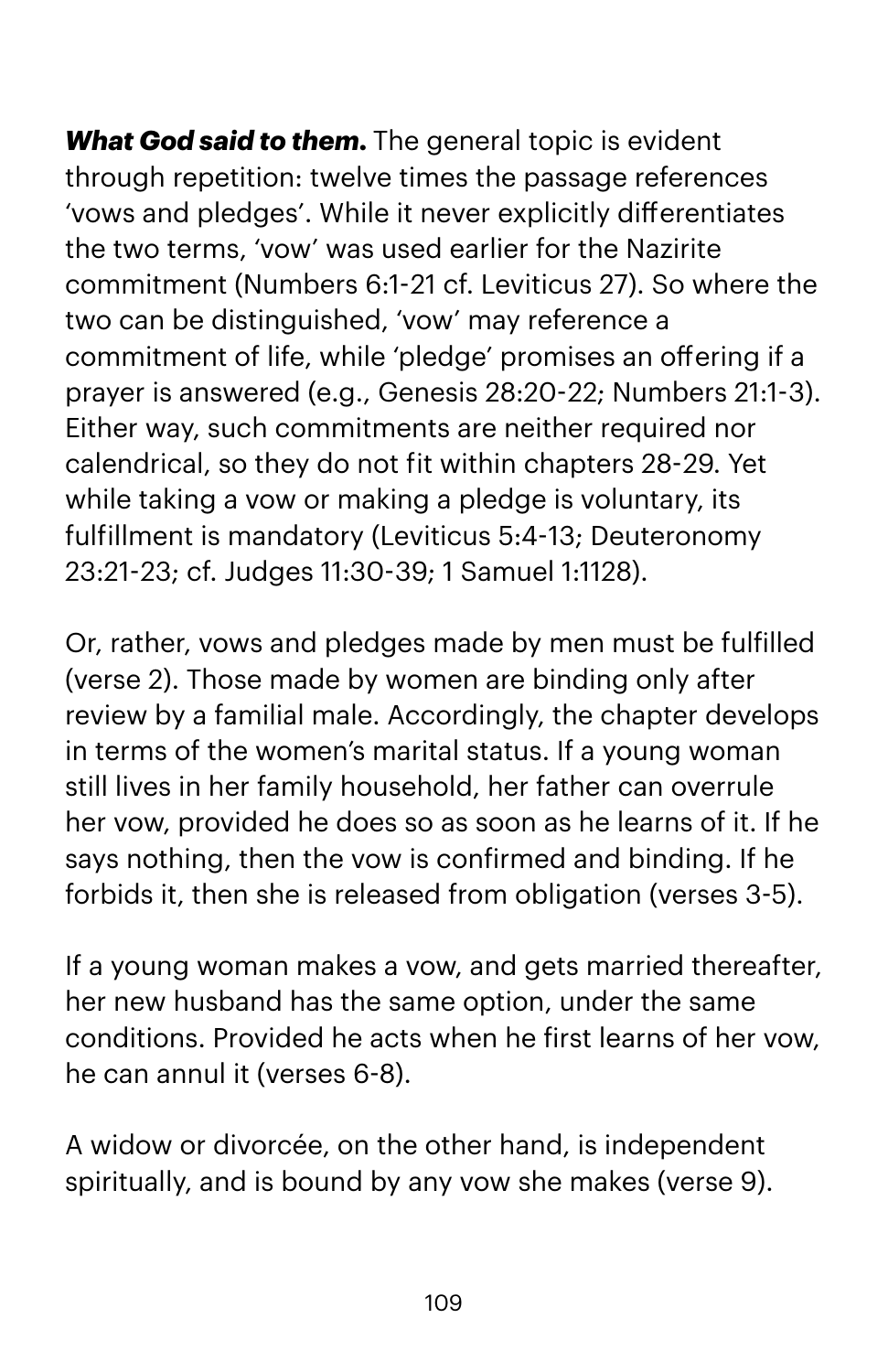***What God said to them.*** The general topic is evident through repetition: twelve times the passage references 'vows and pledges'. While it never explicitly differentiates the two terms, 'vow' was used earlier for the Nazirite commitment (Numbers 6:1-21 cf. Leviticus 27). So where the two can be distinguished, 'vow' may reference a commitment of life, while 'pledge' promises an offering if a prayer is answered (e.g., Genesis 28:20-22; Numbers 21:1-3). Either way, such commitments are neither required nor calendrical, so they do not fit within chapters 28-29. Yet while taking a vow or making a pledge is voluntary, its fulfillment is mandatory (Leviticus 5:4-13; Deuteronomy 23:21-23; cf. Judges 11:30-39; 1 Samuel 1:1128).

Or, rather, vows and pledges made by men must be fulfilled (verse 2). Those made by women are binding only after review by a familial male. Accordingly, the chapter develops in terms of the women's marital status. If a young woman still lives in her family household, her father can overrule her vow, provided he does so as soon as he learns of it. If he says nothing, then the vow is confirmed and binding. If he forbids it, then she is released from obligation (verses 3-5).

If a young woman makes a vow, and gets married thereafter, her new husband has the same option, under the same conditions. Provided he acts when he first learns of her vow, he can annul it (verses 6-8).

A widow or divorcée, on the other hand, is independent spiritually, and is bound by any vow she makes (verse 9).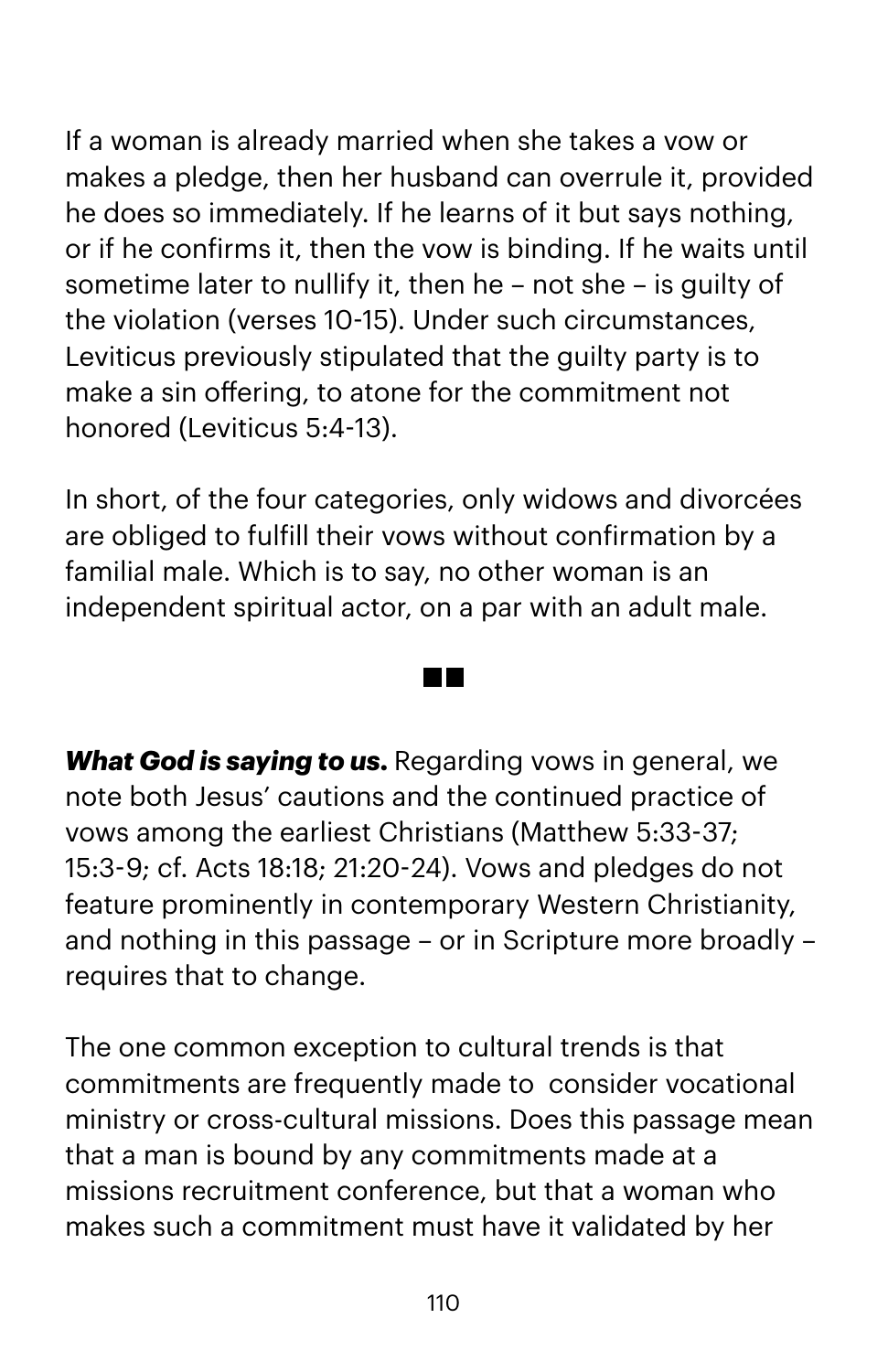If a woman is already married when she takes a vow or makes a pledge, then her husband can overrule it, provided he does so immediately. If he learns of it but says nothing, or if he confirms it, then the vow is binding. If he waits until sometime later to nullify it, then he – not she – is guilty of the violation (verses 10-15). Under such circumstances, Leviticus previously stipulated that the guilty party is to make a sin offering, to atone for the commitment not honored (Leviticus 5:4-13).

In short, of the four categories, only widows and divorcées are obliged to fulfill their vows without confirmation by a familial male. Which is to say, no other woman is an independent spiritual actor, on a par with an adult male.

■■

***What God is saying to us.*** Regarding vows in general, we note both Jesus' cautions and the continued practice of vows among the earliest Christians (Matthew 5:33-37; 15:3-9; cf. Acts 18:18; 21:20-24). Vows and pledges do not feature prominently in contemporary Western Christianity, and nothing in this passage – or in Scripture more broadly – requires that to change.

The one common exception to cultural trends is that commitments are frequently made to consider vocational ministry or cross-cultural missions. Does this passage mean that a man is bound by any commitments made at a missions recruitment conference, but that a woman who makes such a commitment must have it validated by her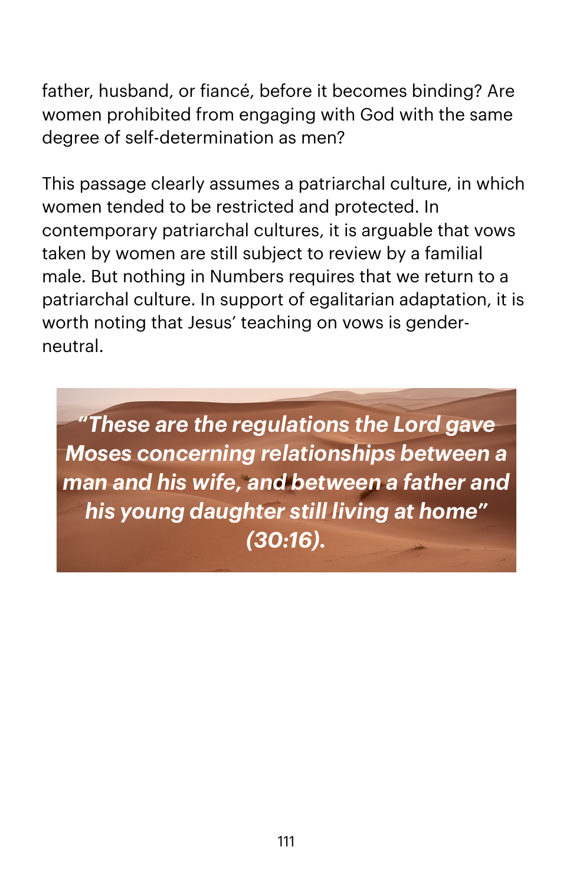father, husband, or fiancé, before it becomes binding? Are women prohibited from engaging with God with the same degree of self-determination as men?

This passage clearly assumes a patriarchal culture, in which women tended to be restricted and protected. In contemporary patriarchal cultures, it is arguable that vows taken by women are still subject to review by a familial male. But nothing in Numbers requires that we return to a patriarchal culture. In support of egalitarian adaptation, it is worth noting that Jesus' teaching on vows is gender-neutral.

***"These are the regulations the Lord gave Moses concerning relationships between a man and his wife, and between a father and his young daughter still living at home" (30:16).***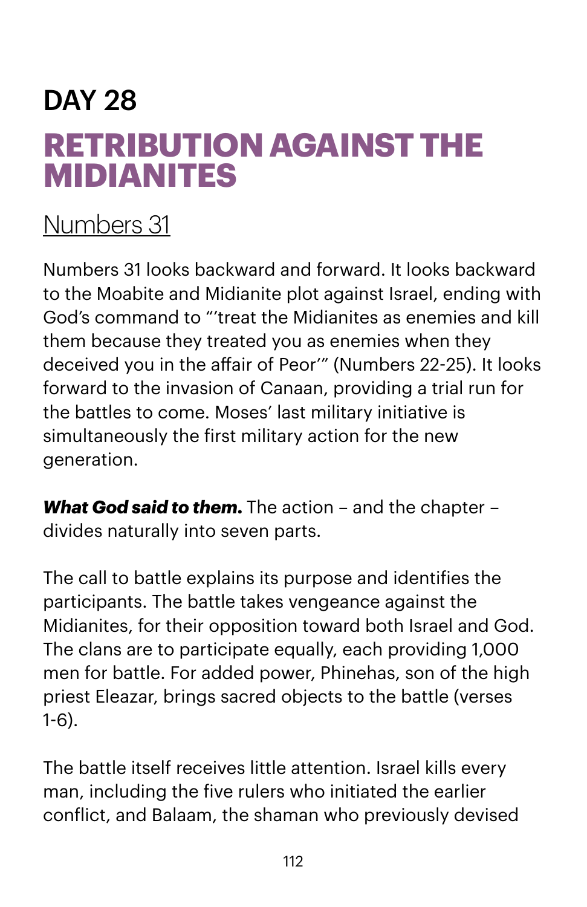# DAY 28

## RETRIBUTION AGAINST THE MIDIANITES

Numbers 31

Numbers 31 looks backward and forward. It looks backward to the Moabite and Midianite plot against Israel, ending with God's command to "'treat the Midianites as enemies and kill them because they treated you as enemies when they deceived you in the affair of Peor'" (Numbers 22-25). It looks forward to the invasion of Canaan, providing a trial run for the battles to come. Moses' last military initiative is simultaneously the first military action for the new generation.

***What God said to them.*** The action – and the chapter – divides naturally into seven parts.

The call to battle explains its purpose and identifies the participants. The battle takes vengeance against the Midianites, for their opposition toward both Israel and God. The clans are to participate equally, each providing 1,000 men for battle. For added power, Phinehas, son of the high priest Eleazar, brings sacred objects to the battle (verses 1-6).

The battle itself receives little attention. Israel kills every man, including the five rulers who initiated the earlier conflict, and Balaam, the shaman who previously devised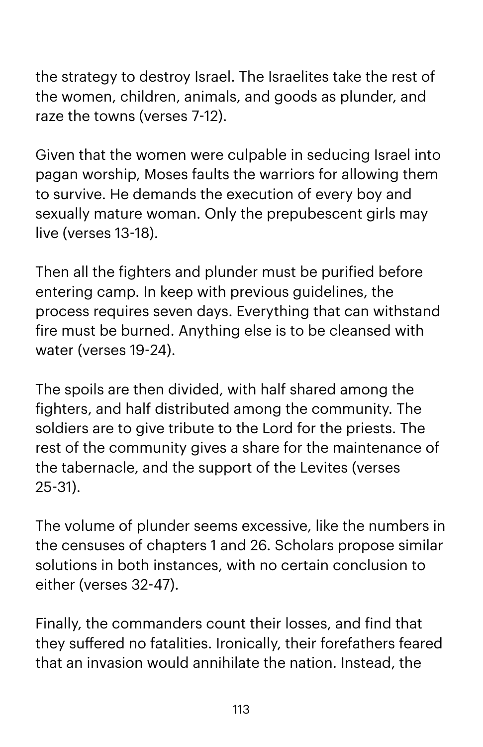the strategy to destroy Israel. The Israelites take the rest of the women, children, animals, and goods as plunder, and raze the towns (verses 7-12).

Given that the women were culpable in seducing Israel into pagan worship, Moses faults the warriors for allowing them to survive. He demands the execution of every boy and sexually mature woman. Only the prepubescent girls may live (verses 13-18).

Then all the fighters and plunder must be purified before entering camp. In keep with previous guidelines, the process requires seven days. Everything that can withstand fire must be burned. Anything else is to be cleansed with water (verses 19-24).

The spoils are then divided, with half shared among the fighters, and half distributed among the community. The soldiers are to give tribute to the Lord for the priests. The rest of the community gives a share for the maintenance of the tabernacle, and the support of the Levites (verses 25-31).

The volume of plunder seems excessive, like the numbers in the censuses of chapters 1 and 26. Scholars propose similar solutions in both instances, with no certain conclusion to either (verses 32-47).

Finally, the commanders count their losses, and find that they suffered no fatalities. Ironically, their forefathers feared that an invasion would annihilate the nation. Instead, the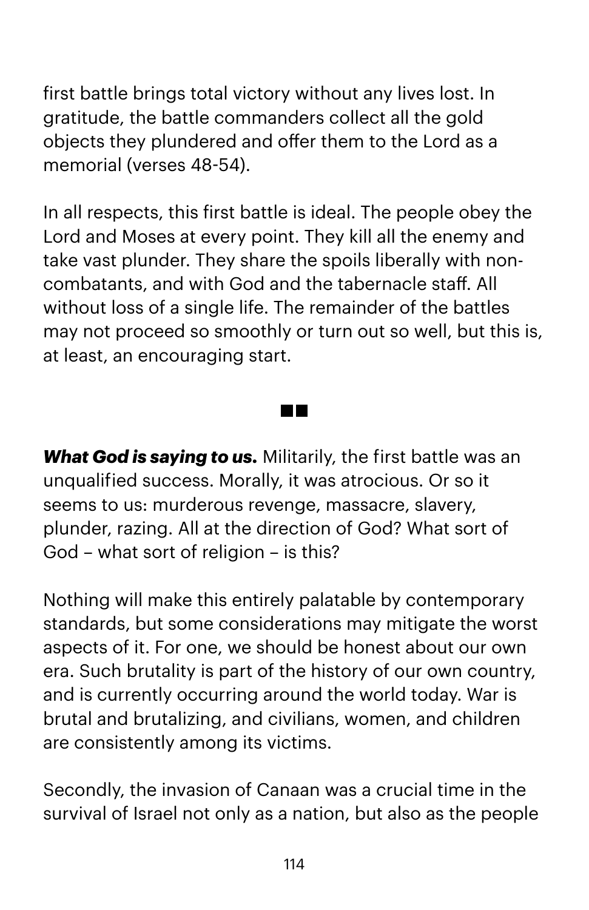first battle brings total victory without any lives lost. In gratitude, the battle commanders collect all the gold objects they plundered and offer them to the Lord as a memorial (verses 48-54).

In all respects, this first battle is ideal. The people obey the Lord and Moses at every point. They kill all the enemy and take vast plunder. They share the spoils liberally with non-combatants, and with God and the tabernacle staff. All without loss of a single life. The remainder of the battles may not proceed so smoothly or turn out so well, but this is, at least, an encouraging start.

■■

***What God is saying to us.*** Militarily, the first battle was an unqualified success. Morally, it was atrocious. Or so it seems to us: murderous revenge, massacre, slavery, plunder, razing. All at the direction of God? What sort of God – what sort of religion – is this?

Nothing will make this entirely palatable by contemporary standards, but some considerations may mitigate the worst aspects of it. For one, we should be honest about our own era. Such brutality is part of the history of our own country, and is currently occurring around the world today. War is brutal and brutalizing, and civilians, women, and children are consistently among its victims.

Secondly, the invasion of Canaan was a crucial time in the survival of Israel not only as a nation, but also as the people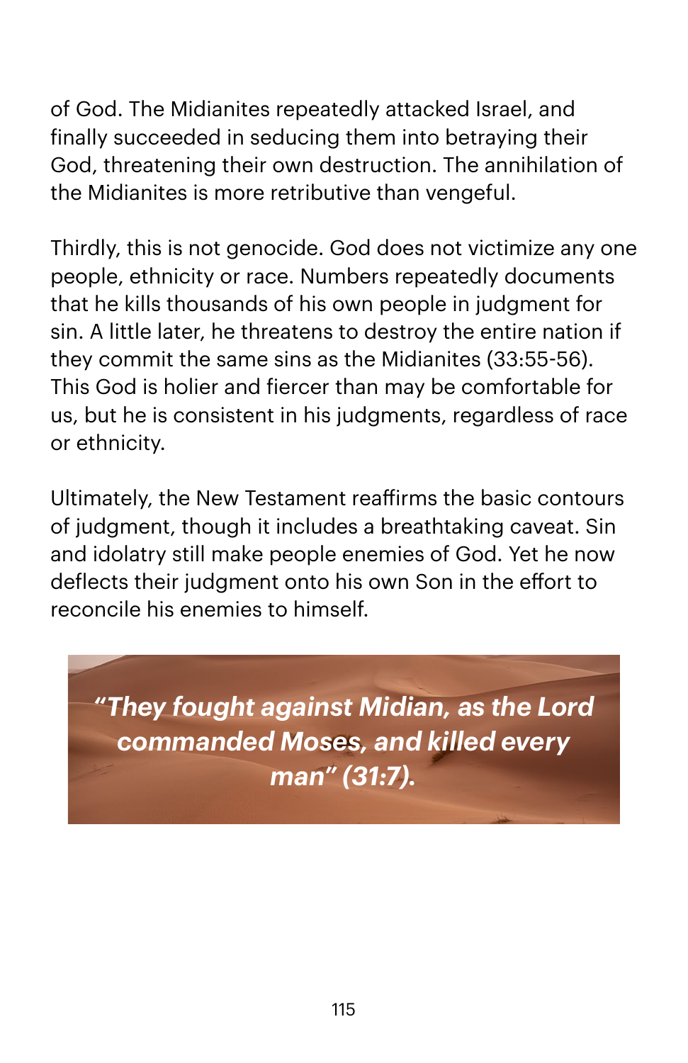of God. The Midianites repeatedly attacked Israel, and finally succeeded in seducing them into betraying their God, threatening their own destruction. The annihilation of the Midianites is more retributive than vengeful.

Thirdly, this is not genocide. God does not victimize any one people, ethnicity or race. Numbers repeatedly documents that he kills thousands of his own people in judgment for sin. A little later, he threatens to destroy the entire nation if they commit the same sins as the Midianites (33:55-56). This God is holier and fiercer than may be comfortable for us, but he is consistent in his judgments, regardless of race or ethnicity.

Ultimately, the New Testament reaffirms the basic contours of judgment, though it includes a breathtaking caveat. Sin and idolatry still make people enemies of God. Yet he now deflects their judgment onto his own Son in the effort to reconcile his enemies to himself.

***"They fought against Midian, as the Lord commanded Moses, and killed every man" (31:7).***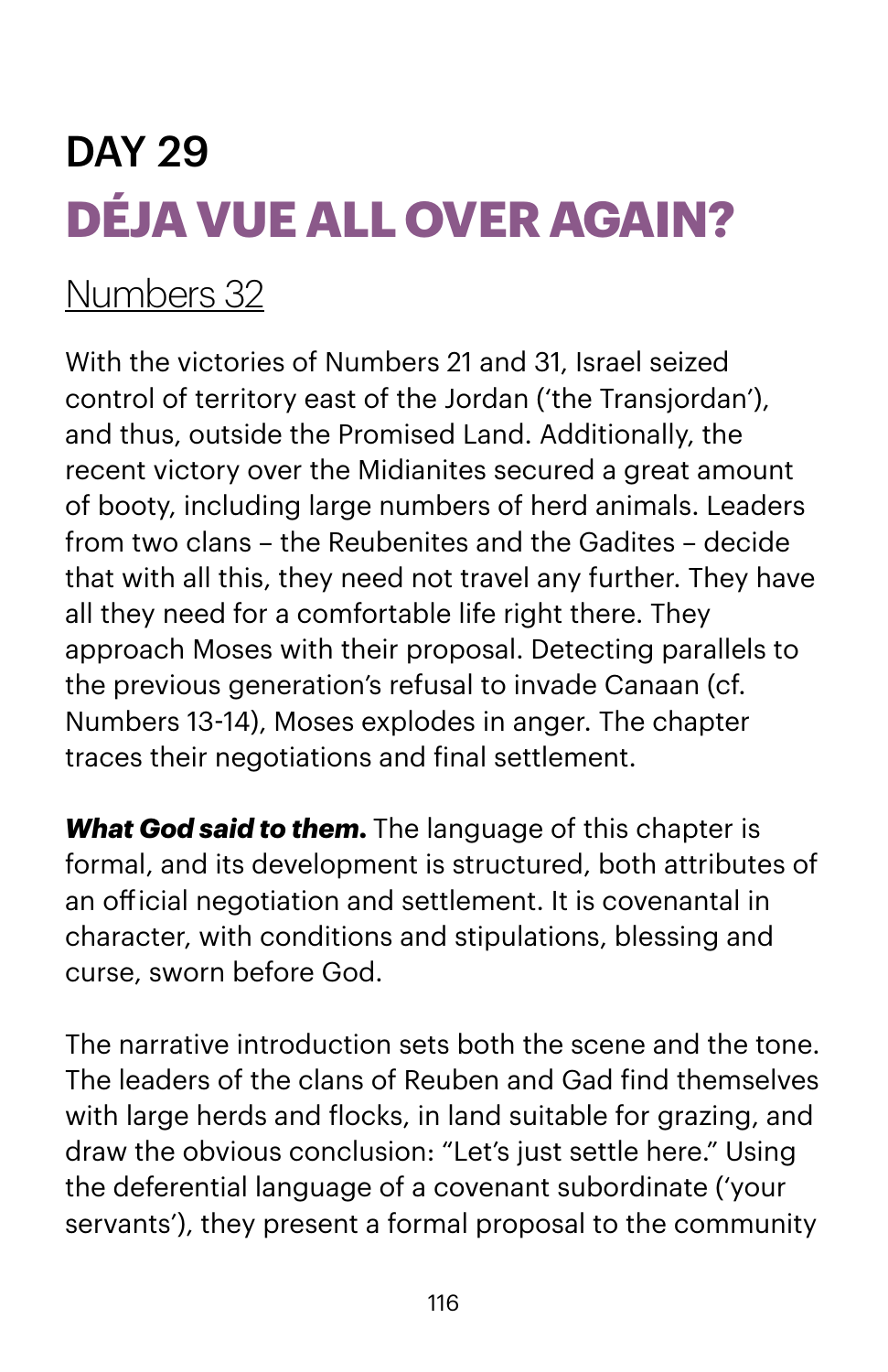# DAY 29

# DÉJA VUE ALL OVER AGAIN?

Numbers 32

With the victories of Numbers 21 and 31, Israel seized control of territory east of the Jordan ('the Transjordan'), and thus, outside the Promised Land. Additionally, the recent victory over the Midianites secured a great amount of booty, including large numbers of herd animals. Leaders from two clans – the Reubenites and the Gadites – decide that with all this, they need not travel any further. They have all they need for a comfortable life right there. They approach Moses with their proposal. Detecting parallels to the previous generation's refusal to invade Canaan (cf. Numbers 13-14), Moses explodes in anger. The chapter traces their negotiations and final settlement.

***What God said to them.*** The language of this chapter is formal, and its development is structured, both attributes of an official negotiation and settlement. It is covenantal in character, with conditions and stipulations, blessing and curse, sworn before God.

The narrative introduction sets both the scene and the tone. The leaders of the clans of Reuben and Gad find themselves with large herds and flocks, in land suitable for grazing, and draw the obvious conclusion: "Let's just settle here." Using the deferential language of a covenant subordinate ('your servants'), they present a formal proposal to the community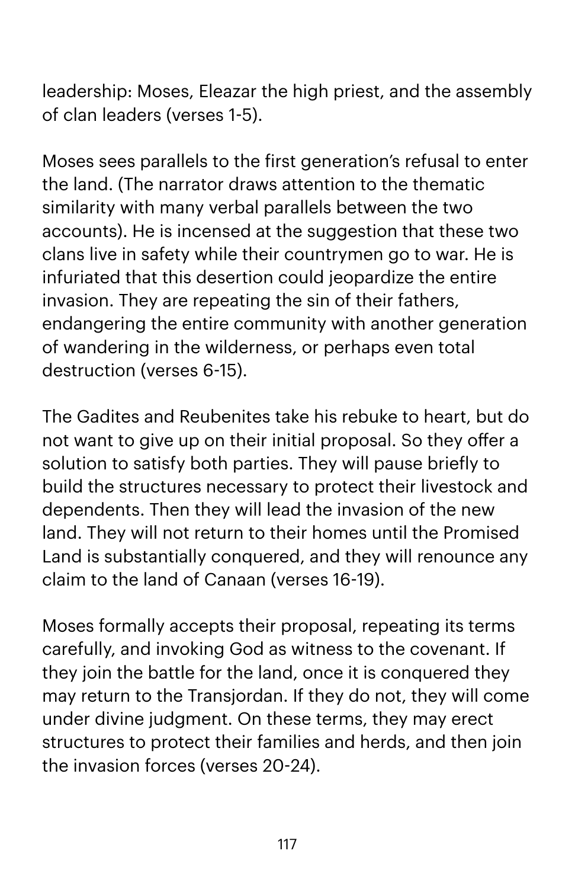leadership: Moses, Eleazar the high priest, and the assembly of clan leaders (verses 1-5).

Moses sees parallels to the first generation's refusal to enter the land. (The narrator draws attention to the thematic similarity with many verbal parallels between the two accounts). He is incensed at the suggestion that these two clans live in safety while their countrymen go to war. He is infuriated that this desertion could jeopardize the entire invasion. They are repeating the sin of their fathers, endangering the entire community with another generation of wandering in the wilderness, or perhaps even total destruction (verses 6-15).

The Gadites and Reubenites take his rebuke to heart, but do not want to give up on their initial proposal. So they offer a solution to satisfy both parties. They will pause briefly to build the structures necessary to protect their livestock and dependents. Then they will lead the invasion of the new land. They will not return to their homes until the Promised Land is substantially conquered, and they will renounce any claim to the land of Canaan (verses 16-19).

Moses formally accepts their proposal, repeating its terms carefully, and invoking God as witness to the covenant. If they join the battle for the land, once it is conquered they may return to the Transjordan. If they do not, they will come under divine judgment. On these terms, they may erect structures to protect their families and herds, and then join the invasion forces (verses 20-24).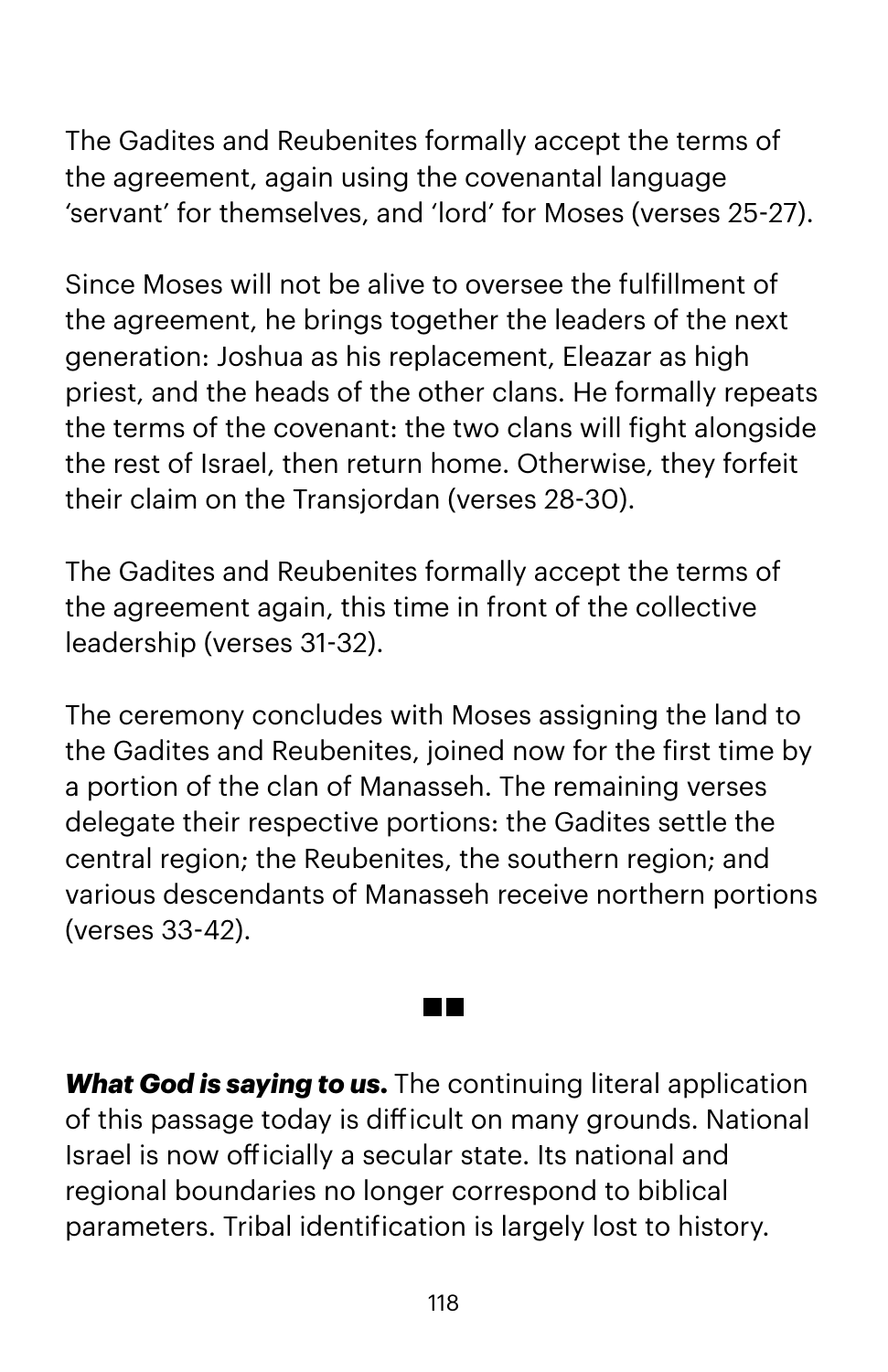The Gadites and Reubenites formally accept the terms of the agreement, again using the covenantal language 'servant' for themselves, and 'lord' for Moses (verses 25-27).

Since Moses will not be alive to oversee the fulfillment of the agreement, he brings together the leaders of the next generation: Joshua as his replacement, Eleazar as high priest, and the heads of the other clans. He formally repeats the terms of the covenant: the two clans will fight alongside the rest of Israel, then return home. Otherwise, they forfeit their claim on the Transjordan (verses 28-30).

The Gadites and Reubenites formally accept the terms of the agreement again, this time in front of the collective leadership (verses 31-32).

The ceremony concludes with Moses assigning the land to the Gadites and Reubenites, joined now for the first time by a portion of the clan of Manasseh. The remaining verses delegate their respective portions: the Gadites settle the central region; the Reubenites, the southern region; and various descendants of Manasseh receive northern portions (verses 33-42).

■■

***What God is saying to us.*** The continuing literal application of this passage today is difficult on many grounds. National Israel is now officially a secular state. Its national and regional boundaries no longer correspond to biblical parameters. Tribal identification is largely lost to history.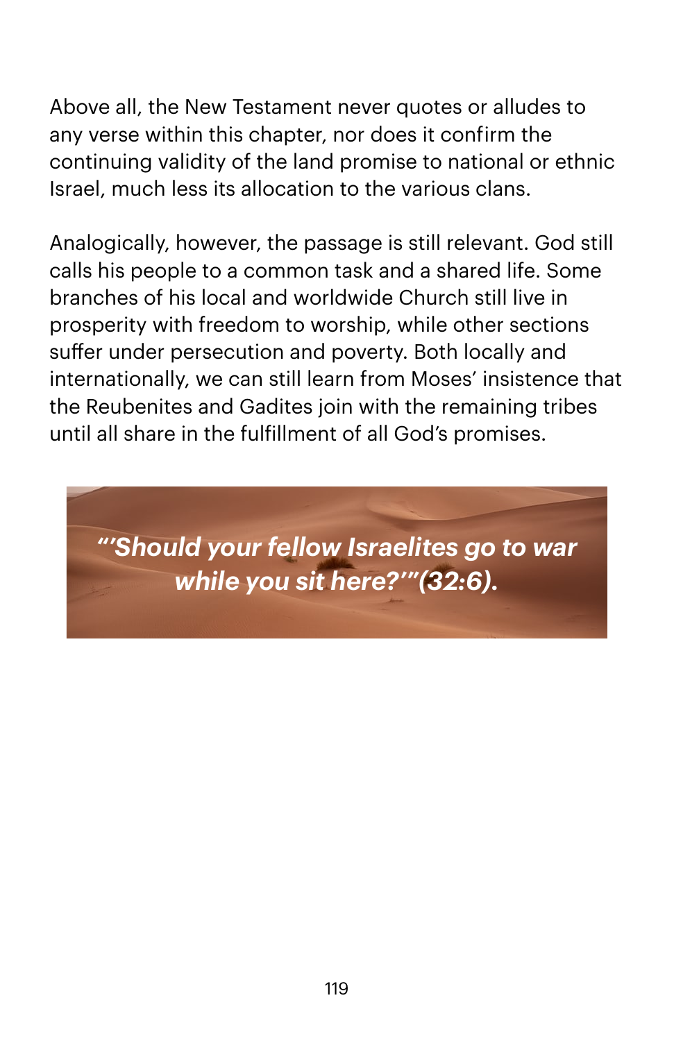Above all, the New Testament never quotes or alludes to any verse within this chapter, nor does it confirm the continuing validity of the land promise to national or ethnic Israel, much less its allocation to the various clans.

Analogically, however, the passage is still relevant. God still calls his people to a common task and a shared life. Some branches of his local and worldwide Church still live in prosperity with freedom to worship, while other sections suffer under persecution and poverty. Both locally and internationally, we can still learn from Moses' insistence that the Reubenites and Gadites join with the remaining tribes until all share in the fulfillment of all God's promises.

***"'Should your fellow Israelites go to war while you sit here?'"(32:6).***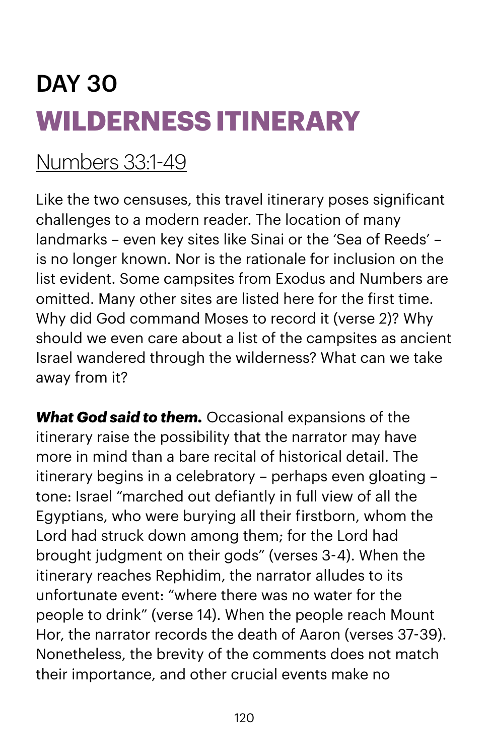# DAY 30

## WILDERNESS ITINERARY

Numbers 33:1-49

Like the two censuses, this travel itinerary poses significant challenges to a modern reader. The location of many landmarks – even key sites like Sinai or the 'Sea of Reeds' – is no longer known. Nor is the rationale for inclusion on the list evident. Some campsites from Exodus and Numbers are omitted. Many other sites are listed here for the first time. Why did God command Moses to record it (verse 2)? Why should we even care about a list of the campsites as ancient Israel wandered through the wilderness? What can we take away from it?

***What God said to them.*** Occasional expansions of the itinerary raise the possibility that the narrator may have more in mind than a bare recital of historical detail. The itinerary begins in a celebratory – perhaps even gloating – tone: Israel "marched out defiantly in full view of all the Egyptians, who were burying all their firstborn, whom the Lord had struck down among them; for the Lord had brought judgment on their gods" (verses 3-4). When the itinerary reaches Rephidim, the narrator alludes to its unfortunate event: "where there was no water for the people to drink" (verse 14). When the people reach Mount Hor, the narrator records the death of Aaron (verses 37-39). Nonetheless, the brevity of the comments does not match their importance, and other crucial events make no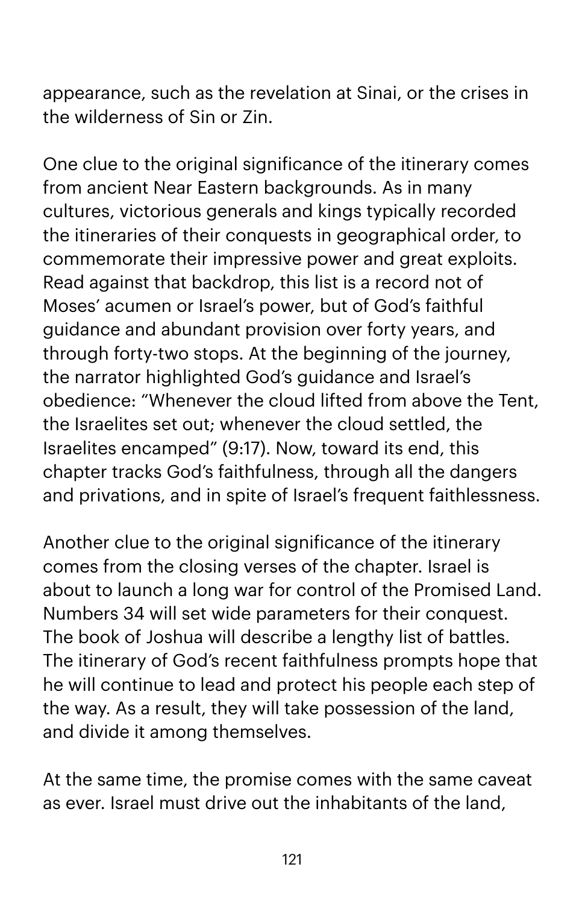appearance, such as the revelation at Sinai, or the crises in the wilderness of Sin or Zin.

One clue to the original significance of the itinerary comes from ancient Near Eastern backgrounds. As in many cultures, victorious generals and kings typically recorded the itineraries of their conquests in geographical order, to commemorate their impressive power and great exploits. Read against that backdrop, this list is a record not of Moses' acumen or Israel's power, but of God's faithful guidance and abundant provision over forty years, and through forty-two stops. At the beginning of the journey, the narrator highlighted God's guidance and Israel's obedience: "Whenever the cloud lifted from above the Tent, the Israelites set out; whenever the cloud settled, the Israelites encamped" (9:17). Now, toward its end, this chapter tracks God's faithfulness, through all the dangers and privations, and in spite of Israel's frequent faithlessness.

Another clue to the original significance of the itinerary comes from the closing verses of the chapter. Israel is about to launch a long war for control of the Promised Land. Numbers 34 will set wide parameters for their conquest. The book of Joshua will describe a lengthy list of battles. The itinerary of God's recent faithfulness prompts hope that he will continue to lead and protect his people each step of the way. As a result, they will take possession of the land, and divide it among themselves.

At the same time, the promise comes with the same caveat as ever. Israel must drive out the inhabitants of the land,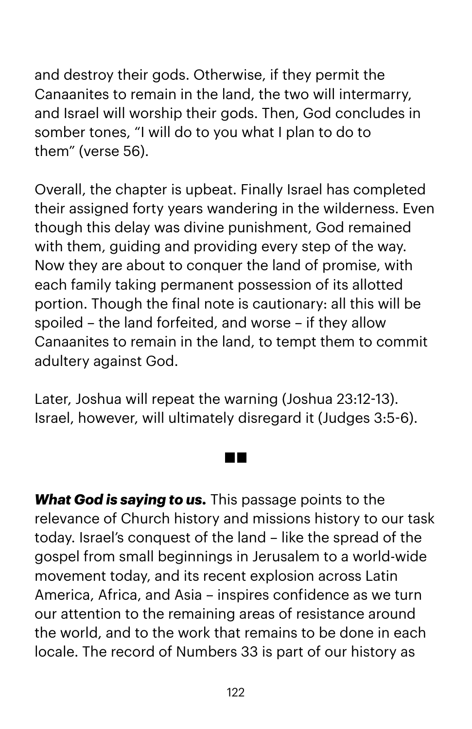and destroy their gods. Otherwise, if they permit the Canaanites to remain in the land, the two will intermarry, and Israel will worship their gods. Then, God concludes in somber tones, “I will do to you what I plan to do to them” (verse 56).

Overall, the chapter is upbeat. Finally Israel has completed their assigned forty years wandering in the wilderness. Even though this delay was divine punishment, God remained with them, guiding and providing every step of the way. Now they are about to conquer the land of promise, with each family taking permanent possession of its allotted portion. Though the final note is cautionary: all this will be spoiled – the land forfeited, and worse – if they allow Canaanites to remain in the land, to tempt them to commit adultery against God.

Later, Joshua will repeat the warning (Joshua 23:12-13). Israel, however, will ultimately disregard it (Judges 3:5-6).

■■

***What God is saying to us.*** This passage points to the relevance of Church history and missions history to our task today. Israel’s conquest of the land – like the spread of the gospel from small beginnings in Jerusalem to a world-wide movement today, and its recent explosion across Latin America, Africa, and Asia – inspires confidence as we turn our attention to the remaining areas of resistance around the world, and to the work that remains to be done in each locale. The record of Numbers 33 is part of our history as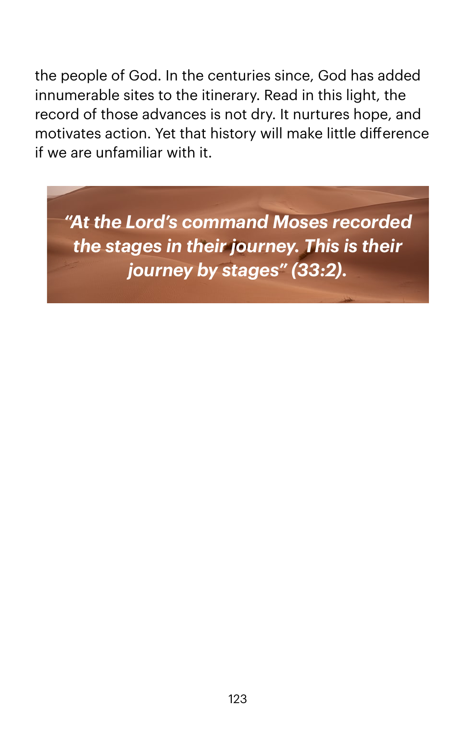the people of God. In the centuries since, God has added innumerable sites to the itinerary. Read in this light, the record of those advances is not dry. It nurtures hope, and motivates action. Yet that history will make little difference if we are unfamiliar with it.

> ***"At the Lord's command Moses recorded the stages in their journey. This is their journey by stages" (33:2).***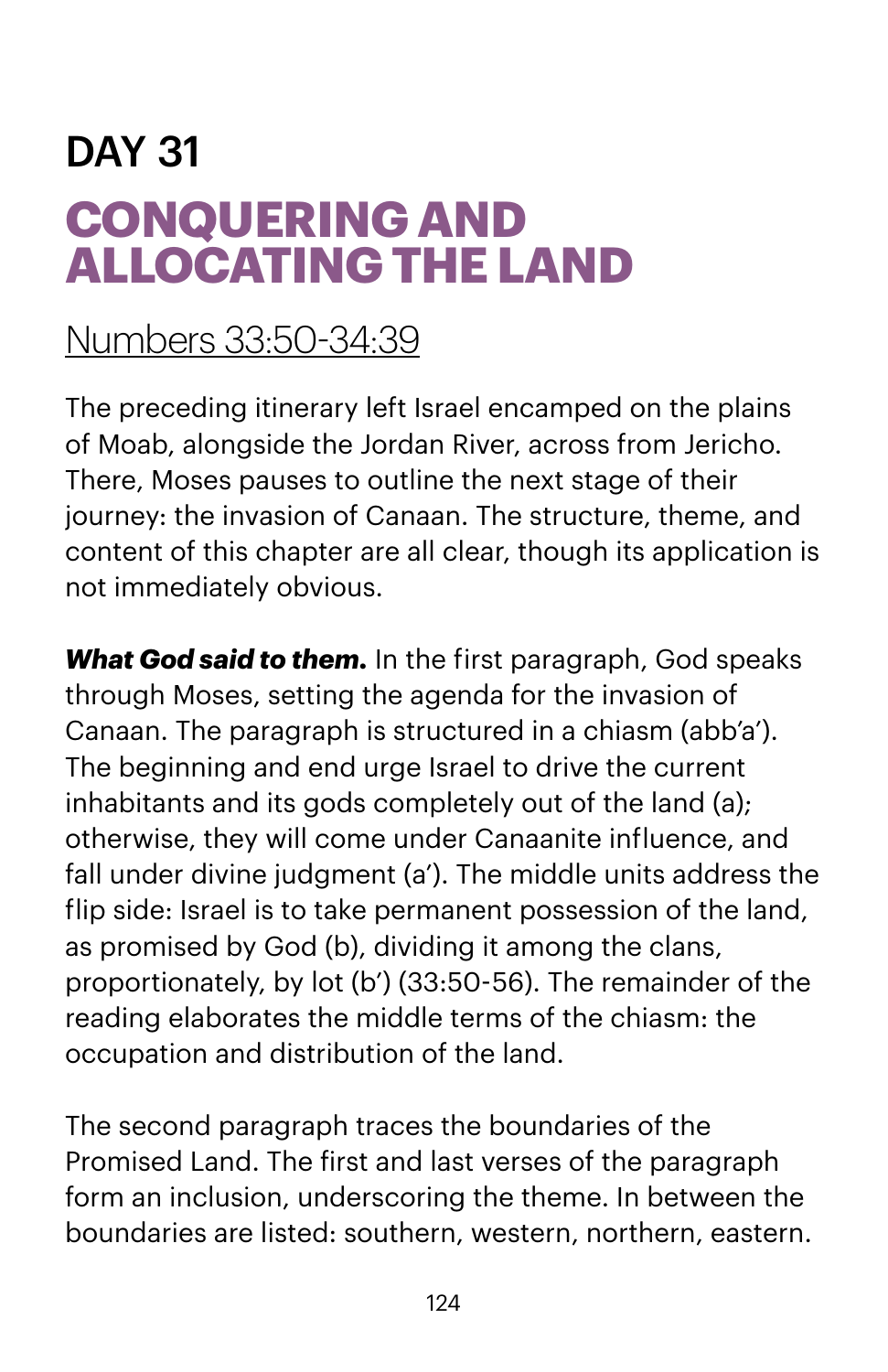# DAY 31

## CONQUERING AND ALLOCATING THE LAND

Numbers 33:50-34:39

The preceding itinerary left Israel encamped on the plains of Moab, alongside the Jordan River, across from Jericho. There, Moses pauses to outline the next stage of their journey: the invasion of Canaan. The structure, theme, and content of this chapter are all clear, though its application is not immediately obvious.

***What God said to them.*** In the first paragraph, God speaks through Moses, setting the agenda for the invasion of Canaan. The paragraph is structured in a chiasm (abb'a'). The beginning and end urge Israel to drive the current inhabitants and its gods completely out of the land (a); otherwise, they will come under Canaanite influence, and fall under divine judgment (a'). The middle units address the flip side: Israel is to take permanent possession of the land, as promised by God (b), dividing it among the clans, proportionately, by lot (b') (33:50-56). The remainder of the reading elaborates the middle terms of the chiasm: the occupation and distribution of the land.

The second paragraph traces the boundaries of the Promised Land. The first and last verses of the paragraph form an inclusion, underscoring the theme. In between the boundaries are listed: southern, western, northern, eastern.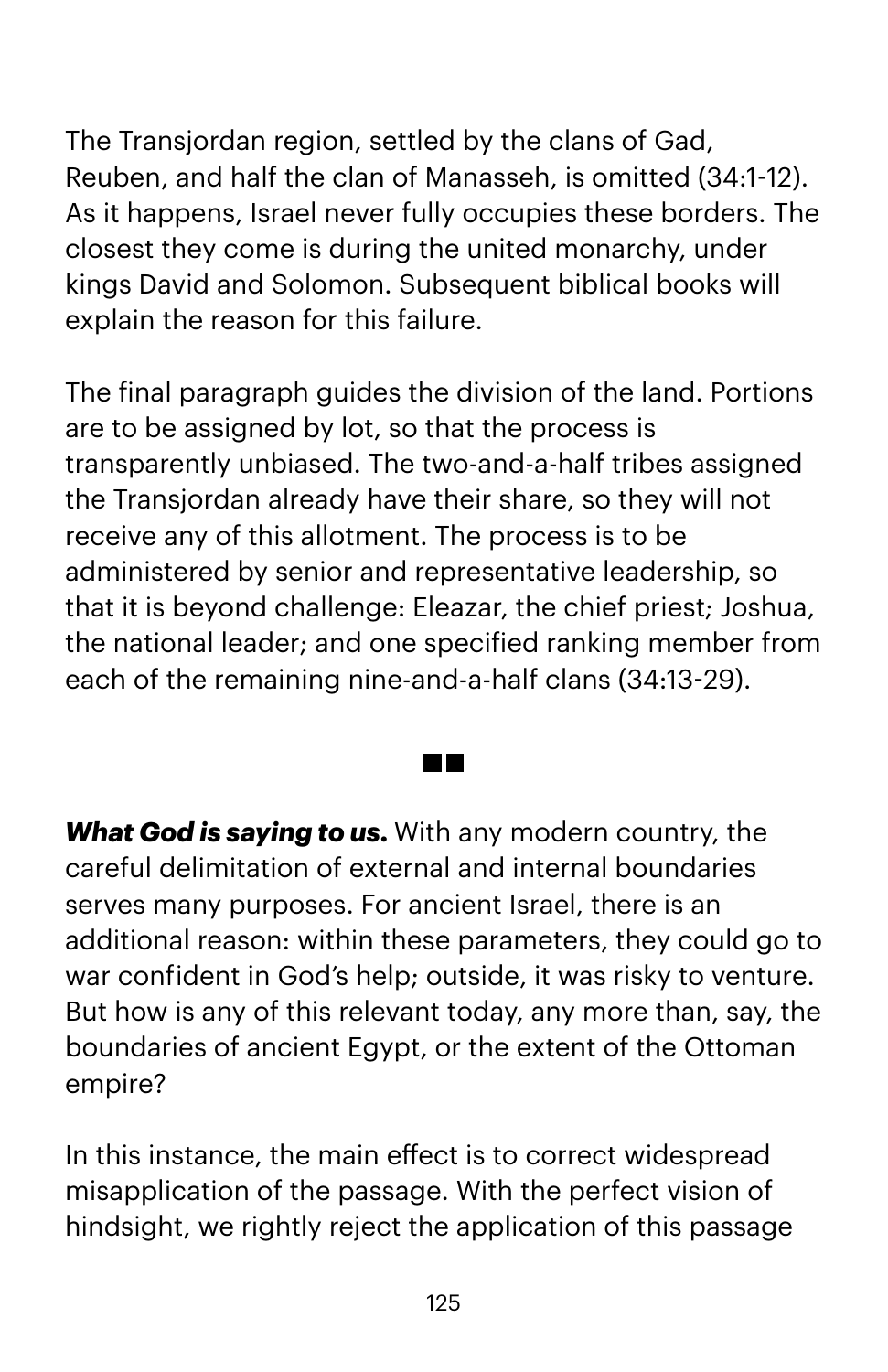The Transjordan region, settled by the clans of Gad, Reuben, and half the clan of Manasseh, is omitted (34:1-12). As it happens, Israel never fully occupies these borders. The closest they come is during the united monarchy, under kings David and Solomon. Subsequent biblical books will explain the reason for this failure.

The final paragraph guides the division of the land. Portions are to be assigned by lot, so that the process is transparently unbiased. The two-and-a-half tribes assigned the Transjordan already have their share, so they will not receive any of this allotment. The process is to be administered by senior and representative leadership, so that it is beyond challenge: Eleazar, the chief priest; Joshua, the national leader; and one specified ranking member from each of the remaining nine-and-a-half clans (34:13-29).

■■

***What God is saying to us.*** With any modern country, the careful delimitation of external and internal boundaries serves many purposes. For ancient Israel, there is an additional reason: within these parameters, they could go to war confident in God's help; outside, it was risky to venture. But how is any of this relevant today, any more than, say, the boundaries of ancient Egypt, or the extent of the Ottoman empire?

In this instance, the main effect is to correct widespread misapplication of the passage. With the perfect vision of hindsight, we rightly reject the application of this passage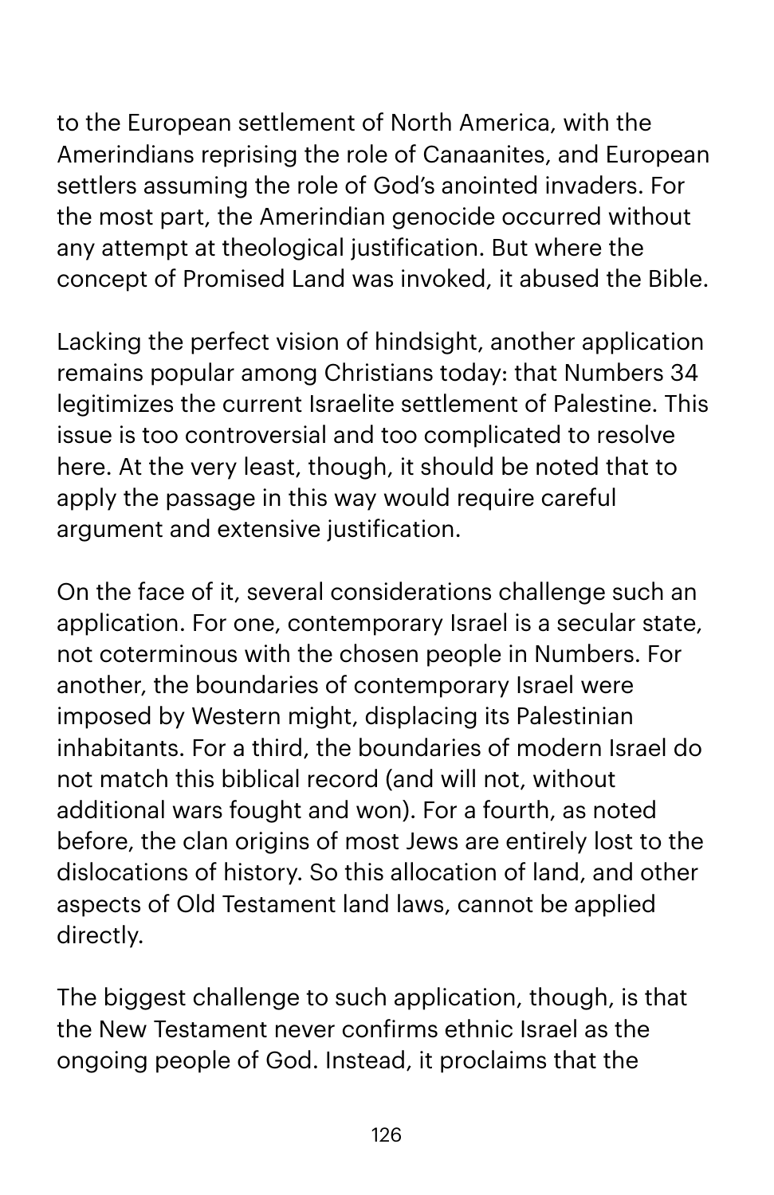to the European settlement of North America, with the Amerindians reprising the role of Canaanites, and European settlers assuming the role of God's anointed invaders. For the most part, the Amerindian genocide occurred without any attempt at theological justification. But where the concept of Promised Land was invoked, it abused the Bible.

Lacking the perfect vision of hindsight, another application remains popular among Christians today: that Numbers 34 legitimizes the current Israelite settlement of Palestine. This issue is too controversial and too complicated to resolve here. At the very least, though, it should be noted that to apply the passage in this way would require careful argument and extensive justification.

On the face of it, several considerations challenge such an application. For one, contemporary Israel is a secular state, not coterminous with the chosen people in Numbers. For another, the boundaries of contemporary Israel were imposed by Western might, displacing its Palestinian inhabitants. For a third, the boundaries of modern Israel do not match this biblical record (and will not, without additional wars fought and won). For a fourth, as noted before, the clan origins of most Jews are entirely lost to the dislocations of history. So this allocation of land, and other aspects of Old Testament land laws, cannot be applied directly.

The biggest challenge to such application, though, is that the New Testament never confirms ethnic Israel as the ongoing people of God. Instead, it proclaims that the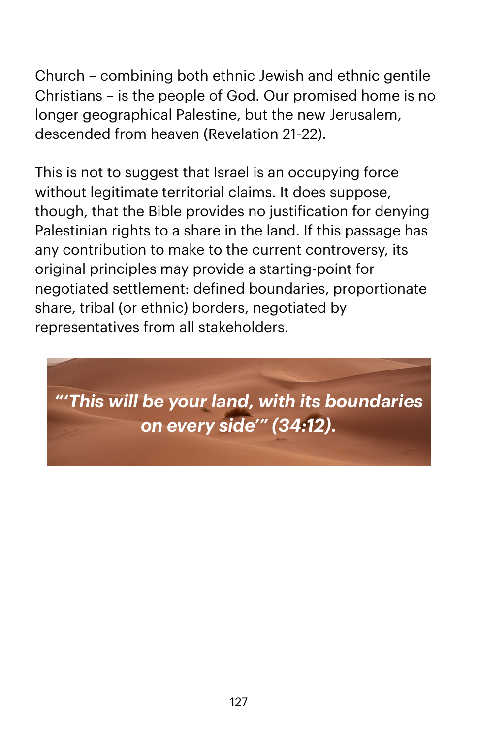Church – combining both ethnic Jewish and ethnic gentile Christians – is the people of God. Our promised home is no longer geographical Palestine, but the new Jerusalem, descended from heaven (Revelation 21-22).

This is not to suggest that Israel is an occupying force without legitimate territorial claims. It does suppose, though, that the Bible provides no justification for denying Palestinian rights to a share in the land. If this passage has any contribution to make to the current controversy, its original principles may provide a starting-point for negotiated settlement: defined boundaries, proportionate share, tribal (or ethnic) borders, negotiated by representatives from all stakeholders.

> ***"'This will be your land, with its boundaries on every side'" (34:12).***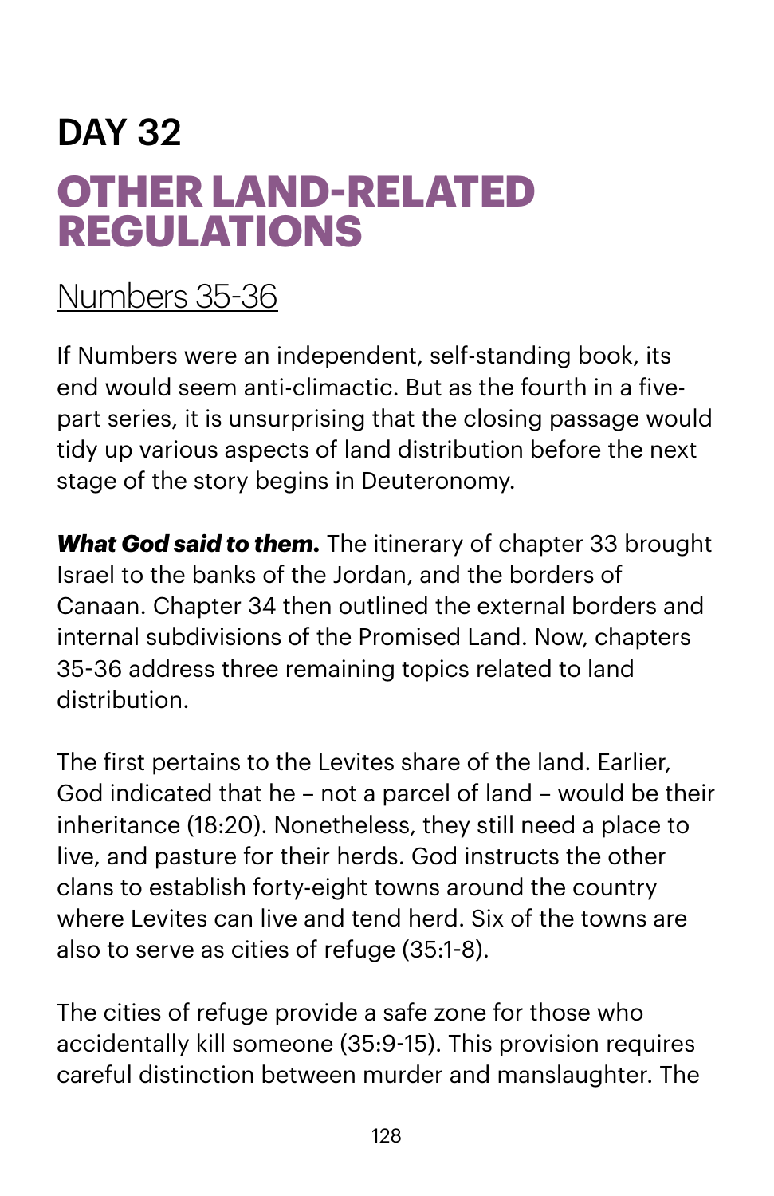# DAY 32

# OTHER LAND-RELATED REGULATIONS

## Numbers 35-36

If Numbers were an independent, self-standing book, its end would seem anti-climactic. But as the fourth in a five-part series, it is unsurprising that the closing passage would tidy up various aspects of land distribution before the next stage of the story begins in Deuteronomy.

***What God said to them.*** The itinerary of chapter 33 brought Israel to the banks of the Jordan, and the borders of Canaan. Chapter 34 then outlined the external borders and internal subdivisions of the Promised Land. Now, chapters 35-36 address three remaining topics related to land distribution.

The first pertains to the Levites share of the land. Earlier, God indicated that he – not a parcel of land – would be their inheritance (18:20). Nonetheless, they still need a place to live, and pasture for their herds. God instructs the other clans to establish forty-eight towns around the country where Levites can live and tend herd. Six of the towns are also to serve as cities of refuge (35:1-8).

The cities of refuge provide a safe zone for those who accidentally kill someone (35:9-15). This provision requires careful distinction between murder and manslaughter. The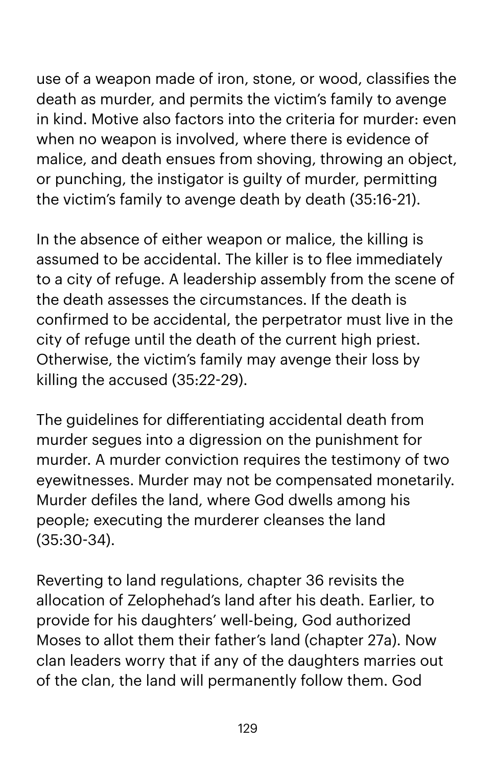use of a weapon made of iron, stone, or wood, classifies the death as murder, and permits the victim's family to avenge in kind. Motive also factors into the criteria for murder: even when no weapon is involved, where there is evidence of malice, and death ensues from shoving, throwing an object, or punching, the instigator is guilty of murder, permitting the victim's family to avenge death by death (35:16-21).

In the absence of either weapon or malice, the killing is assumed to be accidental. The killer is to flee immediately to a city of refuge. A leadership assembly from the scene of the death assesses the circumstances. If the death is confirmed to be accidental, the perpetrator must live in the city of refuge until the death of the current high priest. Otherwise, the victim's family may avenge their loss by killing the accused (35:22-29).

The guidelines for differentiating accidental death from murder segues into a digression on the punishment for murder. A murder conviction requires the testimony of two eyewitnesses. Murder may not be compensated monetarily. Murder defiles the land, where God dwells among his people; executing the murderer cleanses the land (35:30-34).

Reverting to land regulations, chapter 36 revisits the allocation of Zelophehad's land after his death. Earlier, to provide for his daughters' well-being, God authorized Moses to allot them their father's land (chapter 27a). Now clan leaders worry that if any of the daughters marries out of the clan, the land will permanently follow them. God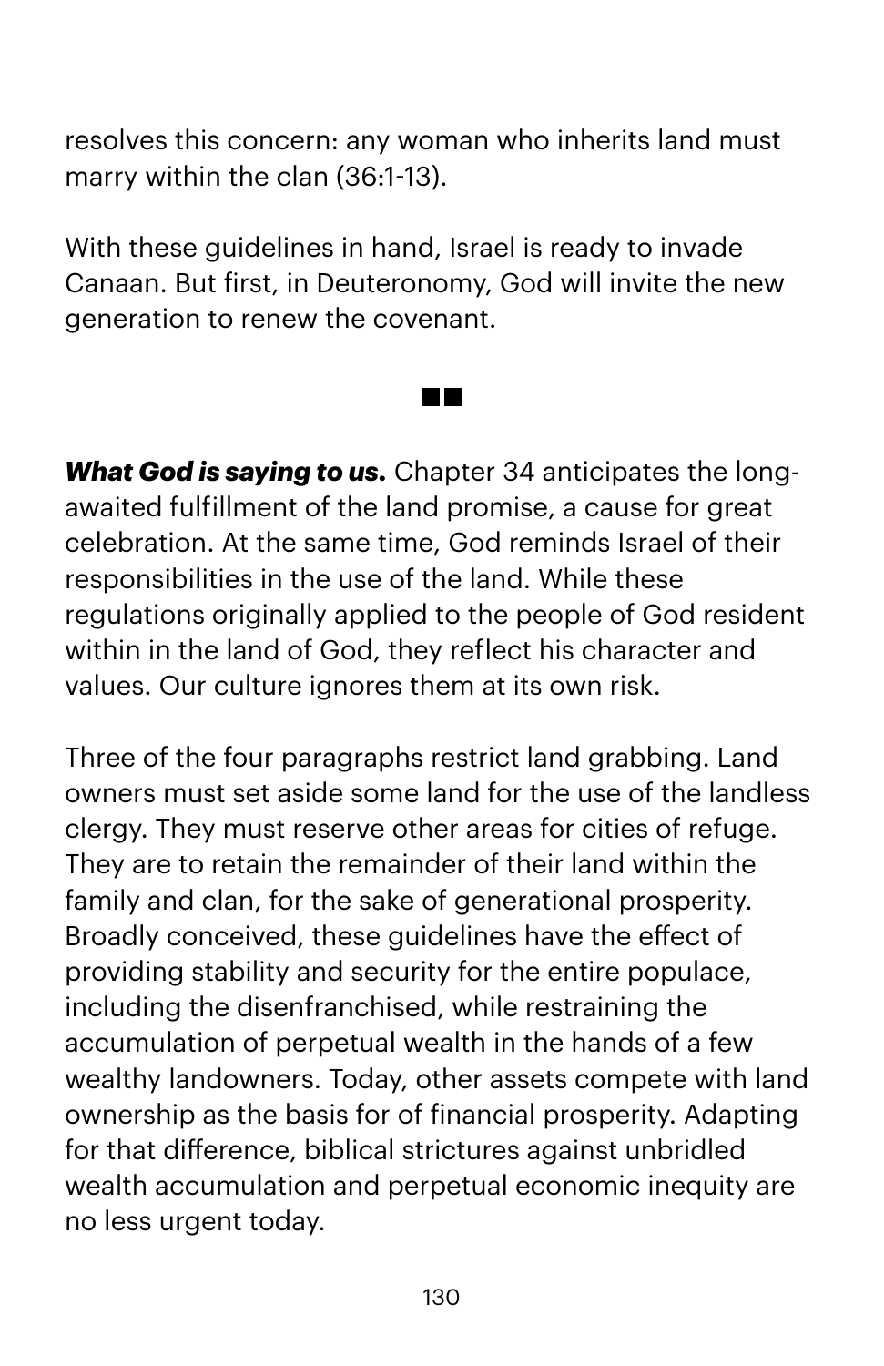resolves this concern: any woman who inherits land must marry within the clan (36:1-13).

With these guidelines in hand, Israel is ready to invade Canaan. But first, in Deuteronomy, God will invite the new generation to renew the covenant.

■■

***What God is saying to us.*** Chapter 34 anticipates the long-awaited fulfillment of the land promise, a cause for great celebration. At the same time, God reminds Israel of their responsibilities in the use of the land. While these regulations originally applied to the people of God resident within in the land of God, they reflect his character and values. Our culture ignores them at its own risk.

Three of the four paragraphs restrict land grabbing. Land owners must set aside some land for the use of the landless clergy. They must reserve other areas for cities of refuge. They are to retain the remainder of their land within the family and clan, for the sake of generational prosperity. Broadly conceived, these guidelines have the effect of providing stability and security for the entire populace, including the disenfranchised, while restraining the accumulation of perpetual wealth in the hands of a few wealthy landowners. Today, other assets compete with land ownership as the basis for of financial prosperity. Adapting for that difference, biblical strictures against unbridled wealth accumulation and perpetual economic inequity are no less urgent today.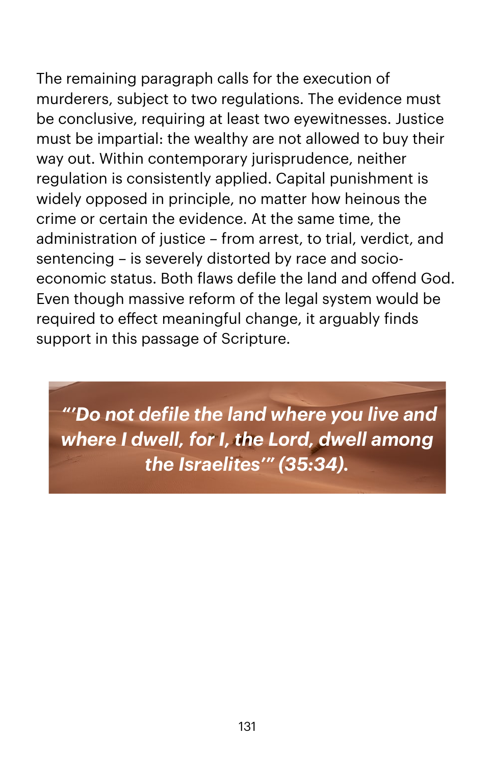The remaining paragraph calls for the execution of murderers, subject to two regulations. The evidence must be conclusive, requiring at least two eyewitnesses. Justice must be impartial: the wealthy are not allowed to buy their way out. Within contemporary jurisprudence, neither regulation is consistently applied. Capital punishment is widely opposed in principle, no matter how heinous the crime or certain the evidence. At the same time, the administration of justice – from arrest, to trial, verdict, and sentencing – is severely distorted by race and socio-economic status. Both flaws defile the land and offend God. Even though massive reform of the legal system would be required to effect meaningful change, it arguably finds support in this passage of Scripture.

> ***"'Do not defile the land where you live and where I dwell, for I, the Lord, dwell among the Israelites'" (35:34).***